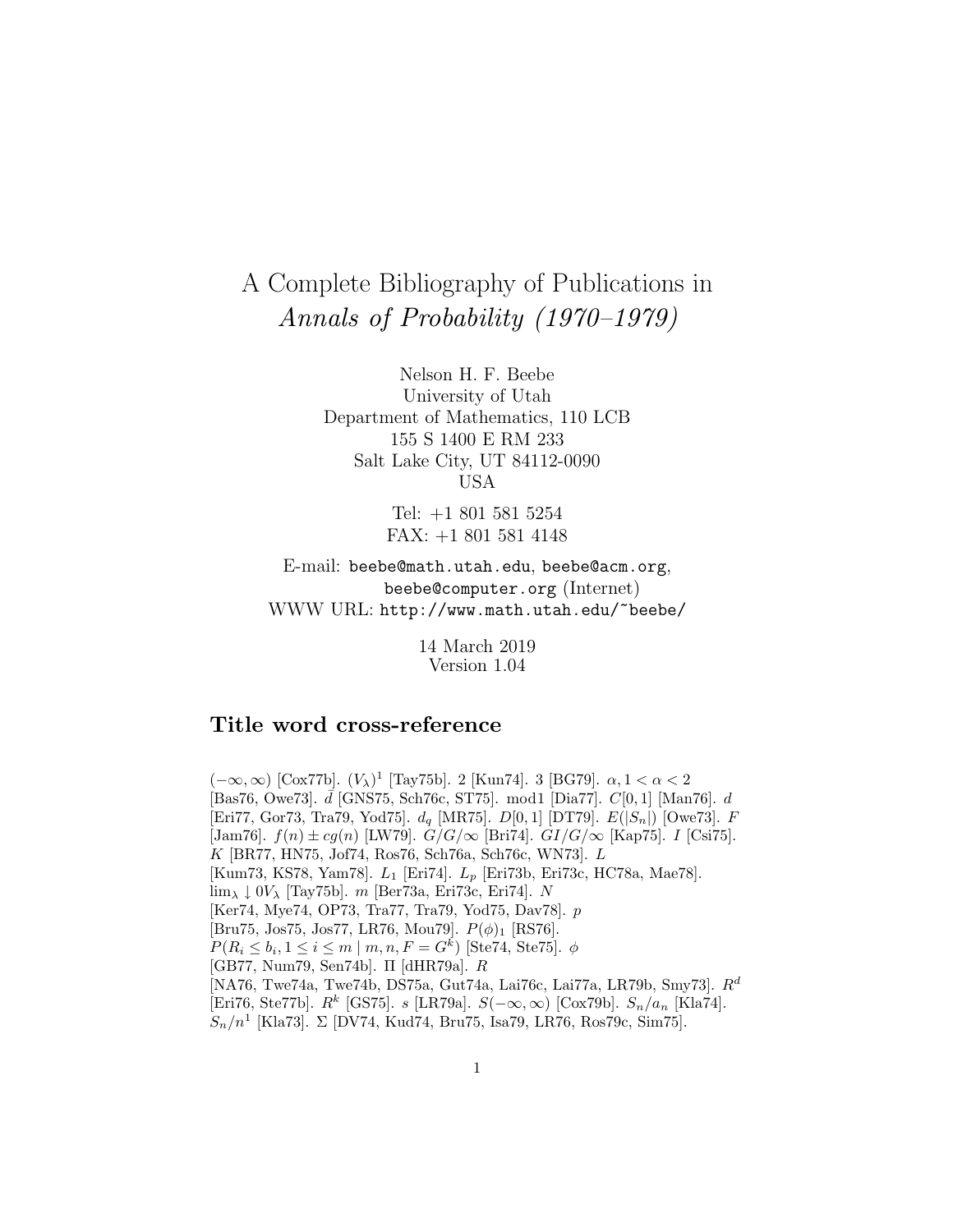# A Complete Bibliography of Publications in *Annals of Probability (1970–1979)*

Nelson H. F. Beebe
University of Utah
Department of Mathematics, 110 LCB
155 S 1400 E RM 233
Salt Lake City, UT 84112-0090
USA

Tel: +1 801 581 5254
FAX: +1 801 581 4148

E-mail: `beebe@math.utah.edu`, `beebe@acm.org`, `beebe@computer.org` (Internet)
WWW URL: `http://www.math.utah.edu/~beebe/`

14 March 2019
Version 1.04

## Title word cross-reference

$(-\infty, \infty)$ [Cox77b]. $(V_\lambda)^1$ [Tay75b]. 2 [Kun74]. 3 [BG79]. $\alpha, 1 < \alpha < 2$ [Bas76, Owe73]. $\bar{d}$ [GNS75, Sch76c, ST75]. mod1 [Dia77]. $C[0,1]$ [Man76]. $d$ [Eri77, Gor73, Tra79, Yod75]. $d_q$ [MR75]. $D[0,1]$ [DT79]. $E(|S_n|)$ [Owe73]. $F$ [Jam76]. $f(n) \pm cg(n)$ [LW79]. $G/G/\infty$ [Bri74]. $GI/G/\infty$ [Kap75]. $I$ [Csi75]. $K$ [BR77, HN75, Jof74, Ros76, Sch76a, Sch76c, WN73]. $L$ [Kum73, KS78, Yam78]. $L_1$ [Eri74]. $L_p$ [Eri73b, Eri73c, HC78a, Mae78]. $\lim_\lambda \downarrow 0 V_\lambda$ [Tay75b]. $m$ [Ber73a, Eri73c, Eri74]. $N$ [Ker74, Mye74, OP73, Tra77, Tra79, Yod75, Dav78]. $p$ [Bru75, Jos75, Jos77, LR76, Mou79]. $P(\phi)_1$ [RS76]. $P(R_i \leq b_i, 1 \leq i \leq m \mid m, n, F = G^k)$ [Ste74, Ste75]. $\phi$ [GB77, Num79, Sen74b]. $\Pi$ [dHR79a]. $R$ [NA76, Twe74a, Twe74b, DS75a, Gut74a, Lai76c, Lai77a, LR79b, Smy73]. $R^d$ [Eri76, Ste77b]. $R^k$ [GS75]. $s$ [LR79a]. $S(-\infty, \infty)$ [Cox79b]. $S_n/a_n$ [Kla74]. $S_n/n^1$ [Kla73]. $\Sigma$ [DV74, Kud74, Bru75, Isa79, LR76, Ros79c, Sim75].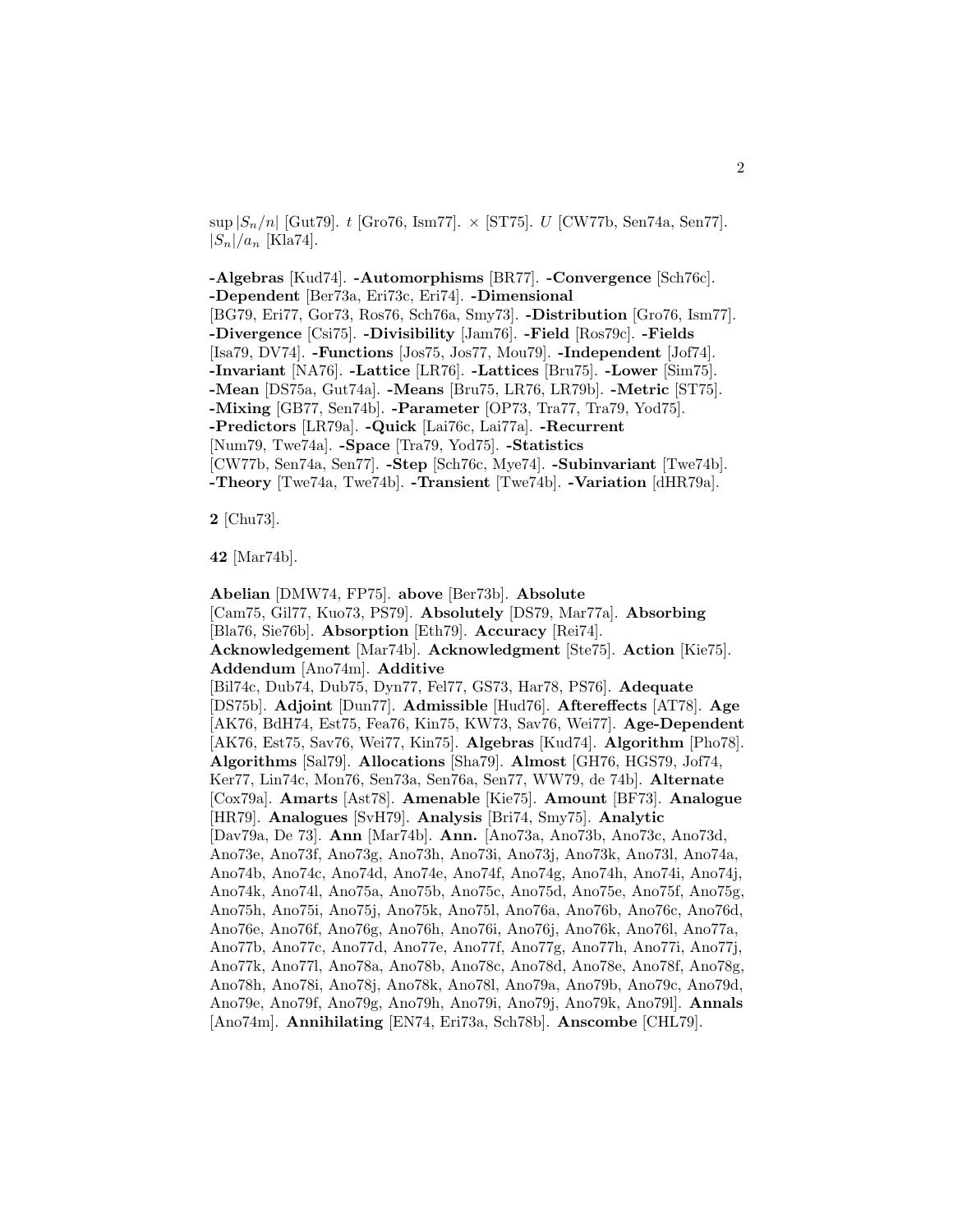$\sup |S_n/n|$ [Gut79]. $t$ [Gro76, Ism77]. $\times$ [ST75]. $U$ [CW77b, Sen74a, Sen77]. $|S_n|/a_n$ [Kla74].

**-Algebras** [Kud74]. **-Automorphisms** [BR77]. **-Convergence** [Sch76c]. **-Dependent** [Ber73a, Eri73c, Eri74]. **-Dimensional** [BG79, Eri77, Gor73, Ros76, Sch76a, Smy73]. **-Distribution** [Gro76, Ism77]. **-Divergence** [Csi75]. **-Divisibility** [Jam76]. **-Field** [Ros79c]. **-Fields** [Isa79, DV74]. **-Functions** [Jos75, Jos77, Mou79]. **-Independent** [Jof74]. **-Invariant** [NA76]. **-Lattice** [LR76]. **-Lattices** [Bru75]. **-Lower** [Sim75]. **-Mean** [DS75a, Gut74a]. **-Means** [Bru75, LR76, LR79b]. **-Metric** [ST75]. **-Mixing** [GB77, Sen74b]. **-Parameter** [OP73, Tra77, Tra79, Yod75]. **-Predictors** [LR79a]. **-Quick** [Lai76c, Lai77a]. **-Recurrent** [Num79, Twe74a]. **-Space** [Tra79, Yod75]. **-Statistics** [CW77b, Sen74a, Sen77]. **-Step** [Sch76c, Mye74]. **-Subinvariant** [Twe74b]. **-Theory** [Twe74a, Twe74b]. **-Transient** [Twe74b]. **-Variation** [dHR79a].

**2** [Chu73].

**42** [Mar74b].

**Abelian** [DMW74, FP75]. **above** [Ber73b]. **Absolute** [Cam75, Gil77, Kuo73, PS79]. **Absolutely** [DS79, Mar77a]. **Absorbing** [Bla76, Sie76b]. **Absorption** [Eth79]. **Accuracy** [Rei74]. **Acknowledgement** [Mar74b]. **Acknowledgment** [Ste75]. **Action** [Kie75]. **Addendum** [Ano74m]. **Additive** [Bil74c, Dub74, Dub75, Dyn77, Fel77, GS73, Har78, PS76]. **Adequate** [DS75b]. **Adjoint** [Dun77]. **Admissible** [Hud76]. **Aftereffects** [AT78]. **Age** [AK76, BdH74, Est75, Fea76, Kin75, KW73, Sav76, Wei77]. **Age-Dependent** [AK76, Est75, Sav76, Wei77, Kin75]. **Algebras** [Kud74]. **Algorithm** [Pho78]. **Algorithms** [Sal79]. **Allocations** [Sha79]. **Almost** [GH76, HGS79, Jof74, Ker77, Lin74c, Mon76, Sen73a, Sen76a, Sen77, WW79, de 74b]. **Alternate** [Cox79a]. **Amarts** [Ast78]. **Amenable** [Kie75]. **Amount** [BF73]. **Analogue** [HR79]. **Analogues** [SvH79]. **Analysis** [Bri74, Smy75]. **Analytic** [Dav79a, De 73]. **Ann** [Mar74b]. **Ann.** [Ano73a, Ano73b, Ano73c, Ano73d, Ano73e, Ano73f, Ano73g, Ano73h, Ano73i, Ano73j, Ano73k, Ano73l, Ano74a, Ano74b, Ano74c, Ano74d, Ano74e, Ano74f, Ano74g, Ano74h, Ano74i, Ano74j, Ano74k, Ano74l, Ano75a, Ano75b, Ano75c, Ano75d, Ano75e, Ano75f, Ano75g, Ano75h, Ano75i, Ano75j, Ano75k, Ano75l, Ano76a, Ano76b, Ano76c, Ano76d, Ano76e, Ano76f, Ano76g, Ano76h, Ano76i, Ano76j, Ano76k, Ano76l, Ano77a, Ano77b, Ano77c, Ano77d, Ano77e, Ano77f, Ano77g, Ano77h, Ano77i, Ano77j, Ano77k, Ano77l, Ano78a, Ano78b, Ano78c, Ano78d, Ano78e, Ano78f, Ano78g, Ano78h, Ano78i, Ano78j, Ano78k, Ano78l, Ano79a, Ano79b, Ano79c, Ano79d, Ano79e, Ano79f, Ano79g, Ano79h, Ano79i, Ano79j, Ano79k, Ano79l]. **Annals** [Ano74m]. **Annihilating** [EN74, Eri73a, Sch78b]. **Anscombe** [CHL79].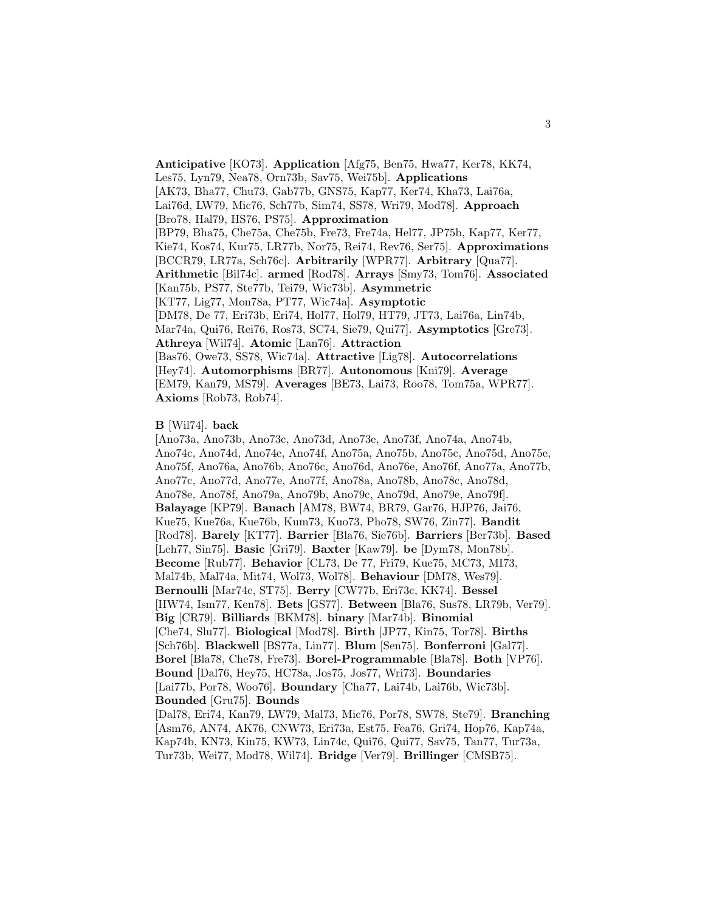**Anticipative** [KO73]. **Application** [Afg75, Ben75, Hwa77, Ker78, KK74, Les75, Lyn79, Nea78, Orn73b, Sav75, Wei75b]. **Applications** [AK73, Bha77, Chu73, Gab77b, GNS75, Kap77, Ker74, Kha73, Lai76a, Lai76d, LW79, Mic76, Sch77b, Sim74, SS78, Wri79, Mod78]. **Approach** [Bro78, Hal79, HS76, PS75]. **Approximation** [BP79, Bha75, Che75a, Che75b, Fre73, Fre74a, Hel77, JP75b, Kap77, Ker77, Kie74, Kos74, Kur75, LR77b, Nor75, Rei74, Rev76, Ser75]. **Approximations** [BCCR79, LR77a, Sch76c]. **Arbitrarily** [WPR77]. **Arbitrary** [Qua77]. **Arithmetic** [Bil74c]. **armed** [Rod78]. **Arrays** [Smy73, Tom76]. **Associated** [Kan75b, PS77, Ste77b, Tei79, Wic73b]. **Asymmetric** [KT77, Lig77, Mon78a, PT77, Wic74a]. **Asymptotic** [DM78, De 77, Eri73b, Eri74, Hol77, Hol79, HT79, JT73, Lai76a, Lin74b, Mar74a, Qui76, Rei76, Ros73, SC74, Sie79, Qui77]. **Asymptotics** [Gre73]. **Athreya** [Wil74]. **Atomic** [Lan76]. **Attraction** [Bas76, Owe73, SS78, Wic74a]. **Attractive** [Lig78]. **Autocorrelations** [Hey74]. **Automorphisms** [BR77]. **Autonomous** [Kni79]. **Average** [EM79, Kan79, MS79]. **Averages** [BE73, Lai73, Roo78, Tom75a, WPR77]. **Axioms** [Rob73, Rob74].

**B** [Wil74]. **back** [Ano73a, Ano73b, Ano73c, Ano73d, Ano73e, Ano73f, Ano74a, Ano74b, Ano74c, Ano74d, Ano74e, Ano74f, Ano75a, Ano75b, Ano75c, Ano75d, Ano75e, Ano75f, Ano76a, Ano76b, Ano76c, Ano76d, Ano76e, Ano76f, Ano77a, Ano77b, Ano77c, Ano77d, Ano77e, Ano77f, Ano78a, Ano78b, Ano78c, Ano78d, Ano78e, Ano78f, Ano79a, Ano79b, Ano79c, Ano79d, Ano79e, Ano79f]. **Balayage** [KP79]. **Banach** [AM78, BW74, BR79, Gar76, HJP76, Jai76, Kue75, Kue76a, Kue76b, Kum73, Kuo73, Pho78, SW76, Zin77]. **Bandit** [Rod78]. **Barely** [KT77]. **Barrier** [Bla76, Sie76b]. **Barriers** [Ber73b]. **Based** [Leh77, Sin75]. **Basic** [Gri79]. **Baxter** [Kaw79]. **be** [Dym78, Mon78b]. **Become** [Rub77]. **Behavior** [CL73, De 77, Fri79, Kue75, MC73, MI73, Mal74b, Mal74a, Mit74, Wol73, Wol78]. **Behaviour** [DM78, Wes79]. **Bernoulli** [Mar74c, ST75]. **Berry** [CW77b, Eri73c, KK74]. **Bessel** [HW74, Ism77, Ken78]. **Bets** [GS77]. **Between** [Bla76, Sus78, LR79b, Ver79]. **Big** [CR79]. **Billiards** [BKM78]. **binary** [Mar74b]. **Binomial** [Che74, Slu77]. **Biological** [Mod78]. **Birth** [JP77, Kin75, Tor78]. **Births** [Sch76b]. **Blackwell** [BS77a, Lin77]. **Blum** [Sen75]. **Bonferroni** [Gal77]. **Borel** [Bla78, Che78, Fre73]. **Borel-Programmable** [Bla78]. **Both** [VP76]. **Bound** [Dal76, Hey75, HC78a, Jos75, Jos77, Wri73]. **Boundaries** [Lai77b, Por78, Woo76]. **Boundary** [Cha77, Lai74b, Lai76b, Wic73b]. **Bounded** [Gru75]. **Bounds** [Dal78, Eri74, Kan79, LW79, Mal73, Mic76, Por78, SW78, Ste79]. **Branching** [Asm76, AN74, AK76, CNW73, Eri73a, Est75, Fea76, Gri74, Hop76, Kap74a, Kap74b, KN73, Kin75, KW73, Lin74c, Qui76, Qui77, Sav75, Tan77, Tur73a, Tur73b, Wei77, Mod78, Wil74]. **Bridge** [Ver79]. **Brillinger** [CMSB75].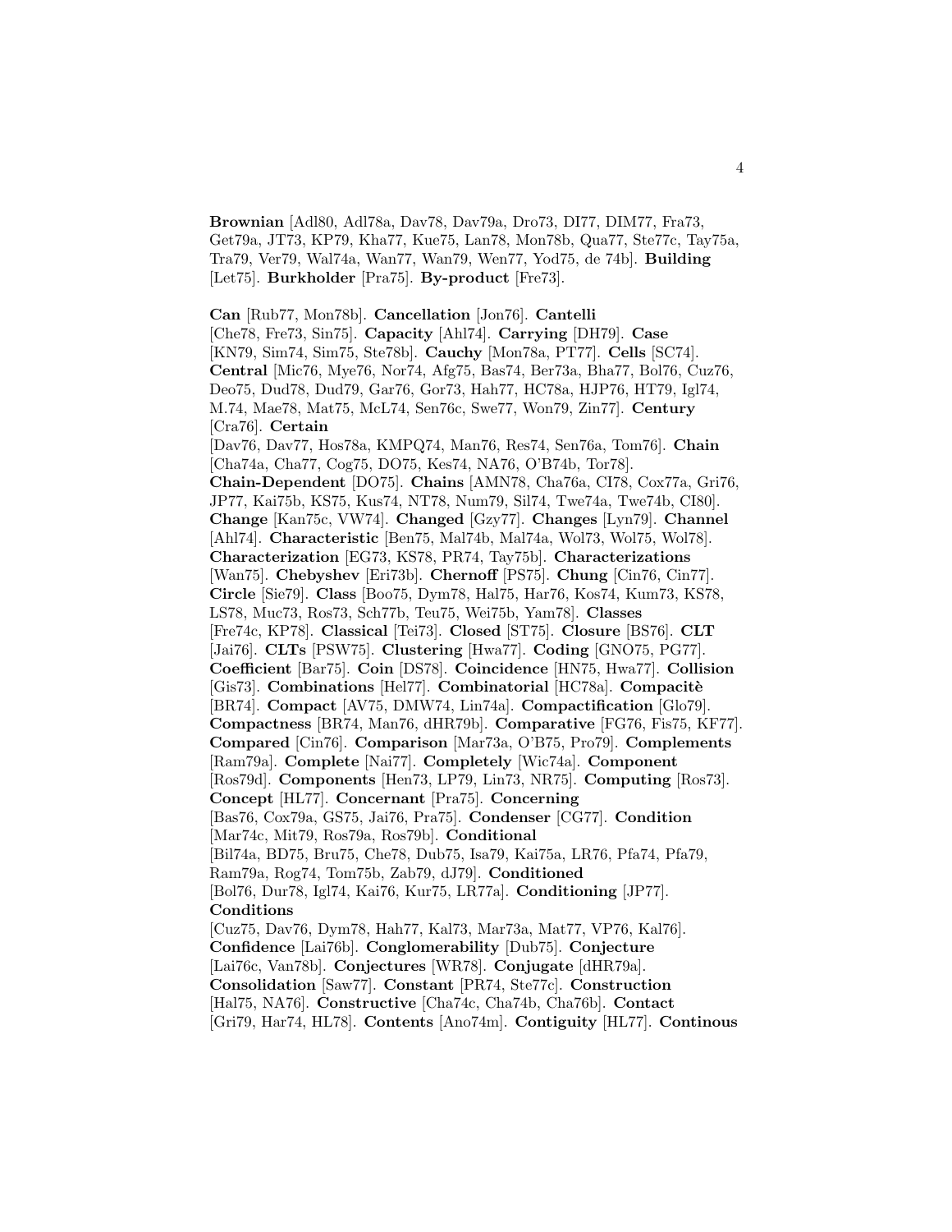**Brownian** [Adl80, Adl78a, Dav78, Dav79a, Dro73, DI77, DIM77, Fra73, Get79a, JT73, KP79, Kha77, Kue75, Lan78, Mon78b, Qua77, Ste77c, Tay75a, Tra79, Ver79, Wal74a, Wan77, Wan79, Wen77, Yod75, de 74b]. **Building** [Let75]. **Burkholder** [Pra75]. **By-product** [Fre73].

**Can** [Rub77, Mon78b]. **Cancellation** [Jon76]. **Cantelli** [Che78, Fre73, Sin75]. **Capacity** [Ahl74]. **Carrying** [DH79]. **Case** [KN79, Sim74, Sim75, Ste78b]. **Cauchy** [Mon78a, PT77]. **Cells** [SC74]. **Central** [Mic76, Mye76, Nor74, Afg75, Bas74, Ber73a, Bha77, Bol76, Cuz76, Deo75, Dud78, Dud79, Gar76, Gor73, Hah77, HC78a, HJP76, HT79, Igl74, M.74, Mae78, Mat75, McL74, Sen76c, Swe77, Won79, Zin77]. **Century** [Cra76]. **Certain** [Dav76, Dav77, Hos78a, KMPQ74, Man76, Res74, Sen76a, Tom76]. **Chain** [Cha74a, Cha77, Cog75, DO75, Kes74, NA76, O'B74b, Tor78]. **Chain-Dependent** [DO75]. **Chains** [AMN78, Cha76a, CI78, Cox77a, Gri76, JP77, Kai75b, KS75, Kus74, NT78, Num79, Sil74, Twe74a, Twe74b, CI80]. **Change** [Kan75c, VW74]. **Changed** [Gzy77]. **Changes** [Lyn79]. **Channel** [Ahl74]. **Characteristic** [Ben75, Mal74b, Mal74a, Wol73, Wol75, Wol78]. **Characterization** [EG73, KS78, PR74, Tay75b]. **Characterizations** [Wan75]. **Chebyshev** [Eri73b]. **Chernoff** [PS75]. **Chung** [Cin76, Cin77]. **Circle** [Sie79]. **Class** [Boo75, Dym78, Hal75, Har76, Kos74, Kum73, KS78, LS78, Muc73, Ros73, Sch77b, Teu75, Wei75b, Yam78]. **Classes** [Fre74c, KP78]. **Classical** [Tei73]. **Closed** [ST75]. **Closure** [BS76]. **CLT** [Jai76]. **CLTs** [PSW75]. **Clustering** [Hwa77]. **Coding** [GNO75, PG77]. **Coefficient** [Bar75]. **Coin** [DS78]. **Coincidence** [HN75, Hwa77]. **Collision** [Gis73]. **Combinations** [Hel77]. **Combinatorial** [HC78a]. **Compacitè** [BR74]. **Compact** [AV75, DMW74, Lin74a]. **Compactification** [Glo79]. **Compactness** [BR74, Man76, dHR79b]. **Comparative** [FG76, Fis75, KF77]. **Compared** [Cin76]. **Comparison** [Mar73a, O'B75, Pro79]. **Complements** [Ram79a]. **Complete** [Nai77]. **Completely** [Wic74a]. **Component** [Ros79d]. **Components** [Hen73, LP79, Lin73, NR75]. **Computing** [Ros73]. **Concept** [HL77]. **Concernant** [Pra75]. **Concerning** [Bas76, Cox79a, GS75, Jai76, Pra75]. **Condenser** [CG77]. **Condition** [Mar74c, Mit79, Ros79a, Ros79b]. **Conditional** [Bil74a, BD75, Bru75, Che78, Dub75, Isa79, Kai75a, LR76, Pfa74, Pfa79, Ram79a, Rog74, Tom75b, Zab79, dJ79]. **Conditioned** [Bol76, Dur78, Igl74, Kai76, Kur75, LR77a]. **Conditioning** [JP77]. **Conditions** [Cuz75, Dav76, Dym78, Hah77, Kal73, Mar73a, Mat77, VP76, Kal76]. **Confidence** [Lai76b]. **Conglomerability** [Dub75]. **Conjecture** [Lai76c, Van78b]. **Conjectures** [WR78]. **Conjugate** [dHR79a]. **Consolidation** [Saw77]. **Constant** [PR74, Ste77c]. **Construction** [Hal75, NA76]. **Constructive** [Cha74c, Cha74b, Cha76b]. **Contact** [Gri79, Har74, HL78]. **Contents** [Ano74m]. **Contiguity** [HL77]. **Continous**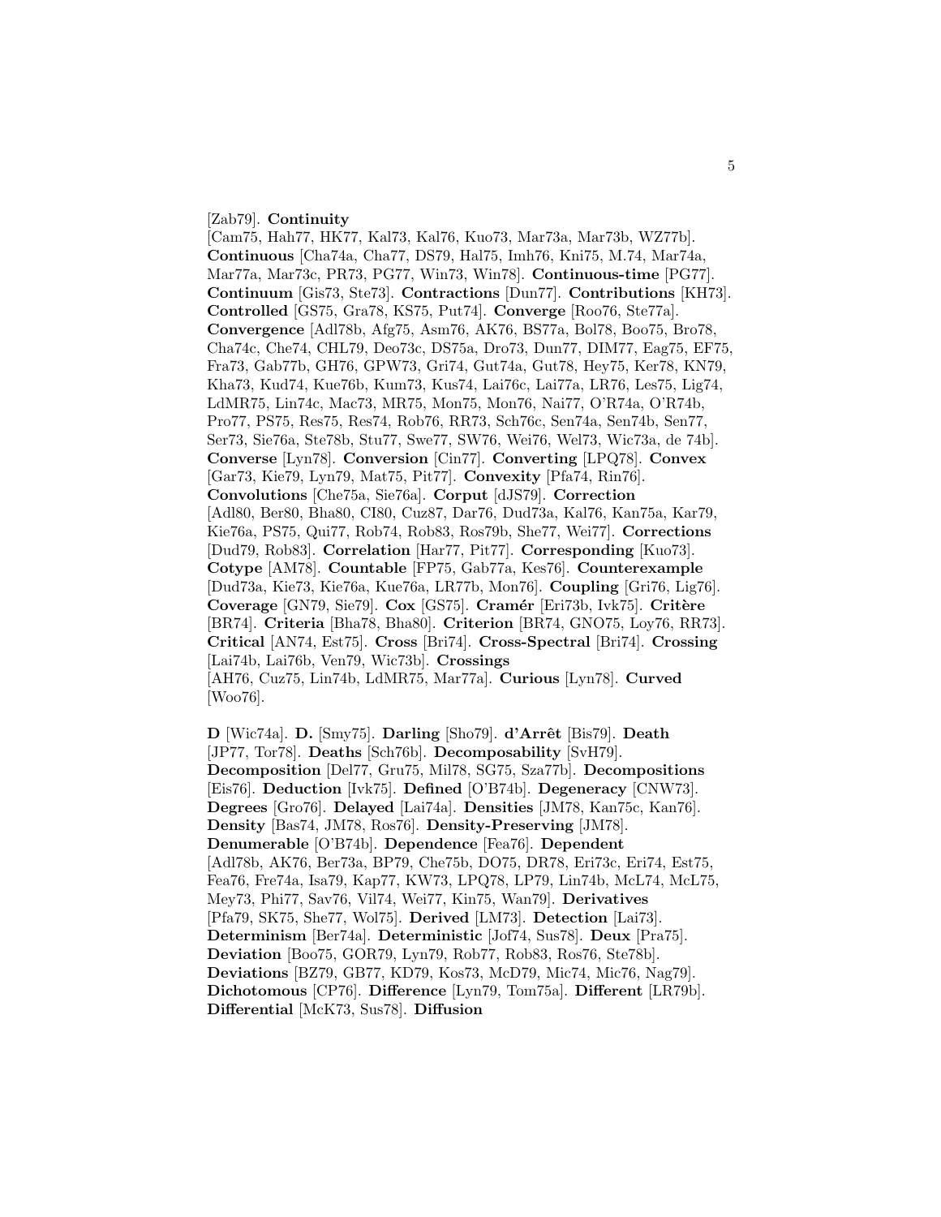[Zab79]. **Continuity** [Cam75, Hah77, HK77, Kal73, Kal76, Kuo73, Mar73a, Mar73b, WZ77b]. **Continuous** [Cha74a, Cha77, DS79, Hal75, Imh76, Kni75, M.74, Mar74a, Mar77a, Mar73c, PR73, PG77, Win73, Win78]. **Continuous-time** [PG77]. **Continuum** [Gis73, Ste73]. **Contractions** [Dun77]. **Contributions** [KH73]. **Controlled** [GS75, Gra78, KS75, Put74]. **Converge** [Roo76, Ste77a]. **Convergence** [Adl78b, Afg75, Asm76, AK76, BS77a, Bol78, Boo75, Bro78, Cha74c, Che74, CHL79, Deo73c, DS75a, Dro73, Dun77, DIM77, Eag75, EF75, Fra73, Gab77b, GH76, GPW73, Gri74, Gut74a, Gut78, Hey75, Ker78, KN79, Kha73, Kud74, Kue76b, Kum73, Kus74, Lai76c, Lai77a, LR76, Les75, Lig74, LdMR75, Lin74c, Mac73, MR75, Mon75, Mon76, Nai77, O'R74a, O'R74b, Pro77, PS75, Res75, Res74, Rob76, RR73, Sch76c, Sen74a, Sen74b, Sen77, Ser73, Sie76a, Ste78b, Stu77, Swe77, SW76, Wei76, Wel73, Wic73a, de 74b]. **Converse** [Lyn78]. **Conversion** [Cin77]. **Converting** [LPQ78]. **Convex** [Gar73, Kie79, Lyn79, Mat75, Pit77]. **Convexity** [Pfa74, Rin76]. **Convolutions** [Che75a, Sie76a]. **Corput** [dJS79]. **Correction** [Adl80, Ber80, Bha80, CI80, Cuz87, Dar76, Dud73a, Kal76, Kan75a, Kar79, Kie76a, PS75, Qui77, Rob74, Rob83, Ros79b, She77, Wei77]. **Corrections** [Dud79, Rob83]. **Correlation** [Har77, Pit77]. **Corresponding** [Kuo73]. **Cotype** [AM78]. **Countable** [FP75, Gab77a, Kes76]. **Counterexample** [Dud73a, Kie73, Kie76a, Kue76a, LR77b, Mon76]. **Coupling** [Gri76, Lig76]. **Coverage** [GN79, Sie79]. **Cox** [GS75]. **Cramér** [Eri73b, Ivk75]. **Critère** [BR74]. **Criteria** [Bha78, Bha80]. **Criterion** [BR74, GNO75, Loy76, RR73]. **Critical** [AN74, Est75]. **Cross** [Bri74]. **Cross-Spectral** [Bri74]. **Crossing** [Lai74b, Lai76b, Ven79, Wic73b]. **Crossings** [AH76, Cuz75, Lin74b, LdMR75, Mar77a]. **Curious** [Lyn78]. **Curved** [Woo76].

**D** [Wic74a]. **D.** [Smy75]. **Darling** [Sho79]. **d'Arrêt** [Bis79]. **Death** [JP77, Tor78]. **Deaths** [Sch76b]. **Decomposability** [SvH79]. **Decomposition** [Del77, Gru75, Mil78, SG75, Sza77b]. **Decompositions** [Eis76]. **Deduction** [Ivk75]. **Defined** [O'B74b]. **Degeneracy** [CNW73]. **Degrees** [Gro76]. **Delayed** [Lai74a]. **Densities** [JM78, Kan75c, Kan76]. **Density** [Bas74, JM78, Ros76]. **Density-Preserving** [JM78]. **Denumerable** [O'B74b]. **Dependence** [Fea76]. **Dependent** [Adl78b, AK76, Ber73a, BP79, Che75b, DO75, DR78, Eri73c, Eri74, Est75, Fea76, Fre74a, Isa79, Kap77, KW73, LPQ78, LP79, Lin74b, McL74, McL75, Mey73, Phi77, Sav76, Vil74, Wei77, Kin75, Wan79]. **Derivatives** [Pfa79, SK75, She77, Wol75]. **Derived** [LM73]. **Detection** [Lai73]. **Determinism** [Ber74a]. **Deterministic** [Jof74, Sus78]. **Deux** [Pra75]. **Deviation** [Boo75, GOR79, Lyn79, Rob77, Rob83, Ros76, Ste78b]. **Deviations** [BZ79, GB77, KD79, Kos73, McD79, Mic74, Mic76, Nag79]. **Dichotomous** [CP76]. **Difference** [Lyn79, Tom75a]. **Different** [LR79b]. **Differential** [McK73, Sus78]. **Diffusion**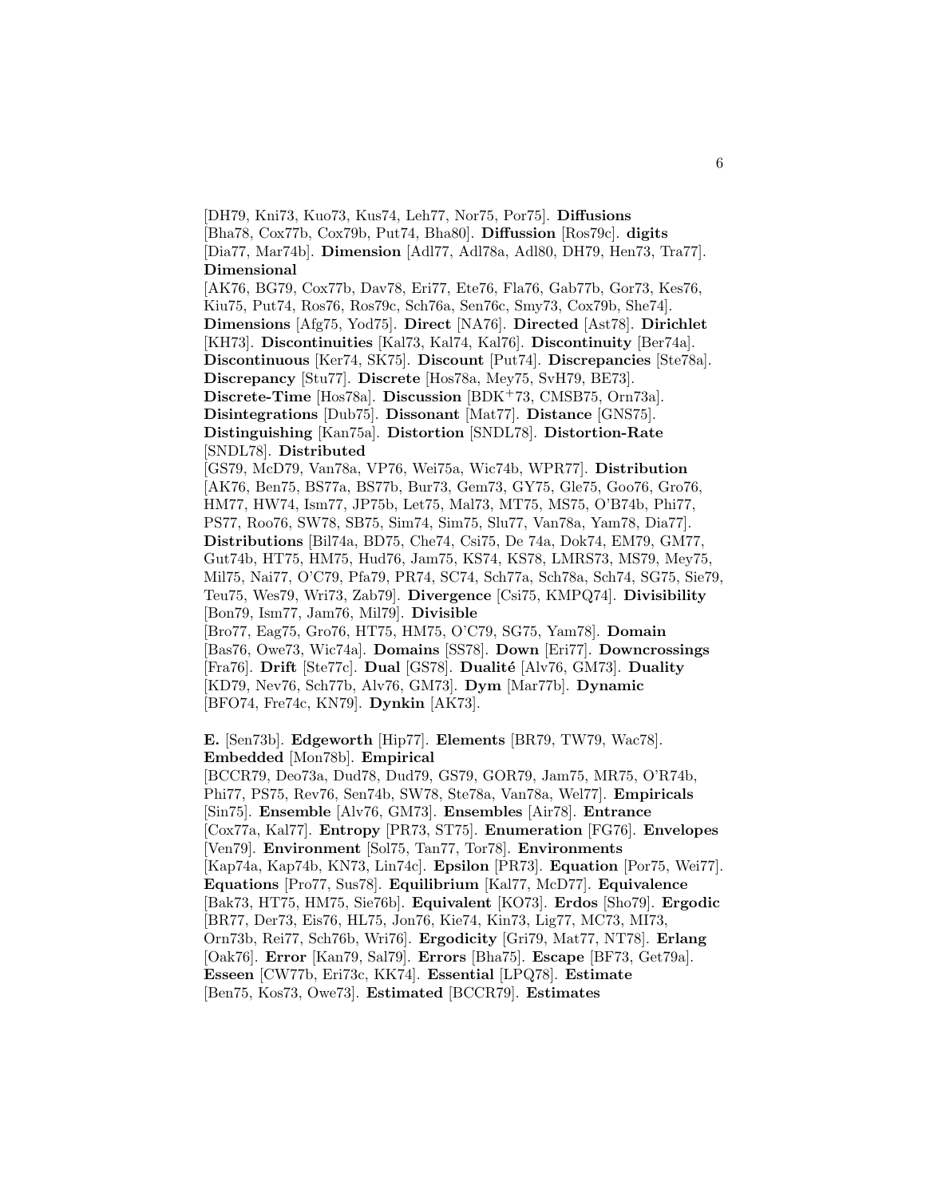[DH79, Kni73, Kuo73, Kus74, Leh77, Nor75, Por75]. **Diffusions** [Bha78, Cox77b, Cox79b, Put74, Bha80]. **Diffussion** [Ros79c]. **digits** [Dia77, Mar74b]. **Dimension** [Adl77, Adl78a, Adl80, DH79, Hen73, Tra77]. **Dimensional** [AK76, BG79, Cox77b, Dav78, Eri77, Ete76, Fla76, Gab77b, Gor73, Kes76, Kiu75, Put74, Ros76, Ros79c, Sch76a, Sen76c, Smy73, Cox79b, She74]. **Dimensions** [Afg75, Yod75]. **Direct** [NA76]. **Directed** [Ast78]. **Dirichlet** [KH73]. **Discontinuities** [Kal73, Kal74, Kal76]. **Discontinuity** [Ber74a]. **Discontinuous** [Ker74, SK75]. **Discount** [Put74]. **Discrepancies** [Ste78a]. **Discrepancy** [Stu77]. **Discrete** [Hos78a, Mey75, SvH79, BE73]. **Discrete-Time** [Hos78a]. **Discussion** [BDK+73, CMSB75, Orn73a]. **Disintegrations** [Dub75]. **Dissonant** [Mat77]. **Distance** [GNS75]. **Distinguishing** [Kan75a]. **Distortion** [SNDL78]. **Distortion-Rate** [SNDL78]. **Distributed** [GS79, McD79, Van78a, VP76, Wei75a, Wic74b, WPR77]. **Distribution** [AK76, Ben75, BS77a, BS77b, Bur73, Gem73, GY75, Gle75, Goo76, Gro76, HM77, HW74, Ism77, JP75b, Let75, Mal73, MT75, MS75, O'B74b, Phi77, PS77, Roo76, SW78, SB75, Sim74, Sim75, Slu77, Van78a, Yam78, Dia77]. **Distributions** [Bil74a, BD75, Che74, Csi75, De 74a, Dok74, EM79, GM77, Gut74b, HT75, HM75, Hud76, Jam75, KS74, KS78, LMRS73, MS79, Mey75, Mil75, Nai77, O'C79, Pfa79, PR74, SC74, Sch77a, Sch78a, Sch74, SG75, Sie79, Teu75, Wes79, Wri73, Zab79]. **Divergence** [Csi75, KMPQ74]. **Divisibility** [Bon79, Ism77, Jam76, Mil79]. **Divisible** [Bro77, Eag75, Gro76, HT75, HM75, O'C79, SG75, Yam78]. **Domain** [Bas76, Owe73, Wic74a]. **Domains** [SS78]. **Down** [Eri77]. **Downcrossings** [Fra76]. **Drift** [Ste77c]. **Dual** [GS78]. **Dualité** [Alv76, GM73]. **Duality** [KD79, Nev76, Sch77b, Alv76, GM73]. **Dym** [Mar77b]. **Dynamic** [BFO74, Fre74c, KN79]. **Dynkin** [AK73].

**E.** [Sen73b]. **Edgeworth** [Hip77]. **Elements** [BR79, TW79, Wac78]. **Embedded** [Mon78b]. **Empirical** [BCCR79, Deo73a, Dud78, Dud79, GS79, GOR79, Jam75, MR75, O'R74b, Phi77, PS75, Rev76, Sen74b, SW78, Ste78a, Van78a, Wel77]. **Empiricals** [Sin75]. **Ensemble** [Alv76, GM73]. **Ensembles** [Air78]. **Entrance** [Cox77a, Kal77]. **Entropy** [PR73, ST75]. **Enumeration** [FG76]. **Envelopes** [Ven79]. **Environment** [Sol75, Tan77, Tor78]. **Environments** [Kap74a, Kap74b, KN73, Lin74c]. **Epsilon** [PR73]. **Equation** [Por75, Wei77]. **Equations** [Pro77, Sus78]. **Equilibrium** [Kal77, McD77]. **Equivalence** [Bak73, HT75, HM75, Sie76b]. **Equivalent** [KO73]. **Erdos** [Sho79]. **Ergodic** [BR77, Der73, Eis76, HL75, Jon76, Kie74, Kin73, Lig77, MC73, MI73, Orn73b, Rei77, Sch76b, Wri76]. **Ergodicity** [Gri79, Mat77, NT78]. **Erlang** [Oak76]. **Error** [Kan79, Sal79]. **Errors** [Bha75]. **Escape** [BF73, Get79a]. **Esseen** [CW77b, Eri73c, KK74]. **Essential** [LPQ78]. **Estimate** [Ben75, Kos73, Owe73]. **Estimated** [BCCR79]. **Estimates**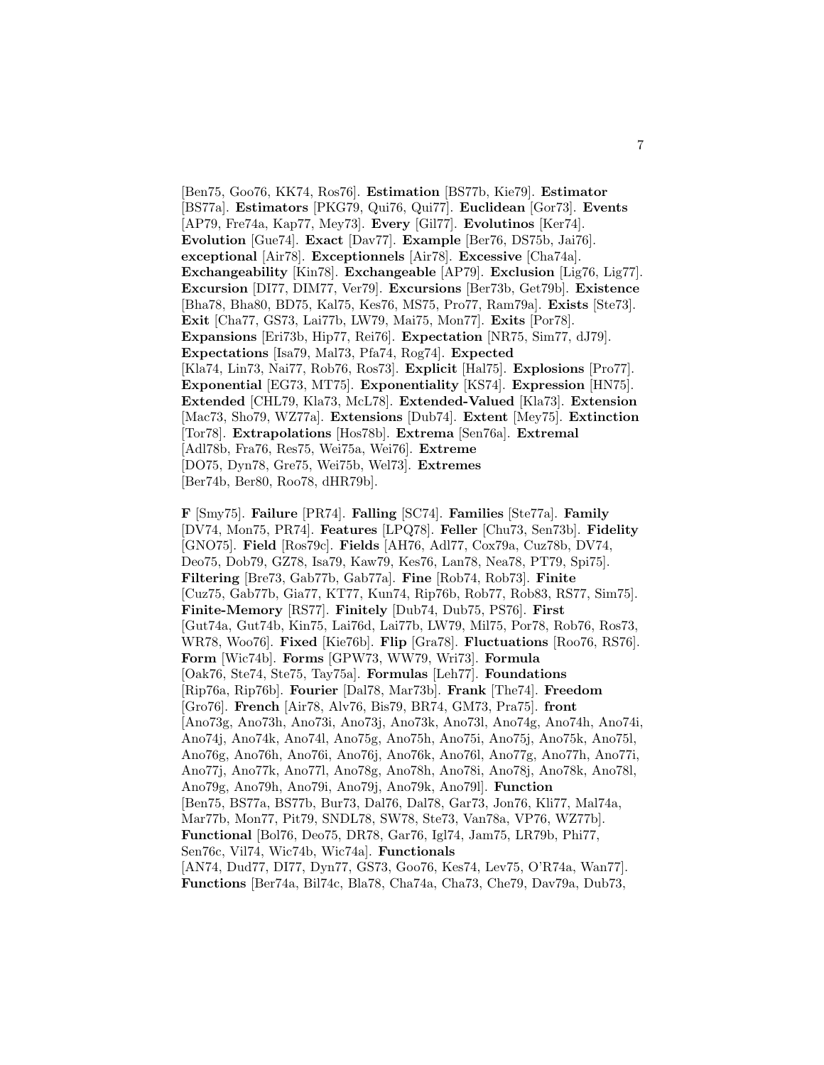[Ben75, Goo76, KK74, Ros76]. **Estimation** [BS77b, Kie79]. **Estimator** [BS77a]. **Estimators** [PKG79, Qui76, Qui77]. **Euclidean** [Gor73]. **Events** [AP79, Fre74a, Kap77, Mey73]. **Every** [Gil77]. **Evolutinos** [Ker74]. **Evolution** [Gue74]. **Exact** [Dav77]. **Example** [Ber76, DS75b, Jai76]. **exceptional** [Air78]. **Exceptionnels** [Air78]. **Excessive** [Cha74a]. **Exchangeability** [Kin78]. **Exchangeable** [AP79]. **Exclusion** [Lig76, Lig77]. **Excursion** [DI77, DIM77, Ver79]. **Excursions** [Ber73b, Get79b]. **Existence** [Bha78, Bha80, BD75, Kal75, Kes76, MS75, Pro77, Ram79a]. **Exists** [Ste73]. **Exit** [Cha77, GS73, Lai77b, LW79, Mai75, Mon77]. **Exits** [Por78]. **Expansions** [Eri73b, Hip77, Rei76]. **Expectation** [NR75, Sim77, dJ79]. **Expectations** [Isa79, Mal73, Pfa74, Rog74]. **Expected** [Kla74, Lin73, Nai77, Rob76, Ros73]. **Explicit** [Hal75]. **Explosions** [Pro77]. **Exponential** [EG73, MT75]. **Exponentiality** [KS74]. **Expression** [HN75]. **Extended** [CHL79, Kla73, McL78]. **Extended-Valued** [Kla73]. **Extension** [Mac73, Sho79, WZ77a]. **Extensions** [Dub74]. **Extent** [Mey75]. **Extinction** [Tor78]. **Extrapolations** [Hos78b]. **Extrema** [Sen76a]. **Extremal** [Adl78b, Fra76, Res75, Wei75a, Wei76]. **Extreme** [DO75, Dyn78, Gre75, Wei75b, Wel73]. **Extremes** [Ber74b, Ber80, Roo78, dHR79b].

**F** [Smy75]. **Failure** [PR74]. **Falling** [SC74]. **Families** [Ste77a]. **Family** [DV74, Mon75, PR74]. **Features** [LPQ78]. **Feller** [Chu73, Sen73b]. **Fidelity** [GNO75]. **Field** [Ros79c]. **Fields** [AH76, Adl77, Cox79a, Cuz78b, DV74, Deo75, Dob79, GZ78, Isa79, Kaw79, Kes76, Lan78, Nea78, PT79, Spi75]. **Filtering** [Bre73, Gab77b, Gab77a]. **Fine** [Rob74, Rob73]. **Finite** [Cuz75, Gab77b, Gia77, KT77, Kun74, Rip76b, Rob77, Rob83, RS77, Sim75]. **Finite-Memory** [RS77]. **Finitely** [Dub74, Dub75, PS76]. **First** [Gut74a, Gut74b, Kin75, Lai76d, Lai77b, LW79, Mil75, Por78, Rob76, Ros73, WR78, Woo76]. **Fixed** [Kie76b]. **Flip** [Gra78]. **Fluctuations** [Roo76, RS76]. **Form** [Wic74b]. **Forms** [GPW73, WW79, Wri73]. **Formula** [Oak76, Ste74, Ste75, Tay75a]. **Formulas** [Leh77]. **Foundations** [Rip76a, Rip76b]. **Fourier** [Dal78, Mar73b]. **Frank** [The74]. **Freedom** [Gro76]. **French** [Air78, Alv76, Bis79, BR74, GM73, Pra75]. **front** [Ano73g, Ano73h, Ano73i, Ano73j, Ano73k, Ano73l, Ano74g, Ano74h, Ano74i, Ano74j, Ano74k, Ano74l, Ano75g, Ano75h, Ano75i, Ano75j, Ano75k, Ano75l, Ano76g, Ano76h, Ano76i, Ano76j, Ano76k, Ano76l, Ano77g, Ano77h, Ano77i, Ano77j, Ano77k, Ano77l, Ano78g, Ano78h, Ano78i, Ano78j, Ano78k, Ano78l, Ano79g, Ano79h, Ano79i, Ano79j, Ano79k, Ano79l]. **Function** [Ben75, BS77a, BS77b, Bur73, Dal76, Dal78, Gar73, Jon76, Kli77, Mal74a, Mar77b, Mon77, Pit79, SNDL78, SW78, Ste73, Van78a, VP76, WZ77b]. **Functional** [Bol76, Deo75, DR78, Gar76, Igl74, Jam75, LR79b, Phi77, Sen76c, Vil74, Wic74b, Wic74a]. **Functionals** [AN74, Dud77, DI77, Dyn77, GS73, Goo76, Kes74, Lev75, O'R74a, Wan77]. **Functions** [Ber74a, Bil74c, Bla78, Cha74a, Cha73, Che79, Dav79a, Dub73,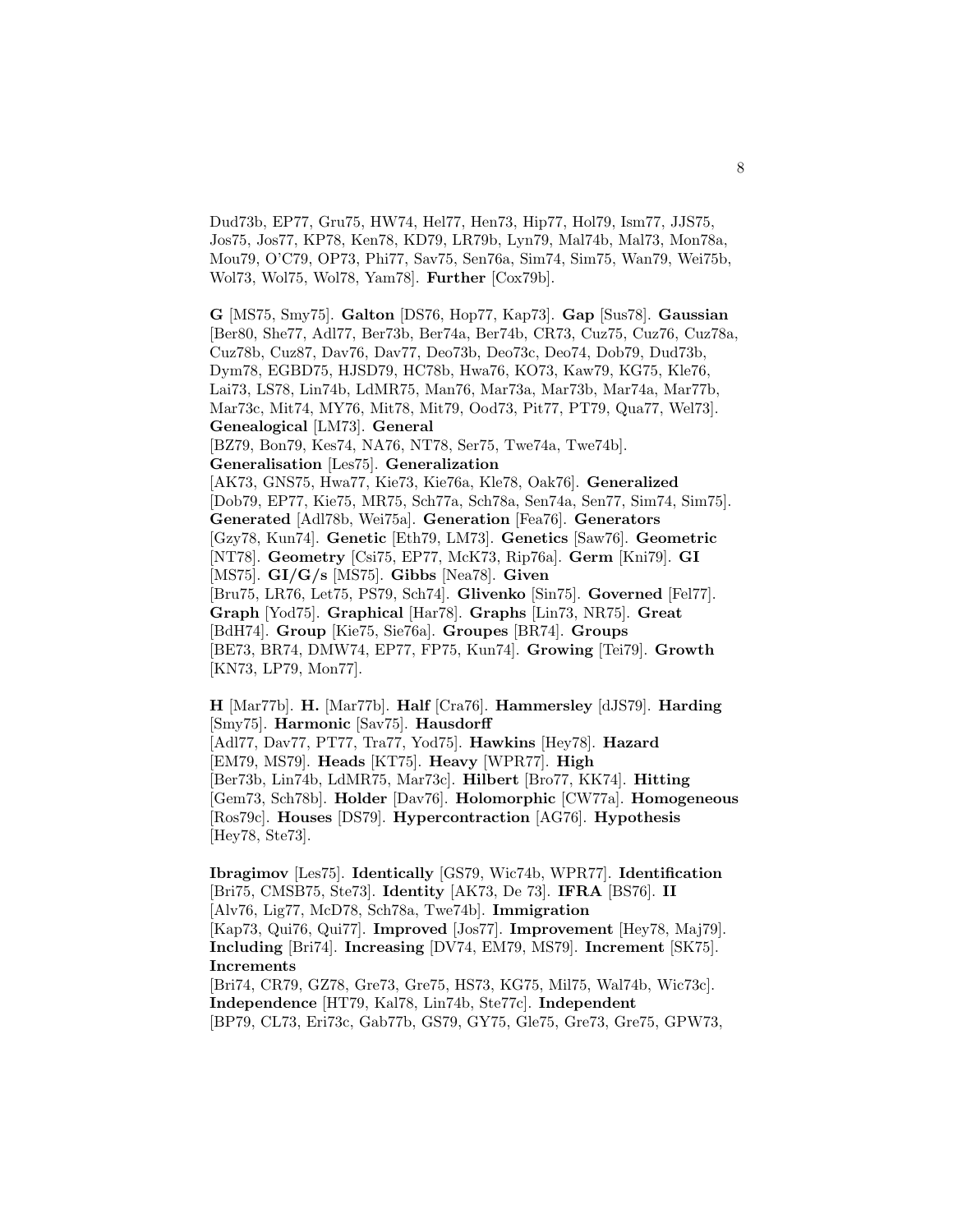Dud73b, EP77, Gru75, HW74, Hel77, Hen73, Hip77, Hol79, Ism77, JJS75, Jos75, Jos77, KP78, Ken78, KD79, LR79b, Lyn79, Mal74b, Mal73, Mon78a, Mou79, O'C79, OP73, Phi77, Sav75, Sen76a, Sim74, Sim75, Wan79, Wei75b, Wol73, Wol75, Wol78, Yam78]. **Further** [Cox79b].

**G** [MS75, Smy75]. **Galton** [DS76, Hop77, Kap73]. **Gap** [Sus78]. **Gaussian** [Ber80, She77, Adl77, Ber73b, Ber74a, Ber74b, CR73, Cuz75, Cuz76, Cuz78a, Cuz78b, Cuz87, Dav76, Dav77, Deo73b, Deo73c, Deo74, Dob79, Dud73b, Dym78, EGBD75, HJSD79, HC78b, Hwa76, KO73, Kaw79, KG75, Kle76, Lai73, LS78, Lin74b, LdMR75, Man76, Mar73a, Mar73b, Mar74a, Mar77b, Mar73c, Mit74, MY76, Mit78, Mit79, Ood73, Pit77, PT79, Qua77, Wel73]. **Genealogical** [LM73]. **General** [BZ79, Bon79, Kes74, NA76, NT78, Ser75, Twe74a, Twe74b]. **Generalisation** [Les75]. **Generalization** [AK73, GNS75, Hwa77, Kie73, Kie76a, Kle78, Oak76]. **Generalized** [Dob79, EP77, Kie75, MR75, Sch77a, Sch78a, Sen74a, Sen77, Sim74, Sim75]. **Generated** [Adl78b, Wei75a]. **Generation** [Fea76]. **Generators** [Gzy78, Kun74]. **Genetic** [Eth79, LM73]. **Genetics** [Saw76]. **Geometric** [NT78]. **Geometry** [Csi75, EP77, McK73, Rip76a]. **Germ** [Kni79]. **GI** [MS75]. **GI/G/s** [MS75]. **Gibbs** [Nea78]. **Given** [Bru75, LR76, Let75, PS79, Sch74]. **Glivenko** [Sin75]. **Governed** [Fel77]. **Graph** [Yod75]. **Graphical** [Har78]. **Graphs** [Lin73, NR75]. **Great** [BdH74]. **Group** [Kie75, Sie76a]. **Groupes** [BR74]. **Groups** [BE73, BR74, DMW74, EP77, FP75, Kun74]. **Growing** [Tei79]. **Growth** [KN73, LP79, Mon77].

**H** [Mar77b]. **H.** [Mar77b]. **Half** [Cra76]. **Hammersley** [dJS79]. **Harding** [Smy75]. **Harmonic** [Sav75]. **Hausdorff** [Adl77, Dav77, PT77, Tra77, Yod75]. **Hawkins** [Hey78]. **Hazard** [EM79, MS79]. **Heads** [KT75]. **Heavy** [WPR77]. **High** [Ber73b, Lin74b, LdMR75, Mar73c]. **Hilbert** [Bro77, KK74]. **Hitting** [Gem73, Sch78b]. **Holder** [Dav76]. **Holomorphic** [CW77a]. **Homogeneous** [Ros79c]. **Houses** [DS79]. **Hypercontraction** [AG76]. **Hypothesis** [Hey78, Ste73].

**Ibragimov** [Les75]. **Identically** [GS79, Wic74b, WPR77]. **Identification** [Bri75, CMSB75, Ste73]. **Identity** [AK73, De 73]. **IFRA** [BS76]. **II** [Alv76, Lig77, McD78, Sch78a, Twe74b]. **Immigration** [Kap73, Qui76, Qui77]. **Improved** [Jos77]. **Improvement** [Hey78, Maj79]. **Including** [Bri74]. **Increasing** [DV74, EM79, MS79]. **Increment** [SK75]. **Increments** [Bri74, CR79, GZ78, Gre73, Gre75, HS73, KG75, Mil75, Wal74b, Wic73c]. **Independence** [HT79, Kal78, Lin74b, Ste77c]. **Independent** [BP79, CL73, Eri73c, Gab77b, GS79, GY75, Gle75, Gre73, Gre75, GPW73,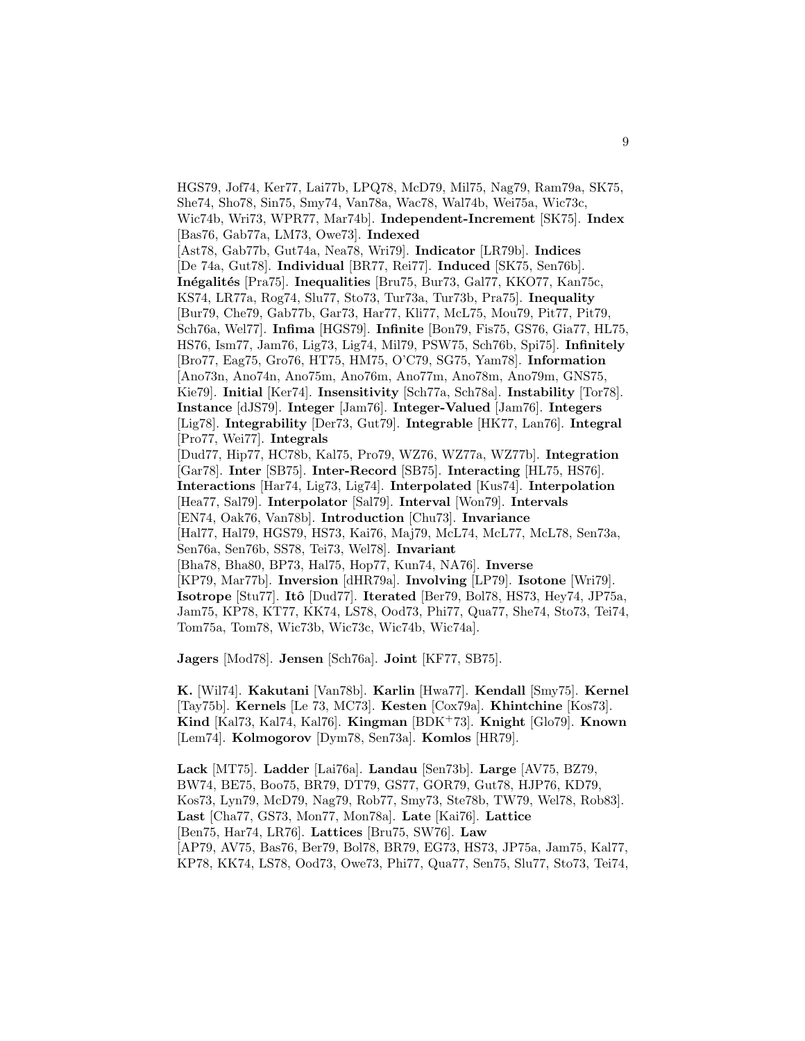HGS79, Jof74, Ker77, Lai77b, LPQ78, McD79, Mil75, Nag79, Ram79a, SK75, She74, Sho78, Sin75, Smy74, Van78a, Wac78, Wal74b, Wei75a, Wic73c, Wic74b, Wri73, WPR77, Mar74b]. **Independent-Increment** [SK75]. **Index** [Bas76, Gab77a, LM73, Owe73]. **Indexed** [Ast78, Gab77b, Gut74a, Nea78, Wri79]. **Indicator** [LR79b]. **Indices** [De 74a, Gut78]. **Individual** [BR77, Rei77]. **Induced** [SK75, Sen76b]. **Inégalités** [Pra75]. **Inequalities** [Bru75, Bur73, Gal77, KKO77, Kan75c, KS74, LR77a, Rog74, Slu77, Sto73, Tur73a, Tur73b, Pra75]. **Inequality** [Bur79, Che79, Gab77b, Gar73, Har77, Kli77, McL75, Mou79, Pit77, Pit79, Sch76a, Wel77]. **Infima** [HGS79]. **Infinite** [Bon79, Fis75, GS76, Gia77, HL75, HS76, Ism77, Jam76, Lig73, Lig74, Mil79, PSW75, Sch76b, Spi75]. **Infinitely** [Bro77, Eag75, Gro76, HT75, HM75, O'C79, SG75, Yam78]. **Information** [Ano73n, Ano74n, Ano75m, Ano76m, Ano77m, Ano78m, Ano79m, GNS75, Kie79]. **Initial** [Ker74]. **Insensitivity** [Sch77a, Sch78a]. **Instability** [Tor78]. **Instance** [dJS79]. **Integer** [Jam76]. **Integer-Valued** [Jam76]. **Integers** [Lig78]. **Integrability** [Der73, Gut79]. **Integrable** [HK77, Lan76]. **Integral** [Pro77, Wei77]. **Integrals** [Dud77, Hip77, HC78b, Kal75, Pro79, WZ76, WZ77a, WZ77b]. **Integration** [Gar78]. **Inter** [SB75]. **Inter-Record** [SB75]. **Interacting** [HL75, HS76]. **Interactions** [Har74, Lig73, Lig74]. **Interpolated** [Kus74]. **Interpolation** [Hea77, Sal79]. **Interpolator** [Sal79]. **Interval** [Won79]. **Intervals** [EN74, Oak76, Van78b]. **Introduction** [Chu73]. **Invariance** [Hal77, Hal79, HGS79, HS73, Kai76, Maj79, McL74, McL77, McL78, Sen73a, Sen76a, Sen76b, SS78, Tei73, Wel78]. **Invariant** [Bha78, Bha80, BP73, Hal75, Hop77, Kun74, NA76]. **Inverse** [KP79, Mar77b]. **Inversion** [dHR79a]. **Involving** [LP79]. **Isotone** [Wri79]. **Isotrope** [Stu77]. **Itô** [Dud77]. **Iterated** [Ber79, Bol78, HS73, Hey74, JP75a, Jam75, KP78, KT77, KK74, LS78, Ood73, Phi77, Qua77, She74, Sto73, Tei74, Tom75a, Tom78, Wic73b, Wic73c, Wic74b, Wic74a].

**Jagers** [Mod78]. **Jensen** [Sch76a]. **Joint** [KF77, SB75].

**K.** [Wil74]. **Kakutani** [Van78b]. **Karlin** [Hwa77]. **Kendall** [Smy75]. **Kernel** [Tay75b]. **Kernels** [Le 73, MC73]. **Kesten** [Cox79a]. **Khintchine** [Kos73]. **Kind** [Kal73, Kal74, Kal76]. **Kingman** [BDK+73]. **Knight** [Glo79]. **Known** [Lem74]. **Kolmogorov** [Dym78, Sen73a]. **Komlos** [HR79].

**Lack** [MT75]. **Ladder** [Lai76a]. **Landau** [Sen73b]. **Large** [AV75, BZ79, BW74, BE75, Boo75, BR79, DT79, GS77, GOR79, Gut78, HJP76, KD79, Kos73, Lyn79, McD79, Nag79, Rob77, Smy73, Ste78b, TW79, Wel78, Rob83]. **Last** [Cha77, GS73, Mon77, Mon78a]. **Late** [Kai76]. **Lattice** [Ben75, Har74, LR76]. **Lattices** [Bru75, SW76]. **Law** [AP79, AV75, Bas76, Ber79, Bol78, BR79, EG73, HS73, JP75a, Jam75, Kal77, KP78, KK74, LS78, Ood73, Owe73, Phi77, Qua77, Sen75, Slu77, Sto73, Tei74,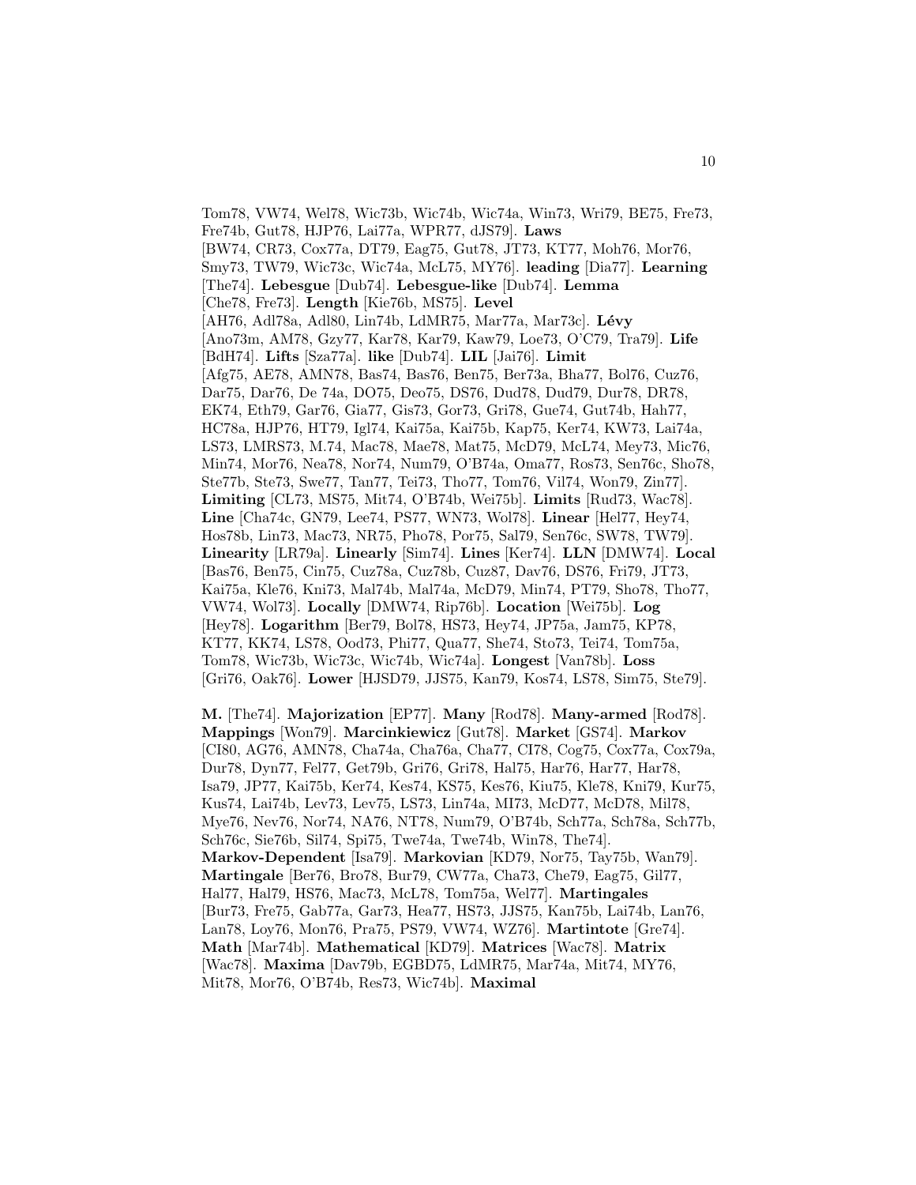Tom78, VW74, Wel78, Wic73b, Wic74b, Wic74a, Win73, Wri79, BE75, Fre73, Fre74b, Gut78, HJP76, Lai77a, WPR77, dJS79]. **Laws** [BW74, CR73, Cox77a, DT79, Eag75, Gut78, JT73, KT77, Moh76, Mor76, Smy73, TW79, Wic73c, Wic74a, McL75, MY76]. **leading** [Dia77]. **Learning** [The74]. **Lebesgue** [Dub74]. **Lebesgue-like** [Dub74]. **Lemma** [Che78, Fre73]. **Length** [Kie76b, MS75]. **Level** [AH76, Adl78a, Adl80, Lin74b, LdMR75, Mar77a, Mar73c]. **Lévy** [Ano73m, AM78, Gzy77, Kar78, Kar79, Kaw79, Loe73, O'C79, Tra79]. **Life** [BdH74]. **Lifts** [Sza77a]. **like** [Dub74]. **LIL** [Jai76]. **Limit** [Afg75, AE78, AMN78, Bas74, Bas76, Ben75, Ber73a, Bha77, Bol76, Cuz76, Dar75, Dar76, De 74a, DO75, Deo75, DS76, Dud78, Dud79, Dur78, DR78, EK74, Eth79, Gar76, Gia77, Gis73, Gor73, Gri78, Gue74, Gut74b, Hah77, HC78a, HJP76, HT79, Igl74, Kai75a, Kai75b, Kap75, Ker74, KW73, Lai74a, LS73, LMRS73, M.74, Mac78, Mae78, Mat75, McD79, McL74, Mey73, Mic76, Min74, Mor76, Nea78, Nor74, Num79, O'B74a, Oma77, Ros73, Sen76c, Sho78, Ste77b, Ste73, Swe77, Tan77, Tei73, Tho77, Tom76, Vil74, Won79, Zin77]. **Limiting** [CL73, MS75, Mit74, O'B74b, Wei75b]. **Limits** [Rud73, Wac78]. **Line** [Cha74c, GN79, Lee74, PS77, WN73, Wol78]. **Linear** [Hel77, Hey74, Hos78b, Lin73, Mac73, NR75, Pho78, Por75, Sal79, Sen76c, SW78, TW79]. **Linearity** [LR79a]. **Linearly** [Sim74]. **Lines** [Ker74]. **LLN** [DMW74]. **Local** [Bas76, Ben75, Cin75, Cuz78a, Cuz78b, Cuz87, Dav76, DS76, Fri79, JT73, Kai75a, Kle76, Kni73, Mal74b, Mal74a, McD79, Min74, PT79, Sho78, Tho77, VW74, Wol73]. **Locally** [DMW74, Rip76b]. **Location** [Wei75b]. **Log** [Hey78]. **Logarithm** [Ber79, Bol78, HS73, Hey74, JP75a, Jam75, KP78, KT77, KK74, LS78, Ood73, Phi77, Qua77, She74, Sto73, Tei74, Tom75a, Tom78, Wic73b, Wic73c, Wic74b, Wic74a]. **Longest** [Van78b]. **Loss** [Gri76, Oak76]. **Lower** [HJSD79, JJS75, Kan79, Kos74, LS78, Sim75, Ste79].

**M.** [The74]. **Majorization** [EP77]. **Many** [Rod78]. **Many-armed** [Rod78]. **Mappings** [Won79]. **Marcinkiewicz** [Gut78]. **Market** [GS74]. **Markov** [CI80, AG76, AMN78, Cha74a, Cha76a, Cha77, CI78, Cog75, Cox77a, Cox79a, Dur78, Dyn77, Fel77, Get79b, Gri76, Gri78, Hal75, Har76, Har77, Har78, Isa79, JP77, Kai75b, Ker74, Kes74, KS75, Kes76, Kiu75, Kle78, Kni79, Kur75, Kus74, Lai74b, Lev73, Lev75, LS73, Lin74a, MI73, McD77, McD78, Mil78, Mye76, Nev76, Nor74, NA76, NT78, Num79, O'B74b, Sch77a, Sch78a, Sch77b, Sch76c, Sie76b, Sil74, Spi75, Twe74a, Twe74b, Win78, The74]. **Markov-Dependent** [Isa79]. **Markovian** [KD79, Nor75, Tay75b, Wan79]. **Martingale** [Ber76, Bro78, Bur79, CW77a, Cha73, Che79, Eag75, Gil77, Hal77, Hal79, HS76, Mac73, McL78, Tom75a, Wel77]. **Martingales** [Bur73, Fre75, Gab77a, Gar73, Hea77, HS73, JJS75, Kan75b, Lai74b, Lan76, Lan78, Loy76, Mon76, Pra75, PS79, VW74, WZ76]. **Martintote** [Gre74]. **Math** [Mar74b]. **Mathematical** [KD79]. **Matrices** [Wac78]. **Matrix** [Wac78]. **Maxima** [Dav79b, EGBD75, LdMR75, Mar74a, Mit74, MY76, Mit78, Mor76, O'B74b, Res73, Wic74b]. **Maximal**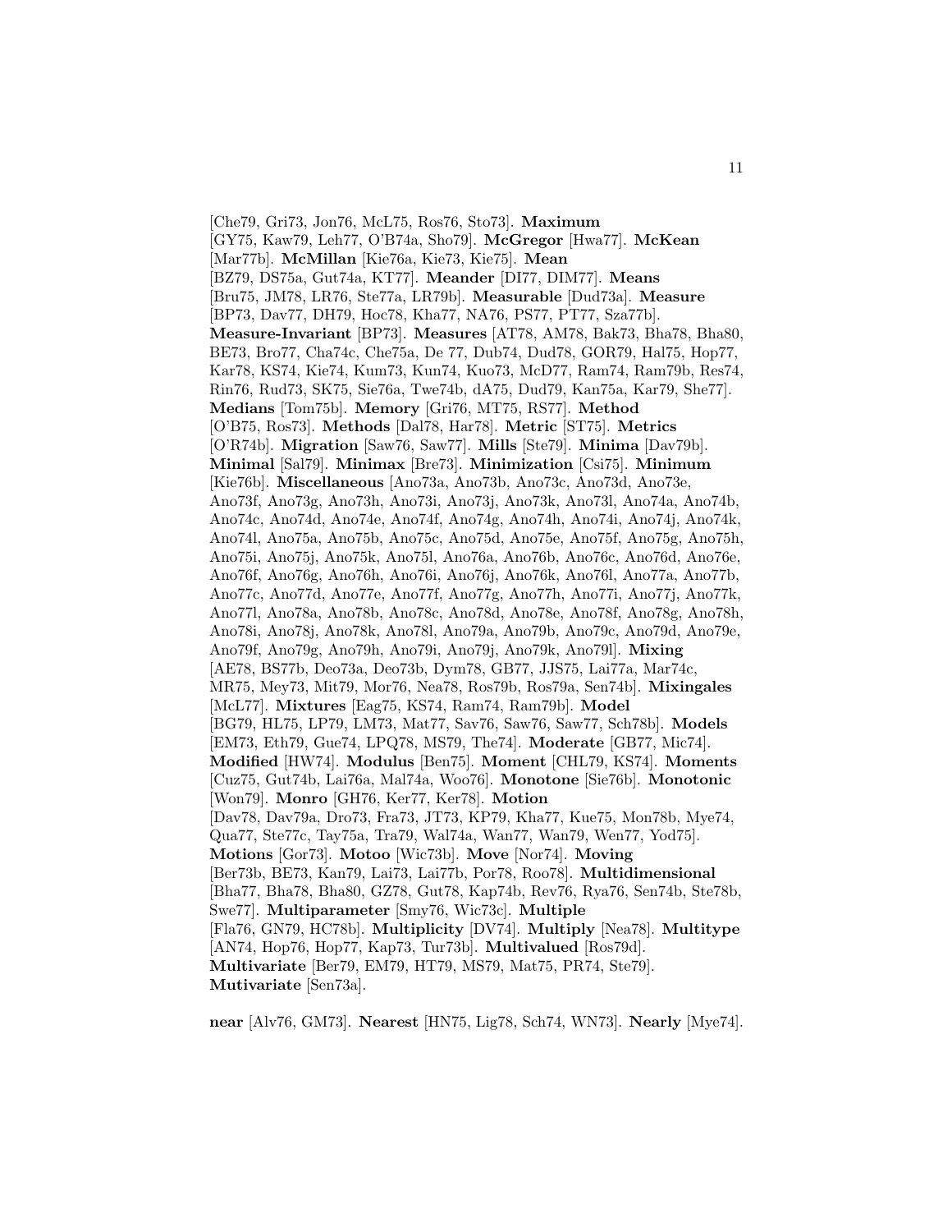[Che79, Gri73, Jon76, McL75, Ros76, Sto73]. **Maximum** [GY75, Kaw79, Leh77, O'B74a, Sho79]. **McGregor** [Hwa77]. **McKean** [Mar77b]. **McMillan** [Kie76a, Kie73, Kie75]. **Mean** [BZ79, DS75a, Gut74a, KT77]. **Meander** [DI77, DIM77]. **Means** [Bru75, JM78, LR76, Ste77a, LR79b]. **Measurable** [Dud73a]. **Measure** [BP73, Dav77, DH79, Hoc78, Kha77, NA76, PS77, PT77, Sza77b]. **Measure-Invariant** [BP73]. **Measures** [AT78, AM78, Bak73, Bha78, Bha80, BE73, Bro77, Cha74c, Che75a, De 77, Dub74, Dud78, GOR79, Hal75, Hop77, Kar78, KS74, Kie74, Kum73, Kun74, Kuo73, McD77, Ram74, Ram79b, Res74, Rin76, Rud73, SK75, Sie76a, Twe74b, dA75, Dud79, Kan75a, Kar79, She77]. **Medians** [Tom75b]. **Memory** [Gri76, MT75, RS77]. **Method** [O'B75, Ros73]. **Methods** [Dal78, Har78]. **Metric** [ST75]. **Metrics** [O'R74b]. **Migration** [Saw76, Saw77]. **Mills** [Ste79]. **Minima** [Dav79b]. **Minimal** [Sal79]. **Minimax** [Bre73]. **Minimization** [Csi75]. **Minimum** [Kie76b]. **Miscellaneous** [Ano73a, Ano73b, Ano73c, Ano73d, Ano73e, Ano73f, Ano73g, Ano73h, Ano73i, Ano73j, Ano73k, Ano73l, Ano74a, Ano74b, Ano74c, Ano74d, Ano74e, Ano74f, Ano74g, Ano74h, Ano74i, Ano74j, Ano74k, Ano74l, Ano75a, Ano75b, Ano75c, Ano75d, Ano75e, Ano75f, Ano75g, Ano75h, Ano75i, Ano75j, Ano75k, Ano75l, Ano76a, Ano76b, Ano76c, Ano76d, Ano76e, Ano76f, Ano76g, Ano76h, Ano76i, Ano76j, Ano76k, Ano76l, Ano77a, Ano77b, Ano77c, Ano77d, Ano77e, Ano77f, Ano77g, Ano77h, Ano77i, Ano77j, Ano77k, Ano77l, Ano78a, Ano78b, Ano78c, Ano78d, Ano78e, Ano78f, Ano78g, Ano78h, Ano78i, Ano78j, Ano78k, Ano78l, Ano79a, Ano79b, Ano79c, Ano79d, Ano79e, Ano79f, Ano79g, Ano79h, Ano79i, Ano79j, Ano79k, Ano79l]. **Mixing** [AE78, BS77b, Deo73a, Deo73b, Dym78, GB77, JJS75, Lai77a, Mar74c, MR75, Mey73, Mit79, Mor76, Nea78, Ros79b, Ros79a, Sen74b]. **Mixingales** [McL77]. **Mixtures** [Eag75, KS74, Ram74, Ram79b]. **Model** [BG79, HL75, LP79, LM73, Mat77, Sav76, Saw76, Saw77, Sch78b]. **Models** [EM73, Eth79, Gue74, LPQ78, MS79, The74]. **Moderate** [GB77, Mic74]. **Modified** [HW74]. **Modulus** [Ben75]. **Moment** [CHL79, KS74]. **Moments** [Cuz75, Gut74b, Lai76a, Mal74a, Woo76]. **Monotone** [Sie76b]. **Monotonic** [Won79]. **Monro** [GH76, Ker77, Ker78]. **Motion** [Dav78, Dav79a, Dro73, Fra73, JT73, KP79, Kha77, Kue75, Mon78b, Mye74, Qua77, Ste77c, Tay75a, Tra79, Wal74a, Wan77, Wan79, Wen77, Yod75]. **Motions** [Gor73]. **Motoo** [Wic73b]. **Move** [Nor74]. **Moving** [Ber73b, BE73, Kan79, Lai73, Lai77b, Por78, Roo78]. **Multidimensional** [Bha77, Bha78, Bha80, GZ78, Gut78, Kap74b, Rev76, Rya76, Sen74b, Ste78b, Swe77]. **Multiparameter** [Smy76, Wic73c]. **Multiple** [Fla76, GN79, HC78b]. **Multiplicity** [DV74]. **Multiply** [Nea78]. **Multitype** [AN74, Hop76, Hop77, Kap73, Tur73b]. **Multivalued** [Ros79d]. **Multivariate** [Ber79, EM79, HT79, MS79, Mat75, PR74, Ste79]. **Mutivariate** [Sen73a].

**near** [Alv76, GM73]. **Nearest** [HN75, Lig78, Sch74, WN73]. **Nearly** [Mye74].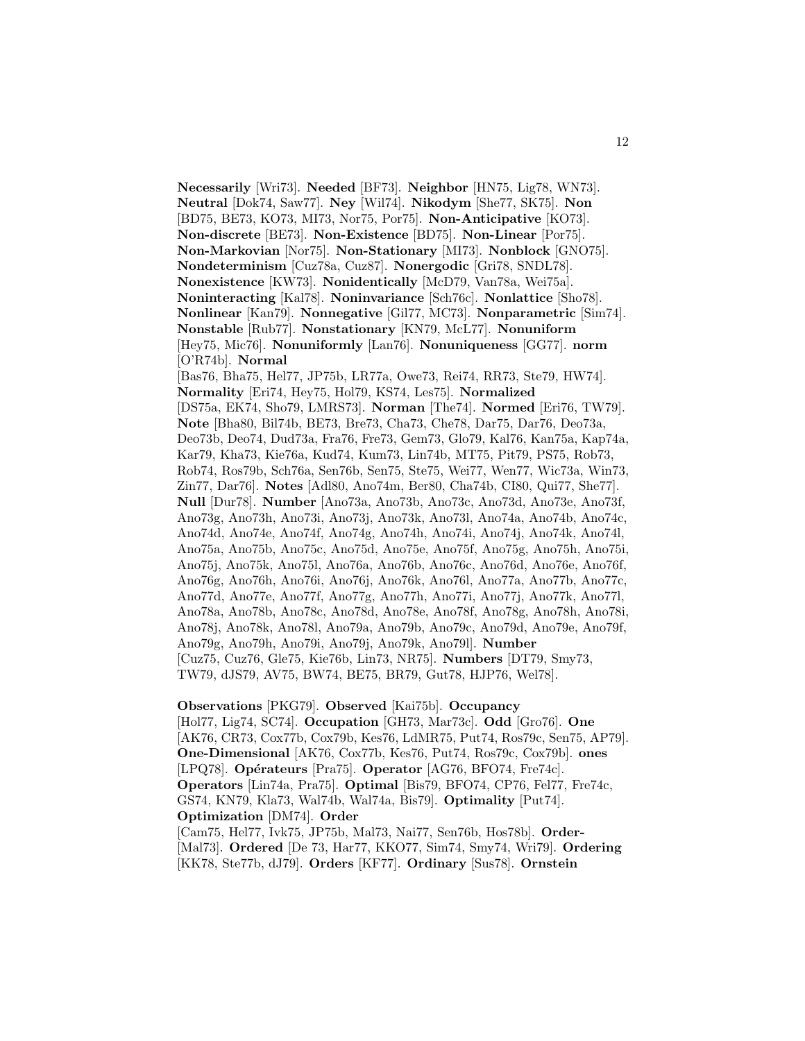**Necessarily** [Wri73]. **Needed** [BF73]. **Neighbor** [HN75, Lig78, WN73]. **Neutral** [Dok74, Saw77]. **Ney** [Wil74]. **Nikodym** [She77, SK75]. **Non** [BD75, BE73, KO73, MI73, Nor75, Por75]. **Non-Anticipative** [KO73]. **Non-discrete** [BE73]. **Non-Existence** [BD75]. **Non-Linear** [Por75]. **Non-Markovian** [Nor75]. **Non-Stationary** [MI73]. **Nonblock** [GNO75]. **Nondeterminism** [Cuz78a, Cuz87]. **Nonergodic** [Gri78, SNDL78]. **Nonexistence** [KW73]. **Nonidentically** [McD79, Van78a, Wei75a]. **Noninteracting** [Kal78]. **Noninvariance** [Sch76c]. **Nonlattice** [Sho78]. **Nonlinear** [Kan79]. **Nonnegative** [Gil77, MC73]. **Nonparametric** [Sim74]. **Nonstable** [Rub77]. **Nonstationary** [KN79, McL77]. **Nonuniform** [Hey75, Mic76]. **Nonuniformly** [Lan76]. **Nonuniqueness** [GG77]. **norm** [O'R74b]. **Normal** [Bas76, Bha75, Hel77, JP75b, LR77a, Owe73, Rei74, RR73, Ste79, HW74]. **Normality** [Eri74, Hey75, Hol79, KS74, Les75]. **Normalized** [DS75a, EK74, Sho79, LMRS73]. **Norman** [The74]. **Normed** [Eri76, TW79]. **Note** [Bha80, Bil74b, BE73, Bre73, Cha73, Che78, Dar75, Dar76, Deo73a, Deo73b, Deo74, Dud73a, Fra76, Fre73, Gem73, Glo79, Kal76, Kan75a, Kap74a, Kar79, Kha73, Kie76a, Kud74, Kum73, Lin74b, MT75, Pit79, PS75, Rob73, Rob74, Ros79b, Sch76a, Sen76b, Sen75, Ste75, Wei77, Wen77, Wic73a, Win73, Zin77, Dar76]. **Notes** [Adl80, Ano74m, Ber80, Cha74b, CI80, Qui77, She77]. **Null** [Dur78]. **Number** [Ano73a, Ano73b, Ano73c, Ano73d, Ano73e, Ano73f, Ano73g, Ano73h, Ano73i, Ano73j, Ano73k, Ano73l, Ano74a, Ano74b, Ano74c, Ano74d, Ano74e, Ano74f, Ano74g, Ano74h, Ano74i, Ano74j, Ano74k, Ano74l, Ano75a, Ano75b, Ano75c, Ano75d, Ano75e, Ano75f, Ano75g, Ano75h, Ano75i, Ano75j, Ano75k, Ano75l, Ano76a, Ano76b, Ano76c, Ano76d, Ano76e, Ano76f, Ano76g, Ano76h, Ano76i, Ano76j, Ano76k, Ano76l, Ano77a, Ano77b, Ano77c, Ano77d, Ano77e, Ano77f, Ano77g, Ano77h, Ano77i, Ano77j, Ano77k, Ano77l, Ano78a, Ano78b, Ano78c, Ano78d, Ano78e, Ano78f, Ano78g, Ano78h, Ano78i, Ano78j, Ano78k, Ano78l, Ano79a, Ano79b, Ano79c, Ano79d, Ano79e, Ano79f, Ano79g, Ano79h, Ano79i, Ano79j, Ano79k, Ano79l]. **Number** [Cuz75, Cuz76, Gle75, Kie76b, Lin73, NR75]. **Numbers** [DT79, Smy73, TW79, dJS79, AV75, BW74, BE75, BR79, Gut78, HJP76, Wel78].

**Observations** [PKG79]. **Observed** [Kai75b]. **Occupancy** [Hol77, Lig74, SC74]. **Occupation** [GH73, Mar73c]. **Odd** [Gro76]. **One** [AK76, CR73, Cox77b, Cox79b, Kes76, LdMR75, Put74, Ros79c, Sen75, AP79]. **One-Dimensional** [AK76, Cox77b, Kes76, Put74, Ros79c, Cox79b]. **ones** [LPQ78]. **Opérateurs** [Pra75]. **Operator** [AG76, BFO74, Fre74c]. **Operators** [Lin74a, Pra75]. **Optimal** [Bis79, BFO74, CP76, Fel77, Fre74c, GS74, KN79, Kla73, Wal74b, Wal74a, Bis79]. **Optimality** [Put74]. **Optimization** [DM74]. **Order** [Cam75, Hel77, Ivk75, JP75b, Mal73, Nai77, Sen76b, Hos78b]. **Order-** [Mal73]. **Ordered** [De 73, Har77, KKO77, Sim74, Smy74, Wri79]. **Ordering** [KK78, Ste77b, dJ79]. **Orders** [KF77]. **Ordinary** [Sus78]. **Ornstein**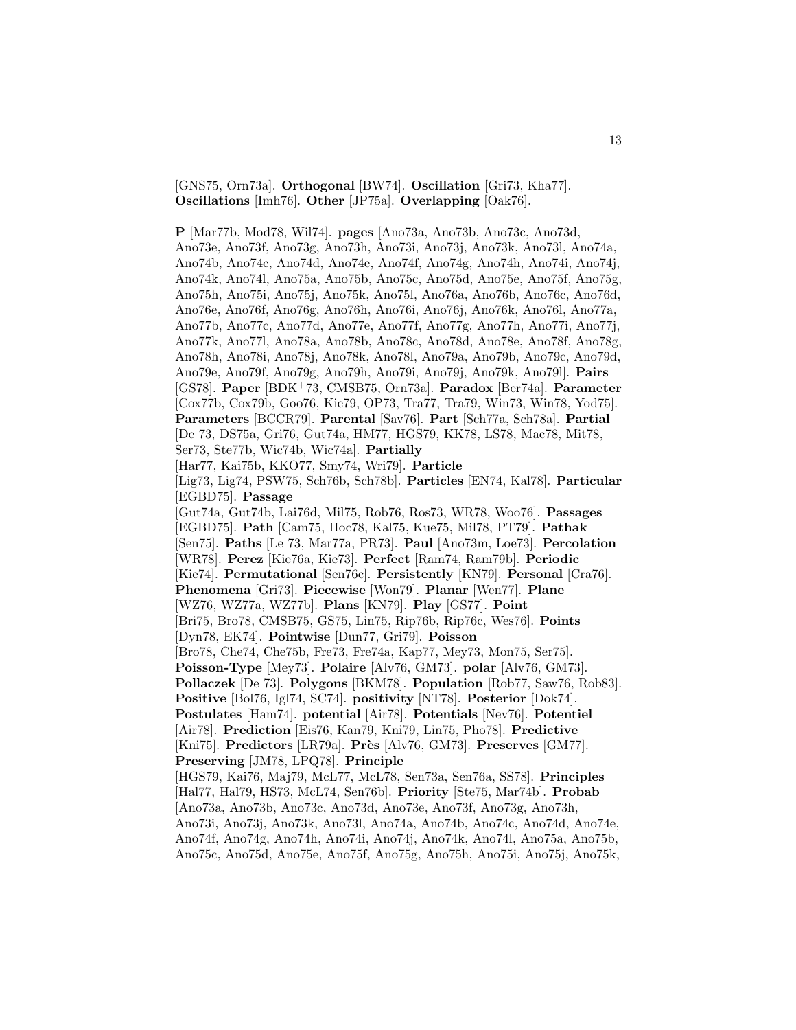[GNS75, Orn73a]. **Orthogonal** [BW74]. **Oscillation** [Gri73, Kha77]. **Oscillations** [Imh76]. **Other** [JP75a]. **Overlapping** [Oak76].

**P** [Mar77b, Mod78, Wil74]. **pages** [Ano73a, Ano73b, Ano73c, Ano73d, Ano73e, Ano73f, Ano73g, Ano73h, Ano73i, Ano73j, Ano73k, Ano73l, Ano74a, Ano74b, Ano74c, Ano74d, Ano74e, Ano74f, Ano74g, Ano74h, Ano74i, Ano74j, Ano74k, Ano74l, Ano75a, Ano75b, Ano75c, Ano75d, Ano75e, Ano75f, Ano75g, Ano75h, Ano75i, Ano75j, Ano75k, Ano75l, Ano76a, Ano76b, Ano76c, Ano76d, Ano76e, Ano76f, Ano76g, Ano76h, Ano76i, Ano76j, Ano76k, Ano76l, Ano77a, Ano77b, Ano77c, Ano77d, Ano77e, Ano77f, Ano77g, Ano77h, Ano77i, Ano77j, Ano77k, Ano77l, Ano78a, Ano78b, Ano78c, Ano78d, Ano78e, Ano78f, Ano78g, Ano78h, Ano78i, Ano78j, Ano78k, Ano78l, Ano79a, Ano79b, Ano79c, Ano79d, Ano79e, Ano79f, Ano79g, Ano79h, Ano79i, Ano79j, Ano79k, Ano79l]. **Pairs** [GS78]. **Paper** [BDK+73, CMSB75, Orn73a]. **Paradox** [Ber74a]. **Parameter** [Cox77b, Cox79b, Goo76, Kie79, OP73, Tra77, Tra79, Win73, Win78, Yod75]. **Parameters** [BCCR79]. **Parental** [Sav76]. **Part** [Sch77a, Sch78a]. **Partial** [De 73, DS75a, Gri76, Gut74a, HM77, HGS79, KK78, LS78, Mac78, Mit78, Ser73, Ste77b, Wic74b, Wic74a]. **Partially** [Har77, Kai75b, KKO77, Smy74, Wri79]. **Particle** [Lig73, Lig74, PSW75, Sch76b, Sch78b]. **Particles** [EN74, Kal78]. **Particular** [EGBD75]. **Passage** [Gut74a, Gut74b, Lai76d, Mil75, Rob76, Ros73, WR78, Woo76]. **Passages** [EGBD75]. **Path** [Cam75, Hoc78, Kal75, Kue75, Mil78, PT79]. **Pathak** [Sen75]. **Paths** [Le 73, Mar77a, PR73]. **Paul** [Ano73m, Loe73]. **Percolation** [WR78]. **Perez** [Kie76a, Kie73]. **Perfect** [Ram74, Ram79b]. **Periodic** [Kie74]. **Permutational** [Sen76c]. **Persistently** [KN79]. **Personal** [Cra76]. **Phenomena** [Gri73]. **Piecewise** [Won79]. **Planar** [Wen77]. **Plane** [WZ76, WZ77a, WZ77b]. **Plans** [KN79]. **Play** [GS77]. **Point** [Bri75, Bro78, CMSB75, GS75, Lin75, Rip76b, Rip76c, Wes76]. **Points** [Dyn78, EK74]. **Pointwise** [Dun77, Gri79]. **Poisson** [Bro78, Che74, Che75b, Fre73, Fre74a, Kap77, Mey73, Mon75, Ser75]. **Poisson-Type** [Mey73]. **Polaire** [Alv76, GM73]. **polar** [Alv76, GM73]. **Pollaczek** [De 73]. **Polygons** [BKM78]. **Population** [Rob77, Saw76, Rob83]. **Positive** [Bol76, Igl74, SC74]. **positivity** [NT78]. **Posterior** [Dok74]. **Postulates** [Ham74]. **potential** [Air78]. **Potentials** [Nev76]. **Potentiel** [Air78]. **Prediction** [Eis76, Kan79, Kni79, Lin75, Pho78]. **Predictive** [Kni75]. **Predictors** [LR79a]. **Près** [Alv76, GM73]. **Preserves** [GM77]. **Preserving** [JM78, LPQ78]. **Principle** [HGS79, Kai76, Maj79, McL77, McL78, Sen73a, Sen76a, SS78]. **Principles** [Hal77, Hal79, HS73, McL74, Sen76b]. **Priority** [Ste75, Mar74b]. **Probab** [Ano73a, Ano73b, Ano73c, Ano73d, Ano73e, Ano73f, Ano73g, Ano73h, Ano73i, Ano73j, Ano73k, Ano73l, Ano74a, Ano74b, Ano74c, Ano74d, Ano74e, Ano74f, Ano74g, Ano74h, Ano74i, Ano74j, Ano74k, Ano74l, Ano75a, Ano75b, Ano75c, Ano75d, Ano75e, Ano75f, Ano75g, Ano75h, Ano75i, Ano75j, Ano75k,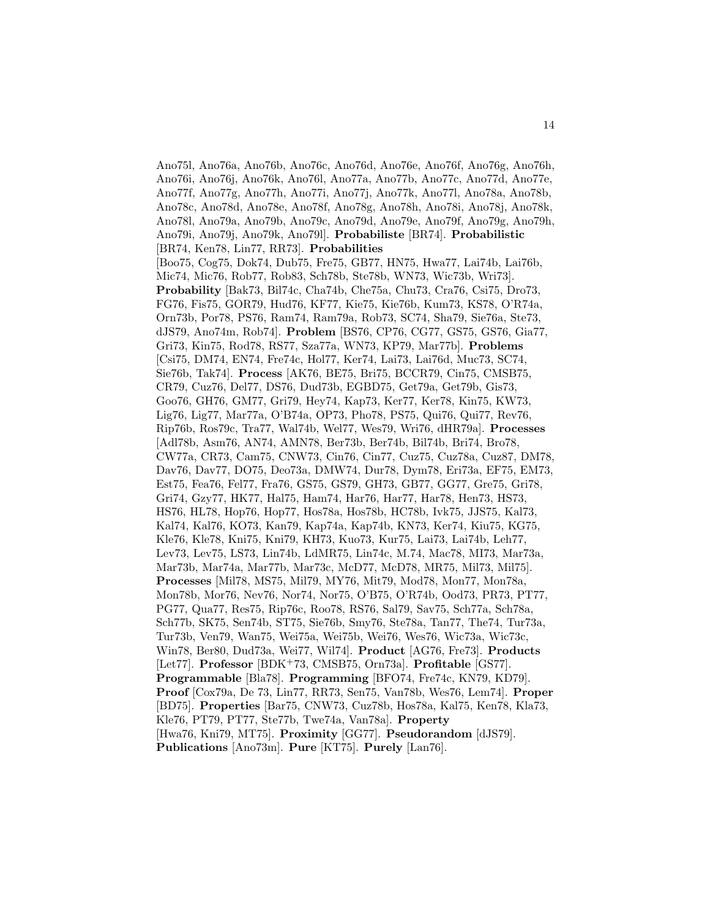Ano75l, Ano76a, Ano76b, Ano76c, Ano76d, Ano76e, Ano76f, Ano76g, Ano76h, Ano76i, Ano76j, Ano76k, Ano76l, Ano77a, Ano77b, Ano77c, Ano77d, Ano77e, Ano77f, Ano77g, Ano77h, Ano77i, Ano77j, Ano77k, Ano77l, Ano78a, Ano78b, Ano78c, Ano78d, Ano78e, Ano78f, Ano78g, Ano78h, Ano78i, Ano78j, Ano78k, Ano78l, Ano79a, Ano79b, Ano79c, Ano79d, Ano79e, Ano79f, Ano79g, Ano79h, Ano79i, Ano79j, Ano79k, Ano79l]. **Probabiliste** [BR74]. **Probabilistic** [BR74, Ken78, Lin77, RR73]. **Probabilities** [Boo75, Cog75, Dok74, Dub75, Fre75, GB77, HN75, Hwa77, Lai74b, Lai76b, Mic74, Mic76, Rob77, Rob83, Sch78b, Ste78b, WN73, Wic73b, Wri73]. **Probability** [Bak73, Bil74c, Cha74b, Che75a, Chu73, Cra76, Csi75, Dro73, FG76, Fis75, GOR79, Hud76, KF77, Kie75, Kie76b, Kum73, KS78, O'R74a, Orn73b, Por78, PS76, Ram74, Ram79a, Rob73, SC74, Sha79, Sie76a, Ste73, dJS79, Ano74m, Rob74]. **Problem** [BS76, CP76, CG77, GS75, GS76, Gia77, Gri73, Kin75, Rod78, RS77, Sza77a, WN73, KP79, Mar77b]. **Problems** [Csi75, DM74, EN74, Fre74c, Hol77, Ker74, Lai73, Lai76d, Muc73, SC74, Sie76b, Tak74]. **Process** [AK76, BE75, Bri75, BCCR79, Cin75, CMSB75, CR79, Cuz76, Del77, DS76, Dud73b, EGBD75, Get79a, Get79b, Gis73, Goo76, GH76, GM77, Gri79, Hey74, Kap73, Ker77, Ker78, Kin75, KW73, Lig76, Lig77, Mar77a, O'B74a, OP73, Pho78, PS75, Qui76, Qui77, Rev76, Rip76b, Ros79c, Tra77, Wal74b, Wel77, Wes79, Wri76, dHR79a]. **Processes** [Adl78b, Asm76, AN74, AMN78, Ber73b, Ber74b, Bil74b, Bri74, Bro78, CW77a, CR73, Cam75, CNW73, Cin76, Cin77, Cuz75, Cuz78a, Cuz87, DM78, Dav76, Dav77, DO75, Deo73a, DMW74, Dur78, Dym78, Eri73a, EF75, EM73, Est75, Fea76, Fel77, Fra76, GS75, GS79, GH73, GB77, GG77, Gre75, Gri78, Gri74, Gzy77, HK77, Hal75, Ham74, Har76, Har77, Har78, Hen73, HS73, HS76, HL78, Hop76, Hop77, Hos78a, Hos78b, HC78b, Ivk75, JJS75, Kal73, Kal74, Kal76, KO73, Kan79, Kap74a, Kap74b, KN73, Ker74, Kiu75, KG75, Kle76, Kle78, Kni75, Kni79, KH73, Kuo73, Kur75, Lai73, Lai74b, Leh77, Lev73, Lev75, LS73, Lin74b, LdMR75, Lin74c, M.74, Mac78, MI73, Mar73a, Mar73b, Mar74a, Mar77b, Mar73c, McD77, McD78, MR75, Mil73, Mil75]. **Processes** [Mil78, MS75, Mil79, MY76, Mit79, Mod78, Mon77, Mon78a, Mon78b, Mor76, Nev76, Nor74, Nor75, O'B75, O'R74b, Ood73, PR73, PT77, PG77, Qua77, Res75, Rip76c, Roo78, RS76, Sal79, Sav75, Sch77a, Sch78a, Sch77b, SK75, Sen74b, ST75, Sie76b, Smy76, Ste78a, Tan77, The74, Tur73a, Tur73b, Ven79, Wan75, Wei75a, Wei75b, Wei76, Wes76, Wic73a, Wic73c, Win78, Ber80, Dud73a, Wei77, Wil74]. **Product** [AG76, Fre73]. **Products** [Let77]. **Professor** [BDK+73, CMSB75, Orn73a]. **Profitable** [GS77]. **Programmable** [Bla78]. **Programming** [BFO74, Fre74c, KN79, KD79]. **Proof** [Cox79a, De 73, Lin77, RR73, Sen75, Van78b, Wes76, Lem74]. **Proper** [BD75]. **Properties** [Bar75, CNW73, Cuz78b, Hos78a, Kal75, Ken78, Kla73, Kle76, PT79, PT77, Ste77b, Twe74a, Van78a]. **Property** [Hwa76, Kni79, MT75]. **Proximity** [GG77]. **Pseudorandom** [dJS79]. **Publications** [Ano73m]. **Pure** [KT75]. **Purely** [Lan76].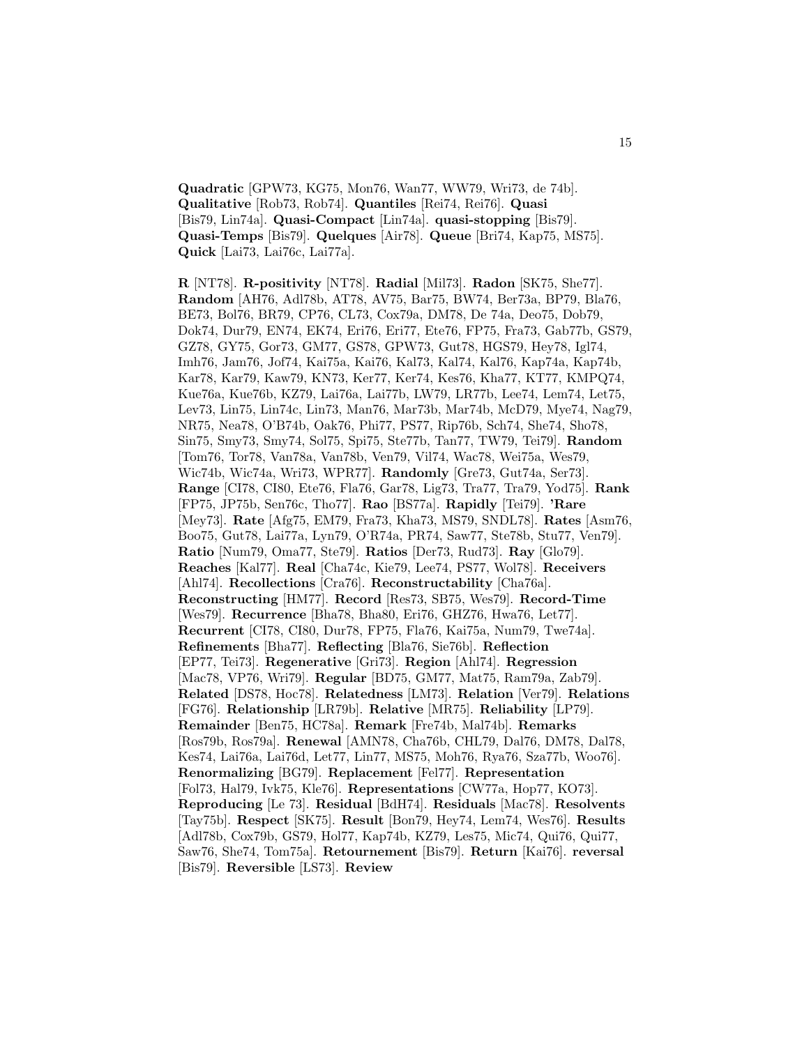**Quadratic** [GPW73, KG75, Mon76, Wan77, WW79, Wri73, de 74b]. **Qualitative** [Rob73, Rob74]. **Quantiles** [Rei74, Rei76]. **Quasi** [Bis79, Lin74a]. **Quasi-Compact** [Lin74a]. **quasi-stopping** [Bis79]. **Quasi-Temps** [Bis79]. **Quelques** [Air78]. **Queue** [Bri74, Kap75, MS75]. **Quick** [Lai73, Lai76c, Lai77a].

**R** [NT78]. **R-positivity** [NT78]. **Radial** [Mil73]. **Radon** [SK75, She77]. **Random** [AH76, Adl78b, AT78, AV75, Bar75, BW74, Ber73a, BP79, Bla76, BE73, Bol76, BR79, CP76, CL73, Cox79a, DM78, De 74a, Deo75, Dob79, Dok74, Dur79, EN74, EK74, Eri76, Eri77, Ete76, FP75, Fra73, Gab77b, GS79, GZ78, GY75, Gor73, GM77, GS78, GPW73, Gut78, HGS79, Hey78, Igl74, Imh76, Jam76, Jof74, Kai75a, Kai76, Kal73, Kal74, Kal76, Kap74a, Kap74b, Kar78, Kar79, Kaw79, KN73, Ker77, Ker74, Kes76, Kha77, KT77, KMPQ74, Kue76a, Kue76b, KZ79, Lai76a, Lai77b, LW79, LR77b, Lee74, Lem74, Let75, Lev73, Lin75, Lin74c, Lin73, Man76, Mar73b, Mar74b, McD79, Mye74, Nag79, NR75, Nea78, O'B74b, Oak76, Phi77, PS77, Rip76b, Sch74, She74, Sho78, Sin75, Smy73, Smy74, Sol75, Spi75, Ste77b, Tan77, TW79, Tei79]. **Random** [Tom76, Tor78, Van78a, Van78b, Ven79, Vil74, Wac78, Wei75a, Wes79, Wic74b, Wic74a, Wri73, WPR77]. **Randomly** [Gre73, Gut74a, Ser73]. **Range** [CI78, CI80, Ete76, Fla76, Gar78, Lig73, Tra77, Tra79, Yod75]. **Rank** [FP75, JP75b, Sen76c, Tho77]. **Rao** [BS77a]. **Rapidly** [Tei79]. **'Rare** [Mey73]. **Rate** [Afg75, EM79, Fra73, Kha73, MS79, SNDL78]. **Rates** [Asm76, Boo75, Gut78, Lai77a, Lyn79, O'R74a, PR74, Saw77, Ste78b, Stu77, Ven79]. **Ratio** [Num79, Oma77, Ste79]. **Ratios** [Der73, Rud73]. **Ray** [Glo79]. **Reaches** [Kal77]. **Real** [Cha74c, Kie79, Lee74, PS77, Wol78]. **Receivers** [Ahl74]. **Recollections** [Cra76]. **Reconstructability** [Cha76a]. **Reconstructing** [HM77]. **Record** [Res73, SB75, Wes79]. **Record-Time** [Wes79]. **Recurrence** [Bha78, Bha80, Eri76, GHZ76, Hwa76, Let77]. **Recurrent** [CI78, CI80, Dur78, FP75, Fla76, Kai75a, Num79, Twe74a]. **Refinements** [Bha77]. **Reflecting** [Bla76, Sie76b]. **Reflection** [EP77, Tei73]. **Regenerative** [Gri73]. **Region** [Ahl74]. **Regression** [Mac78, VP76, Wri79]. **Regular** [BD75, GM77, Mat75, Ram79a, Zab79]. **Related** [DS78, Hoc78]. **Relatedness** [LM73]. **Relation** [Ver79]. **Relations** [FG76]. **Relationship** [LR79b]. **Relative** [MR75]. **Reliability** [LP79]. **Remainder** [Ben75, HC78a]. **Remark** [Fre74b, Mal74b]. **Remarks** [Ros79b, Ros79a]. **Renewal** [AMN78, Cha76b, CHL79, Dal76, DM78, Dal78, Kes74, Lai76a, Lai76d, Let77, Lin77, MS75, Moh76, Rya76, Sza77b, Woo76]. **Renormalizing** [BG79]. **Replacement** [Fel77]. **Representation** [Fol73, Hal79, Ivk75, Kle76]. **Representations** [CW77a, Hop77, KO73]. **Reproducing** [Le 73]. **Residual** [BdH74]. **Residuals** [Mac78]. **Resolvents** [Tay75b]. **Respect** [SK75]. **Result** [Bon79, Hey74, Lem74, Wes76]. **Results** [Adl78b, Cox79b, GS79, Hol77, Kap74b, KZ79, Les75, Mic74, Qui76, Qui77, Saw76, She74, Tom75a]. **Retournement** [Bis79]. **Return** [Kai76]. **reversal** [Bis79]. **Reversible** [LS73]. **Review**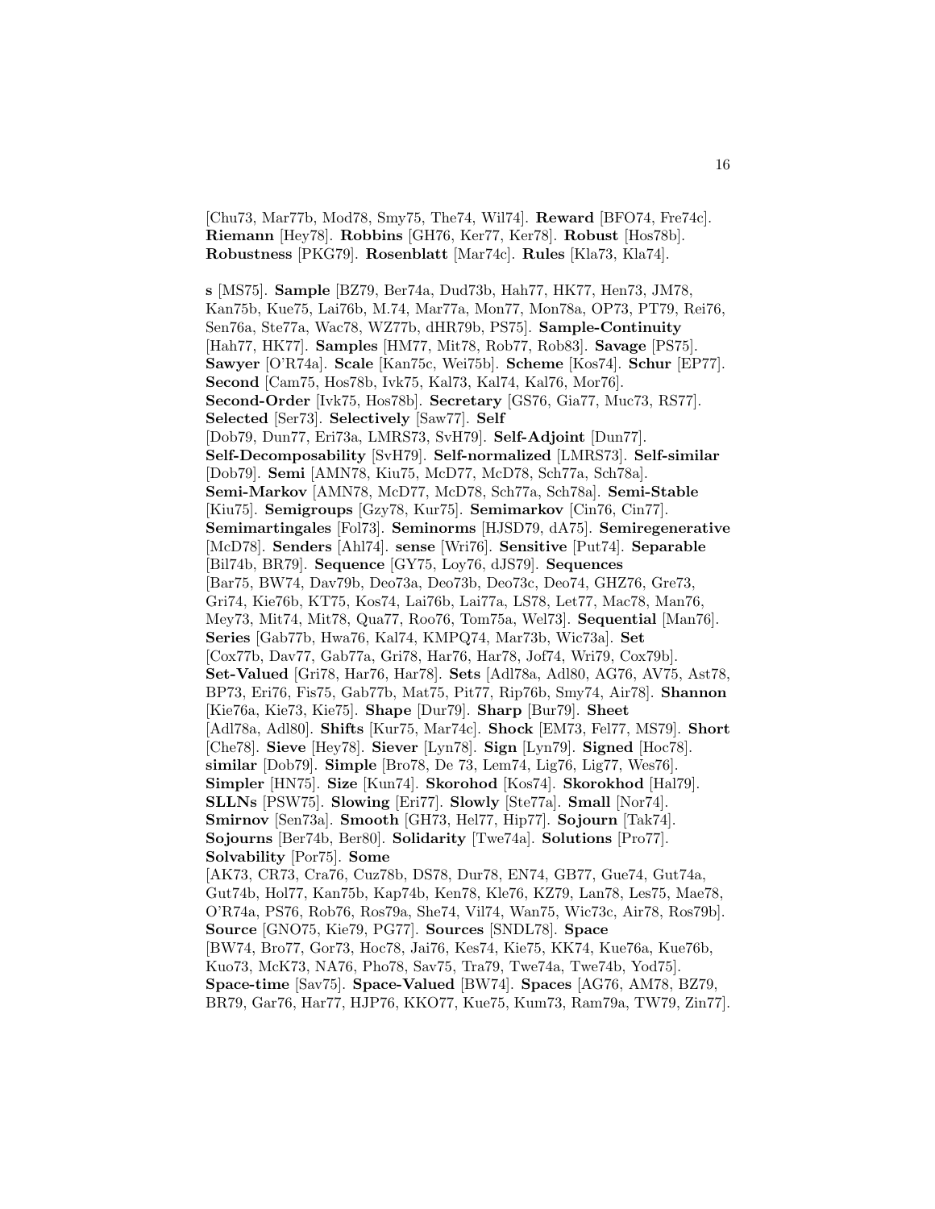[Chu73, Mar77b, Mod78, Smy75, The74, Wil74]. **Reward** [BFO74, Fre74c]. **Riemann** [Hey78]. **Robbins** [GH76, Ker77, Ker78]. **Robust** [Hos78b]. **Robustness** [PKG79]. **Rosenblatt** [Mar74c]. **Rules** [Kla73, Kla74].

**s** [MS75]. **Sample** [BZ79, Ber74a, Dud73b, Hah77, HK77, Hen73, JM78, Kan75b, Kue75, Lai76b, M.74, Mar77a, Mon77, Mon78a, OP73, PT79, Rei76, Sen76a, Ste77a, Wac78, WZ77b, dHR79b, PS75]. **Sample-Continuity** [Hah77, HK77]. **Samples** [HM77, Mit78, Rob77, Rob83]. **Savage** [PS75]. **Sawyer** [O'R74a]. **Scale** [Kan75c, Wei75b]. **Scheme** [Kos74]. **Schur** [EP77]. **Second** [Cam75, Hos78b, Ivk75, Kal73, Kal74, Kal76, Mor76]. **Second-Order** [Ivk75, Hos78b]. **Secretary** [GS76, Gia77, Muc73, RS77]. **Selected** [Ser73]. **Selectively** [Saw77]. **Self** [Dob79, Dun77, Eri73a, LMRS73, SvH79]. **Self-Adjoint** [Dun77]. **Self-Decomposability** [SvH79]. **Self-normalized** [LMRS73]. **Self-similar** [Dob79]. **Semi** [AMN78, Kiu75, McD77, McD78, Sch77a, Sch78a]. **Semi-Markov** [AMN78, McD77, McD78, Sch77a, Sch78a]. **Semi-Stable** [Kiu75]. **Semigroups** [Gzy78, Kur75]. **Semimarkov** [Cin76, Cin77]. **Semimartingales** [Fol73]. **Seminorms** [HJSD79, dA75]. **Semiregenerative** [McD78]. **Senders** [Ahl74]. **sense** [Wri76]. **Sensitive** [Put74]. **Separable** [Bil74b, BR79]. **Sequence** [GY75, Loy76, dJS79]. **Sequences** [Bar75, BW74, Dav79b, Deo73a, Deo73b, Deo73c, Deo74, GHZ76, Gre73, Gri74, Kie76b, KT75, Kos74, Lai76b, Lai77a, LS78, Let77, Mac78, Man76, Mey73, Mit74, Mit78, Qua77, Roo76, Tom75a, Wel73]. **Sequential** [Man76]. **Series** [Gab77b, Hwa76, Kal74, KMPQ74, Mar73b, Wic73a]. **Set** [Cox77b, Dav77, Gab77a, Gri78, Har76, Har78, Jof74, Wri79, Cox79b]. **Set-Valued** [Gri78, Har76, Har78]. **Sets** [Adl78a, Adl80, AG76, AV75, Ast78, BP73, Eri76, Fis75, Gab77b, Mat75, Pit77, Rip76b, Smy74, Air78]. **Shannon** [Kie76a, Kie73, Kie75]. **Shape** [Dur79]. **Sharp** [Bur79]. **Sheet** [Adl78a, Adl80]. **Shifts** [Kur75, Mar74c]. **Shock** [EM73, Fel77, MS79]. **Short** [Che78]. **Sieve** [Hey78]. **Siever** [Lyn78]. **Sign** [Lyn79]. **Signed** [Hoc78]. **similar** [Dob79]. **Simple** [Bro78, De 73, Lem74, Lig76, Lig77, Wes76]. **Simpler** [HN75]. **Size** [Kun74]. **Skorohod** [Kos74]. **Skorokhod** [Hal79]. **SLLNs** [PSW75]. **Slowing** [Eri77]. **Slowly** [Ste77a]. **Small** [Nor74]. **Smirnov** [Sen73a]. **Smooth** [GH73, Hel77, Hip77]. **Sojourn** [Tak74]. **Sojourns** [Ber74b, Ber80]. **Solidarity** [Twe74a]. **Solutions** [Pro77]. **Solvability** [Por75]. **Some** [AK73, CR73, Cra76, Cuz78b, DS78, Dur78, EN74, GB77, Gue74, Gut74a, Gut74b, Hol77, Kan75b, Kap74b, Ken78, Kle76, KZ79, Lan78, Les75, Mae78, O'R74a, PS76, Rob76, Ros79a, She74, Vil74, Wan75, Wic73c, Air78, Ros79b]. **Source** [GNO75, Kie79, PG77]. **Sources** [SNDL78]. **Space** [BW74, Bro77, Gor73, Hoc78, Jai76, Kes74, Kie75, KK74, Kue76a, Kue76b, Kuo73, McK73, NA76, Pho78, Sav75, Tra79, Twe74a, Twe74b, Yod75]. **Space-time** [Sav75]. **Space-Valued** [BW74]. **Spaces** [AG76, AM78, BZ79, BR79, Gar76, Har77, HJP76, KKO77, Kue75, Kum73, Ram79a, TW79, Zin77].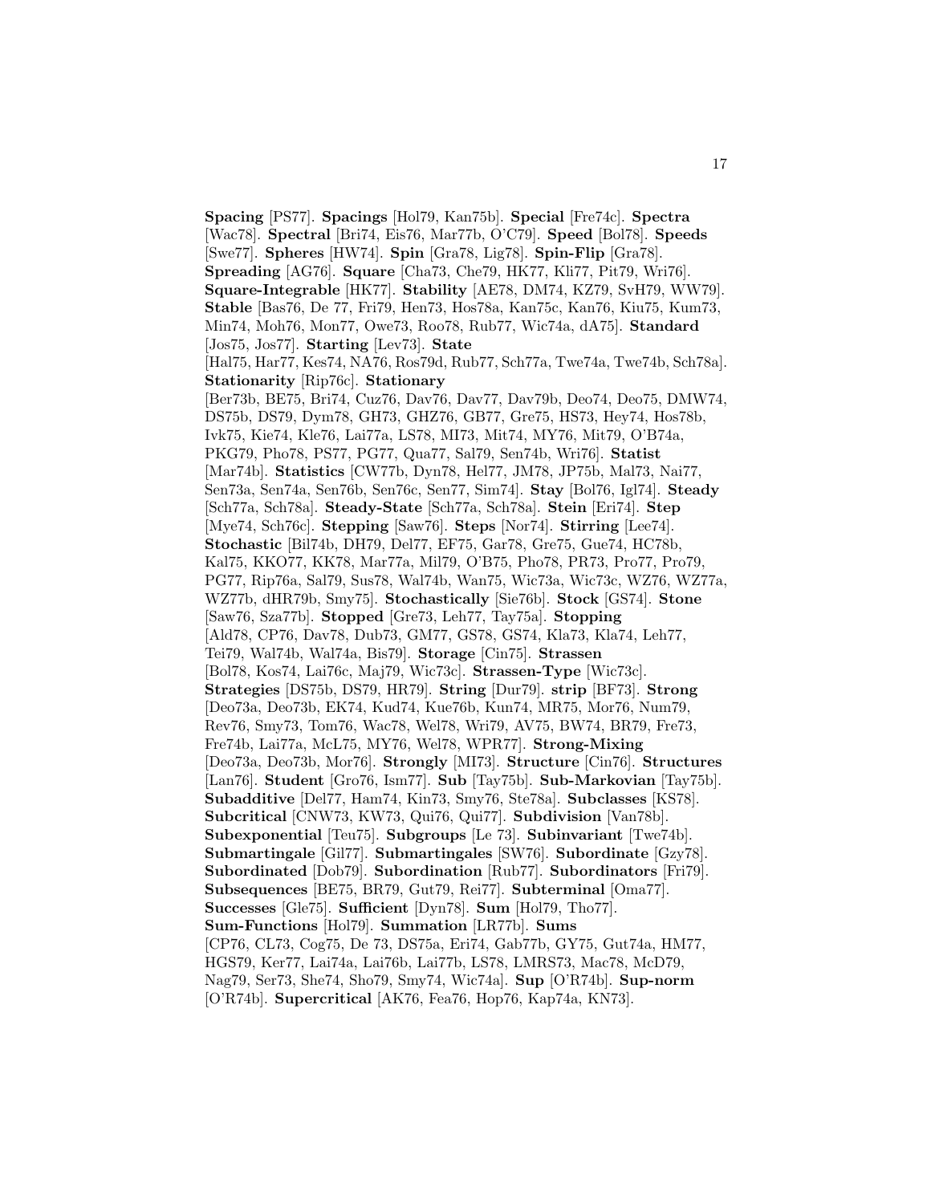**Spacing** [PS77]. **Spacings** [Hol79, Kan75b]. **Special** [Fre74c]. **Spectra** [Wac78]. **Spectral** [Bri74, Eis76, Mar77b, O'C79]. **Speed** [Bol78]. **Speeds** [Swe77]. **Spheres** [HW74]. **Spin** [Gra78, Lig78]. **Spin-Flip** [Gra78]. **Spreading** [AG76]. **Square** [Cha73, Che79, HK77, Kli77, Pit79, Wri76]. **Square-Integrable** [HK77]. **Stability** [AE78, DM74, KZ79, SvH79, WW79]. **Stable** [Bas76, De 77, Fri79, Hen73, Hos78a, Kan75c, Kan76, Kiu75, Kum73, Min74, Moh76, Mon77, Owe73, Roo78, Rub77, Wic74a, dA75]. **Standard** [Jos75, Jos77]. **Starting** [Lev73]. **State** [Hal75, Har77, Kes74, NA76, Ros79d, Rub77, Sch77a, Twe74a, Twe74b, Sch78a]. **Stationarity** [Rip76c]. **Stationary** [Ber73b, BE75, Bri74, Cuz76, Dav76, Dav77, Dav79b, Deo74, Deo75, DMW74, DS75b, DS79, Dym78, GH73, GHZ76, GB77, Gre75, HS73, Hey74, Hos78b, Ivk75, Kie74, Kle76, Lai77a, LS78, MI73, Mit74, MY76, Mit79, O'B74a, PKG79, Pho78, PS77, PG77, Qua77, Sal79, Sen74b, Wri76]. **Statist** [Mar74b]. **Statistics** [CW77b, Dyn78, Hel77, JM78, JP75b, Mal73, Nai77, Sen73a, Sen74a, Sen76b, Sen76c, Sen77, Sim74]. **Stay** [Bol76, Igl74]. **Steady** [Sch77a, Sch78a]. **Steady-State** [Sch77a, Sch78a]. **Stein** [Eri74]. **Step** [Mye74, Sch76c]. **Stepping** [Saw76]. **Steps** [Nor74]. **Stirring** [Lee74]. **Stochastic** [Bil74b, DH79, Del77, EF75, Gar78, Gre75, Gue74, HC78b, Kal75, KKO77, KK78, Mar77a, Mil79, O'B75, Pho78, PR73, Pro77, Pro79, PG77, Rip76a, Sal79, Sus78, Wal74b, Wan75, Wic73a, Wic73c, WZ76, WZ77a, WZ77b, dHR79b, Smy75]. **Stochastically** [Sie76b]. **Stock** [GS74]. **Stone** [Saw76, Sza77b]. **Stopped** [Gre73, Leh77, Tay75a]. **Stopping** [Ald78, CP76, Dav78, Dub73, GM77, GS78, GS74, Kla73, Kla74, Leh77, Tei79, Wal74b, Wal74a, Bis79]. **Storage** [Cin75]. **Strassen** [Bol78, Kos74, Lai76c, Maj79, Wic73c]. **Strassen-Type** [Wic73c]. **Strategies** [DS75b, DS79, HR79]. **String** [Dur79]. **strip** [BF73]. **Strong** [Deo73a, Deo73b, EK74, Kud74, Kue76b, Kun74, MR75, Mor76, Num79, Rev76, Smy73, Tom76, Wac78, Wel78, Wri79, AV75, BW74, BR79, Fre73, Fre74b, Lai77a, McL75, MY76, Wel78, WPR77]. **Strong-Mixing** [Deo73a, Deo73b, Mor76]. **Strongly** [MI73]. **Structure** [Cin76]. **Structures** [Lan76]. **Student** [Gro76, Ism77]. **Sub** [Tay75b]. **Sub-Markovian** [Tay75b]. **Subadditive** [Del77, Ham74, Kin73, Smy76, Ste78a]. **Subclasses** [KS78]. **Subcritical** [CNW73, KW73, Qui76, Qui77]. **Subdivision** [Van78b]. **Subexponential** [Teu75]. **Subgroups** [Le 73]. **Subinvariant** [Twe74b]. **Submartingale** [Gil77]. **Submartingales** [SW76]. **Subordinate** [Gzy78]. **Subordinated** [Dob79]. **Subordination** [Rub77]. **Subordinators** [Fri79]. **Subsequences** [BE75, BR79, Gut79, Rei77]. **Subterminal** [Oma77]. **Successes** [Gle75]. **Sufficient** [Dyn78]. **Sum** [Hol79, Tho77]. **Sum-Functions** [Hol79]. **Summation** [LR77b]. **Sums** [CP76, CL73, Cog75, De 73, DS75a, Eri74, Gab77b, GY75, Gut74a, HM77, HGS79, Ker77, Lai74a, Lai76b, Lai77b, LS78, LMRS73, Mac78, McD79, Nag79, Ser73, She74, Sho79, Smy74, Wic74a]. **Sup** [O'R74b]. **Sup-norm** [O'R74b]. **Supercritical** [AK76, Fea76, Hop76, Kap74a, KN73].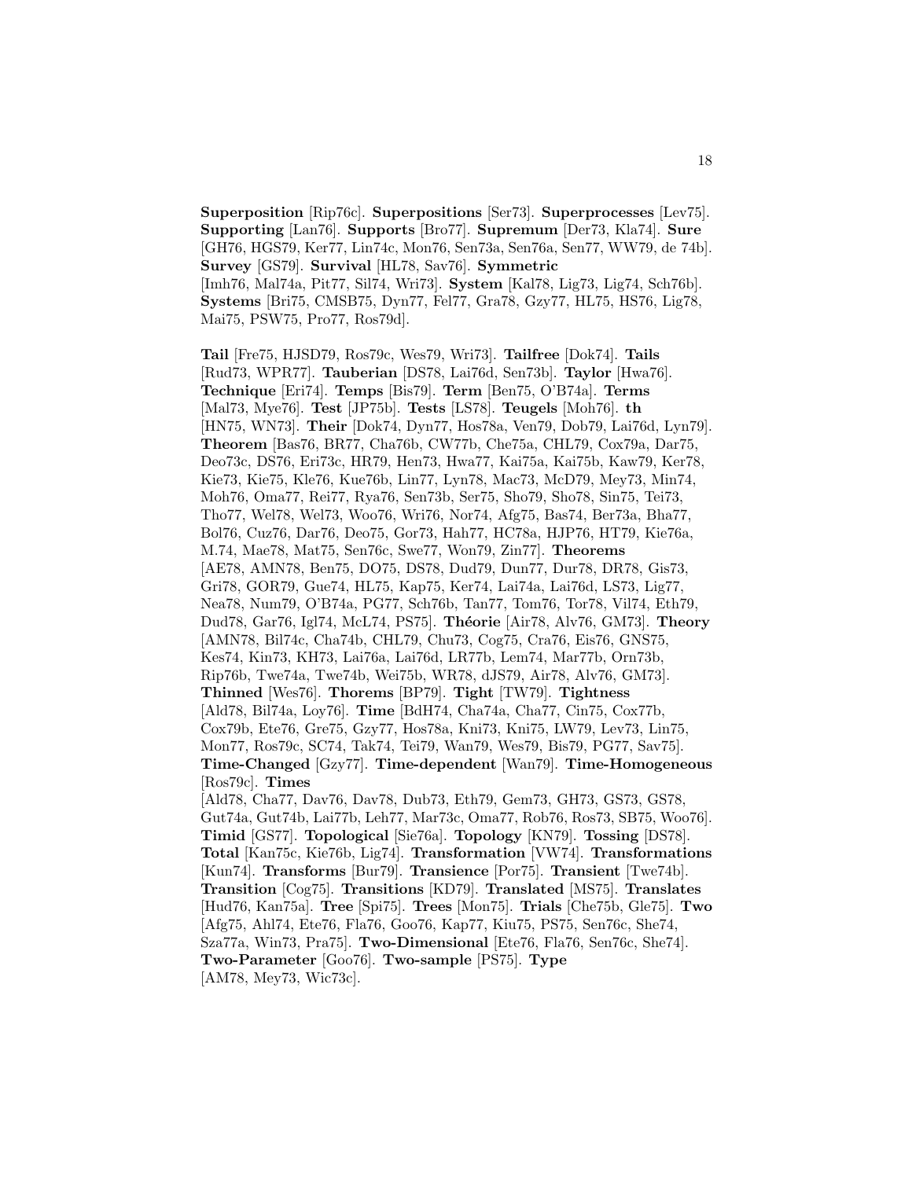**Superposition** [Rip76c]. **Superpositions** [Ser73]. **Superprocesses** [Lev75]. **Supporting** [Lan76]. **Supports** [Bro77]. **Supremum** [Der73, Kla74]. **Sure** [GH76, HGS79, Ker77, Lin74c, Mon76, Sen73a, Sen76a, Sen77, WW79, de 74b]. **Survey** [GS79]. **Survival** [HL78, Sav76]. **Symmetric** [Imh76, Mal74a, Pit77, Sil74, Wri73]. **System** [Kal78, Lig73, Lig74, Sch76b]. **Systems** [Bri75, CMSB75, Dyn77, Fel77, Gra78, Gzy77, HL75, HS76, Lig78, Mai75, PSW75, Pro77, Ros79d].

**Tail** [Fre75, HJSD79, Ros79c, Wes79, Wri73]. **Tailfree** [Dok74]. **Tails** [Rud73, WPR77]. **Tauberian** [DS78, Lai76d, Sen73b]. **Taylor** [Hwa76]. **Technique** [Eri74]. **Temps** [Bis79]. **Term** [Ben75, O'B74a]. **Terms** [Mal73, Mye76]. **Test** [JP75b]. **Tests** [LS78]. **Teugels** [Moh76]. **th** [HN75, WN73]. **Their** [Dok74, Dyn77, Hos78a, Ven79, Dob79, Lai76d, Lyn79]. **Theorem** [Bas76, BR77, Cha76b, CW77b, Che75a, CHL79, Cox79a, Dar75, Deo73c, DS76, Eri73c, HR79, Hen73, Hwa77, Kai75a, Kai75b, Kaw79, Ker78, Kie73, Kie75, Kle76, Kue76b, Lin77, Lyn78, Mac73, McD79, Mey73, Min74, Moh76, Oma77, Rei77, Rya76, Sen73b, Ser75, Sho79, Sho78, Sin75, Tei73, Tho77, Wel78, Wel73, Woo76, Wri76, Nor74, Afg75, Bas74, Ber73a, Bha77, Bol76, Cuz76, Dar76, Deo75, Gor73, Hah77, HC78a, HJP76, HT79, Kie76a, M.74, Mae78, Mat75, Sen76c, Swe77, Won79, Zin77]. **Theorems** [AE78, AMN78, Ben75, DO75, DS78, Dud79, Dun77, Dur78, DR78, Gis73, Gri78, GOR79, Gue74, HL75, Kap75, Ker74, Lai74a, Lai76d, LS73, Lig77, Nea78, Num79, O'B74a, PG77, Sch76b, Tan77, Tom76, Tor78, Vil74, Eth79, Dud78, Gar76, Igl74, McL74, PS75]. **Théorie** [Air78, Alv76, GM73]. **Theory** [AMN78, Bil74c, Cha74b, CHL79, Chu73, Cog75, Cra76, Eis76, GNS75, Kes74, Kin73, KH73, Lai76a, Lai76d, LR77b, Lem74, Mar77b, Orn73b, Rip76b, Twe74a, Twe74b, Wei75b, WR78, dJS79, Air78, Alv76, GM73]. **Thinned** [Wes76]. **Thorems** [BP79]. **Tight** [TW79]. **Tightness** [Ald78, Bil74a, Loy76]. **Time** [BdH74, Cha74a, Cha77, Cin75, Cox77b, Cox79b, Ete76, Gre75, Gzy77, Hos78a, Kni73, Kni75, LW79, Lev73, Lin75, Mon77, Ros79c, SC74, Tak74, Tei79, Wan79, Wes79, Bis79, PG77, Sav75]. **Time-Changed** [Gzy77]. **Time-dependent** [Wan79]. **Time-Homogeneous** [Ros79c]. **Times** [Ald78, Cha77, Dav76, Dav78, Dub73, Eth79, Gem73, GH73, GS73, GS78, Gut74a, Gut74b, Lai77b, Leh77, Mar73c, Oma77, Rob76, Ros73, SB75, Woo76]. **Timid** [GS77]. **Topological** [Sie76a]. **Topology** [KN79]. **Tossing** [DS78]. **Total** [Kan75c, Kie76b, Lig74]. **Transformation** [VW74]. **Transformations** [Kun74]. **Transforms** [Bur79]. **Transience** [Por75]. **Transient** [Twe74b]. **Transition** [Cog75]. **Transitions** [KD79]. **Translated** [MS75]. **Translates** [Hud76, Kan75a]. **Tree** [Spi75]. **Trees** [Mon75]. **Trials** [Che75b, Gle75]. **Two** [Afg75, Ahl74, Ete76, Fla76, Goo76, Kap77, Kiu75, PS75, Sen76c, She74, Sza77a, Win73, Pra75]. **Two-Dimensional** [Ete76, Fla76, Sen76c, She74]. **Two-Parameter** [Goo76]. **Two-sample** [PS75]. **Type** [AM78, Mey73, Wic73c].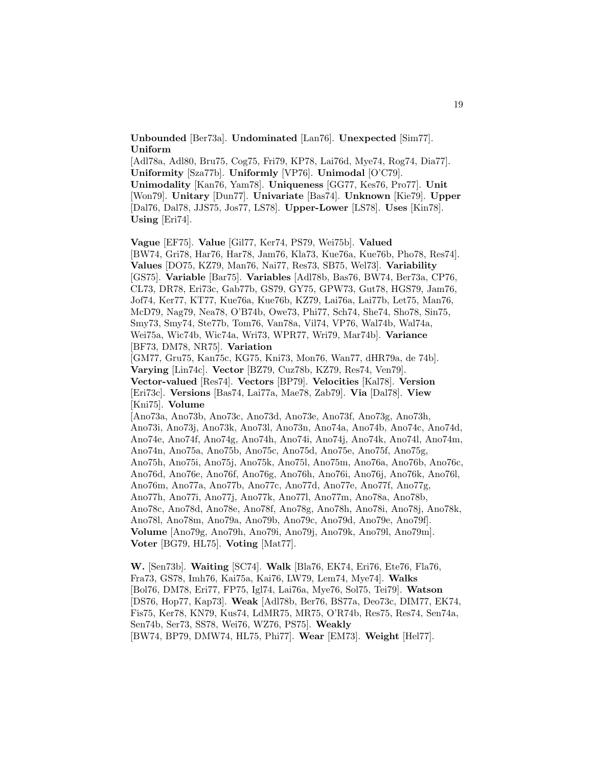**Unbounded** [Ber73a]. **Undominated** [Lan76]. **Unexpected** [Sim77]. **Uniform** [Adl78a, Adl80, Bru75, Cog75, Fri79, KP78, Lai76d, Mye74, Rog74, Dia77]. **Uniformity** [Sza77b]. **Uniformly** [VP76]. **Unimodal** [O'C79]. **Unimodality** [Kan76, Yam78]. **Uniqueness** [GG77, Kes76, Pro77]. **Unit** [Won79]. **Unitary** [Dun77]. **Univariate** [Bas74]. **Unknown** [Kie79]. **Upper** [Dal76, Dal78, JJS75, Jos77, LS78]. **Upper-Lower** [LS78]. **Uses** [Kin78]. **Using** [Eri74].

**Vague** [EF75]. **Value** [Gil77, Ker74, PS79, Wei75b]. **Valued** [BW74, Gri78, Har76, Har78, Jam76, Kla73, Kue76a, Kue76b, Pho78, Res74]. **Values** [DO75, KZ79, Man76, Nai77, Res73, SB75, Wel73]. **Variability** [GS75]. **Variable** [Bar75]. **Variables** [Adl78b, Bas76, BW74, Ber73a, CP76, CL73, DR78, Eri73c, Gab77b, GS79, GY75, GPW73, Gut78, HGS79, Jam76, Jof74, Ker77, KT77, Kue76a, Kue76b, KZ79, Lai76a, Lai77b, Let75, Man76, McD79, Nag79, Nea78, O'B74b, Owe73, Phi77, Sch74, She74, Sho78, Sin75, Smy73, Smy74, Ste77b, Tom76, Van78a, Vil74, VP76, Wal74b, Wal74a, Wei75a, Wic74b, Wic74a, Wri73, WPR77, Wri79, Mar74b]. **Variance** [BF73, DM78, NR75]. **Variation** [GM77, Gru75, Kan75c, KG75, Kni73, Mon76, Wan77, dHR79a, de 74b]. **Varying** [Lin74c]. **Vector** [BZ79, Cuz78b, KZ79, Res74, Ven79]. **Vector-valued** [Res74]. **Vectors** [BP79]. **Velocities** [Kal78]. **Version** [Eri73c]. **Versions** [Bas74, Lai77a, Mae78, Zab79]. **Via** [Dal78]. **View** [Kni75]. **Volume** [Ano73a, Ano73b, Ano73c, Ano73d, Ano73e, Ano73f, Ano73g, Ano73h, Ano73i, Ano73j, Ano73k, Ano73l, Ano73n, Ano74a, Ano74b, Ano74c, Ano74d, Ano74e, Ano74f, Ano74g, Ano74h, Ano74i, Ano74j, Ano74k, Ano74l, Ano74m, Ano74n, Ano75a, Ano75b, Ano75c, Ano75d, Ano75e, Ano75f, Ano75g, Ano75h, Ano75i, Ano75j, Ano75k, Ano75l, Ano75m, Ano76a, Ano76b, Ano76c, Ano76d, Ano76e, Ano76f, Ano76g, Ano76h, Ano76i, Ano76j, Ano76k, Ano76l, Ano76m, Ano77a, Ano77b, Ano77c, Ano77d, Ano77e, Ano77f, Ano77g, Ano77h, Ano77i, Ano77j, Ano77k, Ano77l, Ano77m, Ano78a, Ano78b, Ano78c, Ano78d, Ano78e, Ano78f, Ano78g, Ano78h, Ano78i, Ano78j, Ano78k, Ano78l, Ano78m, Ano79a, Ano79b, Ano79c, Ano79d, Ano79e, Ano79f]. **Volume** [Ano79g, Ano79h, Ano79i, Ano79j, Ano79k, Ano79l, Ano79m]. **Voter** [BG79, HL75]. **Voting** [Mat77].

**W.** [Sen73b]. **Waiting** [SC74]. **Walk** [Bla76, EK74, Eri76, Ete76, Fla76, Fra73, GS78, Imh76, Kai75a, Kai76, LW79, Lem74, Mye74]. **Walks** [Bol76, DM78, Eri77, FP75, Igl74, Lai76a, Mye76, Sol75, Tei79]. **Watson** [DS76, Hop77, Kap73]. **Weak** [Adl78b, Ber76, BS77a, Deo73c, DIM77, EK74, Fis75, Ker78, KN79, Kus74, LdMR75, MR75, O'R74b, Res75, Res74, Sen74a, Sen74b, Ser73, SS78, Wei76, WZ76, PS75]. **Weakly** [BW74, BP79, DMW74, HL75, Phi77]. **Wear** [EM73]. **Weight** [Hel77].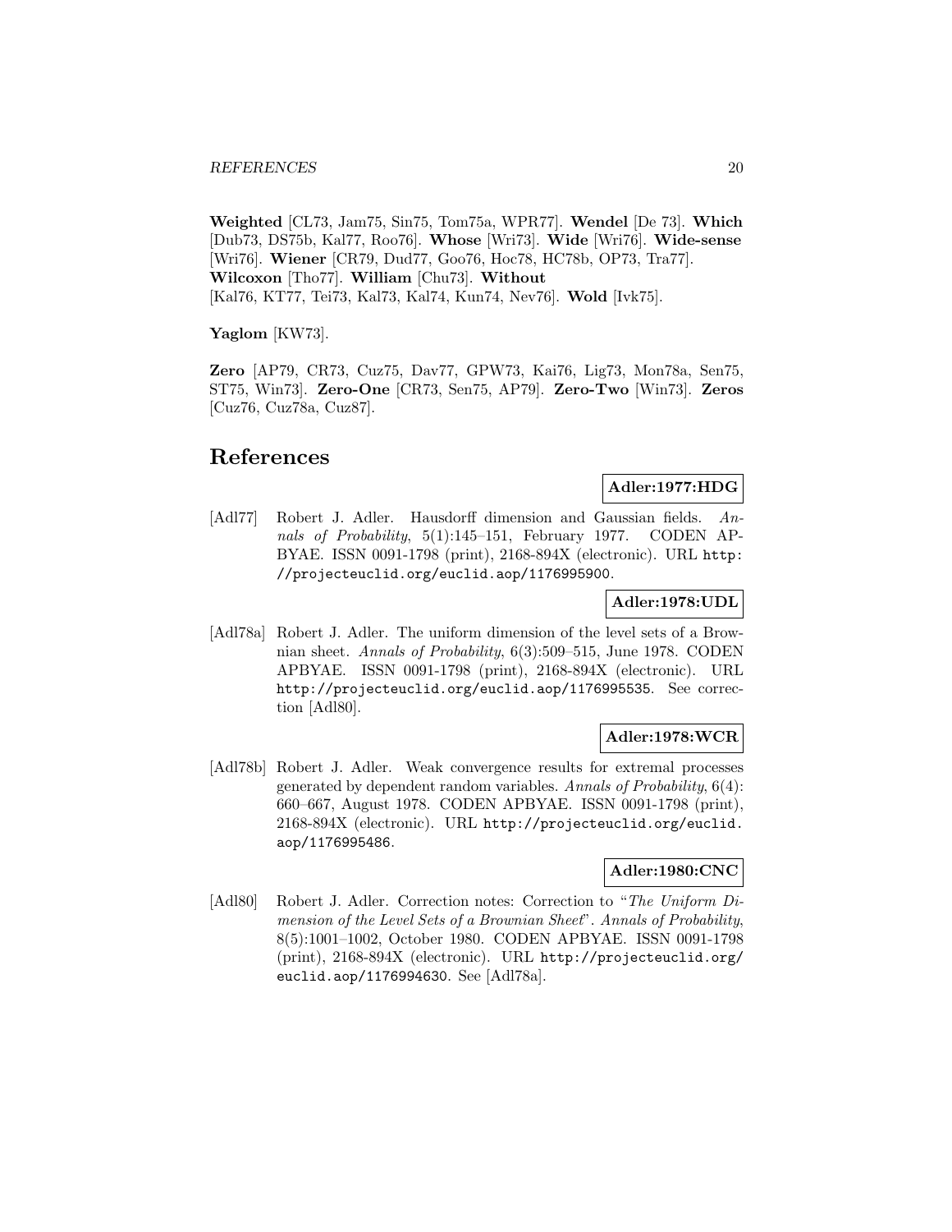**Weighted** [CL73, Jam75, Sin75, Tom75a, WPR77]. **Wendel** [De 73]. **Which** [Dub73, DS75b, Kal77, Roo76]. **Whose** [Wri73]. **Wide** [Wri76]. **Wide-sense** [Wri76]. **Wiener** [CR79, Dud77, Goo76, Hoc78, HC78b, OP73, Tra77]. **Wilcoxon** [Tho77]. **William** [Chu73]. **Without** [Kal76, KT77, Tei73, Kal73, Kal74, Kun74, Nev76]. **Wold** [Ivk75].

**Yaglom** [KW73].

**Zero** [AP79, CR73, Cuz75, Dav77, GPW73, Kai76, Lig73, Mon78a, Sen75, ST75, Win73]. **Zero-One** [CR73, Sen75, AP79]. **Zero-Two** [Win73]. **Zeros** [Cuz76, Cuz78a, Cuz87].

# References

**Adler:1977:HDG**

[Adl77] Robert J. Adler. Hausdorff dimension and Gaussian fields. *Annals of Probability*, 5(1):145–151, February 1977. CODEN APBYAE. ISSN 0091-1798 (print), 2168-894X (electronic). URL http://projecteuclid.org/euclid.aop/1176995900.

**Adler:1978:UDL**

[Adl78a] Robert J. Adler. The uniform dimension of the level sets of a Brownian sheet. *Annals of Probability*, 6(3):509–515, June 1978. CODEN APBYAE. ISSN 0091-1798 (print), 2168-894X (electronic). URL http://projecteuclid.org/euclid.aop/1176995535. See correction [Adl80].

**Adler:1978:WCR**

[Adl78b] Robert J. Adler. Weak convergence results for extremal processes generated by dependent random variables. *Annals of Probability*, 6(4): 660–667, August 1978. CODEN APBYAE. ISSN 0091-1798 (print), 2168-894X (electronic). URL http://projecteuclid.org/euclid.aop/1176995486.

**Adler:1980:CNC**

[Adl80] Robert J. Adler. Correction notes: Correction to "*The Uniform Dimension of the Level Sets of a Brownian Sheet*". *Annals of Probability*, 8(5):1001–1002, October 1980. CODEN APBYAE. ISSN 0091-1798 (print), 2168-894X (electronic). URL http://projecteuclid.org/euclid.aop/1176994630. See [Adl78a].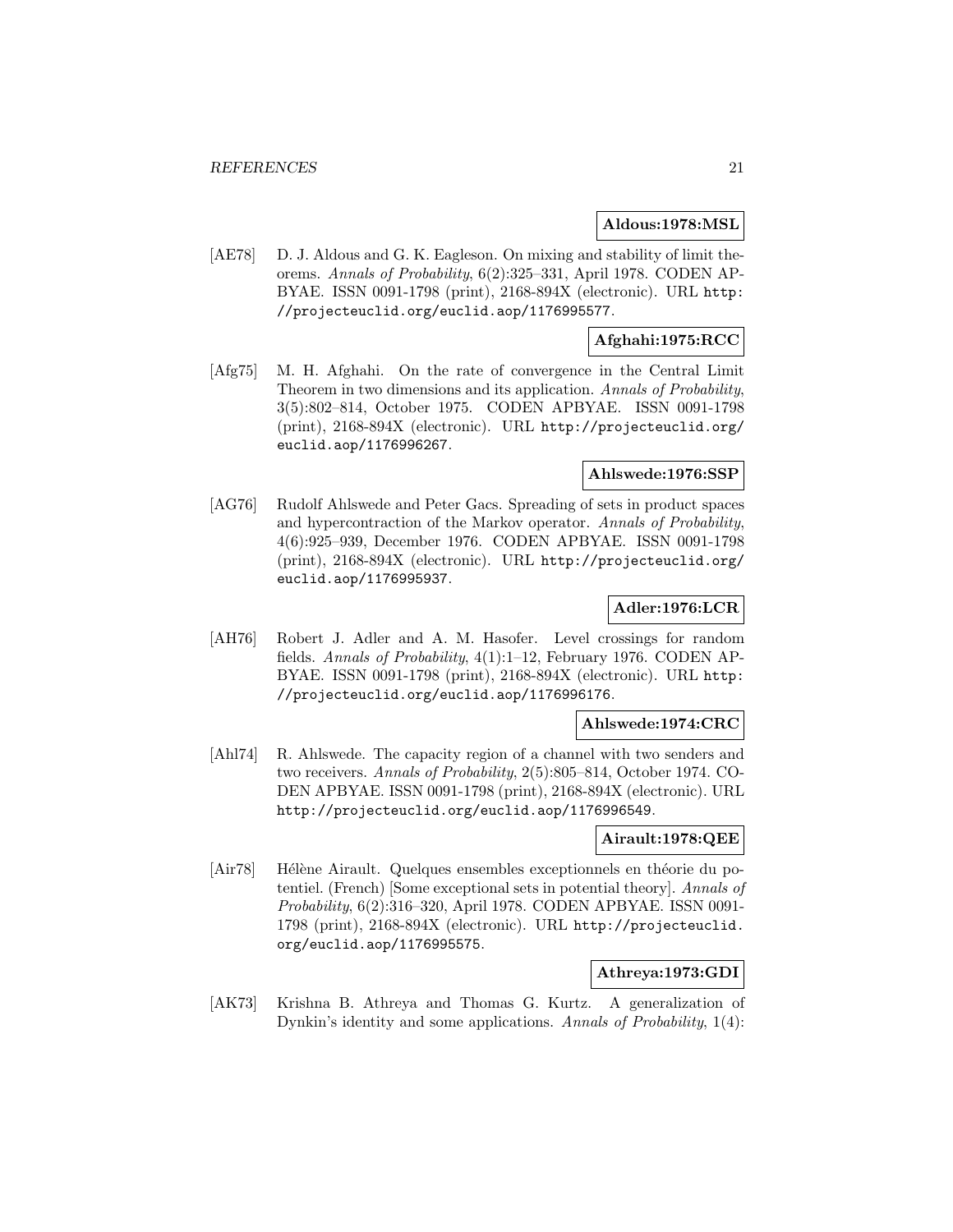**Aldous:1978:MSL**

[AE78] D. J. Aldous and G. K. Eagleson. On mixing and stability of limit theorems. *Annals of Probability*, 6(2):325–331, April 1978. CODEN APBYAE. ISSN 0091-1798 (print), 2168-894X (electronic). URL http://projecteuclid.org/euclid.aop/1176995577.

**Afghahi:1975:RCC**

[Afg75] M. H. Afghahi. On the rate of convergence in the Central Limit Theorem in two dimensions and its application. *Annals of Probability*, 3(5):802–814, October 1975. CODEN APBYAE. ISSN 0091-1798 (print), 2168-894X (electronic). URL http://projecteuclid.org/euclid.aop/1176996267.

**Ahlswede:1976:SSP**

[AG76] Rudolf Ahlswede and Peter Gacs. Spreading of sets in product spaces and hypercontraction of the Markov operator. *Annals of Probability*, 4(6):925–939, December 1976. CODEN APBYAE. ISSN 0091-1798 (print), 2168-894X (electronic). URL http://projecteuclid.org/euclid.aop/1176995937.

**Adler:1976:LCR**

[AH76] Robert J. Adler and A. M. Hasofer. Level crossings for random fields. *Annals of Probability*, 4(1):1–12, February 1976. CODEN APBYAE. ISSN 0091-1798 (print), 2168-894X (electronic). URL http://projecteuclid.org/euclid.aop/1176996176.

**Ahlswede:1974:CRC**

[Ahl74] R. Ahlswede. The capacity region of a channel with two senders and two receivers. *Annals of Probability*, 2(5):805–814, October 1974. CODEN APBYAE. ISSN 0091-1798 (print), 2168-894X (electronic). URL http://projecteuclid.org/euclid.aop/1176996549.

**Airault:1978:QEE**

[Air78] Hélène Airault. Quelques ensembles exceptionnels en théorie du potentiel. (French) [Some exceptional sets in potential theory]. *Annals of Probability*, 6(2):316–320, April 1978. CODEN APBYAE. ISSN 0091-1798 (print), 2168-894X (electronic). URL http://projecteuclid.org/euclid.aop/1176995575.

**Athreya:1973:GDI**

[AK73] Krishna B. Athreya and Thomas G. Kurtz. A generalization of Dynkin's identity and some applications. *Annals of Probability*, 1(4):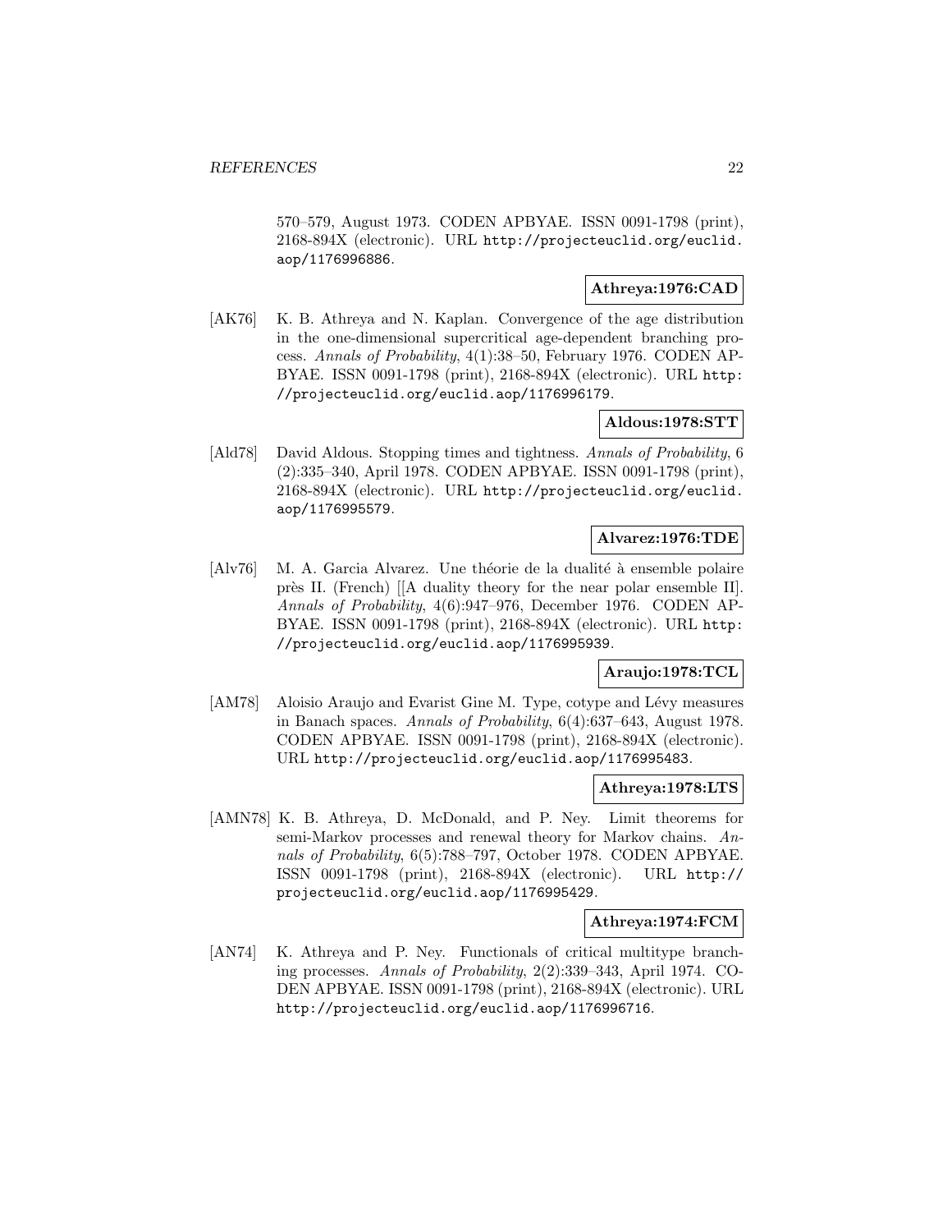570–579, August 1973. CODEN APBYAE. ISSN 0091-1798 (print), 2168-894X (electronic). URL http://projecteuclid.org/euclid.aop/1176996886.

**Athreya:1976:CAD**

[AK76] K. B. Athreya and N. Kaplan. Convergence of the age distribution in the one-dimensional supercritical age-dependent branching process. *Annals of Probability*, 4(1):38–50, February 1976. CODEN APBYAE. ISSN 0091-1798 (print), 2168-894X (electronic). URL http://projecteuclid.org/euclid.aop/1176996179.

**Aldous:1978:STT**

[Ald78] David Aldous. Stopping times and tightness. *Annals of Probability*, 6 (2):335–340, April 1978. CODEN APBYAE. ISSN 0091-1798 (print), 2168-894X (electronic). URL http://projecteuclid.org/euclid.aop/1176995579.

**Alvarez:1976:TDE**

[Alv76] M. A. Garcia Alvarez. Une théorie de la dualité à ensemble polaire près II. (French) [[A duality theory for the near polar ensemble II]. *Annals of Probability*, 4(6):947–976, December 1976. CODEN APBYAE. ISSN 0091-1798 (print), 2168-894X (electronic). URL http://projecteuclid.org/euclid.aop/1176995939.

**Araujo:1978:TCL**

[AM78] Aloisio Araujo and Evarist Gine M. Type, cotype and Lévy measures in Banach spaces. *Annals of Probability*, 6(4):637–643, August 1978. CODEN APBYAE. ISSN 0091-1798 (print), 2168-894X (electronic). URL http://projecteuclid.org/euclid.aop/1176995483.

**Athreya:1978:LTS**

[AMN78] K. B. Athreya, D. McDonald, and P. Ney. Limit theorems for semi-Markov processes and renewal theory for Markov chains. *Annals of Probability*, 6(5):788–797, October 1978. CODEN APBYAE. ISSN 0091-1798 (print), 2168-894X (electronic). URL http://projecteuclid.org/euclid.aop/1176995429.

**Athreya:1974:FCM**

[AN74] K. Athreya and P. Ney. Functionals of critical multitype branching processes. *Annals of Probability*, 2(2):339–343, April 1974. CODEN APBYAE. ISSN 0091-1798 (print), 2168-894X (electronic). URL http://projecteuclid.org/euclid.aop/1176996716.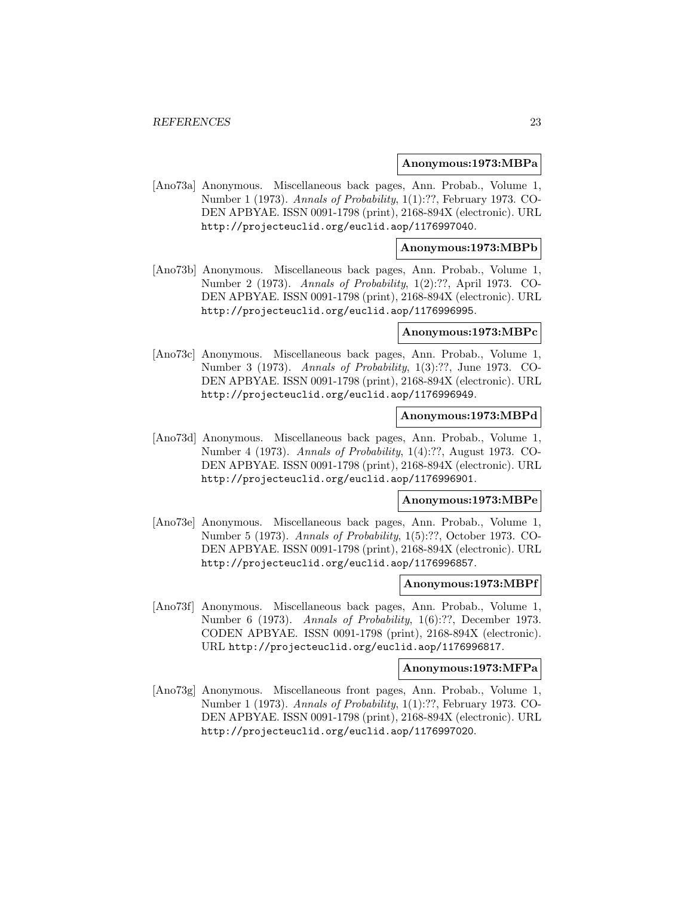**Anonymous:1973:MBPa**

[Ano73a] Anonymous. Miscellaneous back pages, Ann. Probab., Volume 1, Number 1 (1973). *Annals of Probability*, 1(1):??, February 1973. CODEN APBYAE. ISSN 0091-1798 (print), 2168-894X (electronic). URL http://projecteuclid.org/euclid.aop/1176997040.

**Anonymous:1973:MBPb**

[Ano73b] Anonymous. Miscellaneous back pages, Ann. Probab., Volume 1, Number 2 (1973). *Annals of Probability*, 1(2):??, April 1973. CODEN APBYAE. ISSN 0091-1798 (print), 2168-894X (electronic). URL http://projecteuclid.org/euclid.aop/1176996995.

**Anonymous:1973:MBPc**

[Ano73c] Anonymous. Miscellaneous back pages, Ann. Probab., Volume 1, Number 3 (1973). *Annals of Probability*, 1(3):??, June 1973. CODEN APBYAE. ISSN 0091-1798 (print), 2168-894X (electronic). URL http://projecteuclid.org/euclid.aop/1176996949.

**Anonymous:1973:MBPd**

[Ano73d] Anonymous. Miscellaneous back pages, Ann. Probab., Volume 1, Number 4 (1973). *Annals of Probability*, 1(4):??, August 1973. CODEN APBYAE. ISSN 0091-1798 (print), 2168-894X (electronic). URL http://projecteuclid.org/euclid.aop/1176996901.

**Anonymous:1973:MBPe**

[Ano73e] Anonymous. Miscellaneous back pages, Ann. Probab., Volume 1, Number 5 (1973). *Annals of Probability*, 1(5):??, October 1973. CODEN APBYAE. ISSN 0091-1798 (print), 2168-894X (electronic). URL http://projecteuclid.org/euclid.aop/1176996857.

**Anonymous:1973:MBPf**

[Ano73f] Anonymous. Miscellaneous back pages, Ann. Probab., Volume 1, Number 6 (1973). *Annals of Probability*, 1(6):??, December 1973. CODEN APBYAE. ISSN 0091-1798 (print), 2168-894X (electronic). URL http://projecteuclid.org/euclid.aop/1176996817.

**Anonymous:1973:MFPa**

[Ano73g] Anonymous. Miscellaneous front pages, Ann. Probab., Volume 1, Number 1 (1973). *Annals of Probability*, 1(1):??, February 1973. CODEN APBYAE. ISSN 0091-1798 (print), 2168-894X (electronic). URL http://projecteuclid.org/euclid.aop/1176997020.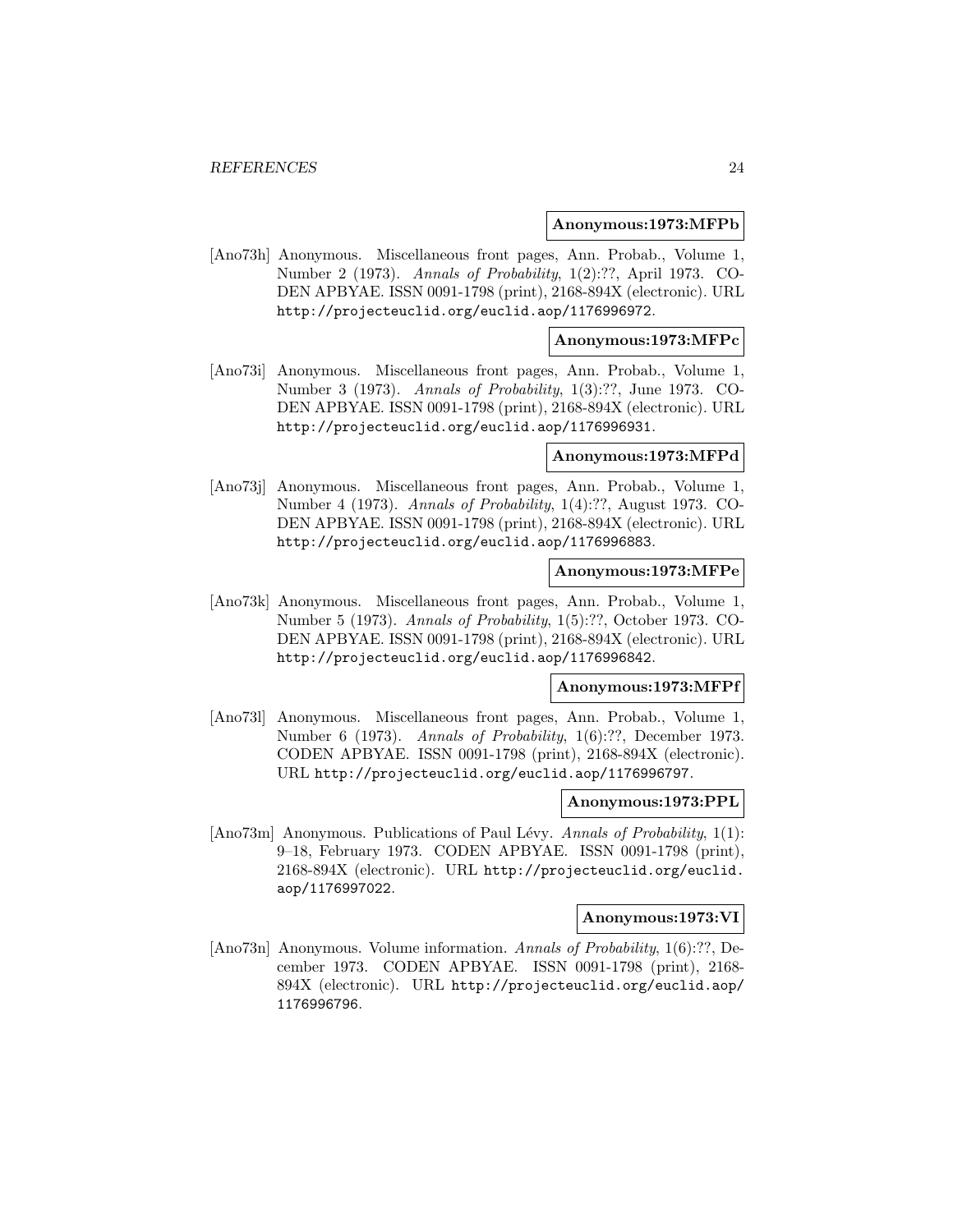**Anonymous:1973:MFPb**

[Ano73h] Anonymous. Miscellaneous front pages, Ann. Probab., Volume 1, Number 2 (1973). *Annals of Probability*, 1(2):??, April 1973. CODEN APBYAE. ISSN 0091-1798 (print), 2168-894X (electronic). URL http://projecteuclid.org/euclid.aop/1176996972.

**Anonymous:1973:MFPc**

[Ano73i] Anonymous. Miscellaneous front pages, Ann. Probab., Volume 1, Number 3 (1973). *Annals of Probability*, 1(3):??, June 1973. CODEN APBYAE. ISSN 0091-1798 (print), 2168-894X (electronic). URL http://projecteuclid.org/euclid.aop/1176996931.

**Anonymous:1973:MFPd**

[Ano73j] Anonymous. Miscellaneous front pages, Ann. Probab., Volume 1, Number 4 (1973). *Annals of Probability*, 1(4):??, August 1973. CODEN APBYAE. ISSN 0091-1798 (print), 2168-894X (electronic). URL http://projecteuclid.org/euclid.aop/1176996883.

**Anonymous:1973:MFPe**

[Ano73k] Anonymous. Miscellaneous front pages, Ann. Probab., Volume 1, Number 5 (1973). *Annals of Probability*, 1(5):??, October 1973. CODEN APBYAE. ISSN 0091-1798 (print), 2168-894X (electronic). URL http://projecteuclid.org/euclid.aop/1176996842.

**Anonymous:1973:MFPf**

[Ano73l] Anonymous. Miscellaneous front pages, Ann. Probab., Volume 1, Number 6 (1973). *Annals of Probability*, 1(6):??, December 1973. CODEN APBYAE. ISSN 0091-1798 (print), 2168-894X (electronic). URL http://projecteuclid.org/euclid.aop/1176996797.

**Anonymous:1973:PPL**

[Ano73m] Anonymous. Publications of Paul Lévy. *Annals of Probability*, 1(1): 9–18, February 1973. CODEN APBYAE. ISSN 0091-1798 (print), 2168-894X (electronic). URL http://projecteuclid.org/euclid.aop/1176997022.

**Anonymous:1973:VI**

[Ano73n] Anonymous. Volume information. *Annals of Probability*, 1(6):??, December 1973. CODEN APBYAE. ISSN 0091-1798 (print), 2168-894X (electronic). URL http://projecteuclid.org/euclid.aop/1176996796.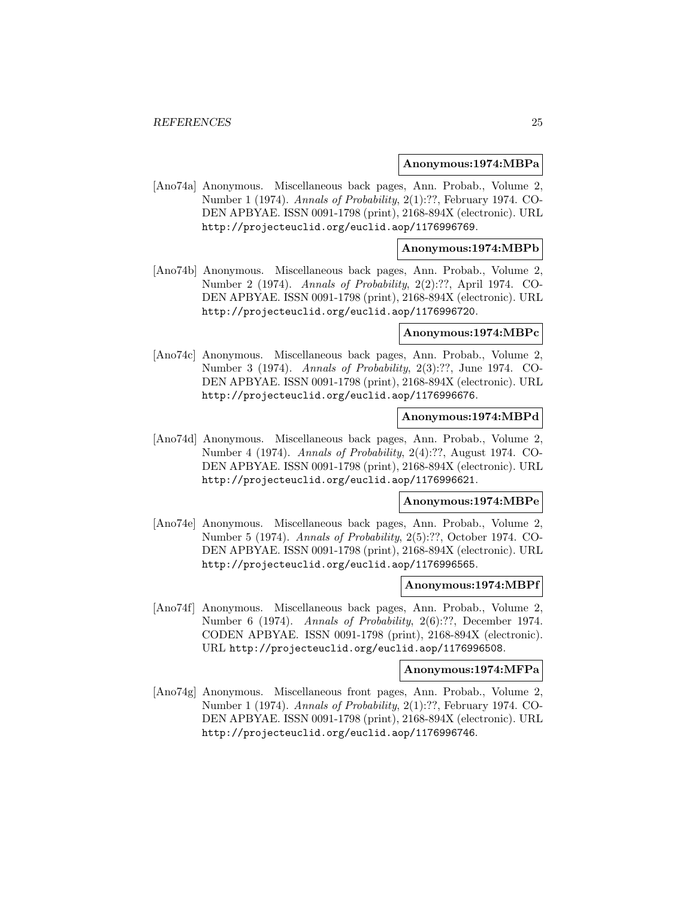**Anonymous:1974:MBPa**

[Ano74a] Anonymous. Miscellaneous back pages, Ann. Probab., Volume 2, Number 1 (1974). *Annals of Probability*, 2(1):??, February 1974. CODEN APBYAE. ISSN 0091-1798 (print), 2168-894X (electronic). URL http://projecteuclid.org/euclid.aop/1176996769.

**Anonymous:1974:MBPb**

[Ano74b] Anonymous. Miscellaneous back pages, Ann. Probab., Volume 2, Number 2 (1974). *Annals of Probability*, 2(2):??, April 1974. CODEN APBYAE. ISSN 0091-1798 (print), 2168-894X (electronic). URL http://projecteuclid.org/euclid.aop/1176996720.

**Anonymous:1974:MBPc**

[Ano74c] Anonymous. Miscellaneous back pages, Ann. Probab., Volume 2, Number 3 (1974). *Annals of Probability*, 2(3):??, June 1974. CODEN APBYAE. ISSN 0091-1798 (print), 2168-894X (electronic). URL http://projecteuclid.org/euclid.aop/1176996676.

**Anonymous:1974:MBPd**

[Ano74d] Anonymous. Miscellaneous back pages, Ann. Probab., Volume 2, Number 4 (1974). *Annals of Probability*, 2(4):??, August 1974. CODEN APBYAE. ISSN 0091-1798 (print), 2168-894X (electronic). URL http://projecteuclid.org/euclid.aop/1176996621.

**Anonymous:1974:MBPe**

[Ano74e] Anonymous. Miscellaneous back pages, Ann. Probab., Volume 2, Number 5 (1974). *Annals of Probability*, 2(5):??, October 1974. CODEN APBYAE. ISSN 0091-1798 (print), 2168-894X (electronic). URL http://projecteuclid.org/euclid.aop/1176996565.

**Anonymous:1974:MBPf**

[Ano74f] Anonymous. Miscellaneous back pages, Ann. Probab., Volume 2, Number 6 (1974). *Annals of Probability*, 2(6):??, December 1974. CODEN APBYAE. ISSN 0091-1798 (print), 2168-894X (electronic). URL http://projecteuclid.org/euclid.aop/1176996508.

**Anonymous:1974:MFPa**

[Ano74g] Anonymous. Miscellaneous front pages, Ann. Probab., Volume 2, Number 1 (1974). *Annals of Probability*, 2(1):??, February 1974. CODEN APBYAE. ISSN 0091-1798 (print), 2168-894X (electronic). URL http://projecteuclid.org/euclid.aop/1176996746.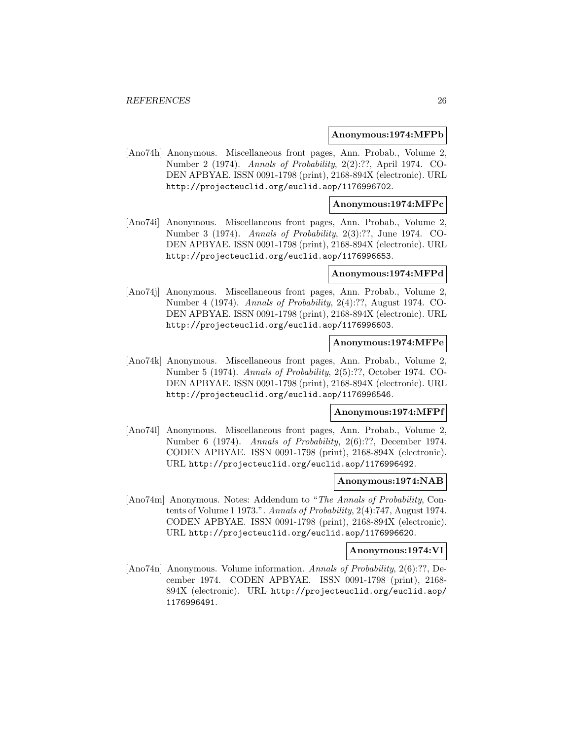**Anonymous:1974:MFPb**

[Ano74h] Anonymous. Miscellaneous front pages, Ann. Probab., Volume 2, Number 2 (1974). *Annals of Probability*, 2(2):??, April 1974. CODEN APBYAE. ISSN 0091-1798 (print), 2168-894X (electronic). URL http://projecteuclid.org/euclid.aop/1176996702.

**Anonymous:1974:MFPc**

[Ano74i] Anonymous. Miscellaneous front pages, Ann. Probab., Volume 2, Number 3 (1974). *Annals of Probability*, 2(3):??, June 1974. CODEN APBYAE. ISSN 0091-1798 (print), 2168-894X (electronic). URL http://projecteuclid.org/euclid.aop/1176996653.

**Anonymous:1974:MFPd**

[Ano74j] Anonymous. Miscellaneous front pages, Ann. Probab., Volume 2, Number 4 (1974). *Annals of Probability*, 2(4):??, August 1974. CODEN APBYAE. ISSN 0091-1798 (print), 2168-894X (electronic). URL http://projecteuclid.org/euclid.aop/1176996603.

**Anonymous:1974:MFPe**

[Ano74k] Anonymous. Miscellaneous front pages, Ann. Probab., Volume 2, Number 5 (1974). *Annals of Probability*, 2(5):??, October 1974. CODEN APBYAE. ISSN 0091-1798 (print), 2168-894X (electronic). URL http://projecteuclid.org/euclid.aop/1176996546.

**Anonymous:1974:MFPf**

[Ano74l] Anonymous. Miscellaneous front pages, Ann. Probab., Volume 2, Number 6 (1974). *Annals of Probability*, 2(6):??, December 1974. CODEN APBYAE. ISSN 0091-1798 (print), 2168-894X (electronic). URL http://projecteuclid.org/euclid.aop/1176996492.

**Anonymous:1974:NAB**

[Ano74m] Anonymous. Notes: Addendum to "*The Annals of Probability*, Contents of Volume 1 1973.". *Annals of Probability*, 2(4):747, August 1974. CODEN APBYAE. ISSN 0091-1798 (print), 2168-894X (electronic). URL http://projecteuclid.org/euclid.aop/1176996620.

**Anonymous:1974:VI**

[Ano74n] Anonymous. Volume information. *Annals of Probability*, 2(6):??, December 1974. CODEN APBYAE. ISSN 0091-1798 (print), 2168-894X (electronic). URL http://projecteuclid.org/euclid.aop/1176996491.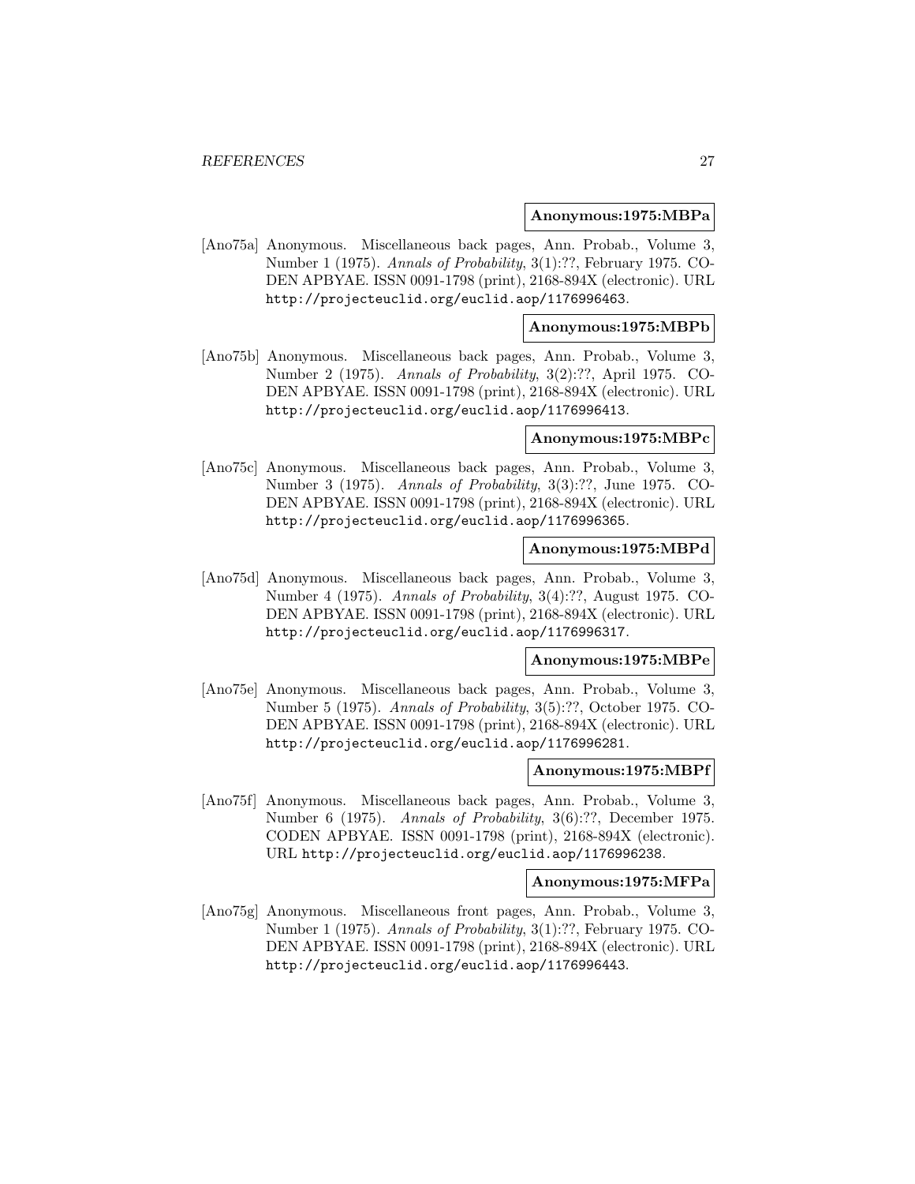**Anonymous:1975:MBPa**

[Ano75a] Anonymous. Miscellaneous back pages, Ann. Probab., Volume 3, Number 1 (1975). *Annals of Probability*, 3(1):??, February 1975. CODEN APBYAE. ISSN 0091-1798 (print), 2168-894X (electronic). URL http://projecteuclid.org/euclid.aop/1176996463.

**Anonymous:1975:MBPb**

[Ano75b] Anonymous. Miscellaneous back pages, Ann. Probab., Volume 3, Number 2 (1975). *Annals of Probability*, 3(2):??, April 1975. CODEN APBYAE. ISSN 0091-1798 (print), 2168-894X (electronic). URL http://projecteuclid.org/euclid.aop/1176996413.

**Anonymous:1975:MBPc**

[Ano75c] Anonymous. Miscellaneous back pages, Ann. Probab., Volume 3, Number 3 (1975). *Annals of Probability*, 3(3):??, June 1975. CODEN APBYAE. ISSN 0091-1798 (print), 2168-894X (electronic). URL http://projecteuclid.org/euclid.aop/1176996365.

**Anonymous:1975:MBPd**

[Ano75d] Anonymous. Miscellaneous back pages, Ann. Probab., Volume 3, Number 4 (1975). *Annals of Probability*, 3(4):??, August 1975. CODEN APBYAE. ISSN 0091-1798 (print), 2168-894X (electronic). URL http://projecteuclid.org/euclid.aop/1176996317.

**Anonymous:1975:MBPe**

[Ano75e] Anonymous. Miscellaneous back pages, Ann. Probab., Volume 3, Number 5 (1975). *Annals of Probability*, 3(5):??, October 1975. CODEN APBYAE. ISSN 0091-1798 (print), 2168-894X (electronic). URL http://projecteuclid.org/euclid.aop/1176996281.

**Anonymous:1975:MBPf**

[Ano75f] Anonymous. Miscellaneous back pages, Ann. Probab., Volume 3, Number 6 (1975). *Annals of Probability*, 3(6):??, December 1975. CODEN APBYAE. ISSN 0091-1798 (print), 2168-894X (electronic). URL http://projecteuclid.org/euclid.aop/1176996238.

**Anonymous:1975:MFPa**

[Ano75g] Anonymous. Miscellaneous front pages, Ann. Probab., Volume 3, Number 1 (1975). *Annals of Probability*, 3(1):??, February 1975. CODEN APBYAE. ISSN 0091-1798 (print), 2168-894X (electronic). URL http://projecteuclid.org/euclid.aop/1176996443.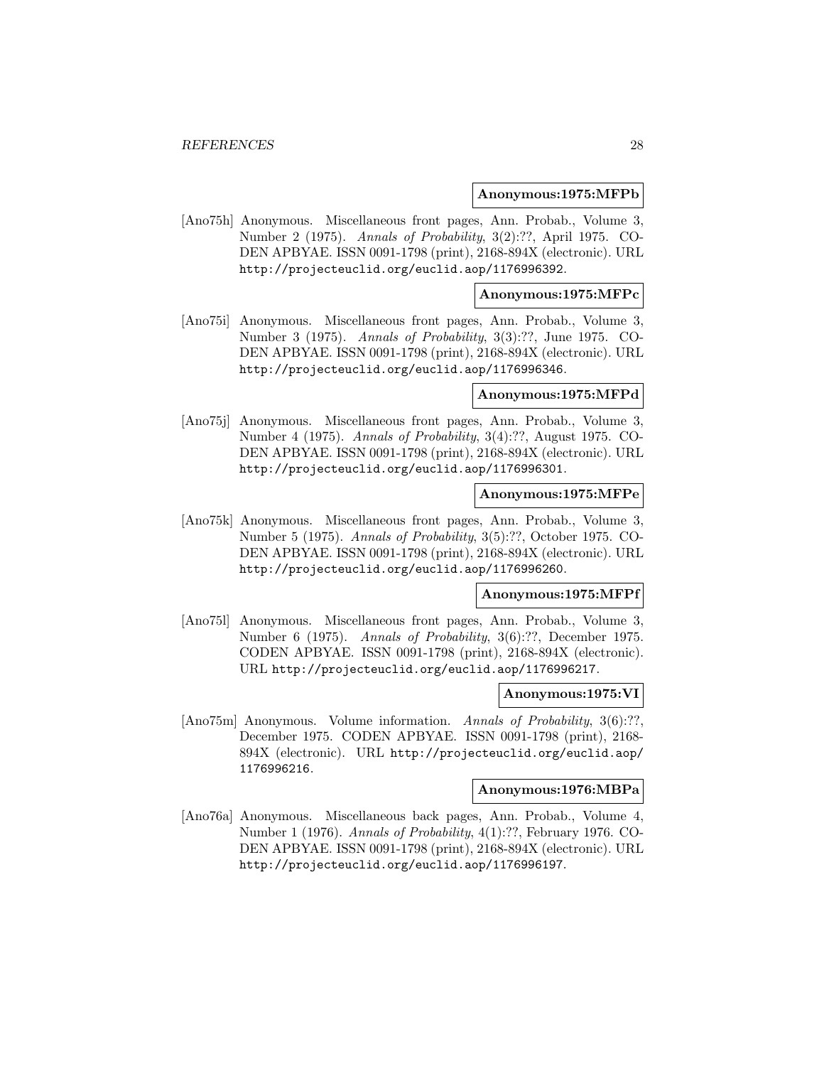**Anonymous:1975:MFPb**

[Ano75h] Anonymous. Miscellaneous front pages, Ann. Probab., Volume 3, Number 2 (1975). *Annals of Probability*, 3(2):??, April 1975. CODEN APBYAE. ISSN 0091-1798 (print), 2168-894X (electronic). URL http://projecteuclid.org/euclid.aop/1176996392.

**Anonymous:1975:MFPc**

[Ano75i] Anonymous. Miscellaneous front pages, Ann. Probab., Volume 3, Number 3 (1975). *Annals of Probability*, 3(3):??, June 1975. CODEN APBYAE. ISSN 0091-1798 (print), 2168-894X (electronic). URL http://projecteuclid.org/euclid.aop/1176996346.

**Anonymous:1975:MFPd**

[Ano75j] Anonymous. Miscellaneous front pages, Ann. Probab., Volume 3, Number 4 (1975). *Annals of Probability*, 3(4):??, August 1975. CODEN APBYAE. ISSN 0091-1798 (print), 2168-894X (electronic). URL http://projecteuclid.org/euclid.aop/1176996301.

**Anonymous:1975:MFPe**

[Ano75k] Anonymous. Miscellaneous front pages, Ann. Probab., Volume 3, Number 5 (1975). *Annals of Probability*, 3(5):??, October 1975. CODEN APBYAE. ISSN 0091-1798 (print), 2168-894X (electronic). URL http://projecteuclid.org/euclid.aop/1176996260.

**Anonymous:1975:MFPf**

[Ano75l] Anonymous. Miscellaneous front pages, Ann. Probab., Volume 3, Number 6 (1975). *Annals of Probability*, 3(6):??, December 1975. CODEN APBYAE. ISSN 0091-1798 (print), 2168-894X (electronic). URL http://projecteuclid.org/euclid.aop/1176996217.

**Anonymous:1975:VI**

[Ano75m] Anonymous. Volume information. *Annals of Probability*, 3(6):??, December 1975. CODEN APBYAE. ISSN 0091-1798 (print), 2168-894X (electronic). URL http://projecteuclid.org/euclid.aop/1176996216.

**Anonymous:1976:MBPa**

[Ano76a] Anonymous. Miscellaneous back pages, Ann. Probab., Volume 4, Number 1 (1976). *Annals of Probability*, 4(1):??, February 1976. CODEN APBYAE. ISSN 0091-1798 (print), 2168-894X (electronic). URL http://projecteuclid.org/euclid.aop/1176996197.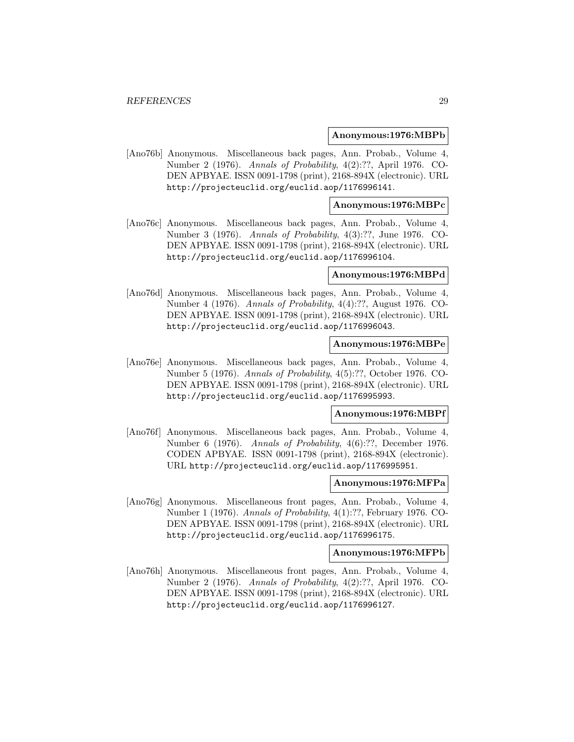**Anonymous:1976:MBPb**

[Ano76b] Anonymous. Miscellaneous back pages, Ann. Probab., Volume 4, Number 2 (1976). *Annals of Probability*, 4(2):??, April 1976. CODEN APBYAE. ISSN 0091-1798 (print), 2168-894X (electronic). URL http://projecteuclid.org/euclid.aop/1176996141.

**Anonymous:1976:MBPc**

[Ano76c] Anonymous. Miscellaneous back pages, Ann. Probab., Volume 4, Number 3 (1976). *Annals of Probability*, 4(3):??, June 1976. CODEN APBYAE. ISSN 0091-1798 (print), 2168-894X (electronic). URL http://projecteuclid.org/euclid.aop/1176996104.

**Anonymous:1976:MBPd**

[Ano76d] Anonymous. Miscellaneous back pages, Ann. Probab., Volume 4, Number 4 (1976). *Annals of Probability*, 4(4):??, August 1976. CODEN APBYAE. ISSN 0091-1798 (print), 2168-894X (electronic). URL http://projecteuclid.org/euclid.aop/1176996043.

**Anonymous:1976:MBPe**

[Ano76e] Anonymous. Miscellaneous back pages, Ann. Probab., Volume 4, Number 5 (1976). *Annals of Probability*, 4(5):??, October 1976. CODEN APBYAE. ISSN 0091-1798 (print), 2168-894X (electronic). URL http://projecteuclid.org/euclid.aop/1176995993.

**Anonymous:1976:MBPf**

[Ano76f] Anonymous. Miscellaneous back pages, Ann. Probab., Volume 4, Number 6 (1976). *Annals of Probability*, 4(6):??, December 1976. CODEN APBYAE. ISSN 0091-1798 (print), 2168-894X (electronic). URL http://projecteuclid.org/euclid.aop/1176995951.

**Anonymous:1976:MFPa**

[Ano76g] Anonymous. Miscellaneous front pages, Ann. Probab., Volume 4, Number 1 (1976). *Annals of Probability*, 4(1):??, February 1976. CODEN APBYAE. ISSN 0091-1798 (print), 2168-894X (electronic). URL http://projecteuclid.org/euclid.aop/1176996175.

**Anonymous:1976:MFPb**

[Ano76h] Anonymous. Miscellaneous front pages, Ann. Probab., Volume 4, Number 2 (1976). *Annals of Probability*, 4(2):??, April 1976. CODEN APBYAE. ISSN 0091-1798 (print), 2168-894X (electronic). URL http://projecteuclid.org/euclid.aop/1176996127.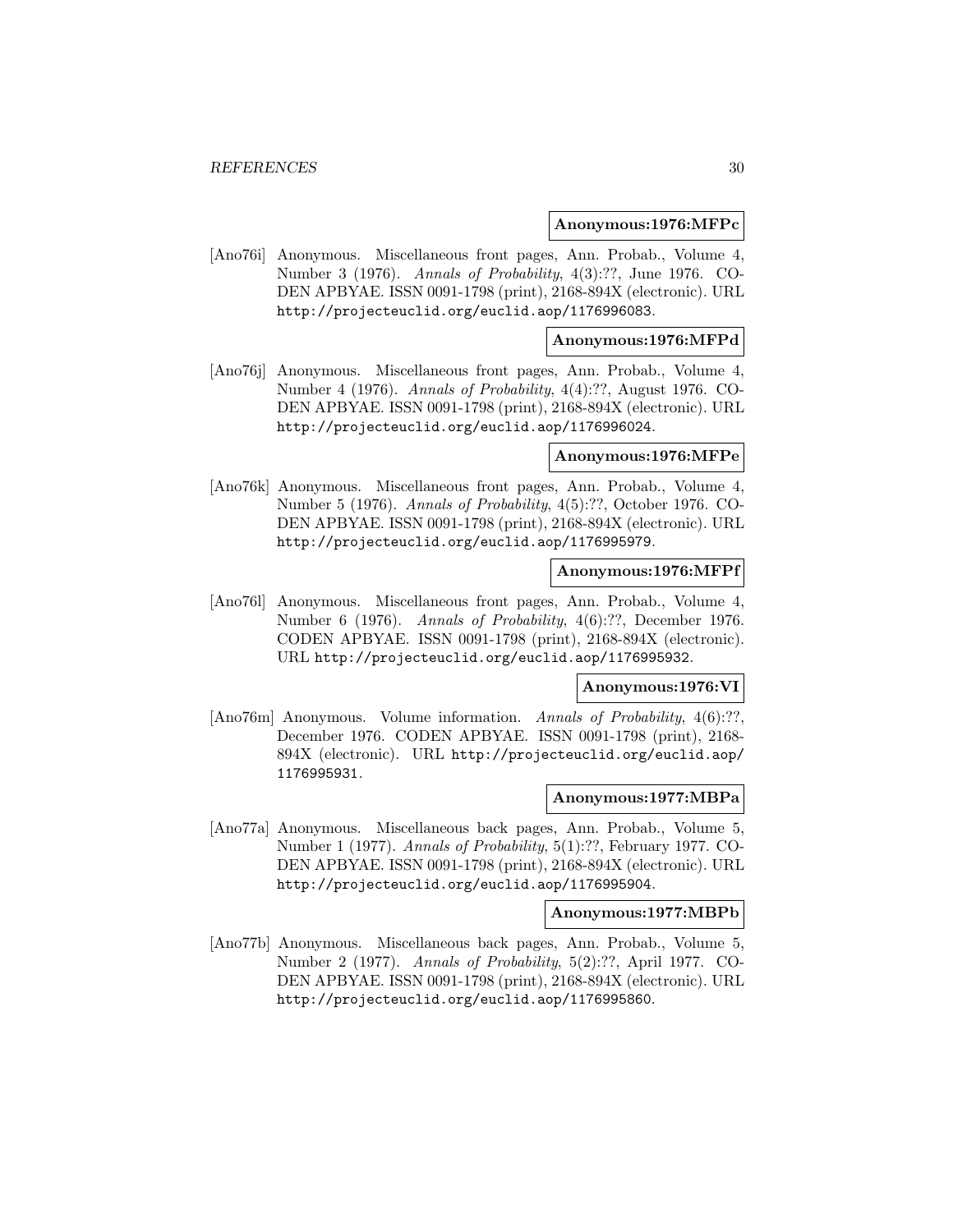**Anonymous:1976:MFPc**

[Ano76i] Anonymous. Miscellaneous front pages, Ann. Probab., Volume 4, Number 3 (1976). *Annals of Probability*, 4(3):??, June 1976. CODEN APBYAE. ISSN 0091-1798 (print), 2168-894X (electronic). URL http://projecteuclid.org/euclid.aop/1176996083.

**Anonymous:1976:MFPd**

[Ano76j] Anonymous. Miscellaneous front pages, Ann. Probab., Volume 4, Number 4 (1976). *Annals of Probability*, 4(4):??, August 1976. CODEN APBYAE. ISSN 0091-1798 (print), 2168-894X (electronic). URL http://projecteuclid.org/euclid.aop/1176996024.

**Anonymous:1976:MFPe**

[Ano76k] Anonymous. Miscellaneous front pages, Ann. Probab., Volume 4, Number 5 (1976). *Annals of Probability*, 4(5):??, October 1976. CODEN APBYAE. ISSN 0091-1798 (print), 2168-894X (electronic). URL http://projecteuclid.org/euclid.aop/1176995979.

**Anonymous:1976:MFPf**

[Ano76l] Anonymous. Miscellaneous front pages, Ann. Probab., Volume 4, Number 6 (1976). *Annals of Probability*, 4(6):??, December 1976. CODEN APBYAE. ISSN 0091-1798 (print), 2168-894X (electronic). URL http://projecteuclid.org/euclid.aop/1176995932.

**Anonymous:1976:VI**

[Ano76m] Anonymous. Volume information. *Annals of Probability*, 4(6):??, December 1976. CODEN APBYAE. ISSN 0091-1798 (print), 2168-894X (electronic). URL http://projecteuclid.org/euclid.aop/1176995931.

**Anonymous:1977:MBPa**

[Ano77a] Anonymous. Miscellaneous back pages, Ann. Probab., Volume 5, Number 1 (1977). *Annals of Probability*, 5(1):??, February 1977. CODEN APBYAE. ISSN 0091-1798 (print), 2168-894X (electronic). URL http://projecteuclid.org/euclid.aop/1176995904.

**Anonymous:1977:MBPb**

[Ano77b] Anonymous. Miscellaneous back pages, Ann. Probab., Volume 5, Number 2 (1977). *Annals of Probability*, 5(2):??, April 1977. CODEN APBYAE. ISSN 0091-1798 (print), 2168-894X (electronic). URL http://projecteuclid.org/euclid.aop/1176995860.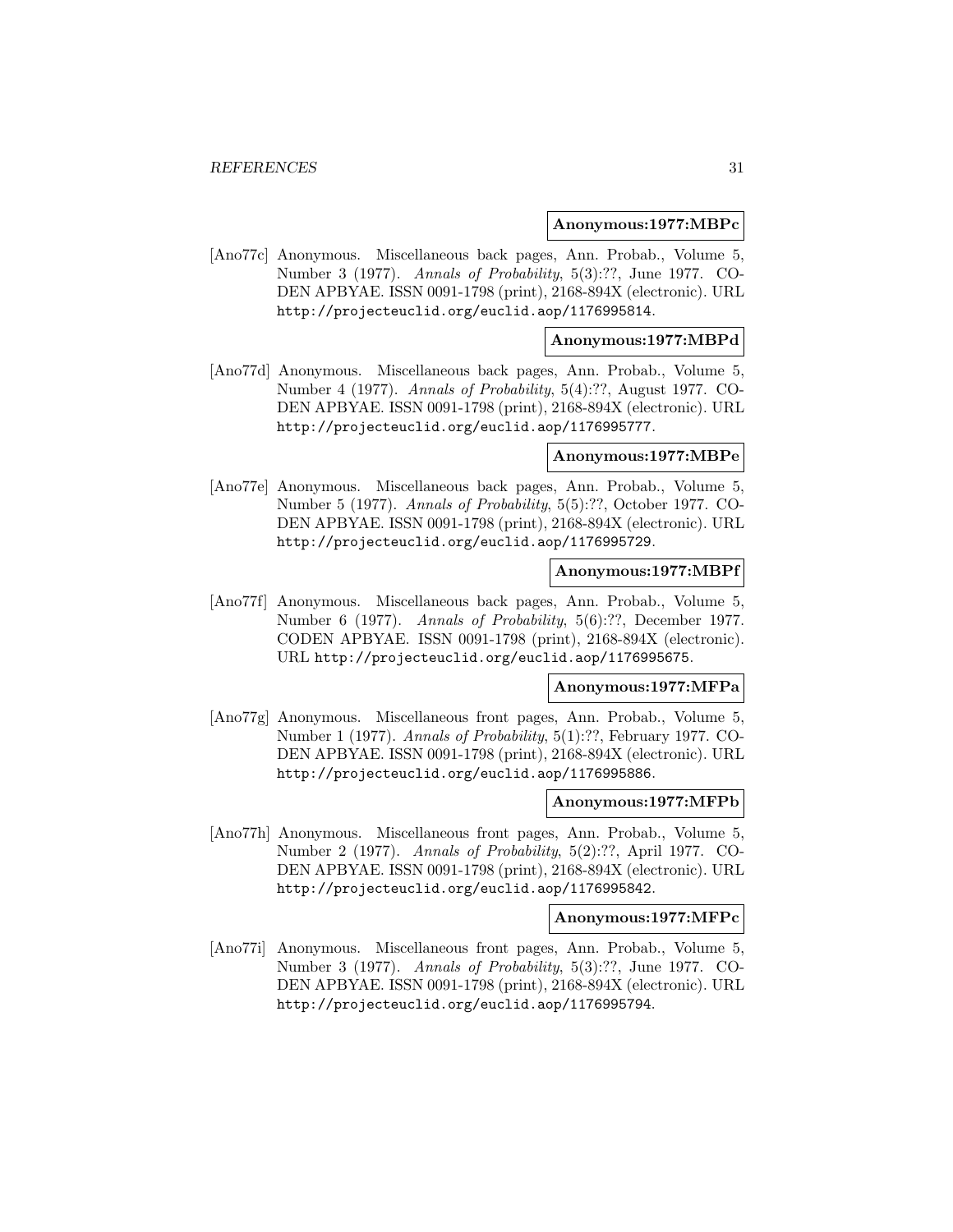**Anonymous:1977:MBPc**

[Ano77c] Anonymous. Miscellaneous back pages, Ann. Probab., Volume 5, Number 3 (1977). *Annals of Probability*, 5(3):??, June 1977. CODEN APBYAE. ISSN 0091-1798 (print), 2168-894X (electronic). URL http://projecteuclid.org/euclid.aop/1176995814.

**Anonymous:1977:MBPd**

[Ano77d] Anonymous. Miscellaneous back pages, Ann. Probab., Volume 5, Number 4 (1977). *Annals of Probability*, 5(4):??, August 1977. CODEN APBYAE. ISSN 0091-1798 (print), 2168-894X (electronic). URL http://projecteuclid.org/euclid.aop/1176995777.

**Anonymous:1977:MBPe**

[Ano77e] Anonymous. Miscellaneous back pages, Ann. Probab., Volume 5, Number 5 (1977). *Annals of Probability*, 5(5):??, October 1977. CODEN APBYAE. ISSN 0091-1798 (print), 2168-894X (electronic). URL http://projecteuclid.org/euclid.aop/1176995729.

**Anonymous:1977:MBPf**

[Ano77f] Anonymous. Miscellaneous back pages, Ann. Probab., Volume 5, Number 6 (1977). *Annals of Probability*, 5(6):??, December 1977. CODEN APBYAE. ISSN 0091-1798 (print), 2168-894X (electronic). URL http://projecteuclid.org/euclid.aop/1176995675.

**Anonymous:1977:MFPa**

[Ano77g] Anonymous. Miscellaneous front pages, Ann. Probab., Volume 5, Number 1 (1977). *Annals of Probability*, 5(1):??, February 1977. CODEN APBYAE. ISSN 0091-1798 (print), 2168-894X (electronic). URL http://projecteuclid.org/euclid.aop/1176995886.

**Anonymous:1977:MFPb**

[Ano77h] Anonymous. Miscellaneous front pages, Ann. Probab., Volume 5, Number 2 (1977). *Annals of Probability*, 5(2):??, April 1977. CODEN APBYAE. ISSN 0091-1798 (print), 2168-894X (electronic). URL http://projecteuclid.org/euclid.aop/1176995842.

**Anonymous:1977:MFPc**

[Ano77i] Anonymous. Miscellaneous front pages, Ann. Probab., Volume 5, Number 3 (1977). *Annals of Probability*, 5(3):??, June 1977. CODEN APBYAE. ISSN 0091-1798 (print), 2168-894X (electronic). URL http://projecteuclid.org/euclid.aop/1176995794.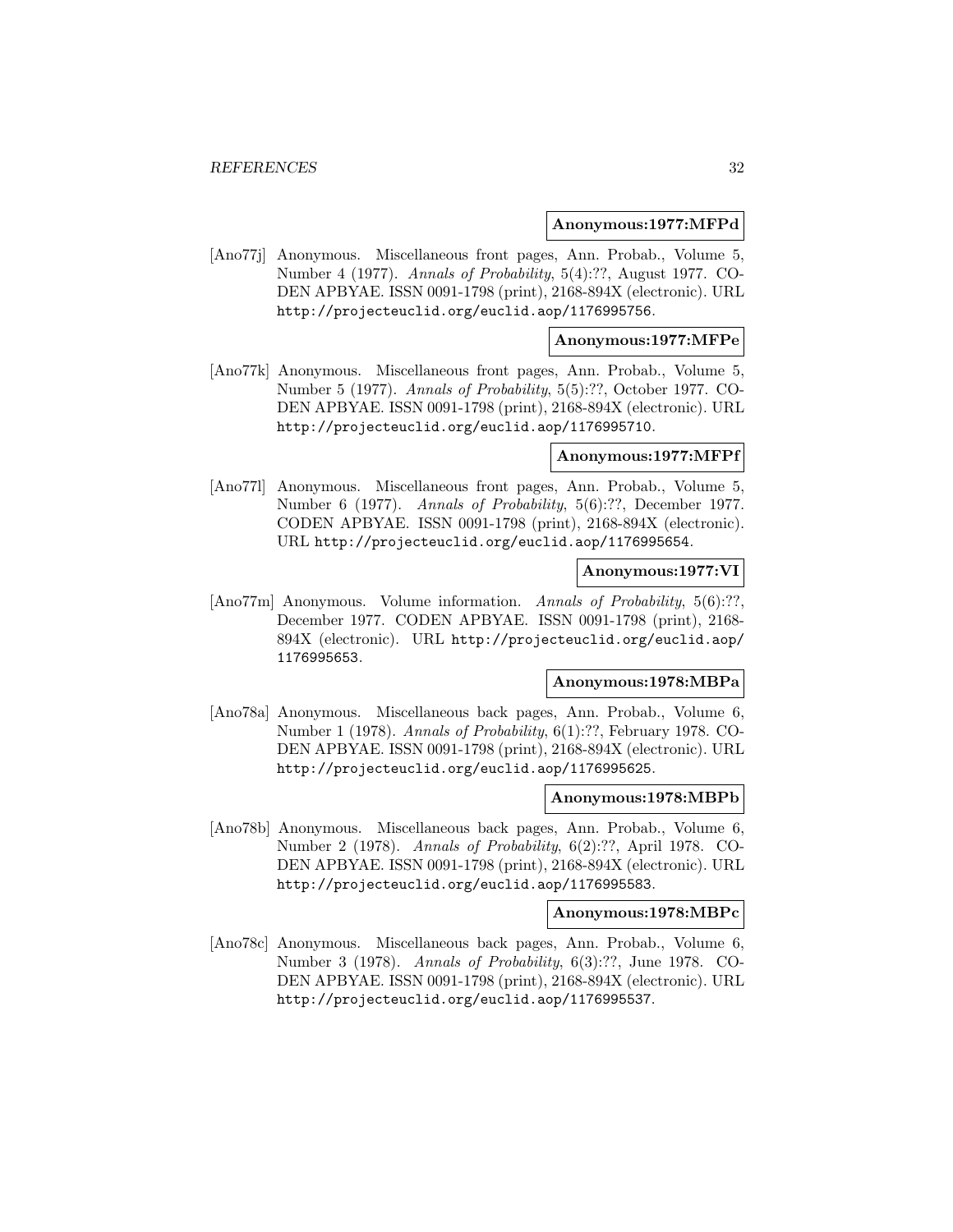**Anonymous:1977:MFPd**

[Ano77j] Anonymous. Miscellaneous front pages, Ann. Probab., Volume 5, Number 4 (1977). *Annals of Probability*, 5(4):??, August 1977. CODEN APBYAE. ISSN 0091-1798 (print), 2168-894X (electronic). URL http://projecteuclid.org/euclid.aop/1176995756.

**Anonymous:1977:MFPe**

[Ano77k] Anonymous. Miscellaneous front pages, Ann. Probab., Volume 5, Number 5 (1977). *Annals of Probability*, 5(5):??, October 1977. CODEN APBYAE. ISSN 0091-1798 (print), 2168-894X (electronic). URL http://projecteuclid.org/euclid.aop/1176995710.

**Anonymous:1977:MFPf**

[Ano77l] Anonymous. Miscellaneous front pages, Ann. Probab., Volume 5, Number 6 (1977). *Annals of Probability*, 5(6):??, December 1977. CODEN APBYAE. ISSN 0091-1798 (print), 2168-894X (electronic). URL http://projecteuclid.org/euclid.aop/1176995654.

**Anonymous:1977:VI**

[Ano77m] Anonymous. Volume information. *Annals of Probability*, 5(6):??, December 1977. CODEN APBYAE. ISSN 0091-1798 (print), 2168-894X (electronic). URL http://projecteuclid.org/euclid.aop/1176995653.

**Anonymous:1978:MBPa**

[Ano78a] Anonymous. Miscellaneous back pages, Ann. Probab., Volume 6, Number 1 (1978). *Annals of Probability*, 6(1):??, February 1978. CODEN APBYAE. ISSN 0091-1798 (print), 2168-894X (electronic). URL http://projecteuclid.org/euclid.aop/1176995625.

**Anonymous:1978:MBPb**

[Ano78b] Anonymous. Miscellaneous back pages, Ann. Probab., Volume 6, Number 2 (1978). *Annals of Probability*, 6(2):??, April 1978. CODEN APBYAE. ISSN 0091-1798 (print), 2168-894X (electronic). URL http://projecteuclid.org/euclid.aop/1176995583.

**Anonymous:1978:MBPc**

[Ano78c] Anonymous. Miscellaneous back pages, Ann. Probab., Volume 6, Number 3 (1978). *Annals of Probability*, 6(3):??, June 1978. CODEN APBYAE. ISSN 0091-1798 (print), 2168-894X (electronic). URL http://projecteuclid.org/euclid.aop/1176995537.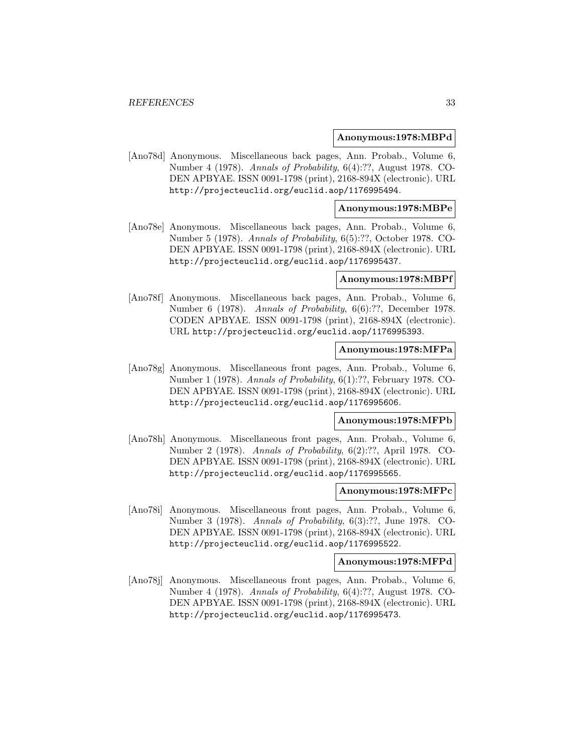**Anonymous:1978:MBPd**

[Ano78d] Anonymous. Miscellaneous back pages, Ann. Probab., Volume 6, Number 4 (1978). *Annals of Probability*, 6(4):??, August 1978. CODEN APBYAE. ISSN 0091-1798 (print), 2168-894X (electronic). URL http://projecteuclid.org/euclid.aop/1176995494.

**Anonymous:1978:MBPe**

[Ano78e] Anonymous. Miscellaneous back pages, Ann. Probab., Volume 6, Number 5 (1978). *Annals of Probability*, 6(5):??, October 1978. CODEN APBYAE. ISSN 0091-1798 (print), 2168-894X (electronic). URL http://projecteuclid.org/euclid.aop/1176995437.

**Anonymous:1978:MBPf**

[Ano78f] Anonymous. Miscellaneous back pages, Ann. Probab., Volume 6, Number 6 (1978). *Annals of Probability*, 6(6):??, December 1978. CODEN APBYAE. ISSN 0091-1798 (print), 2168-894X (electronic). URL http://projecteuclid.org/euclid.aop/1176995393.

**Anonymous:1978:MFPa**

[Ano78g] Anonymous. Miscellaneous front pages, Ann. Probab., Volume 6, Number 1 (1978). *Annals of Probability*, 6(1):??, February 1978. CODEN APBYAE. ISSN 0091-1798 (print), 2168-894X (electronic). URL http://projecteuclid.org/euclid.aop/1176995606.

**Anonymous:1978:MFPb**

[Ano78h] Anonymous. Miscellaneous front pages, Ann. Probab., Volume 6, Number 2 (1978). *Annals of Probability*, 6(2):??, April 1978. CODEN APBYAE. ISSN 0091-1798 (print), 2168-894X (electronic). URL http://projecteuclid.org/euclid.aop/1176995565.

**Anonymous:1978:MFPc**

[Ano78i] Anonymous. Miscellaneous front pages, Ann. Probab., Volume 6, Number 3 (1978). *Annals of Probability*, 6(3):??, June 1978. CODEN APBYAE. ISSN 0091-1798 (print), 2168-894X (electronic). URL http://projecteuclid.org/euclid.aop/1176995522.

**Anonymous:1978:MFPd**

[Ano78j] Anonymous. Miscellaneous front pages, Ann. Probab., Volume 6, Number 4 (1978). *Annals of Probability*, 6(4):??, August 1978. CODEN APBYAE. ISSN 0091-1798 (print), 2168-894X (electronic). URL http://projecteuclid.org/euclid.aop/1176995473.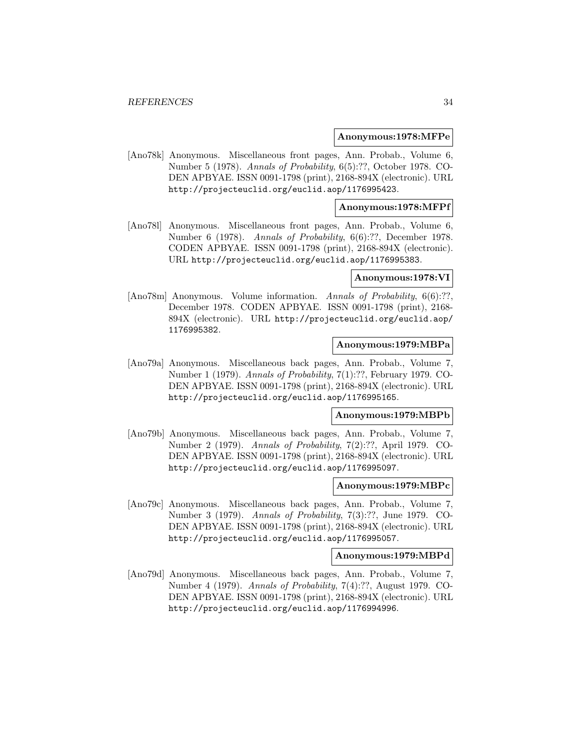**Anonymous:1978:MFPe**

[Ano78k] Anonymous. Miscellaneous front pages, Ann. Probab., Volume 6, Number 5 (1978). *Annals of Probability*, 6(5):??, October 1978. CODEN APBYAE. ISSN 0091-1798 (print), 2168-894X (electronic). URL http://projecteuclid.org/euclid.aop/1176995423.

**Anonymous:1978:MFPf**

[Ano78l] Anonymous. Miscellaneous front pages, Ann. Probab., Volume 6, Number 6 (1978). *Annals of Probability*, 6(6):??, December 1978. CODEN APBYAE. ISSN 0091-1798 (print), 2168-894X (electronic). URL http://projecteuclid.org/euclid.aop/1176995383.

**Anonymous:1978:VI**

[Ano78m] Anonymous. Volume information. *Annals of Probability*, 6(6):??, December 1978. CODEN APBYAE. ISSN 0091-1798 (print), 2168-894X (electronic). URL http://projecteuclid.org/euclid.aop/1176995382.

**Anonymous:1979:MBPa**

[Ano79a] Anonymous. Miscellaneous back pages, Ann. Probab., Volume 7, Number 1 (1979). *Annals of Probability*, 7(1):??, February 1979. CODEN APBYAE. ISSN 0091-1798 (print), 2168-894X (electronic). URL http://projecteuclid.org/euclid.aop/1176995165.

**Anonymous:1979:MBPb**

[Ano79b] Anonymous. Miscellaneous back pages, Ann. Probab., Volume 7, Number 2 (1979). *Annals of Probability*, 7(2):??, April 1979. CODEN APBYAE. ISSN 0091-1798 (print), 2168-894X (electronic). URL http://projecteuclid.org/euclid.aop/1176995097.

**Anonymous:1979:MBPc**

[Ano79c] Anonymous. Miscellaneous back pages, Ann. Probab., Volume 7, Number 3 (1979). *Annals of Probability*, 7(3):??, June 1979. CODEN APBYAE. ISSN 0091-1798 (print), 2168-894X (electronic). URL http://projecteuclid.org/euclid.aop/1176995057.

**Anonymous:1979:MBPd**

[Ano79d] Anonymous. Miscellaneous back pages, Ann. Probab., Volume 7, Number 4 (1979). *Annals of Probability*, 7(4):??, August 1979. CODEN APBYAE. ISSN 0091-1798 (print), 2168-894X (electronic). URL http://projecteuclid.org/euclid.aop/1176994996.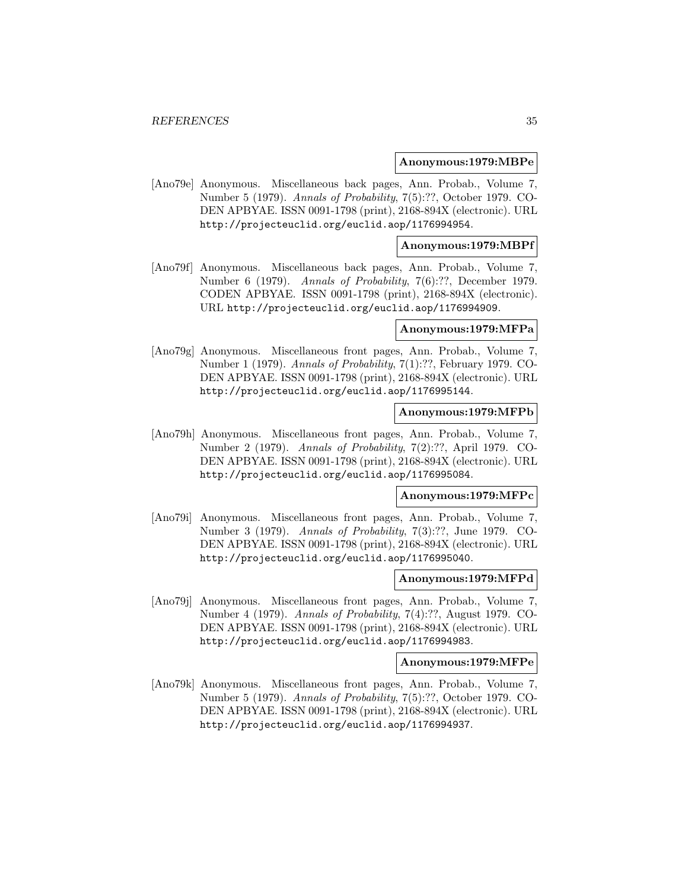**Anonymous:1979:MBPe**

[Ano79e] Anonymous. Miscellaneous back pages, Ann. Probab., Volume 7, Number 5 (1979). *Annals of Probability*, 7(5):??, October 1979. CODEN APBYAE. ISSN 0091-1798 (print), 2168-894X (electronic). URL http://projecteuclid.org/euclid.aop/1176994954.

**Anonymous:1979:MBPf**

[Ano79f] Anonymous. Miscellaneous back pages, Ann. Probab., Volume 7, Number 6 (1979). *Annals of Probability*, 7(6):??, December 1979. CODEN APBYAE. ISSN 0091-1798 (print), 2168-894X (electronic). URL http://projecteuclid.org/euclid.aop/1176994909.

**Anonymous:1979:MFPa**

[Ano79g] Anonymous. Miscellaneous front pages, Ann. Probab., Volume 7, Number 1 (1979). *Annals of Probability*, 7(1):??, February 1979. CODEN APBYAE. ISSN 0091-1798 (print), 2168-894X (electronic). URL http://projecteuclid.org/euclid.aop/1176995144.

**Anonymous:1979:MFPb**

[Ano79h] Anonymous. Miscellaneous front pages, Ann. Probab., Volume 7, Number 2 (1979). *Annals of Probability*, 7(2):??, April 1979. CODEN APBYAE. ISSN 0091-1798 (print), 2168-894X (electronic). URL http://projecteuclid.org/euclid.aop/1176995084.

**Anonymous:1979:MFPc**

[Ano79i] Anonymous. Miscellaneous front pages, Ann. Probab., Volume 7, Number 3 (1979). *Annals of Probability*, 7(3):??, June 1979. CODEN APBYAE. ISSN 0091-1798 (print), 2168-894X (electronic). URL http://projecteuclid.org/euclid.aop/1176995040.

**Anonymous:1979:MFPd**

[Ano79j] Anonymous. Miscellaneous front pages, Ann. Probab., Volume 7, Number 4 (1979). *Annals of Probability*, 7(4):??, August 1979. CODEN APBYAE. ISSN 0091-1798 (print), 2168-894X (electronic). URL http://projecteuclid.org/euclid.aop/1176994983.

**Anonymous:1979:MFPe**

[Ano79k] Anonymous. Miscellaneous front pages, Ann. Probab., Volume 7, Number 5 (1979). *Annals of Probability*, 7(5):??, October 1979. CODEN APBYAE. ISSN 0091-1798 (print), 2168-894X (electronic). URL http://projecteuclid.org/euclid.aop/1176994937.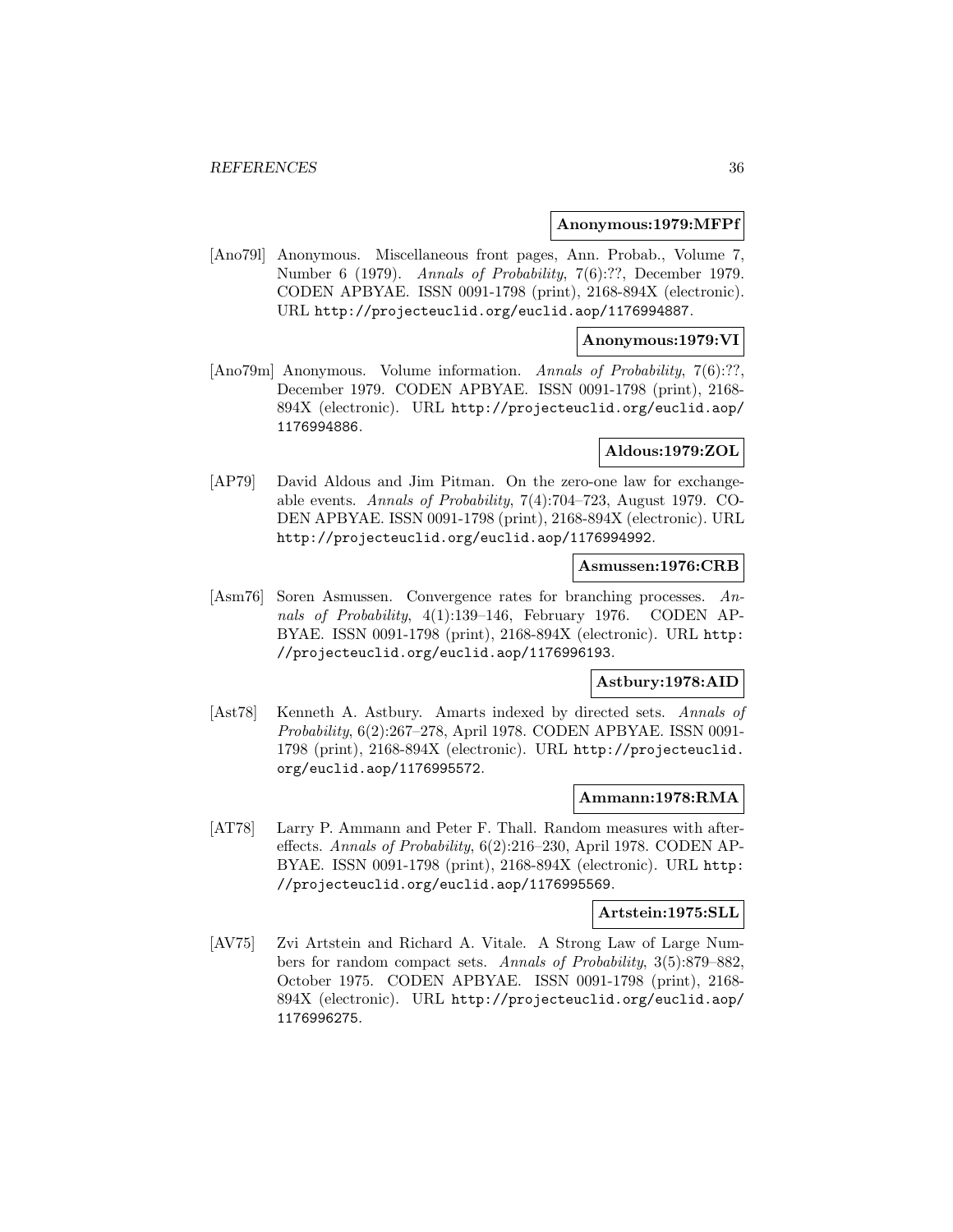**Anonymous:1979:MFPf**

[Ano79l] Anonymous. Miscellaneous front pages, Ann. Probab., Volume 7, Number 6 (1979). *Annals of Probability*, 7(6):??, December 1979. CODEN APBYAE. ISSN 0091-1798 (print), 2168-894X (electronic). URL http://projecteuclid.org/euclid.aop/1176994887.

**Anonymous:1979:VI**

[Ano79m] Anonymous. Volume information. *Annals of Probability*, 7(6):??, December 1979. CODEN APBYAE. ISSN 0091-1798 (print), 2168-894X (electronic). URL http://projecteuclid.org/euclid.aop/1176994886.

**Aldous:1979:ZOL**

[AP79] David Aldous and Jim Pitman. On the zero-one law for exchangeable events. *Annals of Probability*, 7(4):704–723, August 1979. CODEN APBYAE. ISSN 0091-1798 (print), 2168-894X (electronic). URL http://projecteuclid.org/euclid.aop/1176994992.

**Asmussen:1976:CRB**

[Asm76] Soren Asmussen. Convergence rates for branching processes. *Annals of Probability*, 4(1):139–146, February 1976. CODEN APBYAE. ISSN 0091-1798 (print), 2168-894X (electronic). URL http://projecteuclid.org/euclid.aop/1176996193.

**Astbury:1978:AID**

[Ast78] Kenneth A. Astbury. Amarts indexed by directed sets. *Annals of Probability*, 6(2):267–278, April 1978. CODEN APBYAE. ISSN 0091-1798 (print), 2168-894X (electronic). URL http://projecteuclid.org/euclid.aop/1176995572.

**Ammann:1978:RMA**

[AT78] Larry P. Ammann and Peter F. Thall. Random measures with aftereffects. *Annals of Probability*, 6(2):216–230, April 1978. CODEN APBYAE. ISSN 0091-1798 (print), 2168-894X (electronic). URL http://projecteuclid.org/euclid.aop/1176995569.

**Artstein:1975:SLL**

[AV75] Zvi Artstein and Richard A. Vitale. A Strong Law of Large Numbers for random compact sets. *Annals of Probability*, 3(5):879–882, October 1975. CODEN APBYAE. ISSN 0091-1798 (print), 2168-894X (electronic). URL http://projecteuclid.org/euclid.aop/1176996275.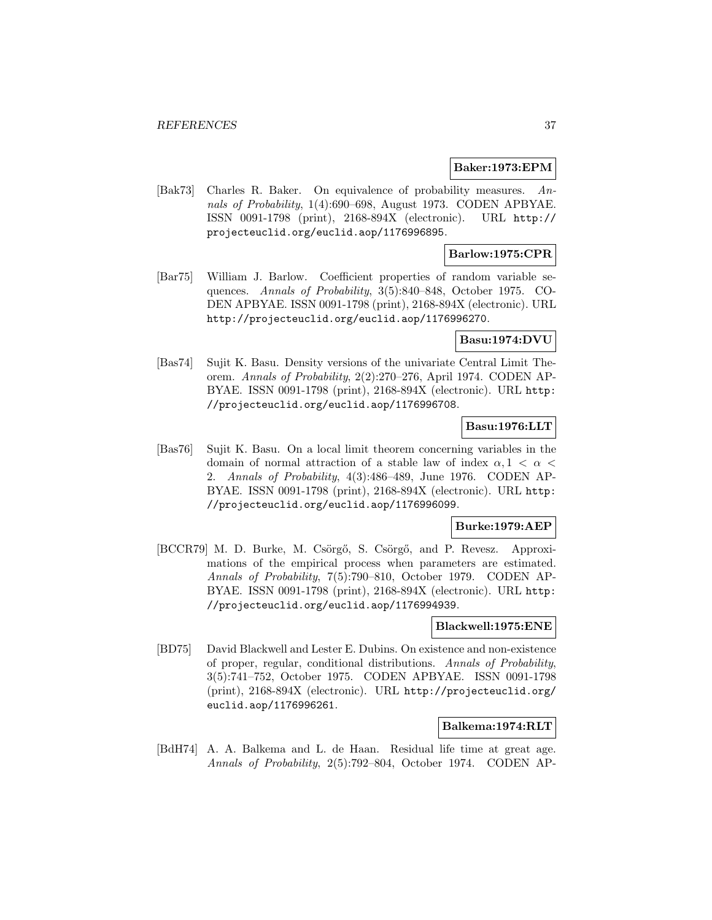**Baker:1973:EPM**

[Bak73] Charles R. Baker. On equivalence of probability measures. *Annals of Probability*, 1(4):690–698, August 1973. CODEN APBYAE. ISSN 0091-1798 (print), 2168-894X (electronic). URL http://projecteuclid.org/euclid.aop/1176996895.

**Barlow:1975:CPR**

[Bar75] William J. Barlow. Coefficient properties of random variable sequences. *Annals of Probability*, 3(5):840–848, October 1975. CODEN APBYAE. ISSN 0091-1798 (print), 2168-894X (electronic). URL http://projecteuclid.org/euclid.aop/1176996270.

**Basu:1974:DVU**

[Bas74] Sujit K. Basu. Density versions of the univariate Central Limit Theorem. *Annals of Probability*, 2(2):270–276, April 1974. CODEN APBYAE. ISSN 0091-1798 (print), 2168-894X (electronic). URL http://projecteuclid.org/euclid.aop/1176996708.

**Basu:1976:LLT**

[Bas76] Sujit K. Basu. On a local limit theorem concerning variables in the domain of normal attraction of a stable law of index $\alpha, 1 < \alpha < 2$. *Annals of Probability*, 4(3):486–489, June 1976. CODEN APBYAE. ISSN 0091-1798 (print), 2168-894X (electronic). URL http://projecteuclid.org/euclid.aop/1176996099.

**Burke:1979:AEP**

[BCCR79] M. D. Burke, M. Csörgő, S. Csörgő, and P. Revesz. Approximations of the empirical process when parameters are estimated. *Annals of Probability*, 7(5):790–810, October 1979. CODEN APBYAE. ISSN 0091-1798 (print), 2168-894X (electronic). URL http://projecteuclid.org/euclid.aop/1176994939.

**Blackwell:1975:ENE**

[BD75] David Blackwell and Lester E. Dubins. On existence and non-existence of proper, regular, conditional distributions. *Annals of Probability*, 3(5):741–752, October 1975. CODEN APBYAE. ISSN 0091-1798 (print), 2168-894X (electronic). URL http://projecteuclid.org/euclid.aop/1176996261.

**Balkema:1974:RLT**

[BdH74] A. A. Balkema and L. de Haan. Residual life time at great age. *Annals of Probability*, 2(5):792–804, October 1974. CODEN AP-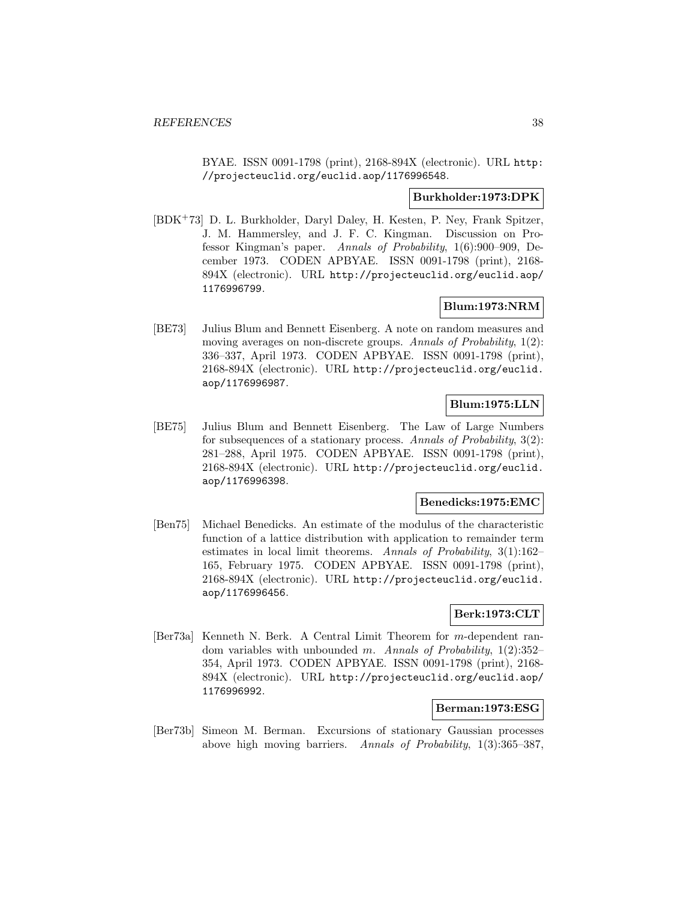BYAE. ISSN 0091-1798 (print), 2168-894X (electronic). URL http://projecteuclid.org/euclid.aop/1176996548.

**Burkholder:1973:DPK**

[BDK+73] D. L. Burkholder, Daryl Daley, H. Kesten, P. Ney, Frank Spitzer, J. M. Hammersley, and J. F. C. Kingman. Discussion on Professor Kingman's paper. *Annals of Probability*, 1(6):900–909, December 1973. CODEN APBYAE. ISSN 0091-1798 (print), 2168-894X (electronic). URL http://projecteuclid.org/euclid.aop/1176996799.

**Blum:1973:NRM**

[BE73] Julius Blum and Bennett Eisenberg. A note on random measures and moving averages on non-discrete groups. *Annals of Probability*, 1(2): 336–337, April 1973. CODEN APBYAE. ISSN 0091-1798 (print), 2168-894X (electronic). URL http://projecteuclid.org/euclid.aop/1176996987.

**Blum:1975:LLN**

[BE75] Julius Blum and Bennett Eisenberg. The Law of Large Numbers for subsequences of a stationary process. *Annals of Probability*, 3(2): 281–288, April 1975. CODEN APBYAE. ISSN 0091-1798 (print), 2168-894X (electronic). URL http://projecteuclid.org/euclid.aop/1176996398.

**Benedicks:1975:EMC**

[Ben75] Michael Benedicks. An estimate of the modulus of the characteristic function of a lattice distribution with application to remainder term estimates in local limit theorems. *Annals of Probability*, 3(1):162–165, February 1975. CODEN APBYAE. ISSN 0091-1798 (print), 2168-894X (electronic). URL http://projecteuclid.org/euclid.aop/1176996456.

**Berk:1973:CLT**

[Ber73a] Kenneth N. Berk. A Central Limit Theorem for $m$-dependent random variables with unbounded $m$. *Annals of Probability*, 1(2):352–354, April 1973. CODEN APBYAE. ISSN 0091-1798 (print), 2168-894X (electronic). URL http://projecteuclid.org/euclid.aop/1176996992.

**Berman:1973:ESG**

[Ber73b] Simeon M. Berman. Excursions of stationary Gaussian processes above high moving barriers. *Annals of Probability*, 1(3):365–387,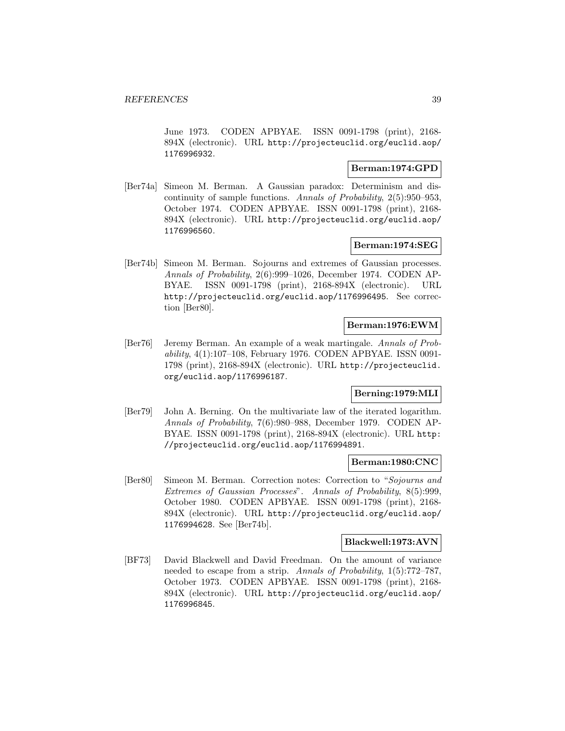June 1973. CODEN APBYAE. ISSN 0091-1798 (print), 2168-894X (electronic). URL http://projecteuclid.org/euclid.aop/1176996932.

**Berman:1974:GPD**

[Ber74a] Simeon M. Berman. A Gaussian paradox: Determinism and discontinuity of sample functions. *Annals of Probability*, 2(5):950–953, October 1974. CODEN APBYAE. ISSN 0091-1798 (print), 2168-894X (electronic). URL http://projecteuclid.org/euclid.aop/1176996560.

**Berman:1974:SEG**

[Ber74b] Simeon M. Berman. Sojourns and extremes of Gaussian processes. *Annals of Probability*, 2(6):999–1026, December 1974. CODEN APBYAE. ISSN 0091-1798 (print), 2168-894X (electronic). URL http://projecteuclid.org/euclid.aop/1176996495. See correction [Ber80].

**Berman:1976:EWM**

[Ber76] Jeremy Berman. An example of a weak martingale. *Annals of Probability*, 4(1):107–108, February 1976. CODEN APBYAE. ISSN 0091-1798 (print), 2168-894X (electronic). URL http://projecteuclid.org/euclid.aop/1176996187.

**Berning:1979:MLI**

[Ber79] John A. Berning. On the multivariate law of the iterated logarithm. *Annals of Probability*, 7(6):980–988, December 1979. CODEN APBYAE. ISSN 0091-1798 (print), 2168-894X (electronic). URL http://projecteuclid.org/euclid.aop/1176994891.

**Berman:1980:CNC**

[Ber80] Simeon M. Berman. Correction notes: Correction to "*Sojourns and Extremes of Gaussian Processes*". *Annals of Probability*, 8(5):999, October 1980. CODEN APBYAE. ISSN 0091-1798 (print), 2168-894X (electronic). URL http://projecteuclid.org/euclid.aop/1176994628. See [Ber74b].

**Blackwell:1973:AVN**

[BF73] David Blackwell and David Freedman. On the amount of variance needed to escape from a strip. *Annals of Probability*, 1(5):772–787, October 1973. CODEN APBYAE. ISSN 0091-1798 (print), 2168-894X (electronic). URL http://projecteuclid.org/euclid.aop/1176996845.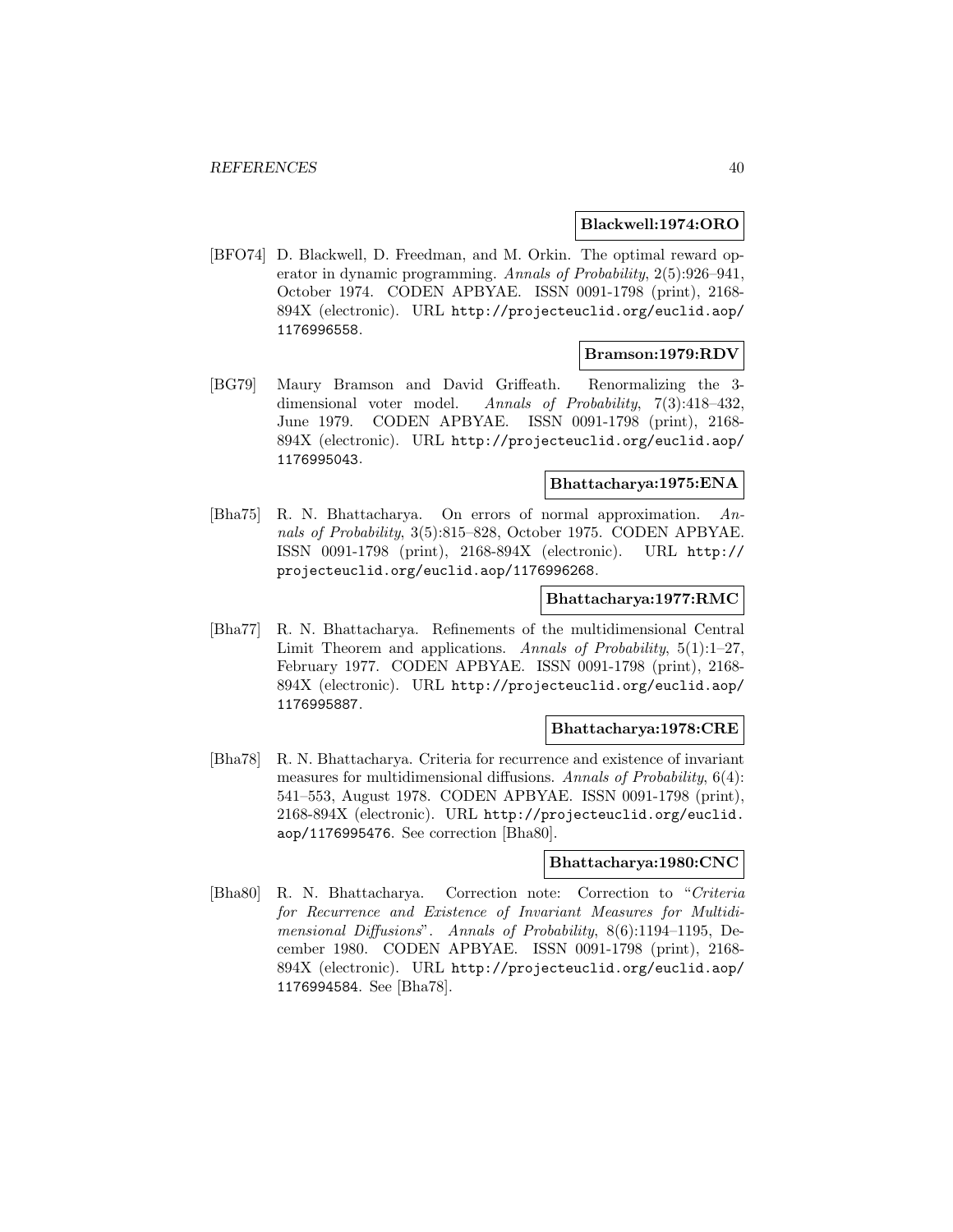**Blackwell:1974:ORO**

[BFO74] D. Blackwell, D. Freedman, and M. Orkin. The optimal reward operator in dynamic programming. *Annals of Probability*, 2(5):926–941, October 1974. CODEN APBYAE. ISSN 0091-1798 (print), 2168-894X (electronic). URL http://projecteuclid.org/euclid.aop/1176996558.

**Bramson:1979:RDV**

[BG79] Maury Bramson and David Griffeath. Renormalizing the 3-dimensional voter model. *Annals of Probability*, 7(3):418–432, June 1979. CODEN APBYAE. ISSN 0091-1798 (print), 2168-894X (electronic). URL http://projecteuclid.org/euclid.aop/1176995043.

**Bhattacharya:1975:ENA**

[Bha75] R. N. Bhattacharya. On errors of normal approximation. *Annals of Probability*, 3(5):815–828, October 1975. CODEN APBYAE. ISSN 0091-1798 (print), 2168-894X (electronic). URL http://projecteuclid.org/euclid.aop/1176996268.

**Bhattacharya:1977:RMC**

[Bha77] R. N. Bhattacharya. Refinements of the multidimensional Central Limit Theorem and applications. *Annals of Probability*, 5(1):1–27, February 1977. CODEN APBYAE. ISSN 0091-1798 (print), 2168-894X (electronic). URL http://projecteuclid.org/euclid.aop/1176995887.

**Bhattacharya:1978:CRE**

[Bha78] R. N. Bhattacharya. Criteria for recurrence and existence of invariant measures for multidimensional diffusions. *Annals of Probability*, 6(4): 541–553, August 1978. CODEN APBYAE. ISSN 0091-1798 (print), 2168-894X (electronic). URL http://projecteuclid.org/euclid.aop/1176995476. See correction [Bha80].

**Bhattacharya:1980:CNC**

[Bha80] R. N. Bhattacharya. Correction note: Correction to "*Criteria for Recurrence and Existence of Invariant Measures for Multidimensional Diffusions*". *Annals of Probability*, 8(6):1194–1195, December 1980. CODEN APBYAE. ISSN 0091-1798 (print), 2168-894X (electronic). URL http://projecteuclid.org/euclid.aop/1176994584. See [Bha78].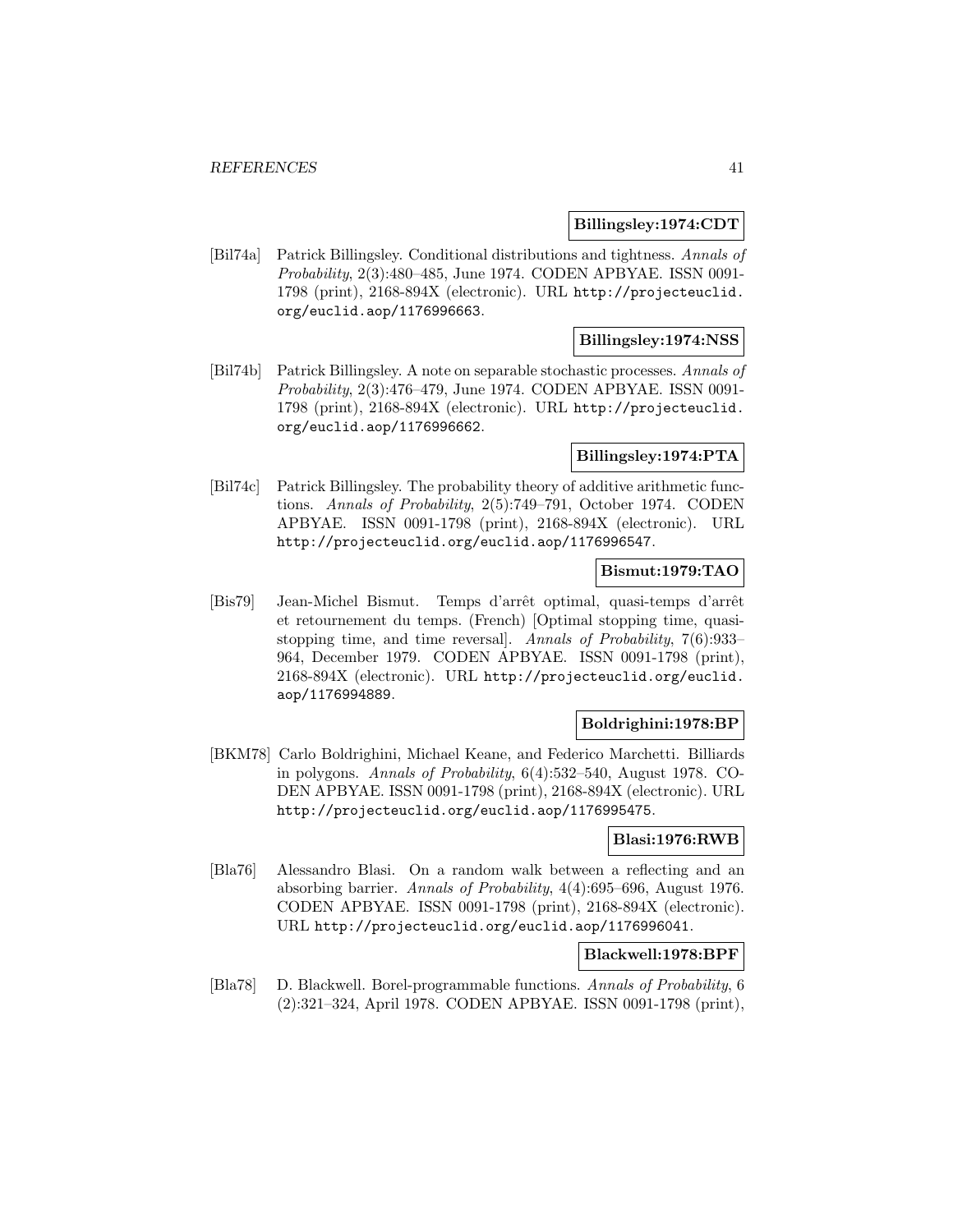**Billingsley:1974:CDT**

[Bil74a] Patrick Billingsley. Conditional distributions and tightness. *Annals of Probability*, 2(3):480–485, June 1974. CODEN APBYAE. ISSN 0091-1798 (print), 2168-894X (electronic). URL http://projecteuclid.org/euclid.aop/1176996663.

**Billingsley:1974:NSS**

[Bil74b] Patrick Billingsley. A note on separable stochastic processes. *Annals of Probability*, 2(3):476–479, June 1974. CODEN APBYAE. ISSN 0091-1798 (print), 2168-894X (electronic). URL http://projecteuclid.org/euclid.aop/1176996662.

**Billingsley:1974:PTA**

[Bil74c] Patrick Billingsley. The probability theory of additive arithmetic functions. *Annals of Probability*, 2(5):749–791, October 1974. CODEN APBYAE. ISSN 0091-1798 (print), 2168-894X (electronic). URL http://projecteuclid.org/euclid.aop/1176996547.

**Bismut:1979:TAO**

[Bis79] Jean-Michel Bismut. Temps d'arrêt optimal, quasi-temps d'arrêt et retournement du temps. (French) [Optimal stopping time, quasi-stopping time, and time reversal]. *Annals of Probability*, 7(6):933–964, December 1979. CODEN APBYAE. ISSN 0091-1798 (print), 2168-894X (electronic). URL http://projecteuclid.org/euclid.aop/1176994889.

**Boldrighini:1978:BP**

[BKM78] Carlo Boldrighini, Michael Keane, and Federico Marchetti. Billiards in polygons. *Annals of Probability*, 6(4):532–540, August 1978. CODEN APBYAE. ISSN 0091-1798 (print), 2168-894X (electronic). URL http://projecteuclid.org/euclid.aop/1176995475.

**Blasi:1976:RWB**

[Bla76] Alessandro Blasi. On a random walk between a reflecting and an absorbing barrier. *Annals of Probability*, 4(4):695–696, August 1976. CODEN APBYAE. ISSN 0091-1798 (print), 2168-894X (electronic). URL http://projecteuclid.org/euclid.aop/1176996041.

**Blackwell:1978:BPF**

[Bla78] D. Blackwell. Borel-programmable functions. *Annals of Probability*, 6 (2):321–324, April 1978. CODEN APBYAE. ISSN 0091-1798 (print),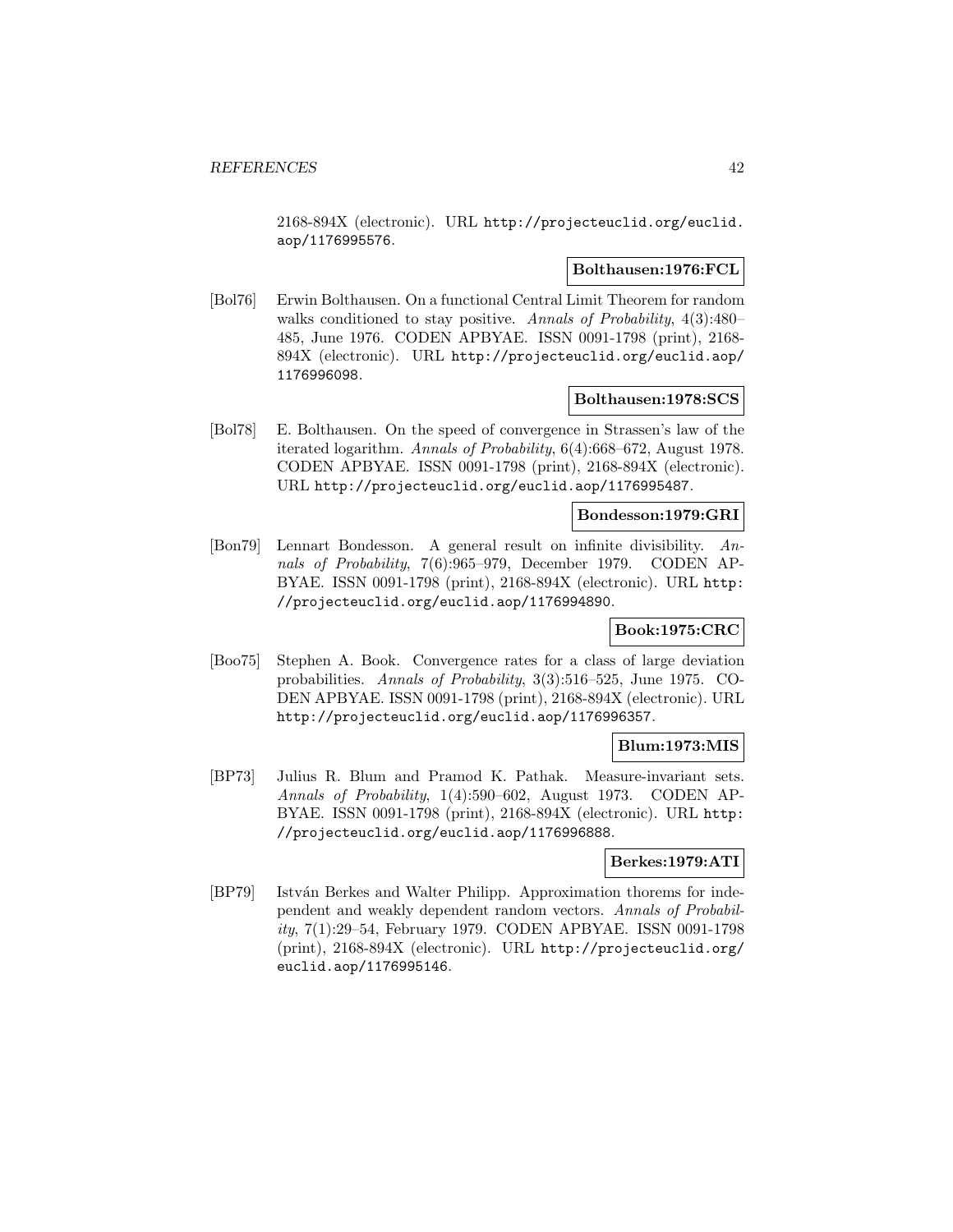2168-894X (electronic). URL http://projecteuclid.org/euclid.aop/1176995576.

**Bolthausen:1976:FCL**

[Bol76] Erwin Bolthausen. On a functional Central Limit Theorem for random walks conditioned to stay positive. *Annals of Probability*, 4(3):480–485, June 1976. CODEN APBYAE. ISSN 0091-1798 (print), 2168-894X (electronic). URL http://projecteuclid.org/euclid.aop/1176996098.

**Bolthausen:1978:SCS**

[Bol78] E. Bolthausen. On the speed of convergence in Strassen's law of the iterated logarithm. *Annals of Probability*, 6(4):668–672, August 1978. CODEN APBYAE. ISSN 0091-1798 (print), 2168-894X (electronic). URL http://projecteuclid.org/euclid.aop/1176995487.

**Bondesson:1979:GRI**

[Bon79] Lennart Bondesson. A general result on infinite divisibility. *Annals of Probability*, 7(6):965–979, December 1979. CODEN APBYAE. ISSN 0091-1798 (print), 2168-894X (electronic). URL http://projecteuclid.org/euclid.aop/1176994890.

**Book:1975:CRC**

[Boo75] Stephen A. Book. Convergence rates for a class of large deviation probabilities. *Annals of Probability*, 3(3):516–525, June 1975. CODEN APBYAE. ISSN 0091-1798 (print), 2168-894X (electronic). URL http://projecteuclid.org/euclid.aop/1176996357.

**Blum:1973:MIS**

[BP73] Julius R. Blum and Pramod K. Pathak. Measure-invariant sets. *Annals of Probability*, 1(4):590–602, August 1973. CODEN APBYAE. ISSN 0091-1798 (print), 2168-894X (electronic). URL http://projecteuclid.org/euclid.aop/1176996888.

**Berkes:1979:ATI**

[BP79] István Berkes and Walter Philipp. Approximation thorems for independent and weakly dependent random vectors. *Annals of Probability*, 7(1):29–54, February 1979. CODEN APBYAE. ISSN 0091-1798 (print), 2168-894X (electronic). URL http://projecteuclid.org/euclid.aop/1176995146.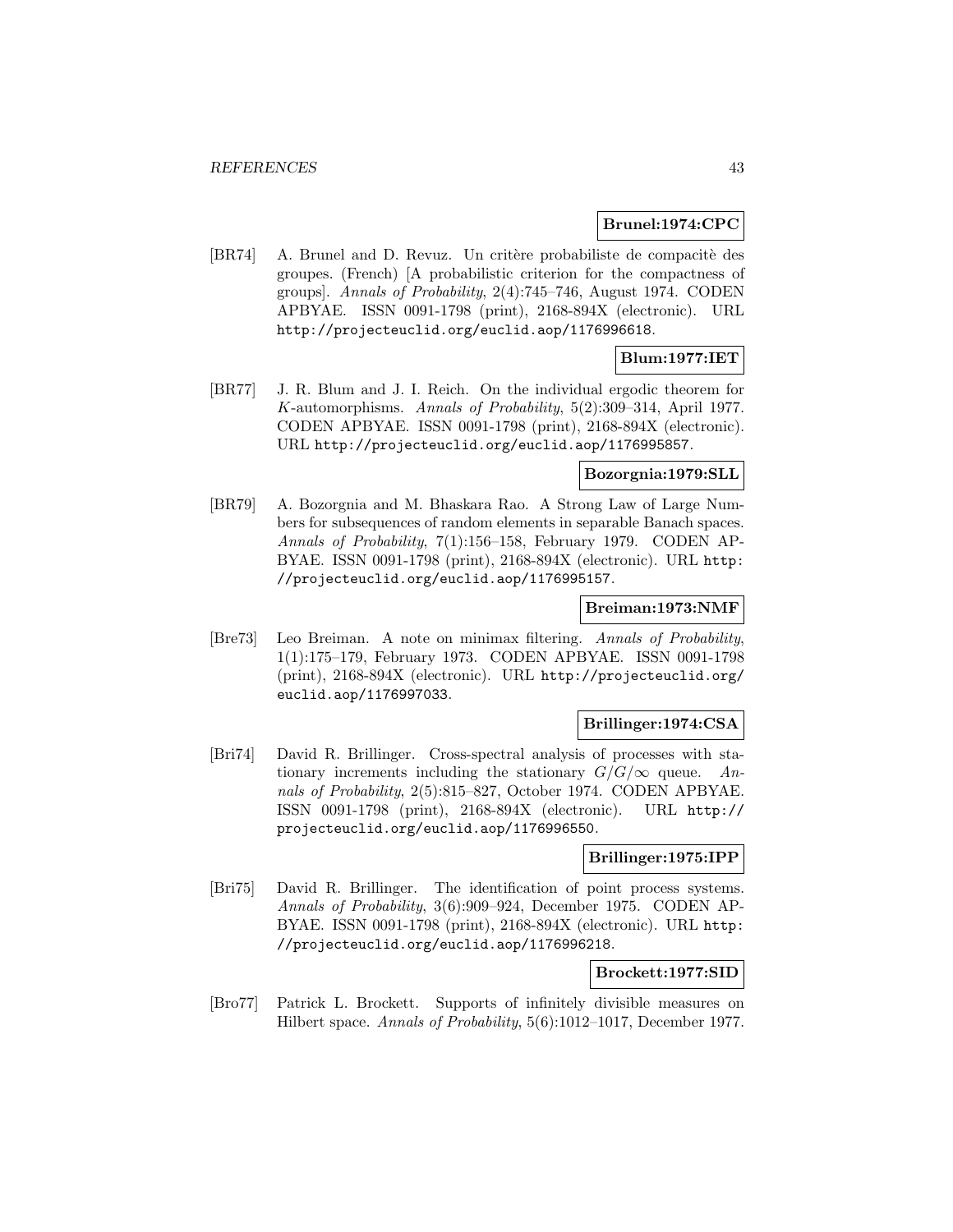**Brunel:1974:CPC**

[BR74] A. Brunel and D. Revuz. Un critère probabiliste de compacitè des groupes. (French) [A probabilistic criterion for the compactness of groups]. *Annals of Probability*, 2(4):745–746, August 1974. CODEN APBYAE. ISSN 0091-1798 (print), 2168-894X (electronic). URL http://projecteuclid.org/euclid.aop/1176996618.

**Blum:1977:IET**

[BR77] J. R. Blum and J. I. Reich. On the individual ergodic theorem for $K$-automorphisms. *Annals of Probability*, 5(2):309–314, April 1977. CODEN APBYAE. ISSN 0091-1798 (print), 2168-894X (electronic). URL http://projecteuclid.org/euclid.aop/1176995857.

**Bozorgnia:1979:SLL**

[BR79] A. Bozorgnia and M. Bhaskara Rao. A Strong Law of Large Numbers for subsequences of random elements in separable Banach spaces. *Annals of Probability*, 7(1):156–158, February 1979. CODEN APBYAE. ISSN 0091-1798 (print), 2168-894X (electronic). URL http://projecteuclid.org/euclid.aop/1176995157.

**Breiman:1973:NMF**

[Bre73] Leo Breiman. A note on minimax filtering. *Annals of Probability*, 1(1):175–179, February 1973. CODEN APBYAE. ISSN 0091-1798 (print), 2168-894X (electronic). URL http://projecteuclid.org/euclid.aop/1176997033.

**Brillinger:1974:CSA**

[Bri74] David R. Brillinger. Cross-spectral analysis of processes with stationary increments including the stationary $G/G/\infty$ queue. *Annals of Probability*, 2(5):815–827, October 1974. CODEN APBYAE. ISSN 0091-1798 (print), 2168-894X (electronic). URL http://projecteuclid.org/euclid.aop/1176996550.

**Brillinger:1975:IPP**

[Bri75] David R. Brillinger. The identification of point process systems. *Annals of Probability*, 3(6):909–924, December 1975. CODEN APBYAE. ISSN 0091-1798 (print), 2168-894X (electronic). URL http://projecteuclid.org/euclid.aop/1176996218.

**Brockett:1977:SID**

[Bro77] Patrick L. Brockett. Supports of infinitely divisible measures on Hilbert space. *Annals of Probability*, 5(6):1012–1017, December 1977.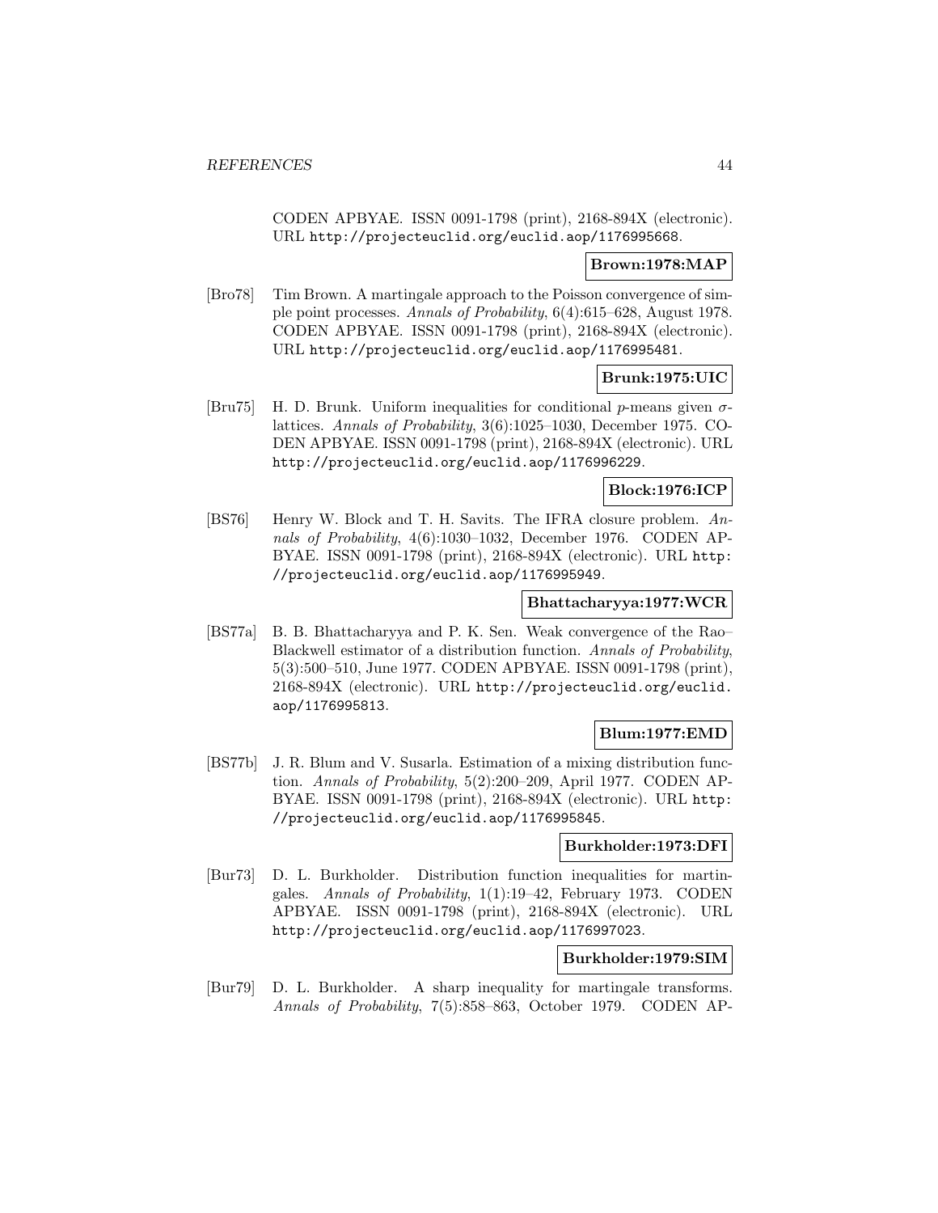CODEN APBYAE. ISSN 0091-1798 (print), 2168-894X (electronic). URL http://projecteuclid.org/euclid.aop/1176995668.

**Brown:1978:MAP**

[Bro78] Tim Brown. A martingale approach to the Poisson convergence of simple point processes. *Annals of Probability*, 6(4):615–628, August 1978. CODEN APBYAE. ISSN 0091-1798 (print), 2168-894X (electronic). URL http://projecteuclid.org/euclid.aop/1176995481.

**Brunk:1975:UIC**

[Bru75] H. D. Brunk. Uniform inequalities for conditional $p$-means given $\sigma$-lattices. *Annals of Probability*, 3(6):1025–1030, December 1975. CODEN APBYAE. ISSN 0091-1798 (print), 2168-894X (electronic). URL http://projecteuclid.org/euclid.aop/1176996229.

**Block:1976:ICP**

[BS76] Henry W. Block and T. H. Savits. The IFRA closure problem. *Annals of Probability*, 4(6):1030–1032, December 1976. CODEN APBYAE. ISSN 0091-1798 (print), 2168-894X (electronic). URL http://projecteuclid.org/euclid.aop/1176995949.

**Bhattacharyya:1977:WCR**

[BS77a] B. B. Bhattacharyya and P. K. Sen. Weak convergence of the Rao–Blackwell estimator of a distribution function. *Annals of Probability*, 5(3):500–510, June 1977. CODEN APBYAE. ISSN 0091-1798 (print), 2168-894X (electronic). URL http://projecteuclid.org/euclid.aop/1176995813.

**Blum:1977:EMD**

[BS77b] J. R. Blum and V. Susarla. Estimation of a mixing distribution function. *Annals of Probability*, 5(2):200–209, April 1977. CODEN APBYAE. ISSN 0091-1798 (print), 2168-894X (electronic). URL http://projecteuclid.org/euclid.aop/1176995845.

**Burkholder:1973:DFI**

[Bur73] D. L. Burkholder. Distribution function inequalities for martingales. *Annals of Probability*, 1(1):19–42, February 1973. CODEN APBYAE. ISSN 0091-1798 (print), 2168-894X (electronic). URL http://projecteuclid.org/euclid.aop/1176997023.

**Burkholder:1979:SIM**

[Bur79] D. L. Burkholder. A sharp inequality for martingale transforms. *Annals of Probability*, 7(5):858–863, October 1979. CODEN AP-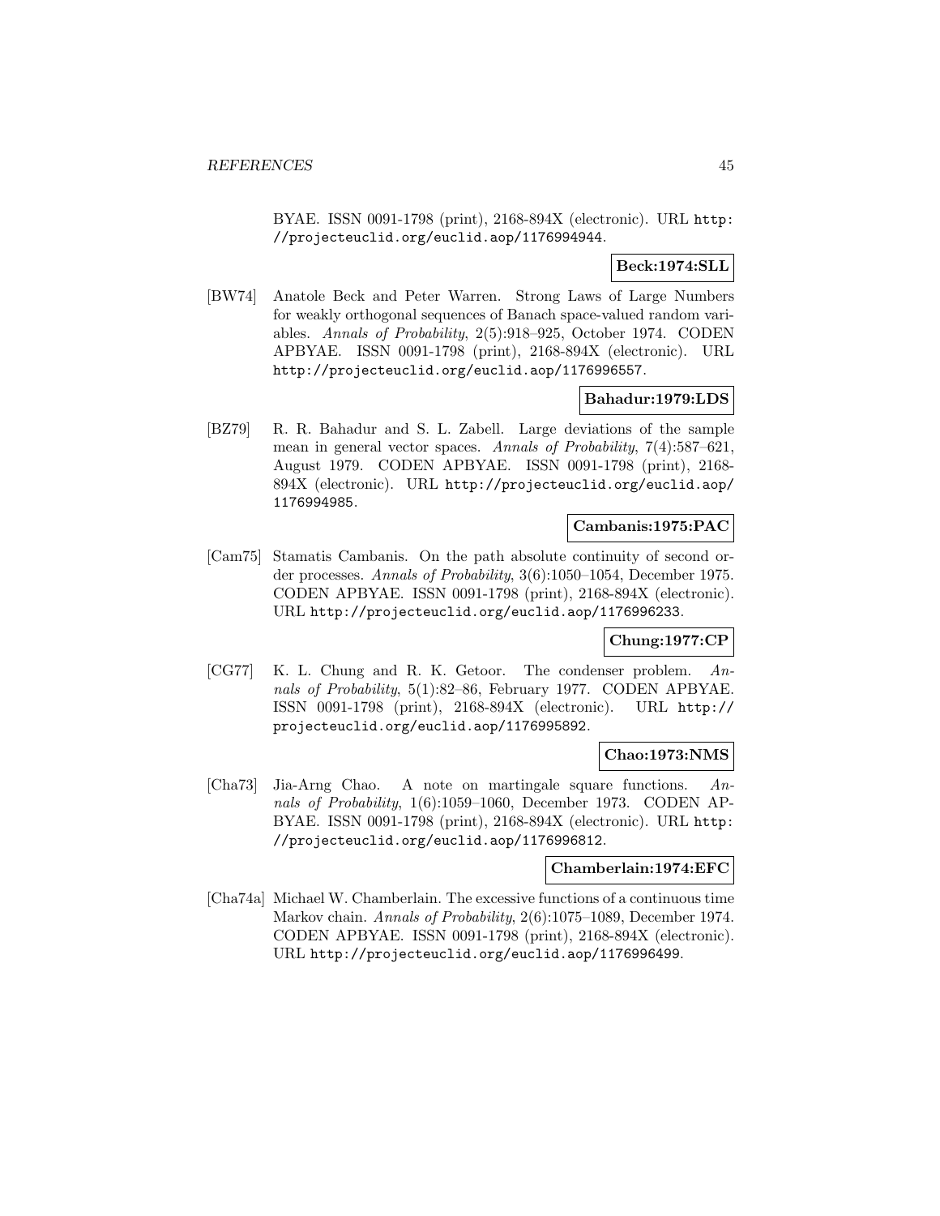BYAE. ISSN 0091-1798 (print), 2168-894X (electronic). URL http://projecteuclid.org/euclid.aop/1176994944.

**Beck:1974:SLL**

[BW74] Anatole Beck and Peter Warren. Strong Laws of Large Numbers for weakly orthogonal sequences of Banach space-valued random variables. *Annals of Probability*, 2(5):918–925, October 1974. CODEN APBYAE. ISSN 0091-1798 (print), 2168-894X (electronic). URL http://projecteuclid.org/euclid.aop/1176996557.

**Bahadur:1979:LDS**

[BZ79] R. R. Bahadur and S. L. Zabell. Large deviations of the sample mean in general vector spaces. *Annals of Probability*, 7(4):587–621, August 1979. CODEN APBYAE. ISSN 0091-1798 (print), 2168-894X (electronic). URL http://projecteuclid.org/euclid.aop/1176994985.

**Cambanis:1975:PAC**

[Cam75] Stamatis Cambanis. On the path absolute continuity of second order processes. *Annals of Probability*, 3(6):1050–1054, December 1975. CODEN APBYAE. ISSN 0091-1798 (print), 2168-894X (electronic). URL http://projecteuclid.org/euclid.aop/1176996233.

**Chung:1977:CP**

[CG77] K. L. Chung and R. K. Getoor. The condenser problem. *Annals of Probability*, 5(1):82–86, February 1977. CODEN APBYAE. ISSN 0091-1798 (print), 2168-894X (electronic). URL http://projecteuclid.org/euclid.aop/1176995892.

**Chao:1973:NMS**

[Cha73] Jia-Arng Chao. A note on martingale square functions. *Annals of Probability*, 1(6):1059–1060, December 1973. CODEN APBYAE. ISSN 0091-1798 (print), 2168-894X (electronic). URL http://projecteuclid.org/euclid.aop/1176996812.

**Chamberlain:1974:EFC**

[Cha74a] Michael W. Chamberlain. The excessive functions of a continuous time Markov chain. *Annals of Probability*, 2(6):1075–1089, December 1974. CODEN APBYAE. ISSN 0091-1798 (print), 2168-894X (electronic). URL http://projecteuclid.org/euclid.aop/1176996499.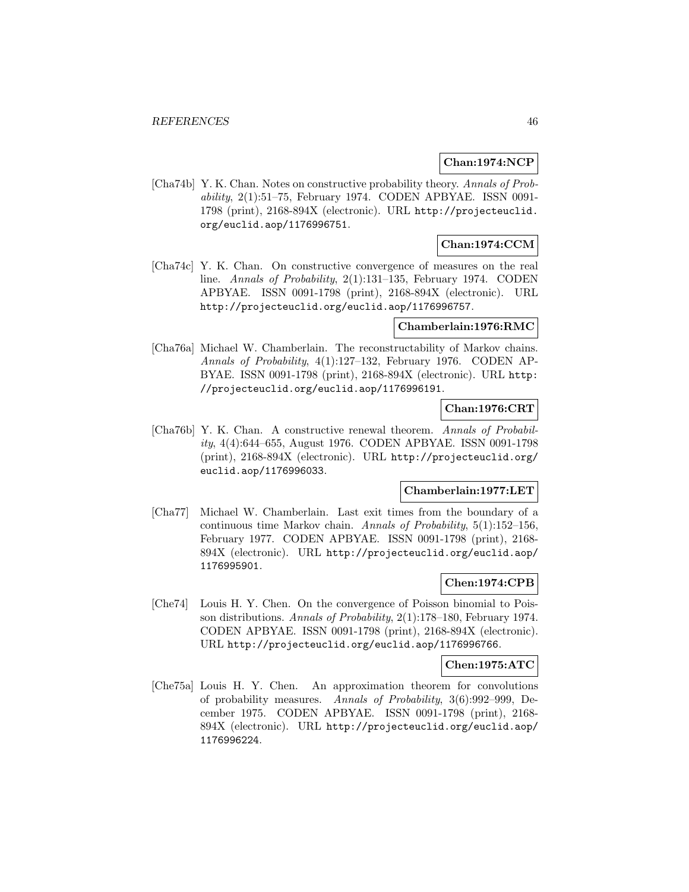**Chan:1974:NCP**

[Cha74b] Y. K. Chan. Notes on constructive probability theory. *Annals of Probability*, 2(1):51–75, February 1974. CODEN APBYAE. ISSN 0091-1798 (print), 2168-894X (electronic). URL http://projecteuclid.org/euclid.aop/1176996751.

**Chan:1974:CCM**

[Cha74c] Y. K. Chan. On constructive convergence of measures on the real line. *Annals of Probability*, 2(1):131–135, February 1974. CODEN APBYAE. ISSN 0091-1798 (print), 2168-894X (electronic). URL http://projecteuclid.org/euclid.aop/1176996757.

**Chamberlain:1976:RMC**

[Cha76a] Michael W. Chamberlain. The reconstructability of Markov chains. *Annals of Probability*, 4(1):127–132, February 1976. CODEN APBYAE. ISSN 0091-1798 (print), 2168-894X (electronic). URL http://projecteuclid.org/euclid.aop/1176996191.

**Chan:1976:CRT**

[Cha76b] Y. K. Chan. A constructive renewal theorem. *Annals of Probability*, 4(4):644–655, August 1976. CODEN APBYAE. ISSN 0091-1798 (print), 2168-894X (electronic). URL http://projecteuclid.org/euclid.aop/1176996033.

**Chamberlain:1977:LET**

[Cha77] Michael W. Chamberlain. Last exit times from the boundary of a continuous time Markov chain. *Annals of Probability*, 5(1):152–156, February 1977. CODEN APBYAE. ISSN 0091-1798 (print), 2168-894X (electronic). URL http://projecteuclid.org/euclid.aop/1176995901.

**Chen:1974:CPB**

[Che74] Louis H. Y. Chen. On the convergence of Poisson binomial to Poisson distributions. *Annals of Probability*, 2(1):178–180, February 1974. CODEN APBYAE. ISSN 0091-1798 (print), 2168-894X (electronic). URL http://projecteuclid.org/euclid.aop/1176996766.

**Chen:1975:ATC**

[Che75a] Louis H. Y. Chen. An approximation theorem for convolutions of probability measures. *Annals of Probability*, 3(6):992–999, December 1975. CODEN APBYAE. ISSN 0091-1798 (print), 2168-894X (electronic). URL http://projecteuclid.org/euclid.aop/1176996224.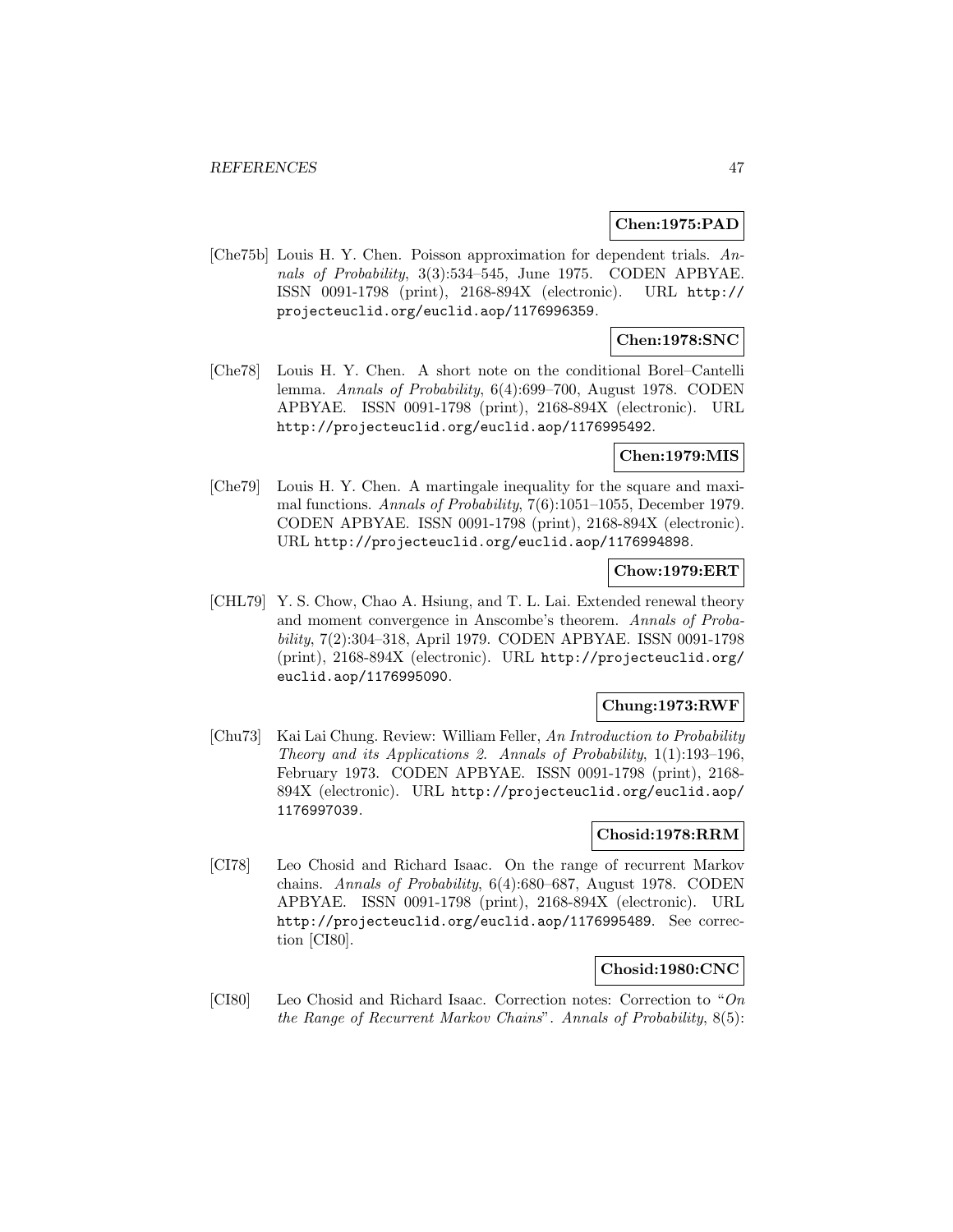**Chen:1975:PAD**

[Che75b] Louis H. Y. Chen. Poisson approximation for dependent trials. *Annals of Probability*, 3(3):534–545, June 1975. CODEN APBYAE. ISSN 0091-1798 (print), 2168-894X (electronic). URL http://projecteuclid.org/euclid.aop/1176996359.

**Chen:1978:SNC**

[Che78] Louis H. Y. Chen. A short note on the conditional Borel–Cantelli lemma. *Annals of Probability*, 6(4):699–700, August 1978. CODEN APBYAE. ISSN 0091-1798 (print), 2168-894X (electronic). URL http://projecteuclid.org/euclid.aop/1176995492.

**Chen:1979:MIS**

[Che79] Louis H. Y. Chen. A martingale inequality for the square and maximal functions. *Annals of Probability*, 7(6):1051–1055, December 1979. CODEN APBYAE. ISSN 0091-1798 (print), 2168-894X (electronic). URL http://projecteuclid.org/euclid.aop/1176994898.

**Chow:1979:ERT**

[CHL79] Y. S. Chow, Chao A. Hsiung, and T. L. Lai. Extended renewal theory and moment convergence in Anscombe's theorem. *Annals of Probability*, 7(2):304–318, April 1979. CODEN APBYAE. ISSN 0091-1798 (print), 2168-894X (electronic). URL http://projecteuclid.org/euclid.aop/1176995090.

**Chung:1973:RWF**

[Chu73] Kai Lai Chung. Review: William Feller, *An Introduction to Probability Theory and its Applications 2*. *Annals of Probability*, 1(1):193–196, February 1973. CODEN APBYAE. ISSN 0091-1798 (print), 2168-894X (electronic). URL http://projecteuclid.org/euclid.aop/1176997039.

**Chosid:1978:RRM**

[CI78] Leo Chosid and Richard Isaac. On the range of recurrent Markov chains. *Annals of Probability*, 6(4):680–687, August 1978. CODEN APBYAE. ISSN 0091-1798 (print), 2168-894X (electronic). URL http://projecteuclid.org/euclid.aop/1176995489. See correction [CI80].

**Chosid:1980:CNC**

[CI80] Leo Chosid and Richard Isaac. Correction notes: Correction to "*On the Range of Recurrent Markov Chains*". *Annals of Probability*, 8(5):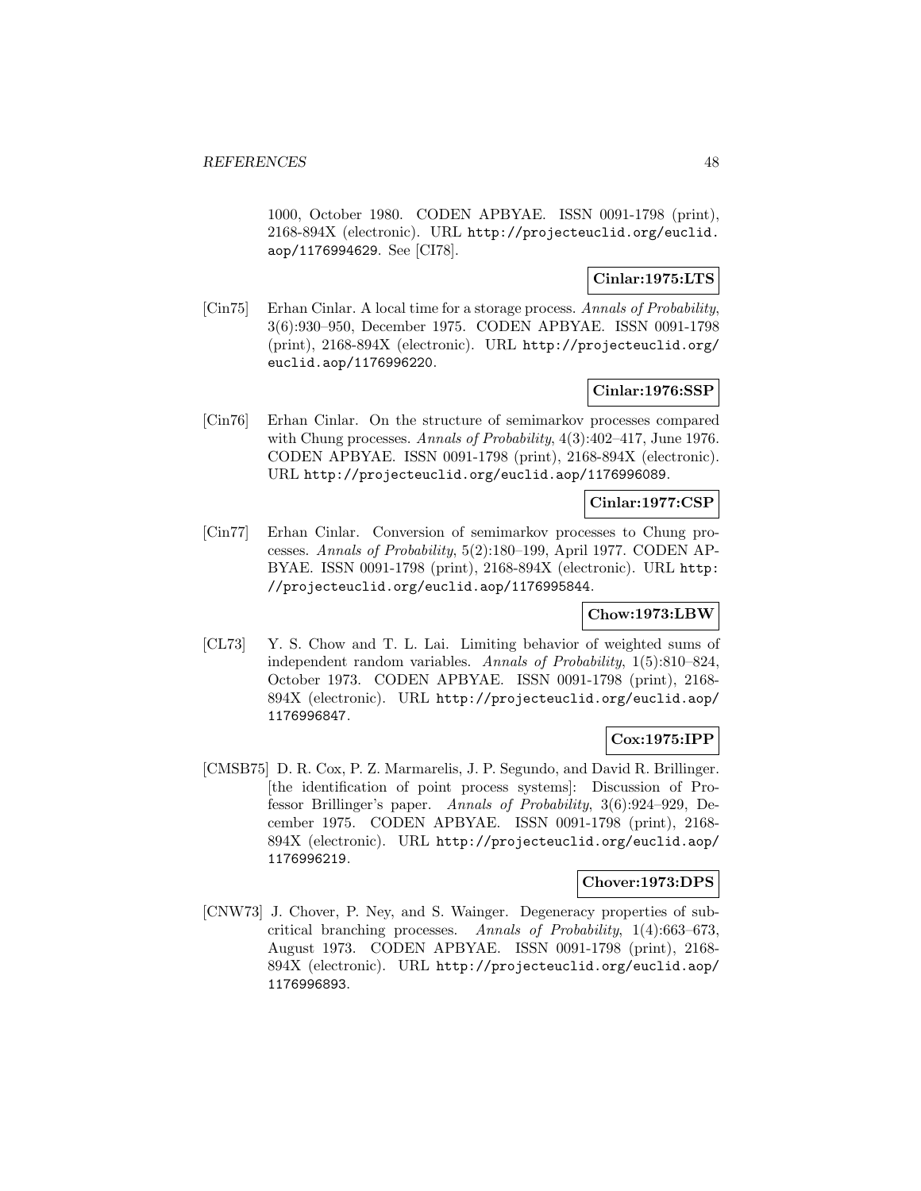1000, October 1980. CODEN APBYAE. ISSN 0091-1798 (print), 2168-894X (electronic). URL http://projecteuclid.org/euclid.aop/1176994629. See [CI78].

**Cinlar:1975:LTS**

[Cin75] Erhan Cinlar. A local time for a storage process. *Annals of Probability*, 3(6):930–950, December 1975. CODEN APBYAE. ISSN 0091-1798 (print), 2168-894X (electronic). URL http://projecteuclid.org/euclid.aop/1176996220.

**Cinlar:1976:SSP**

[Cin76] Erhan Cinlar. On the structure of semimarkov processes compared with Chung processes. *Annals of Probability*, 4(3):402–417, June 1976. CODEN APBYAE. ISSN 0091-1798 (print), 2168-894X (electronic). URL http://projecteuclid.org/euclid.aop/1176996089.

**Cinlar:1977:CSP**

[Cin77] Erhan Cinlar. Conversion of semimarkov processes to Chung processes. *Annals of Probability*, 5(2):180–199, April 1977. CODEN APBYAE. ISSN 0091-1798 (print), 2168-894X (electronic). URL http://projecteuclid.org/euclid.aop/1176995844.

**Chow:1973:LBW**

[CL73] Y. S. Chow and T. L. Lai. Limiting behavior of weighted sums of independent random variables. *Annals of Probability*, 1(5):810–824, October 1973. CODEN APBYAE. ISSN 0091-1798 (print), 2168-894X (electronic). URL http://projecteuclid.org/euclid.aop/1176996847.

**Cox:1975:IPP**

[CMSB75] D. R. Cox, P. Z. Marmarelis, J. P. Segundo, and David R. Brillinger. [the identification of point process systems]: Discussion of Professor Brillinger's paper. *Annals of Probability*, 3(6):924–929, December 1975. CODEN APBYAE. ISSN 0091-1798 (print), 2168-894X (electronic). URL http://projecteuclid.org/euclid.aop/1176996219.

**Chover:1973:DPS**

[CNW73] J. Chover, P. Ney, and S. Wainger. Degeneracy properties of subcritical branching processes. *Annals of Probability*, 1(4):663–673, August 1973. CODEN APBYAE. ISSN 0091-1798 (print), 2168-894X (electronic). URL http://projecteuclid.org/euclid.aop/1176996893.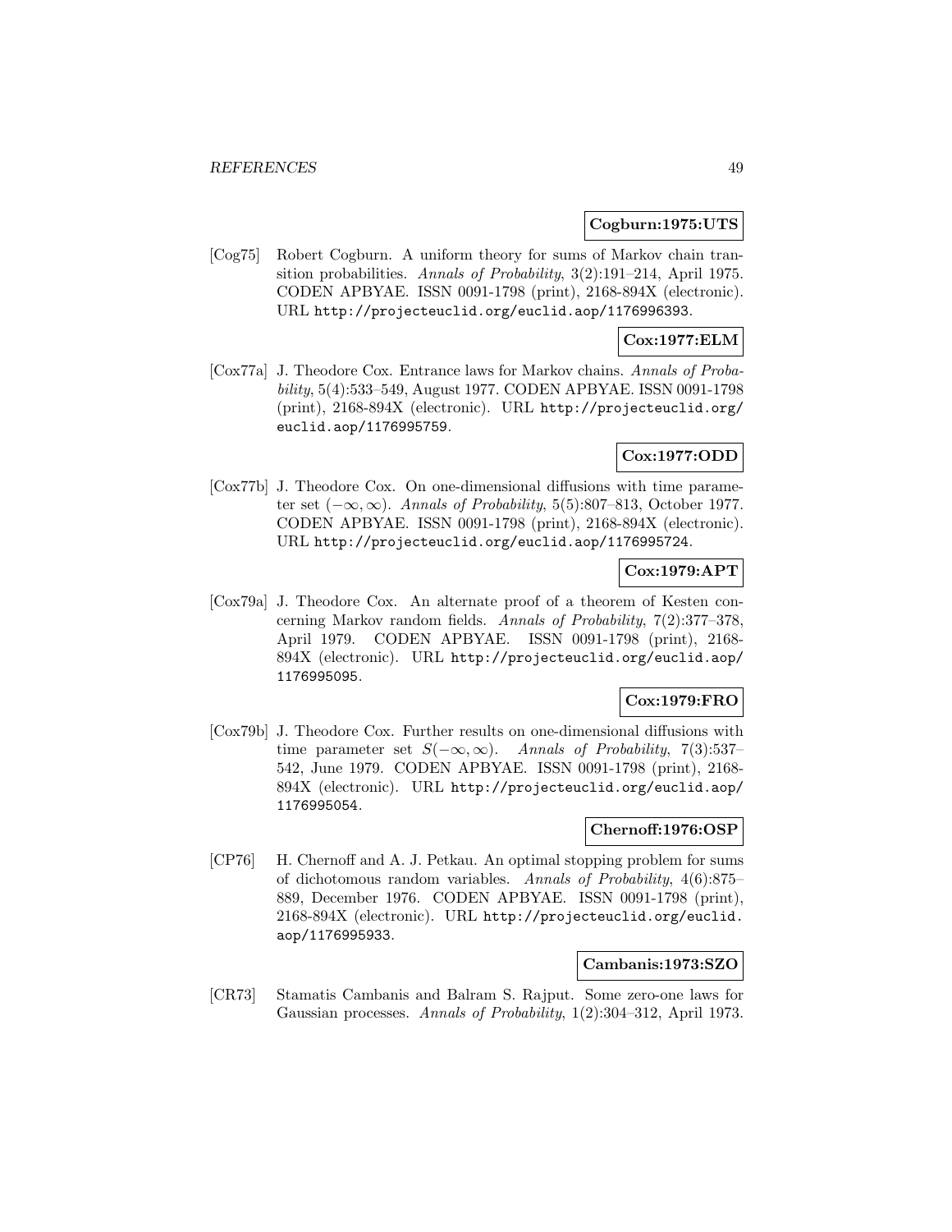**Cogburn:1975:UTS**

[Cog75] Robert Cogburn. A uniform theory for sums of Markov chain transition probabilities. *Annals of Probability*, 3(2):191–214, April 1975. CODEN APBYAE. ISSN 0091-1798 (print), 2168-894X (electronic). URL http://projecteuclid.org/euclid.aop/1176996393.

**Cox:1977:ELM**

[Cox77a] J. Theodore Cox. Entrance laws for Markov chains. *Annals of Probability*, 5(4):533–549, August 1977. CODEN APBYAE. ISSN 0091-1798 (print), 2168-894X (electronic). URL http://projecteuclid.org/euclid.aop/1176995759.

**Cox:1977:ODD**

[Cox77b] J. Theodore Cox. On one-dimensional diffusions with time parameter set $(-\infty, \infty)$. *Annals of Probability*, 5(5):807–813, October 1977. CODEN APBYAE. ISSN 0091-1798 (print), 2168-894X (electronic). URL http://projecteuclid.org/euclid.aop/1176995724.

**Cox:1979:APT**

[Cox79a] J. Theodore Cox. An alternate proof of a theorem of Kesten concerning Markov random fields. *Annals of Probability*, 7(2):377–378, April 1979. CODEN APBYAE. ISSN 0091-1798 (print), 2168-894X (electronic). URL http://projecteuclid.org/euclid.aop/1176995095.

**Cox:1979:FRO**

[Cox79b] J. Theodore Cox. Further results on one-dimensional diffusions with time parameter set $S(-\infty, \infty)$. *Annals of Probability*, 7(3):537–542, June 1979. CODEN APBYAE. ISSN 0091-1798 (print), 2168-894X (electronic). URL http://projecteuclid.org/euclid.aop/1176995054.

**Chernoff:1976:OSP**

[CP76] H. Chernoff and A. J. Petkau. An optimal stopping problem for sums of dichotomous random variables. *Annals of Probability*, 4(6):875–889, December 1976. CODEN APBYAE. ISSN 0091-1798 (print), 2168-894X (electronic). URL http://projecteuclid.org/euclid.aop/1176995933.

**Cambanis:1973:SZO**

[CR73] Stamatis Cambanis and Balram S. Rajput. Some zero-one laws for Gaussian processes. *Annals of Probability*, 1(2):304–312, April 1973.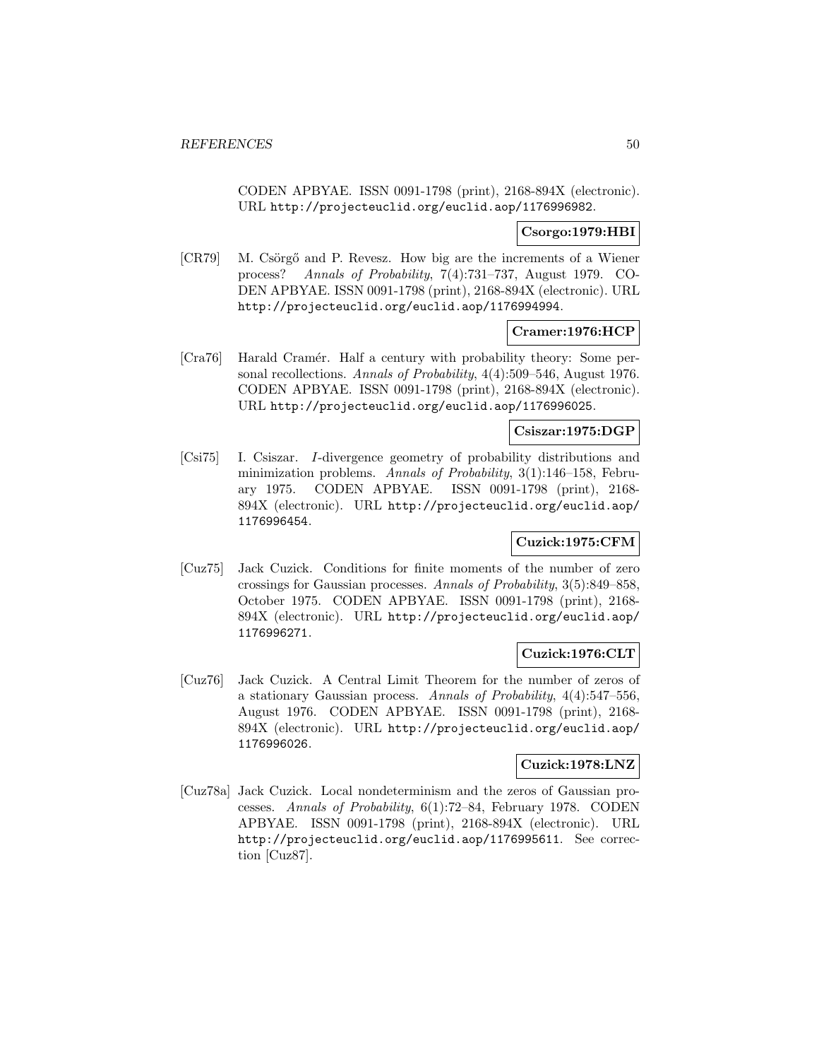CODEN APBYAE. ISSN 0091-1798 (print), 2168-894X (electronic). URL http://projecteuclid.org/euclid.aop/1176996982.

**Csorgo:1979:HBI**

[CR79] M. Csörgő and P. Revesz. How big are the increments of a Wiener process? *Annals of Probability*, 7(4):731–737, August 1979. CODEN APBYAE. ISSN 0091-1798 (print), 2168-894X (electronic). URL http://projecteuclid.org/euclid.aop/1176994994.

**Cramer:1976:HCP**

[Cra76] Harald Cramér. Half a century with probability theory: Some personal recollections. *Annals of Probability*, 4(4):509–546, August 1976. CODEN APBYAE. ISSN 0091-1798 (print), 2168-894X (electronic). URL http://projecteuclid.org/euclid.aop/1176996025.

**Csiszar:1975:DGP**

[Csi75] I. Csiszar. *I*-divergence geometry of probability distributions and minimization problems. *Annals of Probability*, 3(1):146–158, February 1975. CODEN APBYAE. ISSN 0091-1798 (print), 2168-894X (electronic). URL http://projecteuclid.org/euclid.aop/1176996454.

**Cuzick:1975:CFM**

[Cuz75] Jack Cuzick. Conditions for finite moments of the number of zero crossings for Gaussian processes. *Annals of Probability*, 3(5):849–858, October 1975. CODEN APBYAE. ISSN 0091-1798 (print), 2168-894X (electronic). URL http://projecteuclid.org/euclid.aop/1176996271.

**Cuzick:1976:CLT**

[Cuz76] Jack Cuzick. A Central Limit Theorem for the number of zeros of a stationary Gaussian process. *Annals of Probability*, 4(4):547–556, August 1976. CODEN APBYAE. ISSN 0091-1798 (print), 2168-894X (electronic). URL http://projecteuclid.org/euclid.aop/1176996026.

**Cuzick:1978:LNZ**

[Cuz78a] Jack Cuzick. Local nondeterminism and the zeros of Gaussian processes. *Annals of Probability*, 6(1):72–84, February 1978. CODEN APBYAE. ISSN 0091-1798 (print), 2168-894X (electronic). URL http://projecteuclid.org/euclid.aop/1176995611. See correction [Cuz87].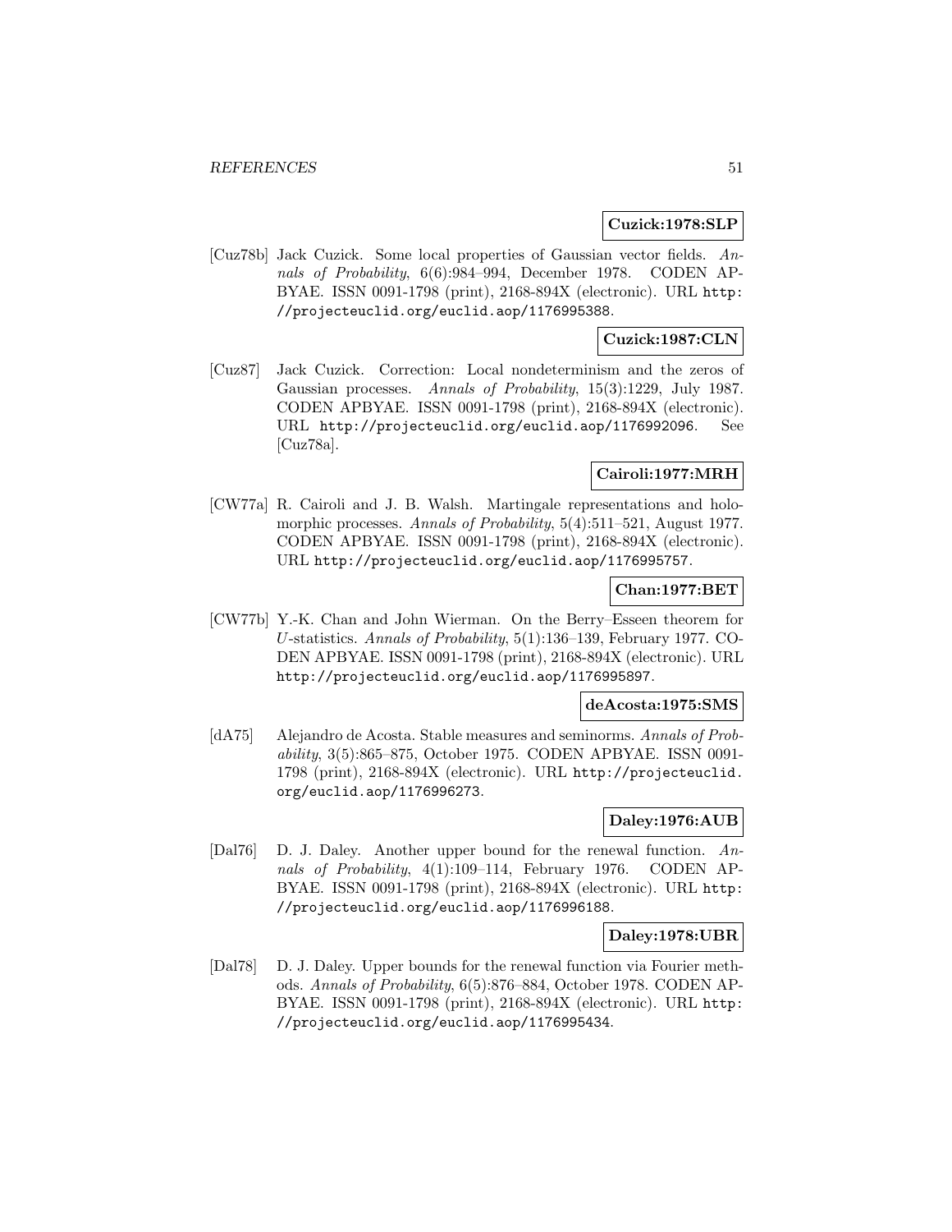**Cuzick:1978:SLP**

[Cuz78b] Jack Cuzick. Some local properties of Gaussian vector fields. *Annals of Probability*, 6(6):984–994, December 1978. CODEN APBYAE. ISSN 0091-1798 (print), 2168-894X (electronic). URL http://projecteuclid.org/euclid.aop/1176995388.

**Cuzick:1987:CLN**

[Cuz87] Jack Cuzick. Correction: Local nondeterminism and the zeros of Gaussian processes. *Annals of Probability*, 15(3):1229, July 1987. CODEN APBYAE. ISSN 0091-1798 (print), 2168-894X (electronic). URL http://projecteuclid.org/euclid.aop/1176992096. See [Cuz78a].

**Cairoli:1977:MRH**

[CW77a] R. Cairoli and J. B. Walsh. Martingale representations and holomorphic processes. *Annals of Probability*, 5(4):511–521, August 1977. CODEN APBYAE. ISSN 0091-1798 (print), 2168-894X (electronic). URL http://projecteuclid.org/euclid.aop/1176995757.

**Chan:1977:BET**

[CW77b] Y.-K. Chan and John Wierman. On the Berry–Esseen theorem for $U$-statistics. *Annals of Probability*, 5(1):136–139, February 1977. CODEN APBYAE. ISSN 0091-1798 (print), 2168-894X (electronic). URL http://projecteuclid.org/euclid.aop/1176995897.

**deAcosta:1975:SMS**

[dA75] Alejandro de Acosta. Stable measures and seminorms. *Annals of Probability*, 3(5):865–875, October 1975. CODEN APBYAE. ISSN 0091-1798 (print), 2168-894X (electronic). URL http://projecteuclid.org/euclid.aop/1176996273.

**Daley:1976:AUB**

[Dal76] D. J. Daley. Another upper bound for the renewal function. *Annals of Probability*, 4(1):109–114, February 1976. CODEN APBYAE. ISSN 0091-1798 (print), 2168-894X (electronic). URL http://projecteuclid.org/euclid.aop/1176996188.

**Daley:1978:UBR**

[Dal78] D. J. Daley. Upper bounds for the renewal function via Fourier methods. *Annals of Probability*, 6(5):876–884, October 1978. CODEN APBYAE. ISSN 0091-1798 (print), 2168-894X (electronic). URL http://projecteuclid.org/euclid.aop/1176995434.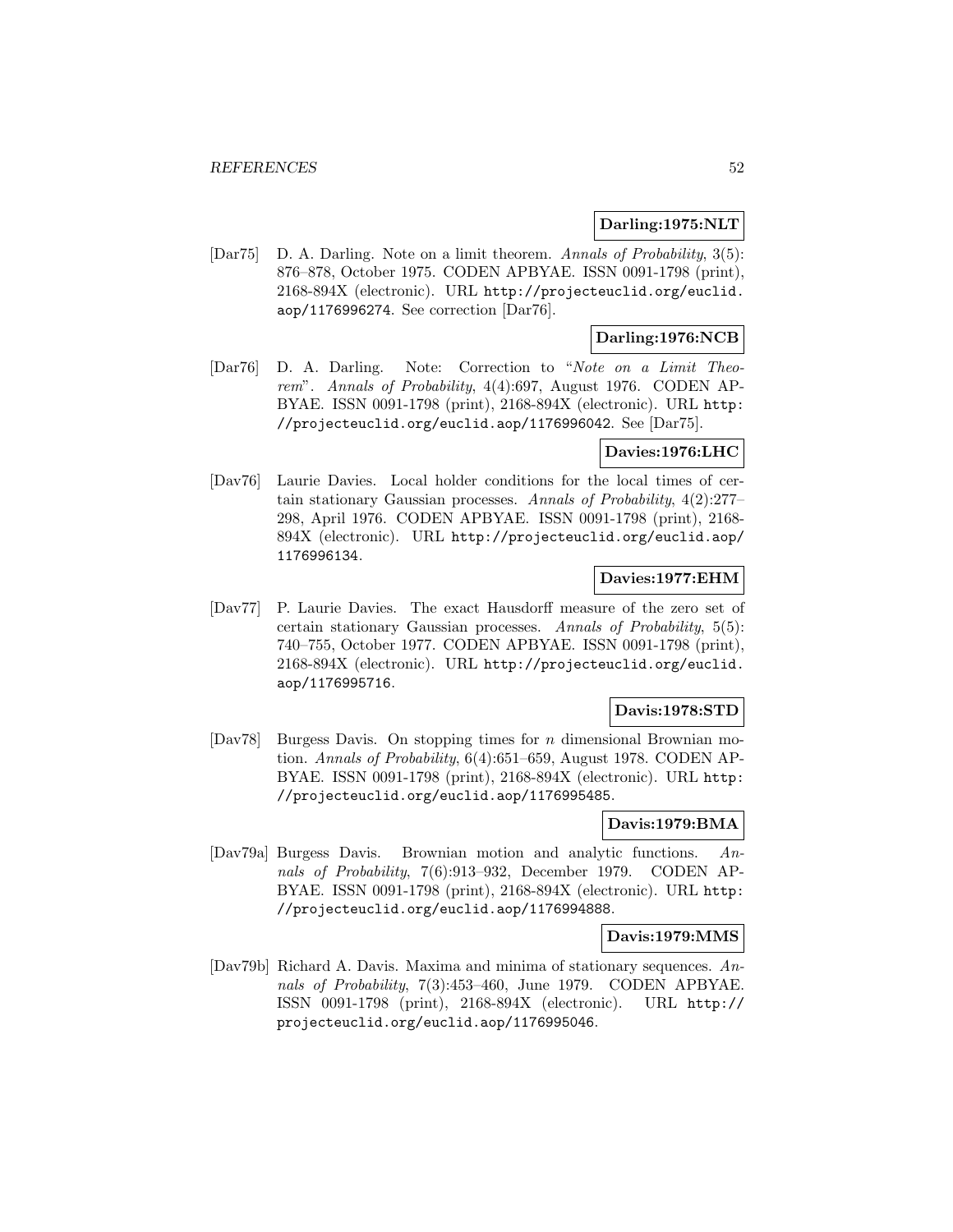**Darling:1975:NLT**

[Dar75] D. A. Darling. Note on a limit theorem. *Annals of Probability*, 3(5): 876–878, October 1975. CODEN APBYAE. ISSN 0091-1798 (print), 2168-894X (electronic). URL http://projecteuclid.org/euclid.aop/1176996274. See correction [Dar76].

**Darling:1976:NCB**

[Dar76] D. A. Darling. Note: Correction to "*Note on a Limit Theorem*". *Annals of Probability*, 4(4):697, August 1976. CODEN APBYAE. ISSN 0091-1798 (print), 2168-894X (electronic). URL http://projecteuclid.org/euclid.aop/1176996042. See [Dar75].

**Davies:1976:LHC**

[Dav76] Laurie Davies. Local holder conditions for the local times of certain stationary Gaussian processes. *Annals of Probability*, 4(2):277–298, April 1976. CODEN APBYAE. ISSN 0091-1798 (print), 2168-894X (electronic). URL http://projecteuclid.org/euclid.aop/1176996134.

**Davies:1977:EHM**

[Dav77] P. Laurie Davies. The exact Hausdorff measure of the zero set of certain stationary Gaussian processes. *Annals of Probability*, 5(5): 740–755, October 1977. CODEN APBYAE. ISSN 0091-1798 (print), 2168-894X (electronic). URL http://projecteuclid.org/euclid.aop/1176995716.

**Davis:1978:STD**

[Dav78] Burgess Davis. On stopping times for $n$ dimensional Brownian motion. *Annals of Probability*, 6(4):651–659, August 1978. CODEN APBYAE. ISSN 0091-1798 (print), 2168-894X (electronic). URL http://projecteuclid.org/euclid.aop/1176995485.

**Davis:1979:BMA**

[Dav79a] Burgess Davis. Brownian motion and analytic functions. *Annals of Probability*, 7(6):913–932, December 1979. CODEN APBYAE. ISSN 0091-1798 (print), 2168-894X (electronic). URL http://projecteuclid.org/euclid.aop/1176994888.

**Davis:1979:MMS**

[Dav79b] Richard A. Davis. Maxima and minima of stationary sequences. *Annals of Probability*, 7(3):453–460, June 1979. CODEN APBYAE. ISSN 0091-1798 (print), 2168-894X (electronic). URL http://projecteuclid.org/euclid.aop/1176995046.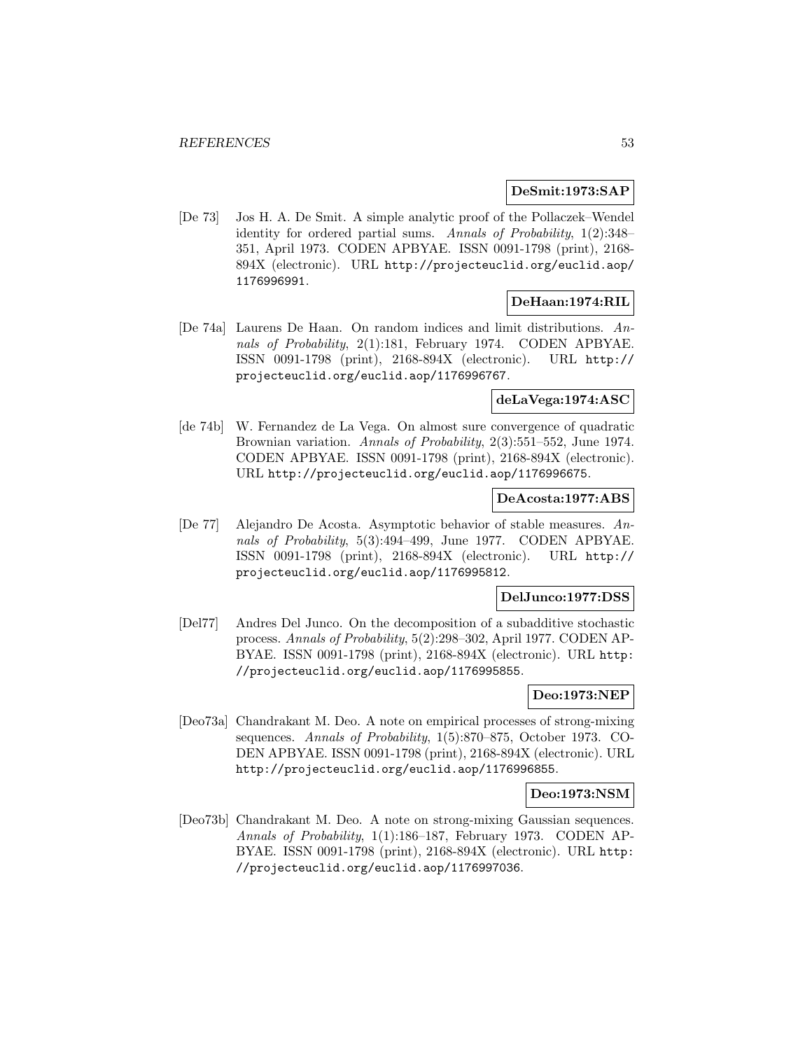**DeSmit:1973:SAP**

[De 73] Jos H. A. De Smit. A simple analytic proof of the Pollaczek–Wendel identity for ordered partial sums. *Annals of Probability*, 1(2):348–351, April 1973. CODEN APBYAE. ISSN 0091-1798 (print), 2168-894X (electronic). URL http://projecteuclid.org/euclid.aop/1176996991.

**DeHaan:1974:RIL**

[De 74a] Laurens De Haan. On random indices and limit distributions. *Annals of Probability*, 2(1):181, February 1974. CODEN APBYAE. ISSN 0091-1798 (print), 2168-894X (electronic). URL http://projecteuclid.org/euclid.aop/1176996767.

**deLaVega:1974:ASC**

[de 74b] W. Fernandez de La Vega. On almost sure convergence of quadratic Brownian variation. *Annals of Probability*, 2(3):551–552, June 1974. CODEN APBYAE. ISSN 0091-1798 (print), 2168-894X (electronic). URL http://projecteuclid.org/euclid.aop/1176996675.

**DeAcosta:1977:ABS**

[De 77] Alejandro De Acosta. Asymptotic behavior of stable measures. *Annals of Probability*, 5(3):494–499, June 1977. CODEN APBYAE. ISSN 0091-1798 (print), 2168-894X (electronic). URL http://projecteuclid.org/euclid.aop/1176995812.

**DelJunco:1977:DSS**

[Del77] Andres Del Junco. On the decomposition of a subadditive stochastic process. *Annals of Probability*, 5(2):298–302, April 1977. CODEN APBYAE. ISSN 0091-1798 (print), 2168-894X (electronic). URL http://projecteuclid.org/euclid.aop/1176995855.

**Deo:1973:NEP**

[Deo73a] Chandrakant M. Deo. A note on empirical processes of strong-mixing sequences. *Annals of Probability*, 1(5):870–875, October 1973. CODEN APBYAE. ISSN 0091-1798 (print), 2168-894X (electronic). URL http://projecteuclid.org/euclid.aop/1176996855.

**Deo:1973:NSM**

[Deo73b] Chandrakant M. Deo. A note on strong-mixing Gaussian sequences. *Annals of Probability*, 1(1):186–187, February 1973. CODEN APBYAE. ISSN 0091-1798 (print), 2168-894X (electronic). URL http://projecteuclid.org/euclid.aop/1176997036.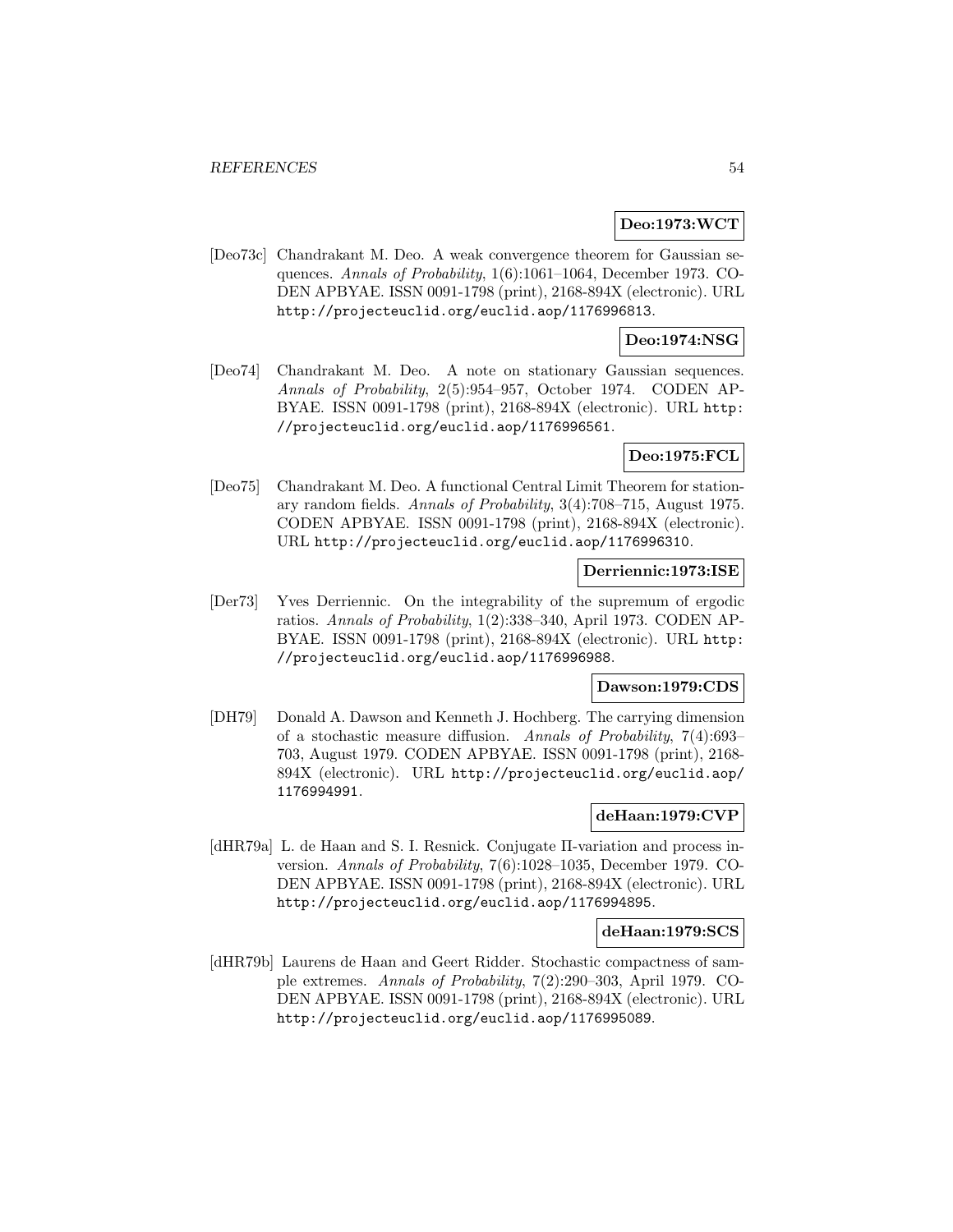**Deo:1973:WCT**

[Deo73c] Chandrakant M. Deo. A weak convergence theorem for Gaussian sequences. *Annals of Probability*, 1(6):1061–1064, December 1973. CODEN APBYAE. ISSN 0091-1798 (print), 2168-894X (electronic). URL http://projecteuclid.org/euclid.aop/1176996813.

**Deo:1974:NSG**

[Deo74] Chandrakant M. Deo. A note on stationary Gaussian sequences. *Annals of Probability*, 2(5):954–957, October 1974. CODEN APBYAE. ISSN 0091-1798 (print), 2168-894X (electronic). URL http://projecteuclid.org/euclid.aop/1176996561.

**Deo:1975:FCL**

[Deo75] Chandrakant M. Deo. A functional Central Limit Theorem for stationary random fields. *Annals of Probability*, 3(4):708–715, August 1975. CODEN APBYAE. ISSN 0091-1798 (print), 2168-894X (electronic). URL http://projecteuclid.org/euclid.aop/1176996310.

**Derriennic:1973:ISE**

[Der73] Yves Derriennic. On the integrability of the supremum of ergodic ratios. *Annals of Probability*, 1(2):338–340, April 1973. CODEN APBYAE. ISSN 0091-1798 (print), 2168-894X (electronic). URL http://projecteuclid.org/euclid.aop/1176996988.

**Dawson:1979:CDS**

[DH79] Donald A. Dawson and Kenneth J. Hochberg. The carrying dimension of a stochastic measure diffusion. *Annals of Probability*, 7(4):693–703, August 1979. CODEN APBYAE. ISSN 0091-1798 (print), 2168-894X (electronic). URL http://projecteuclid.org/euclid.aop/1176994991.

**deHaan:1979:CVP**

[dHR79a] L. de Haan and S. I. Resnick. Conjugate Π-variation and process inversion. *Annals of Probability*, 7(6):1028–1035, December 1979. CODEN APBYAE. ISSN 0091-1798 (print), 2168-894X (electronic). URL http://projecteuclid.org/euclid.aop/1176994895.

**deHaan:1979:SCS**

[dHR79b] Laurens de Haan and Geert Ridder. Stochastic compactness of sample extremes. *Annals of Probability*, 7(2):290–303, April 1979. CODEN APBYAE. ISSN 0091-1798 (print), 2168-894X (electronic). URL http://projecteuclid.org/euclid.aop/1176995089.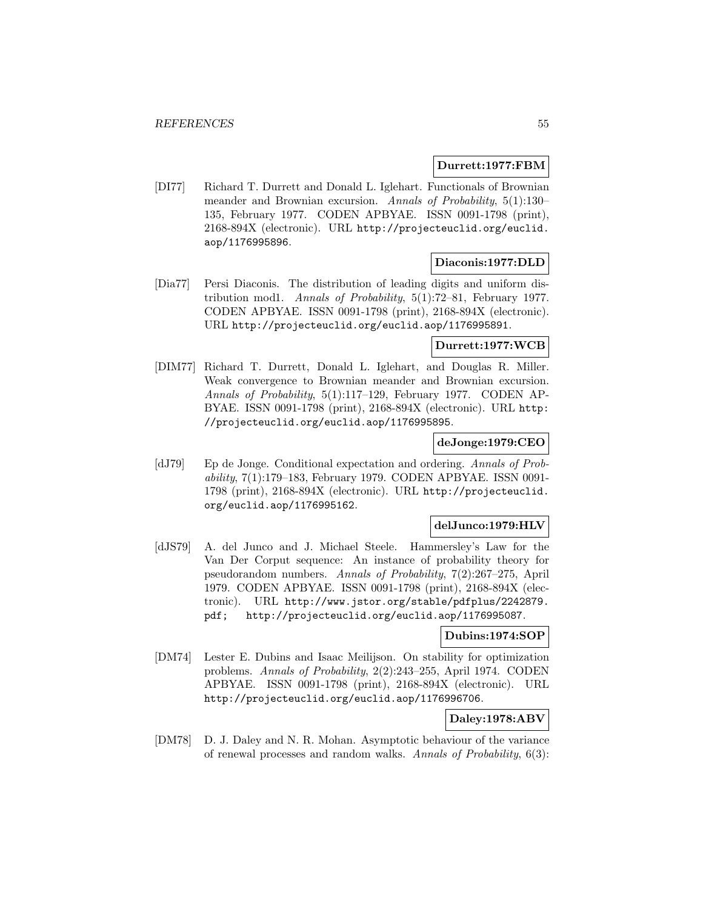**Durrett:1977:FBM**

[DI77] Richard T. Durrett and Donald L. Iglehart. Functionals of Brownian meander and Brownian excursion. *Annals of Probability*, 5(1):130–135, February 1977. CODEN APBYAE. ISSN 0091-1798 (print), 2168-894X (electronic). URL http://projecteuclid.org/euclid.aop/1176995896.

**Diaconis:1977:DLD**

[Dia77] Persi Diaconis. The distribution of leading digits and uniform distribution mod1. *Annals of Probability*, 5(1):72–81, February 1977. CODEN APBYAE. ISSN 0091-1798 (print), 2168-894X (electronic). URL http://projecteuclid.org/euclid.aop/1176995891.

**Durrett:1977:WCB**

[DIM77] Richard T. Durrett, Donald L. Iglehart, and Douglas R. Miller. Weak convergence to Brownian meander and Brownian excursion. *Annals of Probability*, 5(1):117–129, February 1977. CODEN APBYAE. ISSN 0091-1798 (print), 2168-894X (electronic). URL http://projecteuclid.org/euclid.aop/1176995895.

**deJonge:1979:CEO**

[dJ79] Ep de Jonge. Conditional expectation and ordering. *Annals of Probability*, 7(1):179–183, February 1979. CODEN APBYAE. ISSN 0091-1798 (print), 2168-894X (electronic). URL http://projecteuclid.org/euclid.aop/1176995162.

**delJunco:1979:HLV**

[dJS79] A. del Junco and J. Michael Steele. Hammersley's Law for the Van Der Corput sequence: An instance of probability theory for pseudorandom numbers. *Annals of Probability*, 7(2):267–275, April 1979. CODEN APBYAE. ISSN 0091-1798 (print), 2168-894X (electronic). URL http://www.jstor.org/stable/pdfplus/2242879.pdf; http://projecteuclid.org/euclid.aop/1176995087.

**Dubins:1974:SOP**

[DM74] Lester E. Dubins and Isaac Meilijson. On stability for optimization problems. *Annals of Probability*, 2(2):243–255, April 1974. CODEN APBYAE. ISSN 0091-1798 (print), 2168-894X (electronic). URL http://projecteuclid.org/euclid.aop/1176996706.

**Daley:1978:ABV**

[DM78] D. J. Daley and N. R. Mohan. Asymptotic behaviour of the variance of renewal processes and random walks. *Annals of Probability*, 6(3):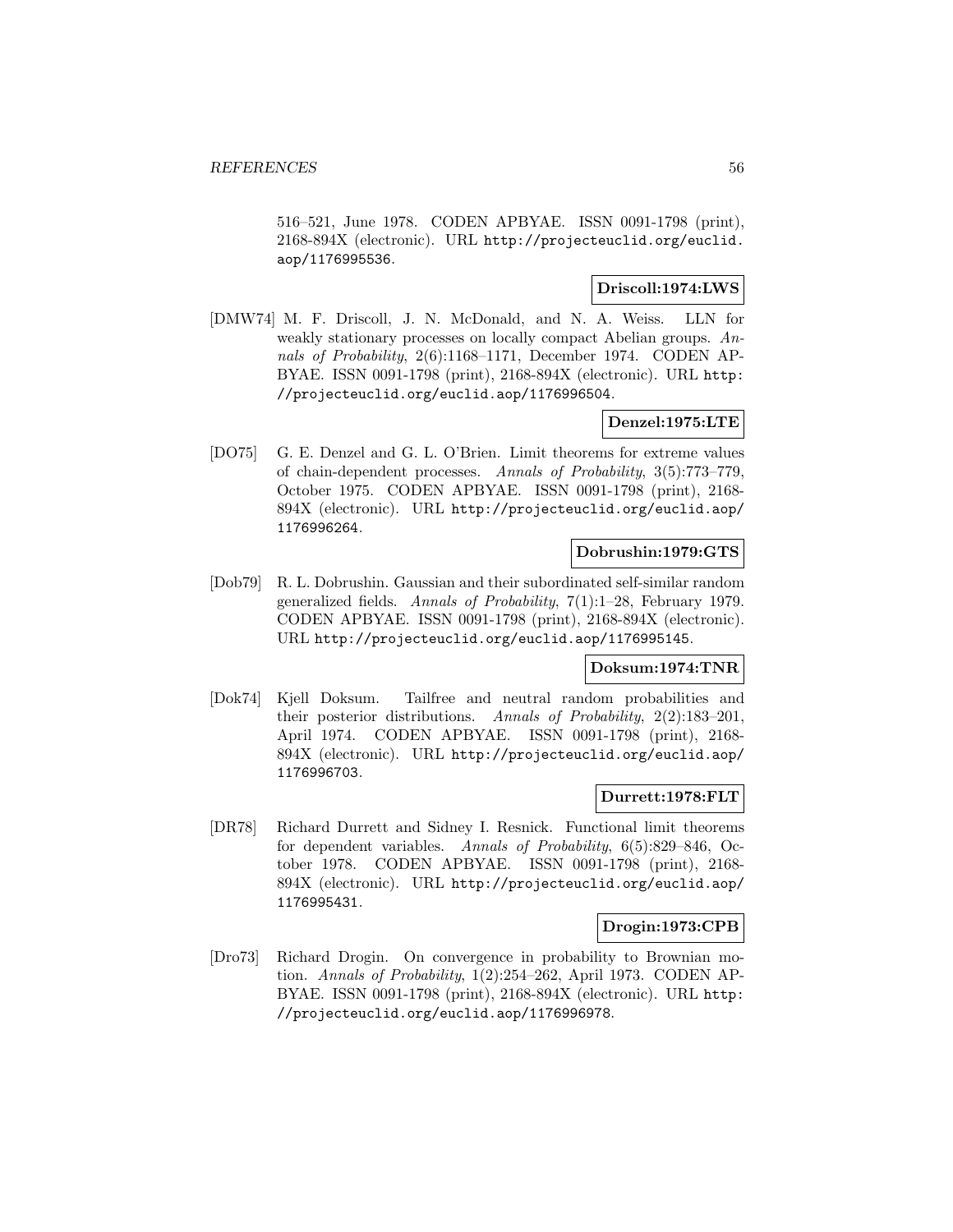516–521, June 1978. CODEN APBYAE. ISSN 0091-1798 (print), 2168-894X (electronic). URL http://projecteuclid.org/euclid.aop/1176995536.

**Driscoll:1974:LWS**

[DMW74] M. F. Driscoll, J. N. McDonald, and N. A. Weiss. LLN for weakly stationary processes on locally compact Abelian groups. *Annals of Probability*, 2(6):1168–1171, December 1974. CODEN APBYAE. ISSN 0091-1798 (print), 2168-894X (electronic). URL http://projecteuclid.org/euclid.aop/1176996504.

**Denzel:1975:LTE**

[DO75] G. E. Denzel and G. L. O'Brien. Limit theorems for extreme values of chain-dependent processes. *Annals of Probability*, 3(5):773–779, October 1975. CODEN APBYAE. ISSN 0091-1798 (print), 2168-894X (electronic). URL http://projecteuclid.org/euclid.aop/1176996264.

**Dobrushin:1979:GTS**

[Dob79] R. L. Dobrushin. Gaussian and their subordinated self-similar random generalized fields. *Annals of Probability*, 7(1):1–28, February 1979. CODEN APBYAE. ISSN 0091-1798 (print), 2168-894X (electronic). URL http://projecteuclid.org/euclid.aop/1176995145.

**Doksum:1974:TNR**

[Dok74] Kjell Doksum. Tailfree and neutral random probabilities and their posterior distributions. *Annals of Probability*, 2(2):183–201, April 1974. CODEN APBYAE. ISSN 0091-1798 (print), 2168-894X (electronic). URL http://projecteuclid.org/euclid.aop/1176996703.

**Durrett:1978:FLT**

[DR78] Richard Durrett and Sidney I. Resnick. Functional limit theorems for dependent variables. *Annals of Probability*, 6(5):829–846, October 1978. CODEN APBYAE. ISSN 0091-1798 (print), 2168-894X (electronic). URL http://projecteuclid.org/euclid.aop/1176995431.

**Drogin:1973:CPB**

[Dro73] Richard Drogin. On convergence in probability to Brownian motion. *Annals of Probability*, 1(2):254–262, April 1973. CODEN APBYAE. ISSN 0091-1798 (print), 2168-894X (electronic). URL http://projecteuclid.org/euclid.aop/1176996978.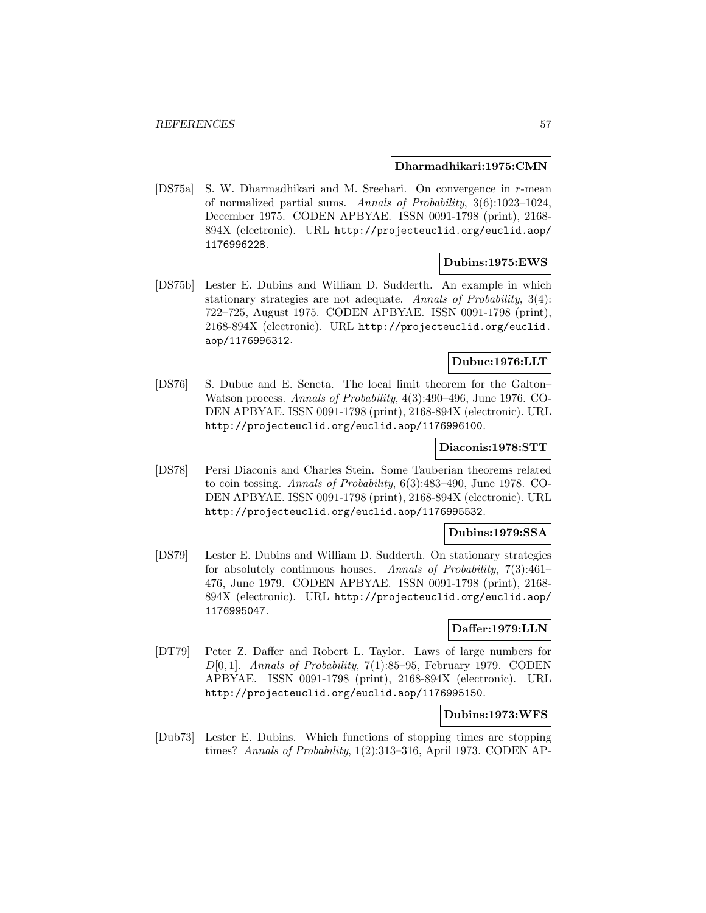**Dharmadhikari:1975:CMN**

[DS75a] S. W. Dharmadhikari and M. Sreehari. On convergence in $r$-mean of normalized partial sums. *Annals of Probability*, 3(6):1023–1024, December 1975. CODEN APBYAE. ISSN 0091-1798 (print), 2168-894X (electronic). URL http://projecteuclid.org/euclid.aop/1176996228.

**Dubins:1975:EWS**

[DS75b] Lester E. Dubins and William D. Sudderth. An example in which stationary strategies are not adequate. *Annals of Probability*, 3(4): 722–725, August 1975. CODEN APBYAE. ISSN 0091-1798 (print), 2168-894X (electronic). URL http://projecteuclid.org/euclid.aop/1176996312.

**Dubuc:1976:LLT**

[DS76] S. Dubuc and E. Seneta. The local limit theorem for the Galton–Watson process. *Annals of Probability*, 4(3):490–496, June 1976. CODEN APBYAE. ISSN 0091-1798 (print), 2168-894X (electronic). URL http://projecteuclid.org/euclid.aop/1176996100.

**Diaconis:1978:STT**

[DS78] Persi Diaconis and Charles Stein. Some Tauberian theorems related to coin tossing. *Annals of Probability*, 6(3):483–490, June 1978. CODEN APBYAE. ISSN 0091-1798 (print), 2168-894X (electronic). URL http://projecteuclid.org/euclid.aop/1176995532.

**Dubins:1979:SSA**

[DS79] Lester E. Dubins and William D. Sudderth. On stationary strategies for absolutely continuous houses. *Annals of Probability*, 7(3):461–476, June 1979. CODEN APBYAE. ISSN 0091-1798 (print), 2168-894X (electronic). URL http://projecteuclid.org/euclid.aop/1176995047.

**Daffer:1979:LLN**

[DT79] Peter Z. Daffer and Robert L. Taylor. Laws of large numbers for $D[0,1]$. *Annals of Probability*, 7(1):85–95, February 1979. CODEN APBYAE. ISSN 0091-1798 (print), 2168-894X (electronic). URL http://projecteuclid.org/euclid.aop/1176995150.

**Dubins:1973:WFS**

[Dub73] Lester E. Dubins. Which functions of stopping times are stopping times? *Annals of Probability*, 1(2):313–316, April 1973. CODEN AP-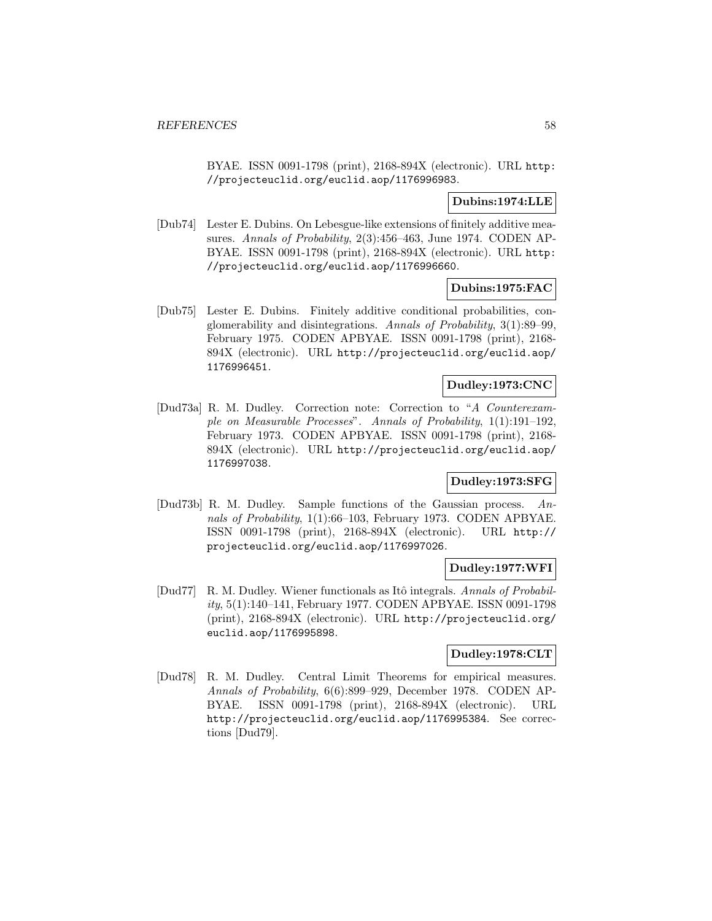BYAE. ISSN 0091-1798 (print), 2168-894X (electronic). URL http://projecteuclid.org/euclid.aop/1176996983.

**Dubins:1974:LLE**

[Dub74] Lester E. Dubins. On Lebesgue-like extensions of finitely additive measures. *Annals of Probability*, 2(3):456–463, June 1974. CODEN APBYAE. ISSN 0091-1798 (print), 2168-894X (electronic). URL http://projecteuclid.org/euclid.aop/1176996660.

**Dubins:1975:FAC**

[Dub75] Lester E. Dubins. Finitely additive conditional probabilities, conglomerability and disintegrations. *Annals of Probability*, 3(1):89–99, February 1975. CODEN APBYAE. ISSN 0091-1798 (print), 2168-894X (electronic). URL http://projecteuclid.org/euclid.aop/1176996451.

**Dudley:1973:CNC**

[Dud73a] R. M. Dudley. Correction note: Correction to "*A Counterexample on Measurable Processes*". *Annals of Probability*, 1(1):191–192, February 1973. CODEN APBYAE. ISSN 0091-1798 (print), 2168-894X (electronic). URL http://projecteuclid.org/euclid.aop/1176997038.

**Dudley:1973:SFG**

[Dud73b] R. M. Dudley. Sample functions of the Gaussian process. *Annals of Probability*, 1(1):66–103, February 1973. CODEN APBYAE. ISSN 0091-1798 (print), 2168-894X (electronic). URL http://projecteuclid.org/euclid.aop/1176997026.

**Dudley:1977:WFI**

[Dud77] R. M. Dudley. Wiener functionals as Itô integrals. *Annals of Probability*, 5(1):140–141, February 1977. CODEN APBYAE. ISSN 0091-1798 (print), 2168-894X (electronic). URL http://projecteuclid.org/euclid.aop/1176995898.

**Dudley:1978:CLT**

[Dud78] R. M. Dudley. Central Limit Theorems for empirical measures. *Annals of Probability*, 6(6):899–929, December 1978. CODEN APBYAE. ISSN 0091-1798 (print), 2168-894X (electronic). URL http://projecteuclid.org/euclid.aop/1176995384. See corrections [Dud79].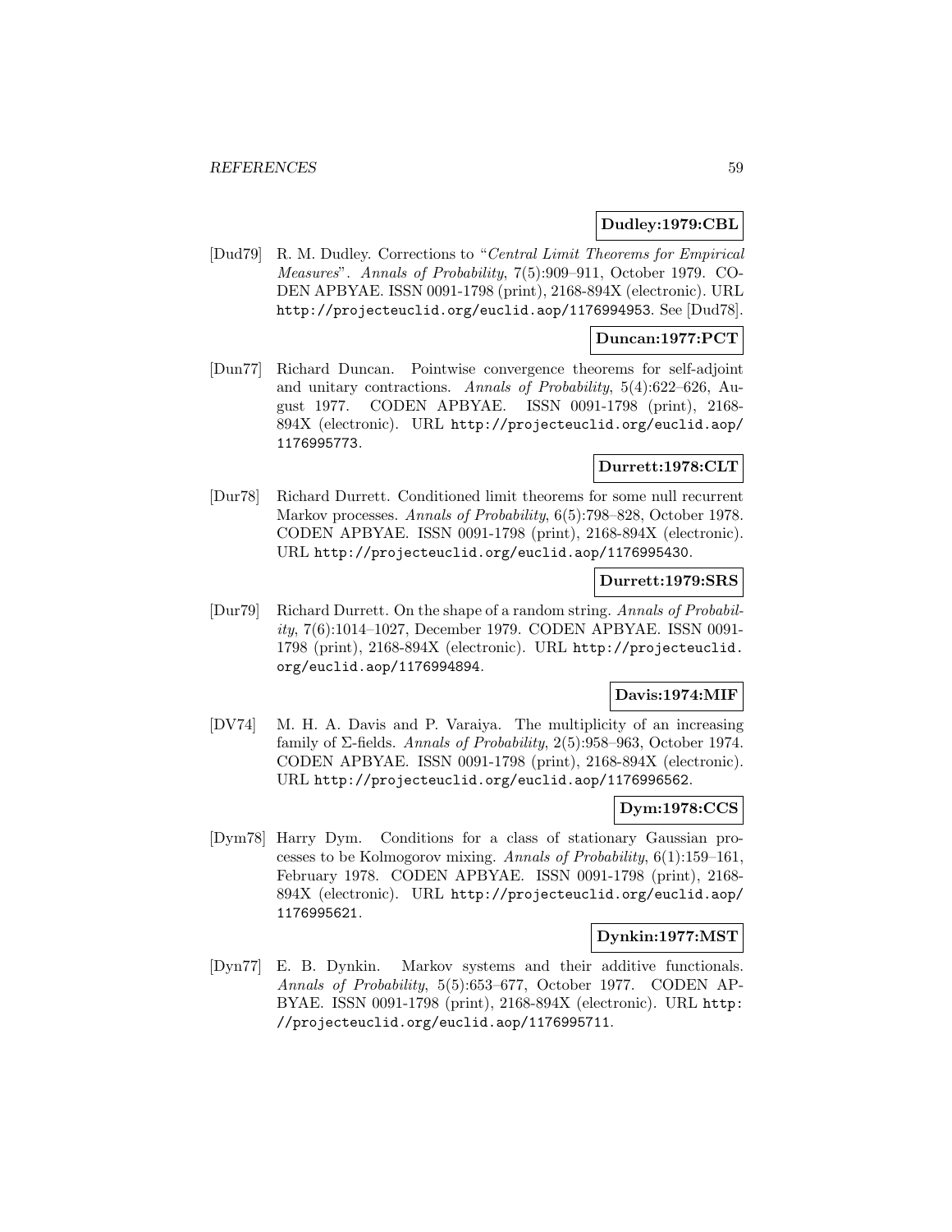**Dudley:1979:CBL**

[Dud79] R. M. Dudley. Corrections to "*Central Limit Theorems for Empirical Measures*". *Annals of Probability*, 7(5):909–911, October 1979. CODEN APBYAE. ISSN 0091-1798 (print), 2168-894X (electronic). URL http://projecteuclid.org/euclid.aop/1176994953. See [Dud78].

**Duncan:1977:PCT**

[Dun77] Richard Duncan. Pointwise convergence theorems for self-adjoint and unitary contractions. *Annals of Probability*, 5(4):622–626, August 1977. CODEN APBYAE. ISSN 0091-1798 (print), 2168-894X (electronic). URL http://projecteuclid.org/euclid.aop/1176995773.

**Durrett:1978:CLT**

[Dur78] Richard Durrett. Conditioned limit theorems for some null recurrent Markov processes. *Annals of Probability*, 6(5):798–828, October 1978. CODEN APBYAE. ISSN 0091-1798 (print), 2168-894X (electronic). URL http://projecteuclid.org/euclid.aop/1176995430.

**Durrett:1979:SRS**

[Dur79] Richard Durrett. On the shape of a random string. *Annals of Probability*, 7(6):1014–1027, December 1979. CODEN APBYAE. ISSN 0091-1798 (print), 2168-894X (electronic). URL http://projecteuclid.org/euclid.aop/1176994894.

**Davis:1974:MIF**

[DV74] M. H. A. Davis and P. Varaiya. The multiplicity of an increasing family of $\Sigma$-fields. *Annals of Probability*, 2(5):958–963, October 1974. CODEN APBYAE. ISSN 0091-1798 (print), 2168-894X (electronic). URL http://projecteuclid.org/euclid.aop/1176996562.

**Dym:1978:CCS**

[Dym78] Harry Dym. Conditions for a class of stationary Gaussian processes to be Kolmogorov mixing. *Annals of Probability*, 6(1):159–161, February 1978. CODEN APBYAE. ISSN 0091-1798 (print), 2168-894X (electronic). URL http://projecteuclid.org/euclid.aop/1176995621.

**Dynkin:1977:MST**

[Dyn77] E. B. Dynkin. Markov systems and their additive functionals. *Annals of Probability*, 5(5):653–677, October 1977. CODEN APBYAE. ISSN 0091-1798 (print), 2168-894X (electronic). URL http://projecteuclid.org/euclid.aop/1176995711.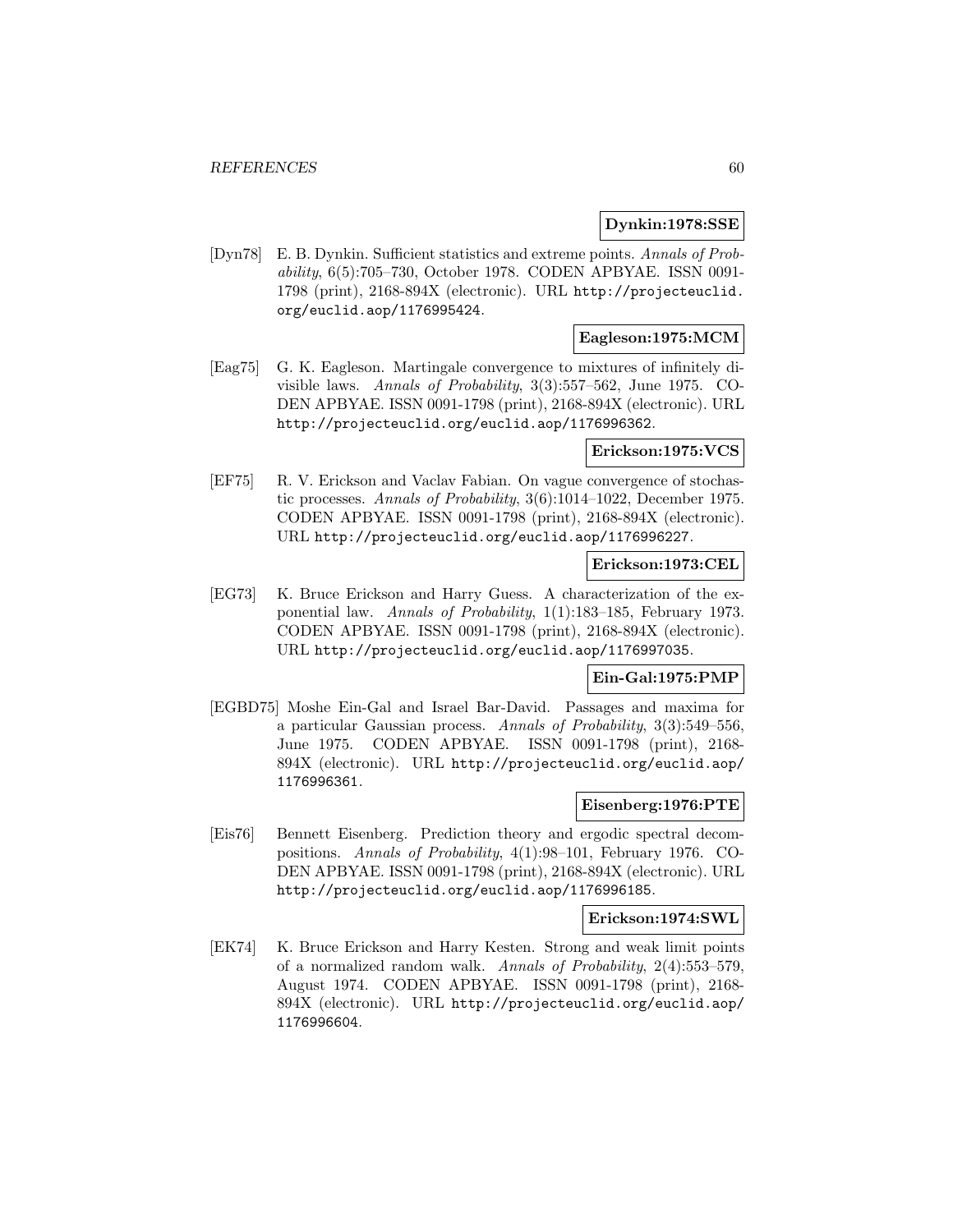**Dynkin:1978:SSE**

[Dyn78] E. B. Dynkin. Sufficient statistics and extreme points. *Annals of Probability*, 6(5):705–730, October 1978. CODEN APBYAE. ISSN 0091-1798 (print), 2168-894X (electronic). URL http://projecteuclid.org/euclid.aop/1176995424.

**Eagleson:1975:MCM**

[Eag75] G. K. Eagleson. Martingale convergence to mixtures of infinitely divisible laws. *Annals of Probability*, 3(3):557–562, June 1975. CODEN APBYAE. ISSN 0091-1798 (print), 2168-894X (electronic). URL http://projecteuclid.org/euclid.aop/1176996362.

**Erickson:1975:VCS**

[EF75] R. V. Erickson and Vaclav Fabian. On vague convergence of stochastic processes. *Annals of Probability*, 3(6):1014–1022, December 1975. CODEN APBYAE. ISSN 0091-1798 (print), 2168-894X (electronic). URL http://projecteuclid.org/euclid.aop/1176996227.

**Erickson:1973:CEL**

[EG73] K. Bruce Erickson and Harry Guess. A characterization of the exponential law. *Annals of Probability*, 1(1):183–185, February 1973. CODEN APBYAE. ISSN 0091-1798 (print), 2168-894X (electronic). URL http://projecteuclid.org/euclid.aop/1176997035.

**Ein-Gal:1975:PMP**

[EGBD75] Moshe Ein-Gal and Israel Bar-David. Passages and maxima for a particular Gaussian process. *Annals of Probability*, 3(3):549–556, June 1975. CODEN APBYAE. ISSN 0091-1798 (print), 2168-894X (electronic). URL http://projecteuclid.org/euclid.aop/1176996361.

**Eisenberg:1976:PTE**

[Eis76] Bennett Eisenberg. Prediction theory and ergodic spectral decompositions. *Annals of Probability*, 4(1):98–101, February 1976. CODEN APBYAE. ISSN 0091-1798 (print), 2168-894X (electronic). URL http://projecteuclid.org/euclid.aop/1176996185.

**Erickson:1974:SWL**

[EK74] K. Bruce Erickson and Harry Kesten. Strong and weak limit points of a normalized random walk. *Annals of Probability*, 2(4):553–579, August 1974. CODEN APBYAE. ISSN 0091-1798 (print), 2168-894X (electronic). URL http://projecteuclid.org/euclid.aop/1176996604.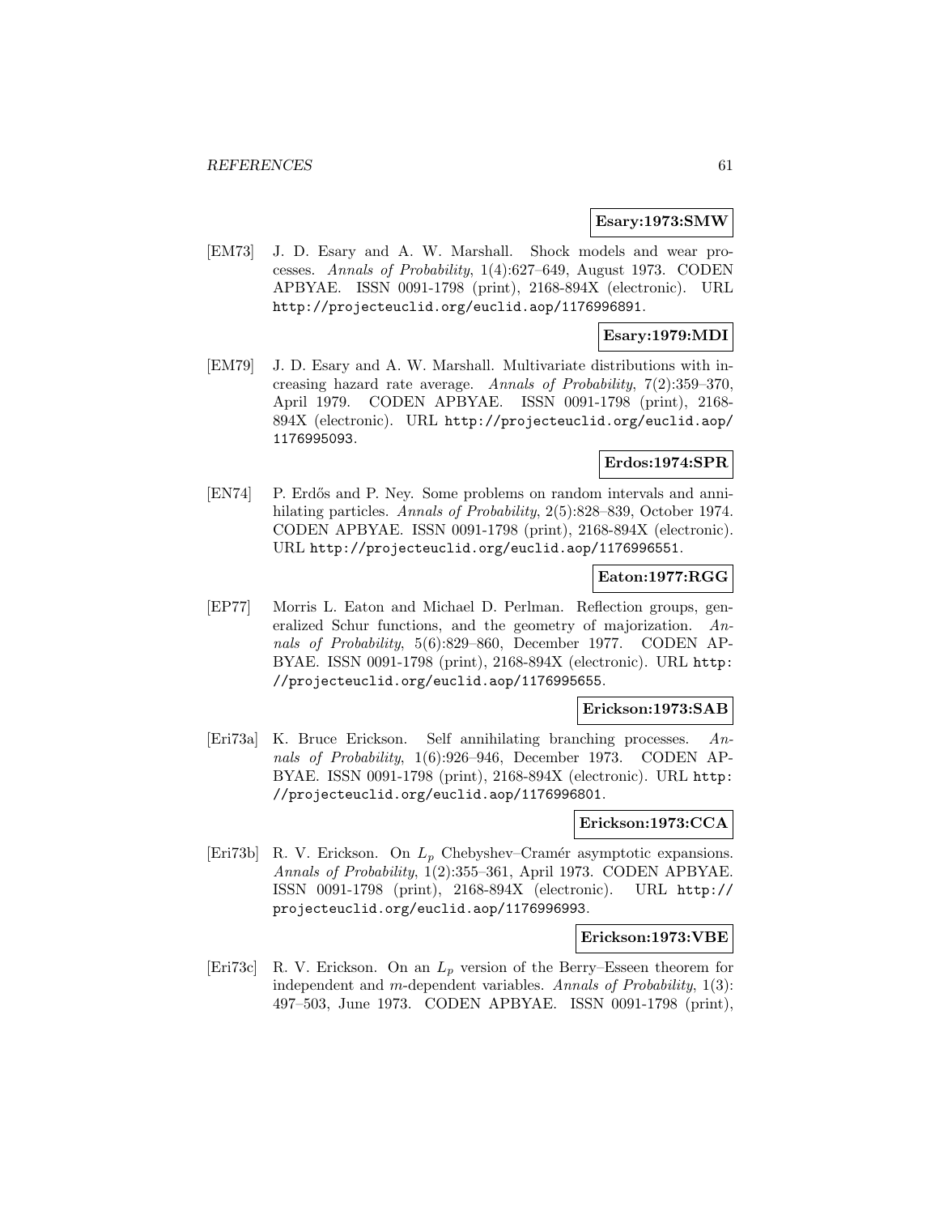**Esary:1973:SMW**

[EM73] J. D. Esary and A. W. Marshall. Shock models and wear processes. *Annals of Probability*, 1(4):627–649, August 1973. CODEN APBYAE. ISSN 0091-1798 (print), 2168-894X (electronic). URL http://projecteuclid.org/euclid.aop/1176996891.

**Esary:1979:MDI**

[EM79] J. D. Esary and A. W. Marshall. Multivariate distributions with increasing hazard rate average. *Annals of Probability*, 7(2):359–370, April 1979. CODEN APBYAE. ISSN 0091-1798 (print), 2168-894X (electronic). URL http://projecteuclid.org/euclid.aop/1176995093.

**Erdos:1974:SPR**

[EN74] P. Erdős and P. Ney. Some problems on random intervals and annihilating particles. *Annals of Probability*, 2(5):828–839, October 1974. CODEN APBYAE. ISSN 0091-1798 (print), 2168-894X (electronic). URL http://projecteuclid.org/euclid.aop/1176996551.

**Eaton:1977:RGG**

[EP77] Morris L. Eaton and Michael D. Perlman. Reflection groups, generalized Schur functions, and the geometry of majorization. *Annals of Probability*, 5(6):829–860, December 1977. CODEN APBYAE. ISSN 0091-1798 (print), 2168-894X (electronic). URL http://projecteuclid.org/euclid.aop/1176995655.

**Erickson:1973:SAB**

[Eri73a] K. Bruce Erickson. Self annihilating branching processes. *Annals of Probability*, 1(6):926–946, December 1973. CODEN APBYAE. ISSN 0091-1798 (print), 2168-894X (electronic). URL http://projecteuclid.org/euclid.aop/1176996801.

**Erickson:1973:CCA**

[Eri73b] R. V. Erickson. On $L_p$ Chebyshev–Cramér asymptotic expansions. *Annals of Probability*, 1(2):355–361, April 1973. CODEN APBYAE. ISSN 0091-1798 (print), 2168-894X (electronic). URL http://projecteuclid.org/euclid.aop/1176996993.

**Erickson:1973:VBE**

[Eri73c] R. V. Erickson. On an $L_p$ version of the Berry–Esseen theorem for independent and $m$-dependent variables. *Annals of Probability*, 1(3): 497–503, June 1973. CODEN APBYAE. ISSN 0091-1798 (print),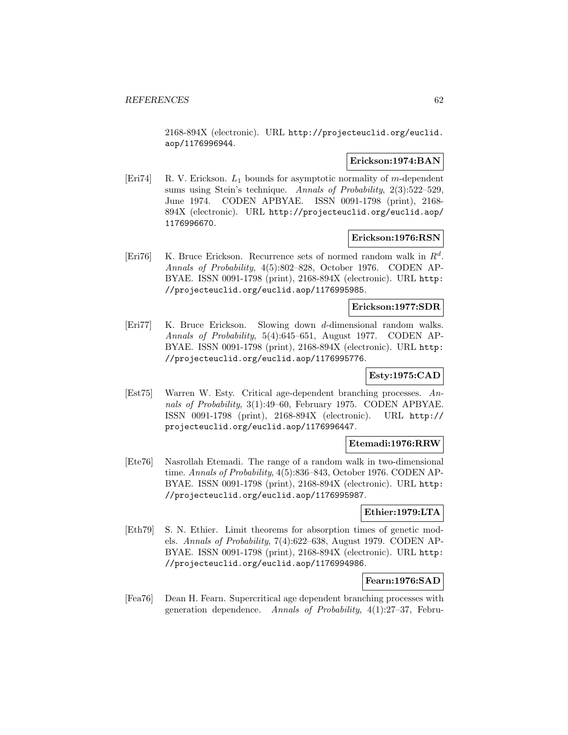2168-894X (electronic). URL http://projecteuclid.org/euclid.aop/1176996944.

**Erickson:1974:BAN**

[Eri74] R. V. Erickson. $L_1$ bounds for asymptotic normality of $m$-dependent sums using Stein's technique. *Annals of Probability*, 2(3):522–529, June 1974. CODEN APBYAE. ISSN 0091-1798 (print), 2168-894X (electronic). URL http://projecteuclid.org/euclid.aop/1176996670.

**Erickson:1976:RSN**

[Eri76] K. Bruce Erickson. Recurrence sets of normed random walk in $R^d$. *Annals of Probability*, 4(5):802–828, October 1976. CODEN APBYAE. ISSN 0091-1798 (print), 2168-894X (electronic). URL http://projecteuclid.org/euclid.aop/1176995985.

**Erickson:1977:SDR**

[Eri77] K. Bruce Erickson. Slowing down $d$-dimensional random walks. *Annals of Probability*, 5(4):645–651, August 1977. CODEN APBYAE. ISSN 0091-1798 (print), 2168-894X (electronic). URL http://projecteuclid.org/euclid.aop/1176995776.

**Esty:1975:CAD**

[Est75] Warren W. Esty. Critical age-dependent branching processes. *Annals of Probability*, 3(1):49–60, February 1975. CODEN APBYAE. ISSN 0091-1798 (print), 2168-894X (electronic). URL http://projecteuclid.org/euclid.aop/1176996447.

**Etemadi:1976:RRW**

[Ete76] Nasrollah Etemadi. The range of a random walk in two-dimensional time. *Annals of Probability*, 4(5):836–843, October 1976. CODEN APBYAE. ISSN 0091-1798 (print), 2168-894X (electronic). URL http://projecteuclid.org/euclid.aop/1176995987.

**Ethier:1979:LTA**

[Eth79] S. N. Ethier. Limit theorems for absorption times of genetic models. *Annals of Probability*, 7(4):622–638, August 1979. CODEN APBYAE. ISSN 0091-1798 (print), 2168-894X (electronic). URL http://projecteuclid.org/euclid.aop/1176994986.

**Fearn:1976:SAD**

[Fea76] Dean H. Fearn. Supercritical age dependent branching processes with generation dependence. *Annals of Probability*, 4(1):27–37, Febru-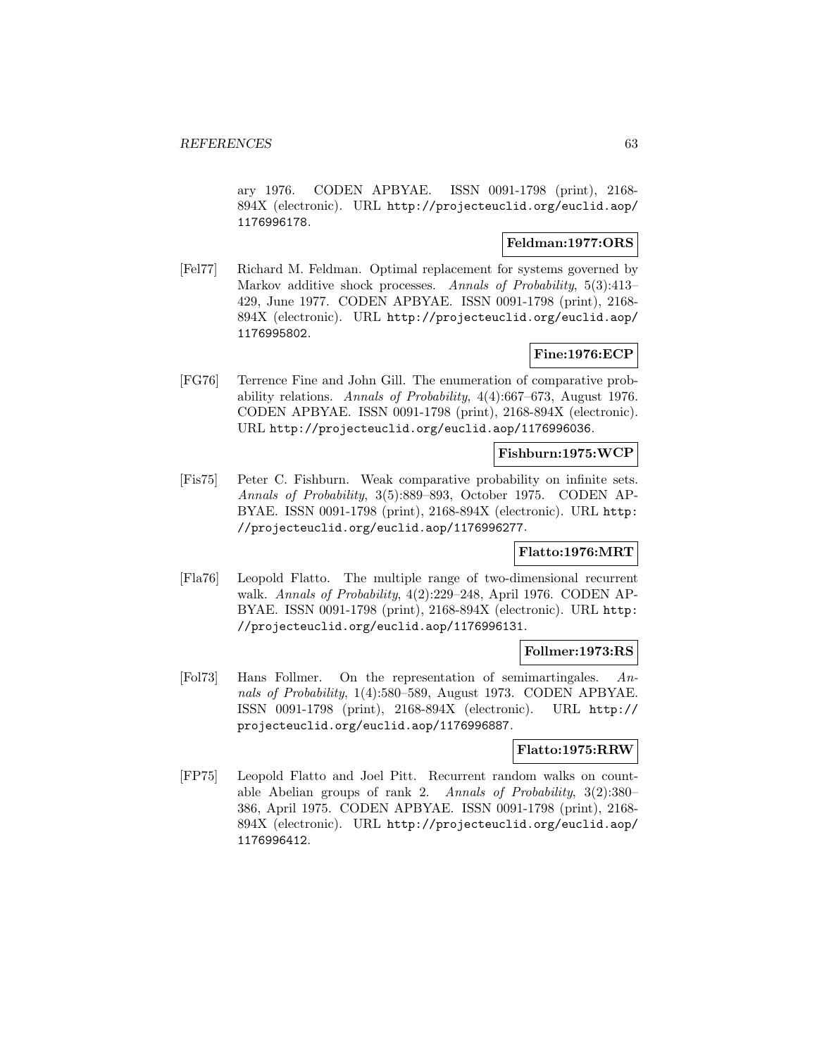ary 1976. CODEN APBYAE. ISSN 0091-1798 (print), 2168-894X (electronic). URL http://projecteuclid.org/euclid.aop/1176996178.

**Feldman:1977:ORS**

[Fel77] Richard M. Feldman. Optimal replacement for systems governed by Markov additive shock processes. *Annals of Probability*, 5(3):413–429, June 1977. CODEN APBYAE. ISSN 0091-1798 (print), 2168-894X (electronic). URL http://projecteuclid.org/euclid.aop/1176995802.

**Fine:1976:ECP**

[FG76] Terrence Fine and John Gill. The enumeration of comparative probability relations. *Annals of Probability*, 4(4):667–673, August 1976. CODEN APBYAE. ISSN 0091-1798 (print), 2168-894X (electronic). URL http://projecteuclid.org/euclid.aop/1176996036.

**Fishburn:1975:WCP**

[Fis75] Peter C. Fishburn. Weak comparative probability on infinite sets. *Annals of Probability*, 3(5):889–893, October 1975. CODEN APBYAE. ISSN 0091-1798 (print), 2168-894X (electronic). URL http://projecteuclid.org/euclid.aop/1176996277.

**Flatto:1976:MRT**

[Fla76] Leopold Flatto. The multiple range of two-dimensional recurrent walk. *Annals of Probability*, 4(2):229–248, April 1976. CODEN APBYAE. ISSN 0091-1798 (print), 2168-894X (electronic). URL http://projecteuclid.org/euclid.aop/1176996131.

**Follmer:1973:RS**

[Fol73] Hans Follmer. On the representation of semimartingales. *Annals of Probability*, 1(4):580–589, August 1973. CODEN APBYAE. ISSN 0091-1798 (print), 2168-894X (electronic). URL http://projecteuclid.org/euclid.aop/1176996887.

**Flatto:1975:RRW**

[FP75] Leopold Flatto and Joel Pitt. Recurrent random walks on countable Abelian groups of rank 2. *Annals of Probability*, 3(2):380–386, April 1975. CODEN APBYAE. ISSN 0091-1798 (print), 2168-894X (electronic). URL http://projecteuclid.org/euclid.aop/1176996412.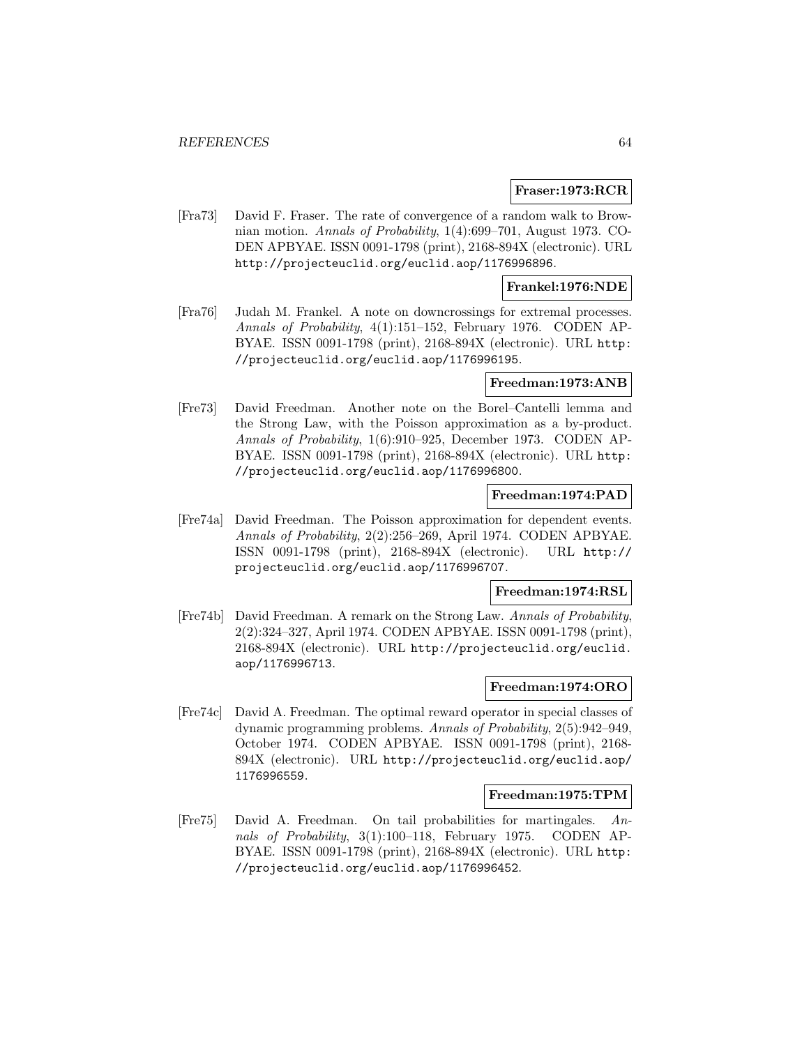**Fraser:1973:RCR**

[Fra73] David F. Fraser. The rate of convergence of a random walk to Brownian motion. *Annals of Probability*, 1(4):699–701, August 1973. CODEN APBYAE. ISSN 0091-1798 (print), 2168-894X (electronic). URL http://projecteuclid.org/euclid.aop/1176996896.

**Frankel:1976:NDE**

[Fra76] Judah M. Frankel. A note on downcrossings for extremal processes. *Annals of Probability*, 4(1):151–152, February 1976. CODEN APBYAE. ISSN 0091-1798 (print), 2168-894X (electronic). URL http://projecteuclid.org/euclid.aop/1176996195.

**Freedman:1973:ANB**

[Fre73] David Freedman. Another note on the Borel–Cantelli lemma and the Strong Law, with the Poisson approximation as a by-product. *Annals of Probability*, 1(6):910–925, December 1973. CODEN APBYAE. ISSN 0091-1798 (print), 2168-894X (electronic). URL http://projecteuclid.org/euclid.aop/1176996800.

**Freedman:1974:PAD**

[Fre74a] David Freedman. The Poisson approximation for dependent events. *Annals of Probability*, 2(2):256–269, April 1974. CODEN APBYAE. ISSN 0091-1798 (print), 2168-894X (electronic). URL http://projecteuclid.org/euclid.aop/1176996707.

**Freedman:1974:RSL**

[Fre74b] David Freedman. A remark on the Strong Law. *Annals of Probability*, 2(2):324–327, April 1974. CODEN APBYAE. ISSN 0091-1798 (print), 2168-894X (electronic). URL http://projecteuclid.org/euclid.aop/1176996713.

**Freedman:1974:ORO**

[Fre74c] David A. Freedman. The optimal reward operator in special classes of dynamic programming problems. *Annals of Probability*, 2(5):942–949, October 1974. CODEN APBYAE. ISSN 0091-1798 (print), 2168-894X (electronic). URL http://projecteuclid.org/euclid.aop/1176996559.

**Freedman:1975:TPM**

[Fre75] David A. Freedman. On tail probabilities for martingales. *Annals of Probability*, 3(1):100–118, February 1975. CODEN APBYAE. ISSN 0091-1798 (print), 2168-894X (electronic). URL http://projecteuclid.org/euclid.aop/1176996452.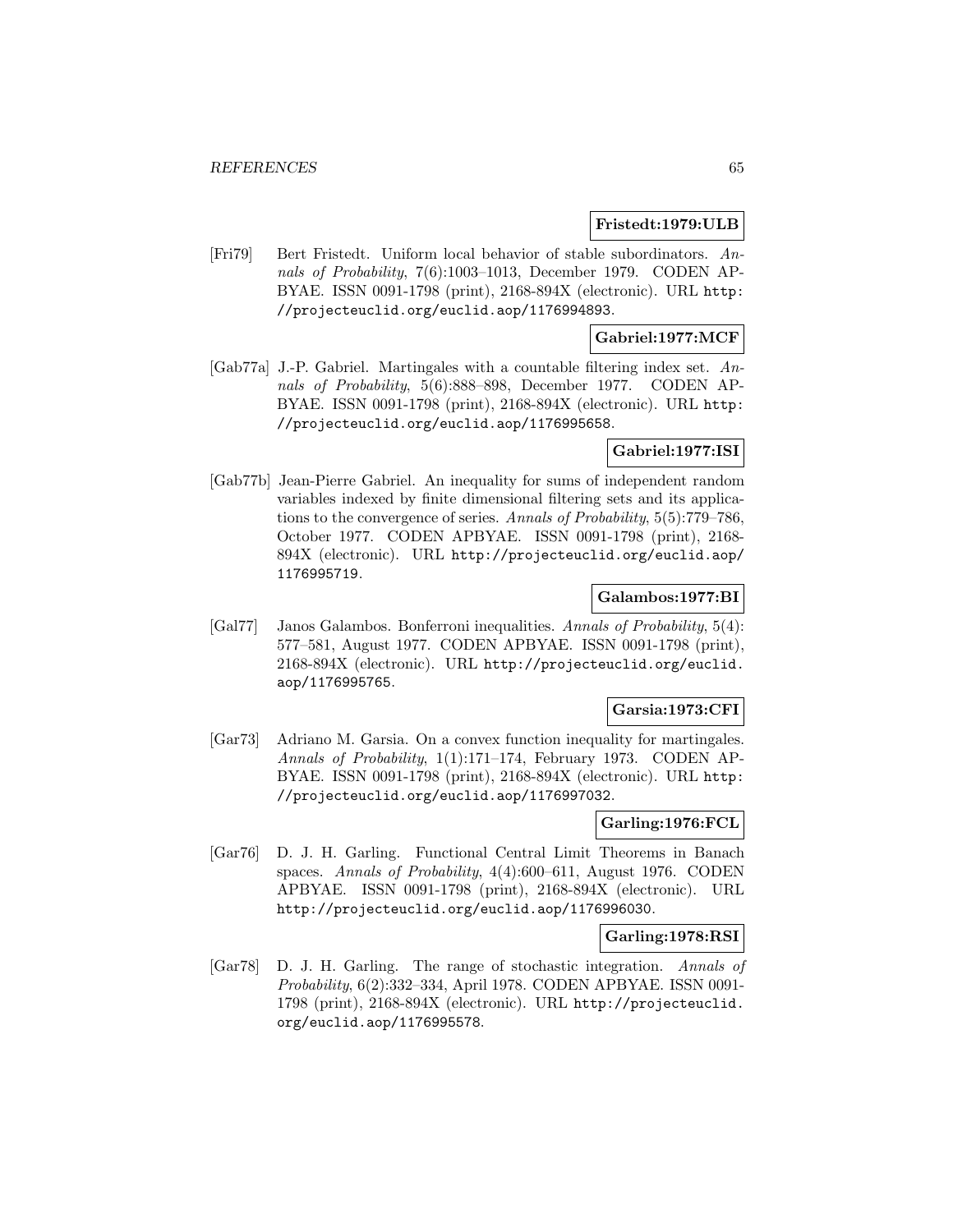**Fristedt:1979:ULB**

[Fri79] Bert Fristedt. Uniform local behavior of stable subordinators. *Annals of Probability*, 7(6):1003–1013, December 1979. CODEN APBYAE. ISSN 0091-1798 (print), 2168-894X (electronic). URL `http://projecteuclid.org/euclid.aop/1176994893`.

**Gabriel:1977:MCF**

[Gab77a] J.-P. Gabriel. Martingales with a countable filtering index set. *Annals of Probability*, 5(6):888–898, December 1977. CODEN APBYAE. ISSN 0091-1798 (print), 2168-894X (electronic). URL `http://projecteuclid.org/euclid.aop/1176995658`.

**Gabriel:1977:ISI**

[Gab77b] Jean-Pierre Gabriel. An inequality for sums of independent random variables indexed by finite dimensional filtering sets and its applications to the convergence of series. *Annals of Probability*, 5(5):779–786, October 1977. CODEN APBYAE. ISSN 0091-1798 (print), 2168-894X (electronic). URL `http://projecteuclid.org/euclid.aop/1176995719`.

**Galambos:1977:BI**

[Gal77] Janos Galambos. Bonferroni inequalities. *Annals of Probability*, 5(4):577–581, August 1977. CODEN APBYAE. ISSN 0091-1798 (print), 2168-894X (electronic). URL `http://projecteuclid.org/euclid.aop/1176995765`.

**Garsia:1973:CFI**

[Gar73] Adriano M. Garsia. On a convex function inequality for martingales. *Annals of Probability*, 1(1):171–174, February 1973. CODEN APBYAE. ISSN 0091-1798 (print), 2168-894X (electronic). URL `http://projecteuclid.org/euclid.aop/1176997032`.

**Garling:1976:FCL**

[Gar76] D. J. H. Garling. Functional Central Limit Theorems in Banach spaces. *Annals of Probability*, 4(4):600–611, August 1976. CODEN APBYAE. ISSN 0091-1798 (print), 2168-894X (electronic). URL `http://projecteuclid.org/euclid.aop/1176996030`.

**Garling:1978:RSI**

[Gar78] D. J. H. Garling. The range of stochastic integration. *Annals of Probability*, 6(2):332–334, April 1978. CODEN APBYAE. ISSN 0091-1798 (print), 2168-894X (electronic). URL `http://projecteuclid.org/euclid.aop/1176995578`.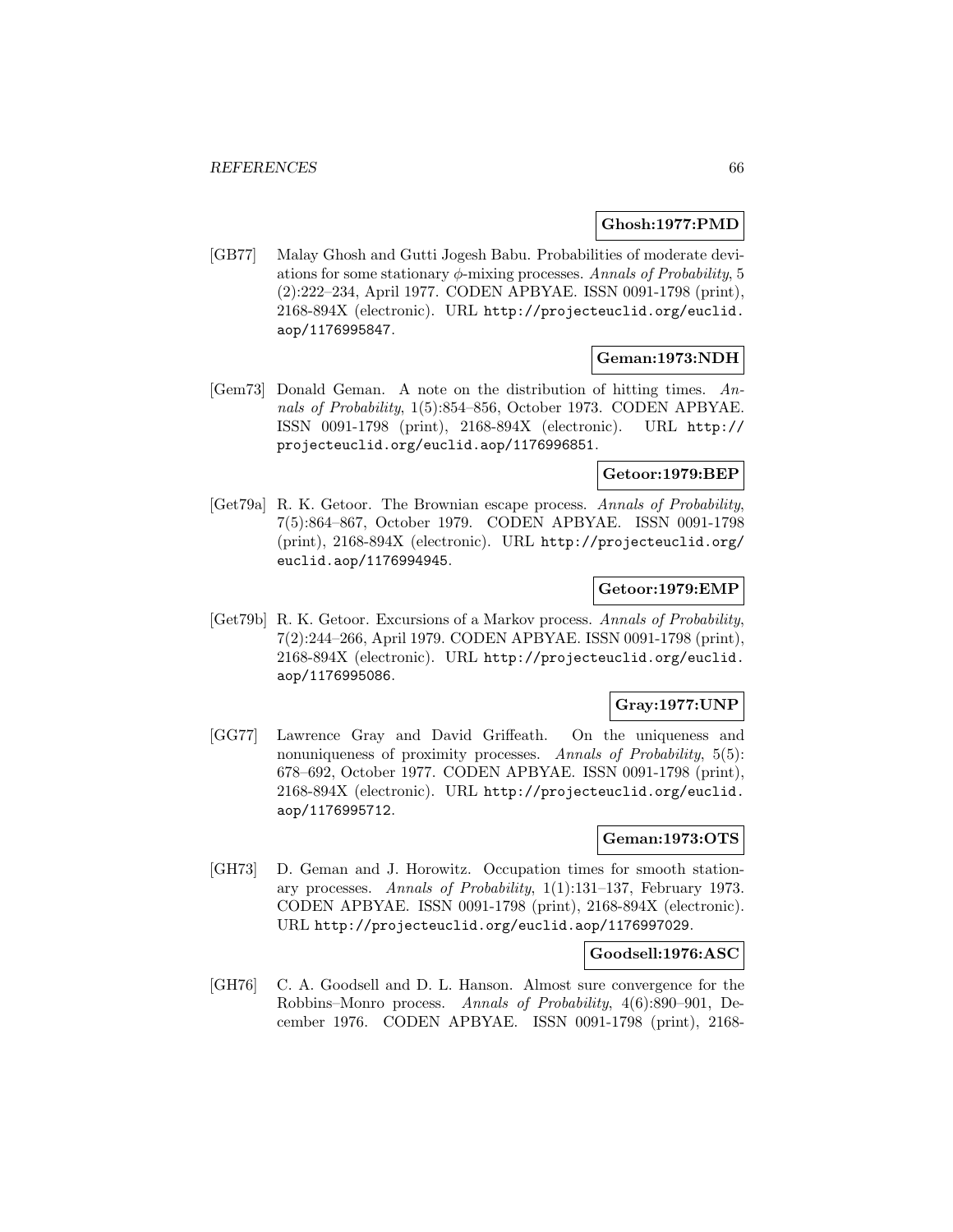**Ghosh:1977:PMD**

[GB77] Malay Ghosh and Gutti Jogesh Babu. Probabilities of moderate deviations for some stationary $\phi$-mixing processes. *Annals of Probability*, 5 (2):222–234, April 1977. CODEN APBYAE. ISSN 0091-1798 (print), 2168-894X (electronic). URL http://projecteuclid.org/euclid.aop/1176995847.

**Geman:1973:NDH**

[Gem73] Donald Geman. A note on the distribution of hitting times. *Annals of Probability*, 1(5):854–856, October 1973. CODEN APBYAE. ISSN 0091-1798 (print), 2168-894X (electronic). URL http://projecteuclid.org/euclid.aop/1176996851.

**Getoor:1979:BEP**

[Get79a] R. K. Getoor. The Brownian escape process. *Annals of Probability*, 7(5):864–867, October 1979. CODEN APBYAE. ISSN 0091-1798 (print), 2168-894X (electronic). URL http://projecteuclid.org/euclid.aop/1176994945.

**Getoor:1979:EMP**

[Get79b] R. K. Getoor. Excursions of a Markov process. *Annals of Probability*, 7(2):244–266, April 1979. CODEN APBYAE. ISSN 0091-1798 (print), 2168-894X (electronic). URL http://projecteuclid.org/euclid.aop/1176995086.

**Gray:1977:UNP**

[GG77] Lawrence Gray and David Griffeath. On the uniqueness and nonuniqueness of proximity processes. *Annals of Probability*, 5(5): 678–692, October 1977. CODEN APBYAE. ISSN 0091-1798 (print), 2168-894X (electronic). URL http://projecteuclid.org/euclid.aop/1176995712.

**Geman:1973:OTS**

[GH73] D. Geman and J. Horowitz. Occupation times for smooth stationary processes. *Annals of Probability*, 1(1):131–137, February 1973. CODEN APBYAE. ISSN 0091-1798 (print), 2168-894X (electronic). URL http://projecteuclid.org/euclid.aop/1176997029.

**Goodsell:1976:ASC**

[GH76] C. A. Goodsell and D. L. Hanson. Almost sure convergence for the Robbins–Monro process. *Annals of Probability*, 4(6):890–901, December 1976. CODEN APBYAE. ISSN 0091-1798 (print), 2168-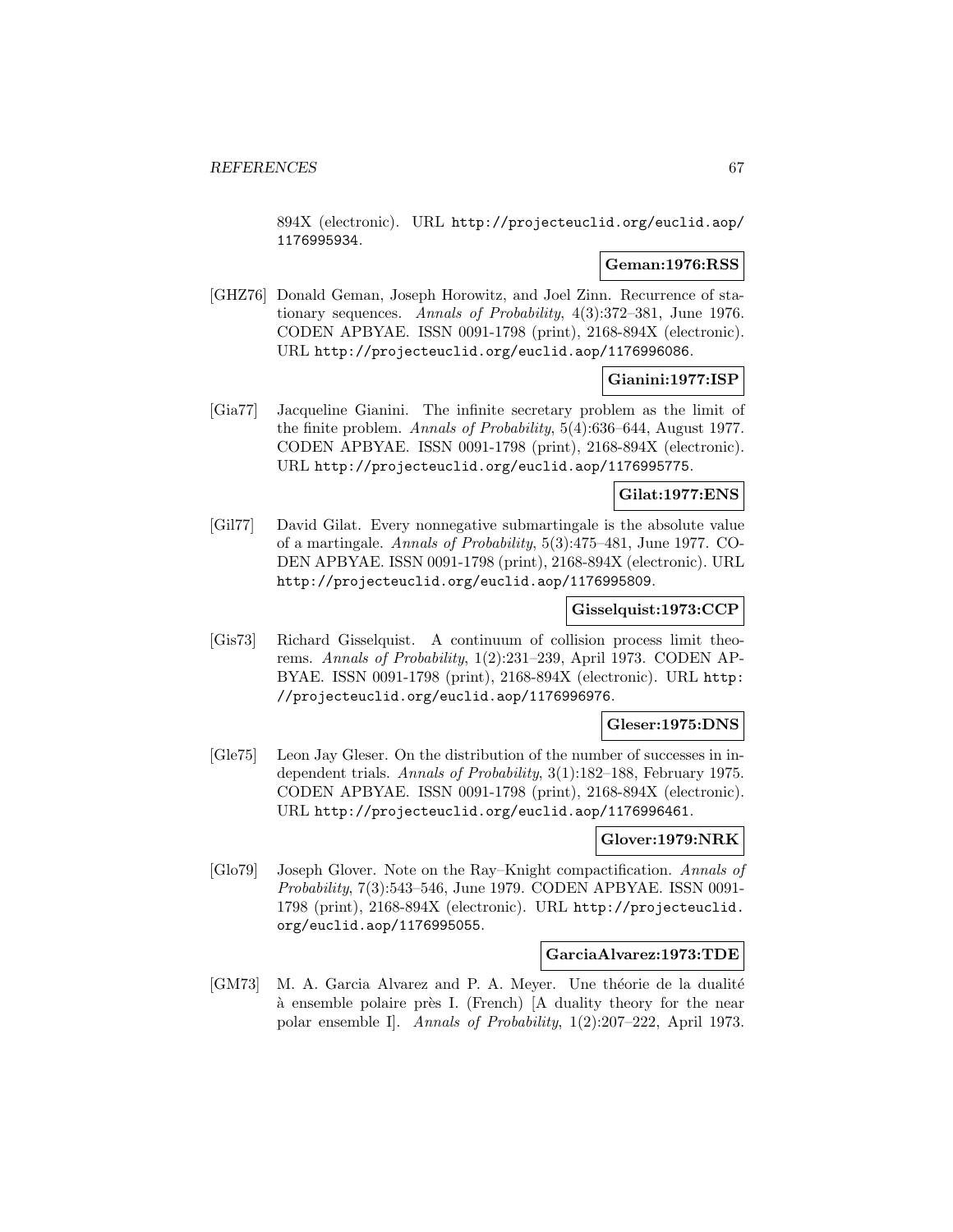894X (electronic). URL http://projecteuclid.org/euclid.aop/1176995934.

**Geman:1976:RSS**

[GHZ76] Donald Geman, Joseph Horowitz, and Joel Zinn. Recurrence of stationary sequences. *Annals of Probability*, 4(3):372–381, June 1976. CODEN APBYAE. ISSN 0091-1798 (print), 2168-894X (electronic). URL http://projecteuclid.org/euclid.aop/1176996086.

**Gianini:1977:ISP**

[Gia77] Jacqueline Gianini. The infinite secretary problem as the limit of the finite problem. *Annals of Probability*, 5(4):636–644, August 1977. CODEN APBYAE. ISSN 0091-1798 (print), 2168-894X (electronic). URL http://projecteuclid.org/euclid.aop/1176995775.

**Gilat:1977:ENS**

[Gil77] David Gilat. Every nonnegative submartingale is the absolute value of a martingale. *Annals of Probability*, 5(3):475–481, June 1977. CODEN APBYAE. ISSN 0091-1798 (print), 2168-894X (electronic). URL http://projecteuclid.org/euclid.aop/1176995809.

**Gisselquist:1973:CCP**

[Gis73] Richard Gisselquist. A continuum of collision process limit theorems. *Annals of Probability*, 1(2):231–239, April 1973. CODEN APBYAE. ISSN 0091-1798 (print), 2168-894X (electronic). URL http://projecteuclid.org/euclid.aop/1176996976.

**Gleser:1975:DNS**

[Gle75] Leon Jay Gleser. On the distribution of the number of successes in independent trials. *Annals of Probability*, 3(1):182–188, February 1975. CODEN APBYAE. ISSN 0091-1798 (print), 2168-894X (electronic). URL http://projecteuclid.org/euclid.aop/1176996461.

**Glover:1979:NRK**

[Glo79] Joseph Glover. Note on the Ray–Knight compactification. *Annals of Probability*, 7(3):543–546, June 1979. CODEN APBYAE. ISSN 0091-1798 (print), 2168-894X (electronic). URL http://projecteuclid.org/euclid.aop/1176995055.

**GarciaAlvarez:1973:TDE**

[GM73] M. A. Garcia Alvarez and P. A. Meyer. Une théorie de la dualité à ensemble polaire près I. (French) [A duality theory for the near polar ensemble I]. *Annals of Probability*, 1(2):207–222, April 1973.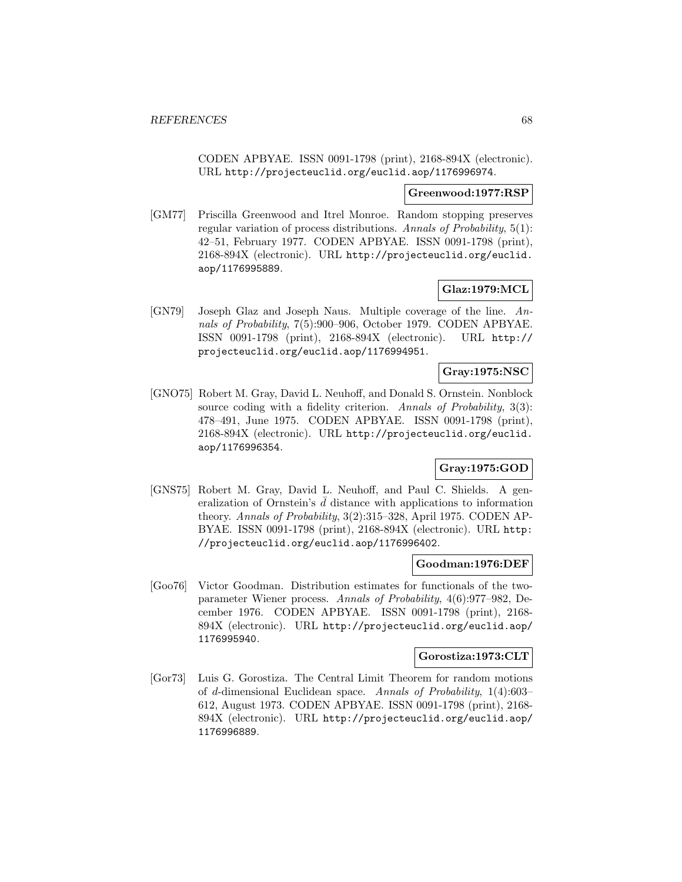CODEN APBYAE. ISSN 0091-1798 (print), 2168-894X (electronic). URL http://projecteuclid.org/euclid.aop/1176996974.

**Greenwood:1977:RSP**

[GM77] Priscilla Greenwood and Itrel Monroe. Random stopping preserves regular variation of process distributions. *Annals of Probability*, 5(1): 42–51, February 1977. CODEN APBYAE. ISSN 0091-1798 (print), 2168-894X (electronic). URL http://projecteuclid.org/euclid.aop/1176995889.

**Glaz:1979:MCL**

[GN79] Joseph Glaz and Joseph Naus. Multiple coverage of the line. *Annals of Probability*, 7(5):900–906, October 1979. CODEN APBYAE. ISSN 0091-1798 (print), 2168-894X (electronic). URL http://projecteuclid.org/euclid.aop/1176994951.

**Gray:1975:NSC**

[GNO75] Robert M. Gray, David L. Neuhoff, and Donald S. Ornstein. Nonblock source coding with a fidelity criterion. *Annals of Probability*, 3(3): 478–491, June 1975. CODEN APBYAE. ISSN 0091-1798 (print), 2168-894X (electronic). URL http://projecteuclid.org/euclid.aop/1176996354.

**Gray:1975:GOD**

[GNS75] Robert M. Gray, David L. Neuhoff, and Paul C. Shields. A generalization of Ornstein's $\bar{d}$ distance with applications to information theory. *Annals of Probability*, 3(2):315–328, April 1975. CODEN APBYAE. ISSN 0091-1798 (print), 2168-894X (electronic). URL http://projecteuclid.org/euclid.aop/1176996402.

**Goodman:1976:DEF**

[Goo76] Victor Goodman. Distribution estimates for functionals of the two-parameter Wiener process. *Annals of Probability*, 4(6):977–982, December 1976. CODEN APBYAE. ISSN 0091-1798 (print), 2168-894X (electronic). URL http://projecteuclid.org/euclid.aop/1176995940.

**Gorostiza:1973:CLT**

[Gor73] Luis G. Gorostiza. The Central Limit Theorem for random motions of $d$-dimensional Euclidean space. *Annals of Probability*, 1(4):603–612, August 1973. CODEN APBYAE. ISSN 0091-1798 (print), 2168-894X (electronic). URL http://projecteuclid.org/euclid.aop/1176996889.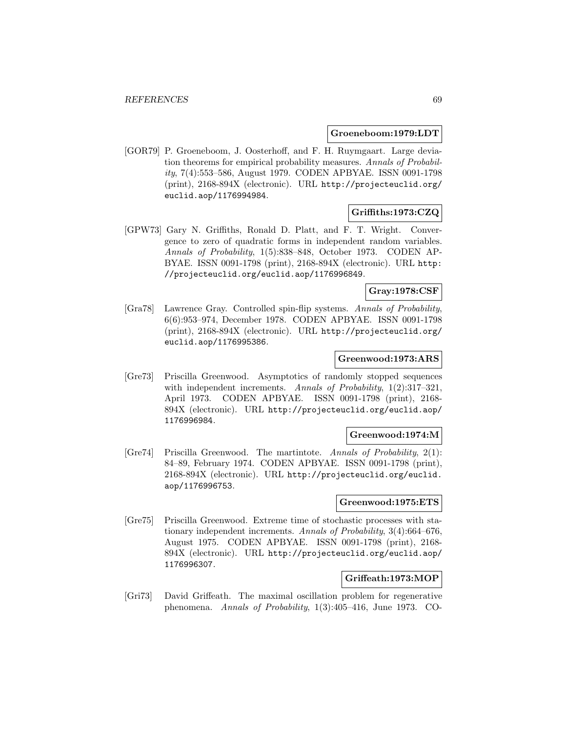**Groeneboom:1979:LDT**

[GOR79] P. Groeneboom, J. Oosterhoff, and F. H. Ruymgaart. Large deviation theorems for empirical probability measures. *Annals of Probability*, 7(4):553–586, August 1979. CODEN APBYAE. ISSN 0091-1798 (print), 2168-894X (electronic). URL http://projecteuclid.org/euclid.aop/1176994984.

**Griffiths:1973:CZQ**

[GPW73] Gary N. Griffiths, Ronald D. Platt, and F. T. Wright. Convergence to zero of quadratic forms in independent random variables. *Annals of Probability*, 1(5):838–848, October 1973. CODEN APBYAE. ISSN 0091-1798 (print), 2168-894X (electronic). URL http://projecteuclid.org/euclid.aop/1176996849.

**Gray:1978:CSF**

[Gra78] Lawrence Gray. Controlled spin-flip systems. *Annals of Probability*, 6(6):953–974, December 1978. CODEN APBYAE. ISSN 0091-1798 (print), 2168-894X (electronic). URL http://projecteuclid.org/euclid.aop/1176995386.

**Greenwood:1973:ARS**

[Gre73] Priscilla Greenwood. Asymptotics of randomly stopped sequences with independent increments. *Annals of Probability*, 1(2):317–321, April 1973. CODEN APBYAE. ISSN 0091-1798 (print), 2168-894X (electronic). URL http://projecteuclid.org/euclid.aop/1176996984.

**Greenwood:1974:M**

[Gre74] Priscilla Greenwood. The martintote. *Annals of Probability*, 2(1):84–89, February 1974. CODEN APBYAE. ISSN 0091-1798 (print), 2168-894X (electronic). URL http://projecteuclid.org/euclid.aop/1176996753.

**Greenwood:1975:ETS**

[Gre75] Priscilla Greenwood. Extreme time of stochastic processes with stationary independent increments. *Annals of Probability*, 3(4):664–676, August 1975. CODEN APBYAE. ISSN 0091-1798 (print), 2168-894X (electronic). URL http://projecteuclid.org/euclid.aop/1176996307.

**Griffeath:1973:MOP**

[Gri73] David Griffeath. The maximal oscillation problem for regenerative phenomena. *Annals of Probability*, 1(3):405–416, June 1973. CO-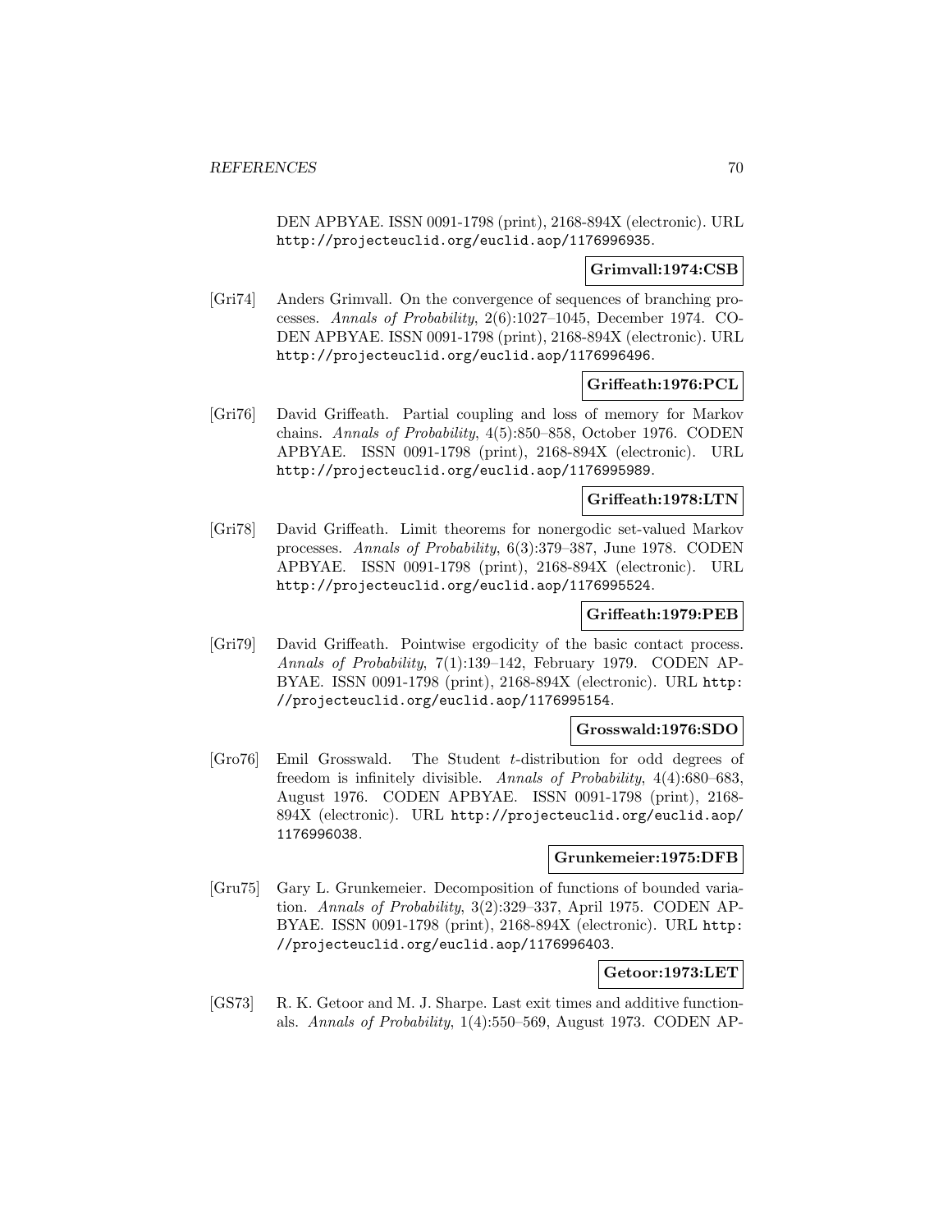DEN APBYAE. ISSN 0091-1798 (print), 2168-894X (electronic). URL http://projecteuclid.org/euclid.aop/1176996935.

**Grimvall:1974:CSB**

[Gri74] Anders Grimvall. On the convergence of sequences of branching processes. *Annals of Probability*, 2(6):1027–1045, December 1974. CODEN APBYAE. ISSN 0091-1798 (print), 2168-894X (electronic). URL http://projecteuclid.org/euclid.aop/1176996496.

**Griffeath:1976:PCL**

[Gri76] David Griffeath. Partial coupling and loss of memory for Markov chains. *Annals of Probability*, 4(5):850–858, October 1976. CODEN APBYAE. ISSN 0091-1798 (print), 2168-894X (electronic). URL http://projecteuclid.org/euclid.aop/1176995989.

**Griffeath:1978:LTN**

[Gri78] David Griffeath. Limit theorems for nonergodic set-valued Markov processes. *Annals of Probability*, 6(3):379–387, June 1978. CODEN APBYAE. ISSN 0091-1798 (print), 2168-894X (electronic). URL http://projecteuclid.org/euclid.aop/1176995524.

**Griffeath:1979:PEB**

[Gri79] David Griffeath. Pointwise ergodicity of the basic contact process. *Annals of Probability*, 7(1):139–142, February 1979. CODEN APBYAE. ISSN 0091-1798 (print), 2168-894X (electronic). URL http://projecteuclid.org/euclid.aop/1176995154.

**Grosswald:1976:SDO**

[Gro76] Emil Grosswald. The Student $t$-distribution for odd degrees of freedom is infinitely divisible. *Annals of Probability*, 4(4):680–683, August 1976. CODEN APBYAE. ISSN 0091-1798 (print), 2168-894X (electronic). URL http://projecteuclid.org/euclid.aop/1176996038.

**Grunkemeier:1975:DFB**

[Gru75] Gary L. Grunkemeier. Decomposition of functions of bounded variation. *Annals of Probability*, 3(2):329–337, April 1975. CODEN APBYAE. ISSN 0091-1798 (print), 2168-894X (electronic). URL http://projecteuclid.org/euclid.aop/1176996403.

**Getoor:1973:LET**

[GS73] R. K. Getoor and M. J. Sharpe. Last exit times and additive functionals. *Annals of Probability*, 1(4):550–569, August 1973. CODEN AP-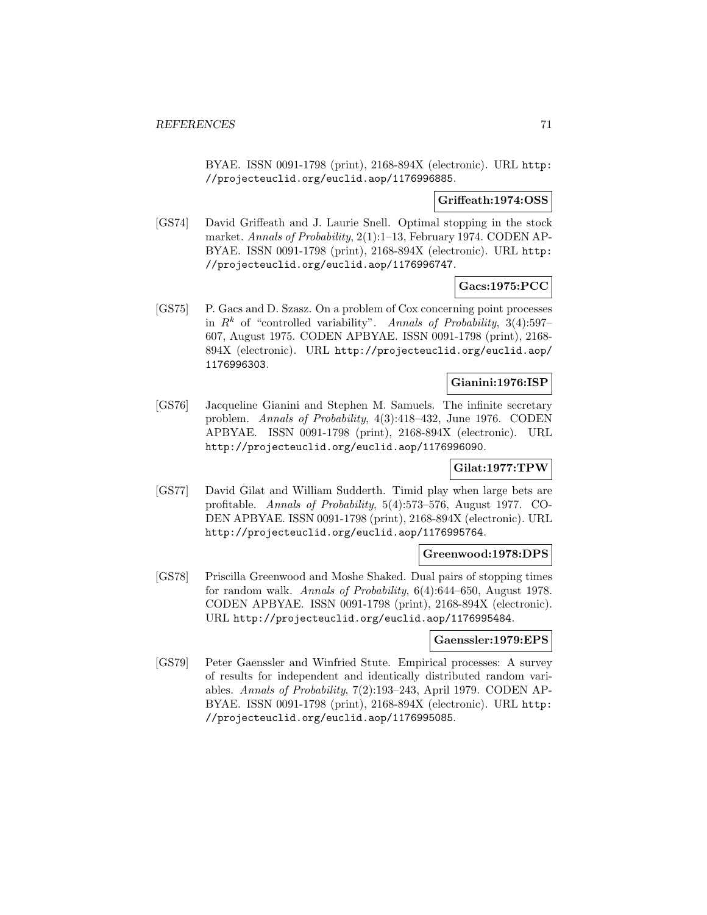BYAE. ISSN 0091-1798 (print), 2168-894X (electronic). URL http://projecteuclid.org/euclid.aop/1176996885.

**Griffeath:1974:OSS**

[GS74] David Griffeath and J. Laurie Snell. Optimal stopping in the stock market. *Annals of Probability*, 2(1):1–13, February 1974. CODEN APBYAE. ISSN 0091-1798 (print), 2168-894X (electronic). URL http://projecteuclid.org/euclid.aop/1176996747.

**Gacs:1975:PCC**

[GS75] P. Gacs and D. Szasz. On a problem of Cox concerning point processes in $R^k$ of "controlled variability". *Annals of Probability*, 3(4):597–607, August 1975. CODEN APBYAE. ISSN 0091-1798 (print), 2168-894X (electronic). URL http://projecteuclid.org/euclid.aop/1176996303.

**Gianini:1976:ISP**

[GS76] Jacqueline Gianini and Stephen M. Samuels. The infinite secretary problem. *Annals of Probability*, 4(3):418–432, June 1976. CODEN APBYAE. ISSN 0091-1798 (print), 2168-894X (electronic). URL http://projecteuclid.org/euclid.aop/1176996090.

**Gilat:1977:TPW**

[GS77] David Gilat and William Sudderth. Timid play when large bets are profitable. *Annals of Probability*, 5(4):573–576, August 1977. CODEN APBYAE. ISSN 0091-1798 (print), 2168-894X (electronic). URL http://projecteuclid.org/euclid.aop/1176995764.

**Greenwood:1978:DPS**

[GS78] Priscilla Greenwood and Moshe Shaked. Dual pairs of stopping times for random walk. *Annals of Probability*, 6(4):644–650, August 1978. CODEN APBYAE. ISSN 0091-1798 (print), 2168-894X (electronic). URL http://projecteuclid.org/euclid.aop/1176995484.

**Gaenssler:1979:EPS**

[GS79] Peter Gaenssler and Winfried Stute. Empirical processes: A survey of results for independent and identically distributed random variables. *Annals of Probability*, 7(2):193–243, April 1979. CODEN APBYAE. ISSN 0091-1798 (print), 2168-894X (electronic). URL http://projecteuclid.org/euclid.aop/1176995085.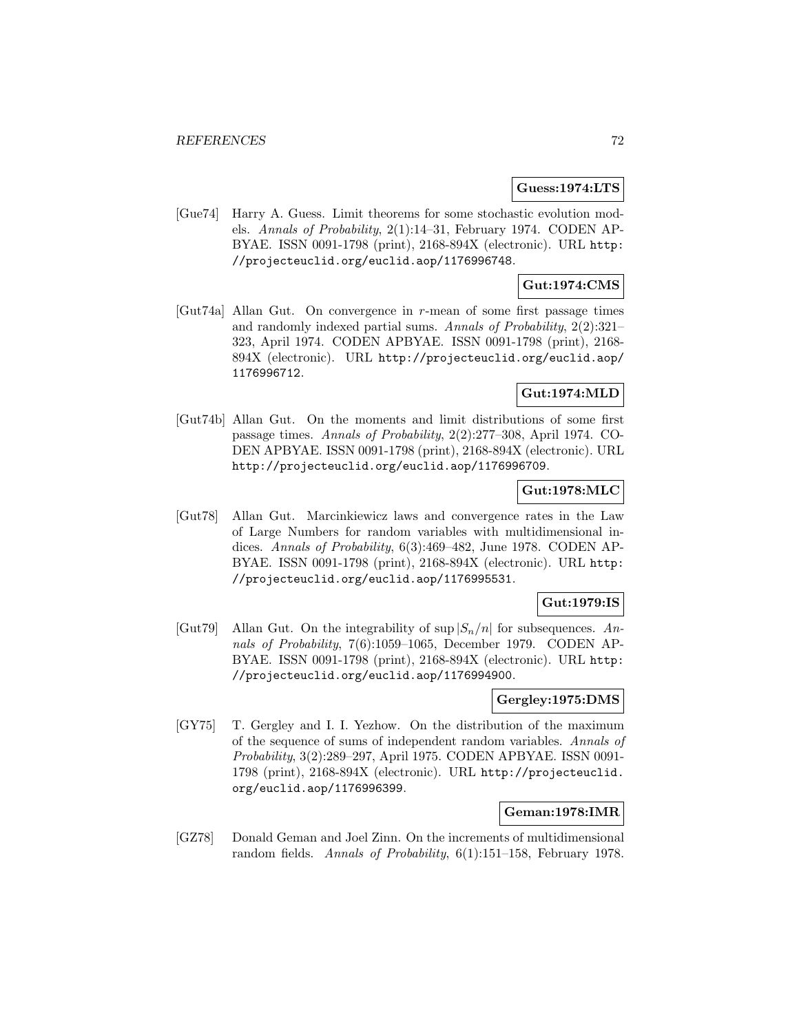**Guess:1974:LTS**

[Gue74] Harry A. Guess. Limit theorems for some stochastic evolution models. *Annals of Probability*, 2(1):14–31, February 1974. CODEN APBYAE. ISSN 0091-1798 (print), 2168-894X (electronic). URL http://projecteuclid.org/euclid.aop/1176996748.

**Gut:1974:CMS**

[Gut74a] Allan Gut. On convergence in $r$-mean of some first passage times and randomly indexed partial sums. *Annals of Probability*, 2(2):321–323, April 1974. CODEN APBYAE. ISSN 0091-1798 (print), 2168-894X (electronic). URL http://projecteuclid.org/euclid.aop/1176996712.

**Gut:1974:MLD**

[Gut74b] Allan Gut. On the moments and limit distributions of some first passage times. *Annals of Probability*, 2(2):277–308, April 1974. CODEN APBYAE. ISSN 0091-1798 (print), 2168-894X (electronic). URL http://projecteuclid.org/euclid.aop/1176996709.

**Gut:1978:MLC**

[Gut78] Allan Gut. Marcinkiewicz laws and convergence rates in the Law of Large Numbers for random variables with multidimensional indices. *Annals of Probability*, 6(3):469–482, June 1978. CODEN APBYAE. ISSN 0091-1798 (print), 2168-894X (electronic). URL http://projecteuclid.org/euclid.aop/1176995531.

**Gut:1979:IS**

[Gut79] Allan Gut. On the integrability of $\sup |S_n/n|$ for subsequences. *Annals of Probability*, 7(6):1059–1065, December 1979. CODEN APBYAE. ISSN 0091-1798 (print), 2168-894X (electronic). URL http://projecteuclid.org/euclid.aop/1176994900.

**Gergley:1975:DMS**

[GY75] T. Gergley and I. I. Yezhow. On the distribution of the maximum of the sequence of sums of independent random variables. *Annals of Probability*, 3(2):289–297, April 1975. CODEN APBYAE. ISSN 0091-1798 (print), 2168-894X (electronic). URL http://projecteuclid.org/euclid.aop/1176996399.

**Geman:1978:IMR**

[GZ78] Donald Geman and Joel Zinn. On the increments of multidimensional random fields. *Annals of Probability*, 6(1):151–158, February 1978.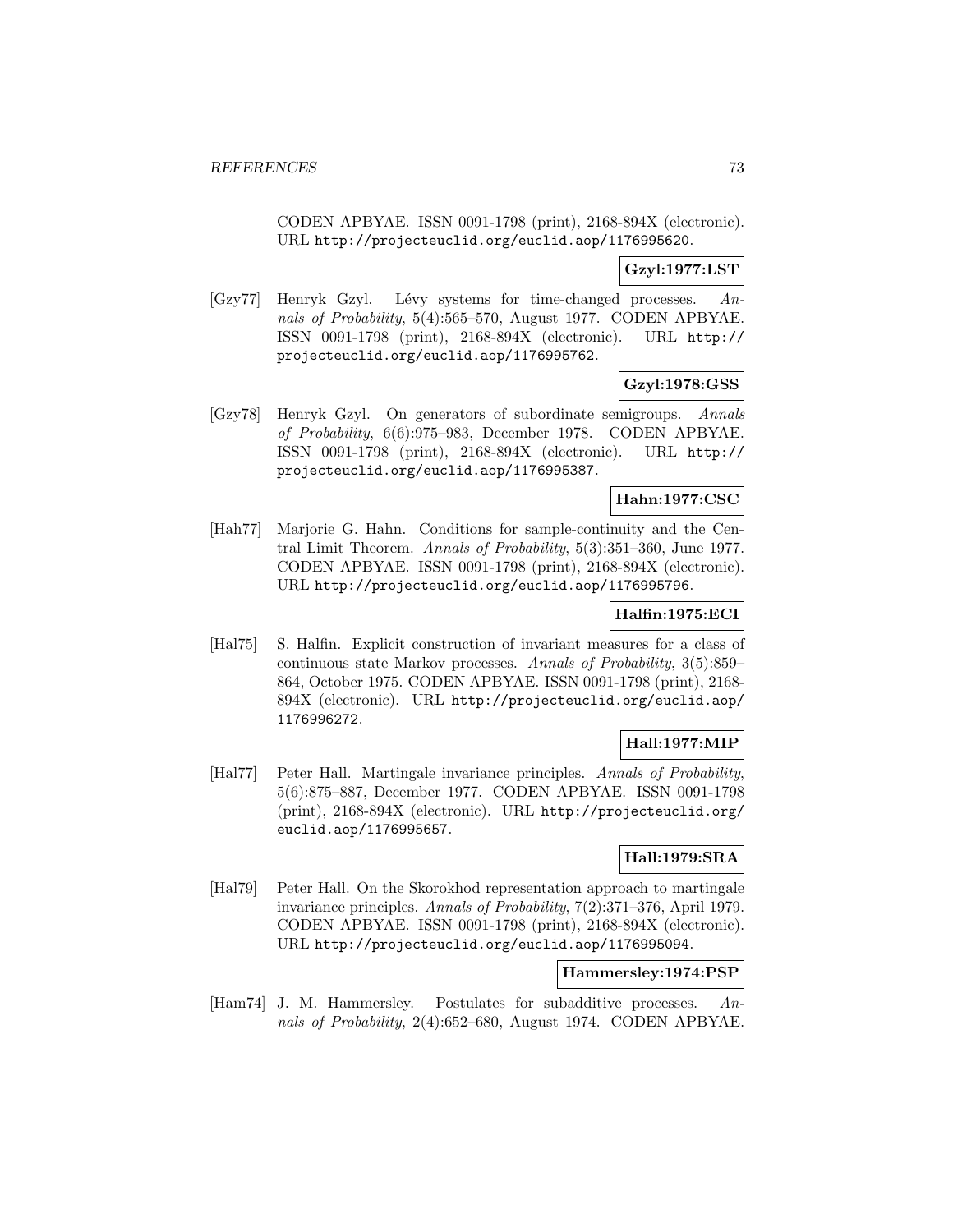CODEN APBYAE. ISSN 0091-1798 (print), 2168-894X (electronic). URL http://projecteuclid.org/euclid.aop/1176995620.

**Gzyl:1977:LST**

[Gzy77] Henryk Gzyl. Lévy systems for time-changed processes. *Annals of Probability*, 5(4):565–570, August 1977. CODEN APBYAE. ISSN 0091-1798 (print), 2168-894X (electronic). URL http://projecteuclid.org/euclid.aop/1176995762.

**Gzyl:1978:GSS**

[Gzy78] Henryk Gzyl. On generators of subordinate semigroups. *Annals of Probability*, 6(6):975–983, December 1978. CODEN APBYAE. ISSN 0091-1798 (print), 2168-894X (electronic). URL http://projecteuclid.org/euclid.aop/1176995387.

**Hahn:1977:CSC**

[Hah77] Marjorie G. Hahn. Conditions for sample-continuity and the Central Limit Theorem. *Annals of Probability*, 5(3):351–360, June 1977. CODEN APBYAE. ISSN 0091-1798 (print), 2168-894X (electronic). URL http://projecteuclid.org/euclid.aop/1176995796.

**Halfin:1975:ECI**

[Hal75] S. Halfin. Explicit construction of invariant measures for a class of continuous state Markov processes. *Annals of Probability*, 3(5):859–864, October 1975. CODEN APBYAE. ISSN 0091-1798 (print), 2168-894X (electronic). URL http://projecteuclid.org/euclid.aop/1176996272.

**Hall:1977:MIP**

[Hal77] Peter Hall. Martingale invariance principles. *Annals of Probability*, 5(6):875–887, December 1977. CODEN APBYAE. ISSN 0091-1798 (print), 2168-894X (electronic). URL http://projecteuclid.org/euclid.aop/1176995657.

**Hall:1979:SRA**

[Hal79] Peter Hall. On the Skorokhod representation approach to martingale invariance principles. *Annals of Probability*, 7(2):371–376, April 1979. CODEN APBYAE. ISSN 0091-1798 (print), 2168-894X (electronic). URL http://projecteuclid.org/euclid.aop/1176995094.

**Hammersley:1974:PSP**

[Ham74] J. M. Hammersley. Postulates for subadditive processes. *Annals of Probability*, 2(4):652–680, August 1974. CODEN APBYAE.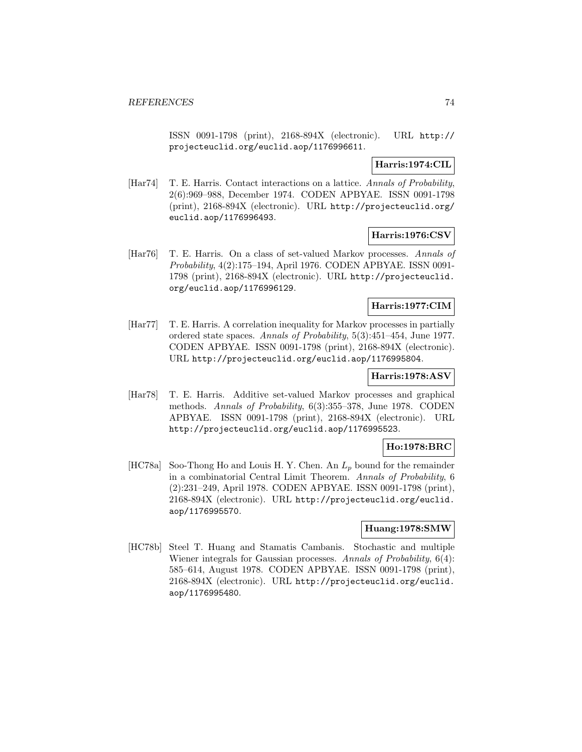ISSN 0091-1798 (print), 2168-894X (electronic). URL http://projecteuclid.org/euclid.aop/1176996611.

**Harris:1974:CIL**

[Har74] T. E. Harris. Contact interactions on a lattice. *Annals of Probability*, 2(6):969–988, December 1974. CODEN APBYAE. ISSN 0091-1798 (print), 2168-894X (electronic). URL http://projecteuclid.org/euclid.aop/1176996493.

**Harris:1976:CSV**

[Har76] T. E. Harris. On a class of set-valued Markov processes. *Annals of Probability*, 4(2):175–194, April 1976. CODEN APBYAE. ISSN 0091-1798 (print), 2168-894X (electronic). URL http://projecteuclid.org/euclid.aop/1176996129.

**Harris:1977:CIM**

[Har77] T. E. Harris. A correlation inequality for Markov processes in partially ordered state spaces. *Annals of Probability*, 5(3):451–454, June 1977. CODEN APBYAE. ISSN 0091-1798 (print), 2168-894X (electronic). URL http://projecteuclid.org/euclid.aop/1176995804.

**Harris:1978:ASV**

[Har78] T. E. Harris. Additive set-valued Markov processes and graphical methods. *Annals of Probability*, 6(3):355–378, June 1978. CODEN APBYAE. ISSN 0091-1798 (print), 2168-894X (electronic). URL http://projecteuclid.org/euclid.aop/1176995523.

**Ho:1978:BRC**

[HC78a] Soo-Thong Ho and Louis H. Y. Chen. An $L_p$ bound for the remainder in a combinatorial Central Limit Theorem. *Annals of Probability*, 6 (2):231–249, April 1978. CODEN APBYAE. ISSN 0091-1798 (print), 2168-894X (electronic). URL http://projecteuclid.org/euclid.aop/1176995570.

**Huang:1978:SMW**

[HC78b] Steel T. Huang and Stamatis Cambanis. Stochastic and multiple Wiener integrals for Gaussian processes. *Annals of Probability*, 6(4): 585–614, August 1978. CODEN APBYAE. ISSN 0091-1798 (print), 2168-894X (electronic). URL http://projecteuclid.org/euclid.aop/1176995480.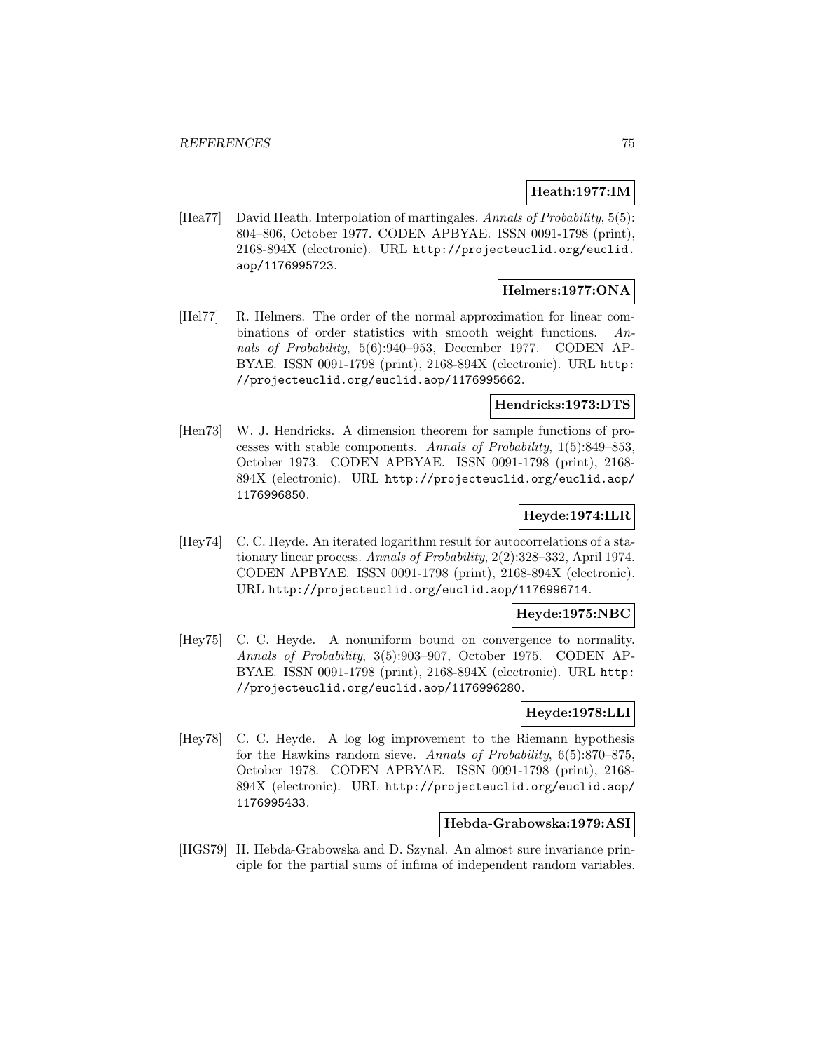**Heath:1977:IM**

[Hea77] David Heath. Interpolation of martingales. *Annals of Probability*, 5(5): 804–806, October 1977. CODEN APBYAE. ISSN 0091-1798 (print), 2168-894X (electronic). URL http://projecteuclid.org/euclid.aop/1176995723.

**Helmers:1977:ONA**

[Hel77] R. Helmers. The order of the normal approximation for linear combinations of order statistics with smooth weight functions. *Annals of Probability*, 5(6):940–953, December 1977. CODEN APBYAE. ISSN 0091-1798 (print), 2168-894X (electronic). URL http://projecteuclid.org/euclid.aop/1176995662.

**Hendricks:1973:DTS**

[Hen73] W. J. Hendricks. A dimension theorem for sample functions of processes with stable components. *Annals of Probability*, 1(5):849–853, October 1973. CODEN APBYAE. ISSN 0091-1798 (print), 2168-894X (electronic). URL http://projecteuclid.org/euclid.aop/1176996850.

**Heyde:1974:ILR**

[Hey74] C. C. Heyde. An iterated logarithm result for autocorrelations of a stationary linear process. *Annals of Probability*, 2(2):328–332, April 1974. CODEN APBYAE. ISSN 0091-1798 (print), 2168-894X (electronic). URL http://projecteuclid.org/euclid.aop/1176996714.

**Heyde:1975:NBC**

[Hey75] C. C. Heyde. A nonuniform bound on convergence to normality. *Annals of Probability*, 3(5):903–907, October 1975. CODEN APBYAE. ISSN 0091-1798 (print), 2168-894X (electronic). URL http://projecteuclid.org/euclid.aop/1176996280.

**Heyde:1978:LLI**

[Hey78] C. C. Heyde. A log log improvement to the Riemann hypothesis for the Hawkins random sieve. *Annals of Probability*, 6(5):870–875, October 1978. CODEN APBYAE. ISSN 0091-1798 (print), 2168-894X (electronic). URL http://projecteuclid.org/euclid.aop/1176995433.

**Hebda-Grabowska:1979:ASI**

[HGS79] H. Hebda-Grabowska and D. Szynal. An almost sure invariance principle for the partial sums of infima of independent random variables.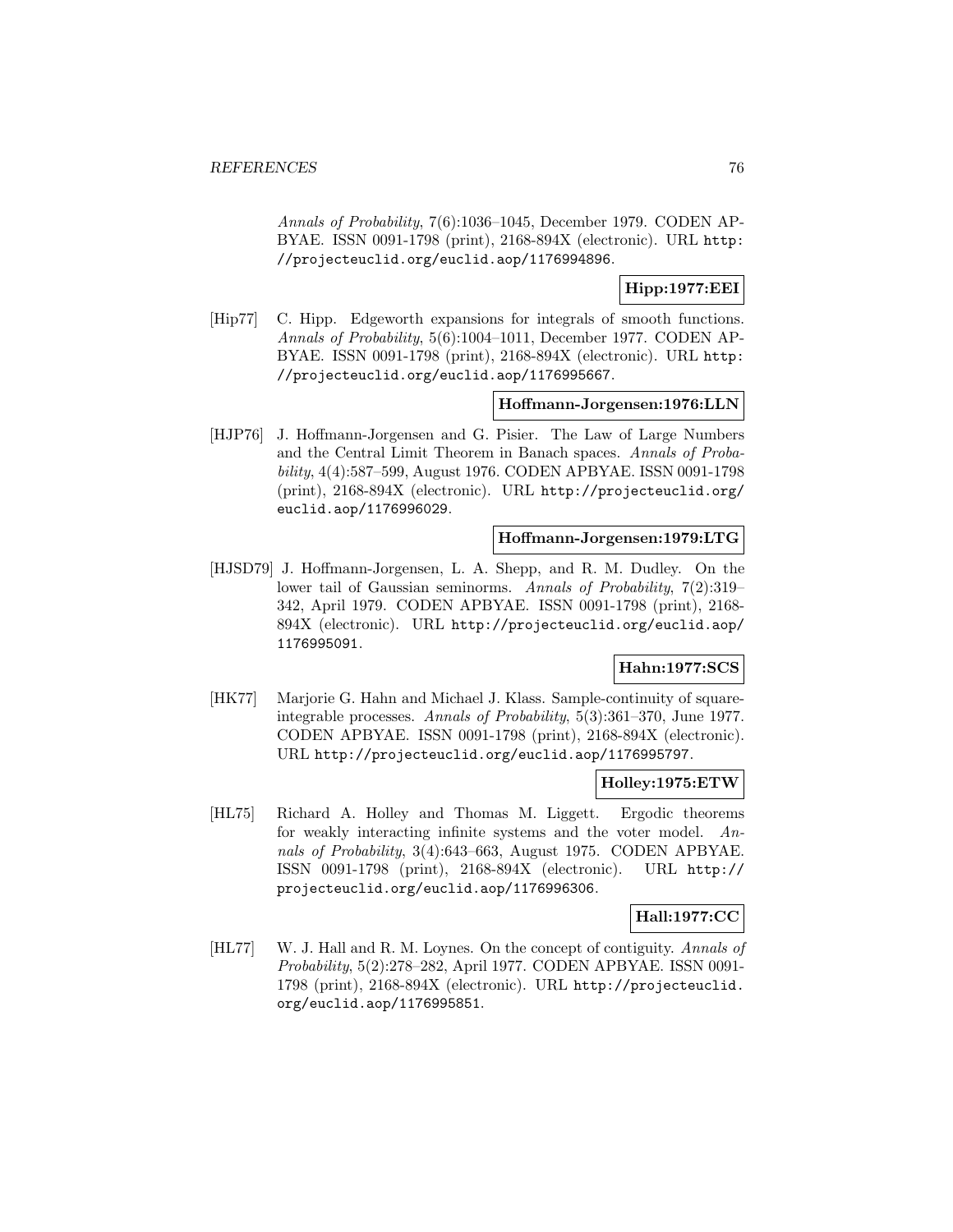Annals of Probability, 7(6):1036–1045, December 1979. CODEN APBYAE. ISSN 0091-1798 (print), 2168-894X (electronic). URL http://projecteuclid.org/euclid.aop/1176994896.

**Hipp:1977:EEI**

[Hip77] C. Hipp. Edgeworth expansions for integrals of smooth functions. *Annals of Probability*, 5(6):1004–1011, December 1977. CODEN APBYAE. ISSN 0091-1798 (print), 2168-894X (electronic). URL http://projecteuclid.org/euclid.aop/1176995667.

**Hoffmann-Jorgensen:1976:LLN**

[HJP76] J. Hoffmann-Jorgensen and G. Pisier. The Law of Large Numbers and the Central Limit Theorem in Banach spaces. *Annals of Probability*, 4(4):587–599, August 1976. CODEN APBYAE. ISSN 0091-1798 (print), 2168-894X (electronic). URL http://projecteuclid.org/euclid.aop/1176996029.

**Hoffmann-Jorgensen:1979:LTG**

[HJSD79] J. Hoffmann-Jorgensen, L. A. Shepp, and R. M. Dudley. On the lower tail of Gaussian seminorms. *Annals of Probability*, 7(2):319–342, April 1979. CODEN APBYAE. ISSN 0091-1798 (print), 2168-894X (electronic). URL http://projecteuclid.org/euclid.aop/1176995091.

**Hahn:1977:SCS**

[HK77] Marjorie G. Hahn and Michael J. Klass. Sample-continuity of square-integrable processes. *Annals of Probability*, 5(3):361–370, June 1977. CODEN APBYAE. ISSN 0091-1798 (print), 2168-894X (electronic). URL http://projecteuclid.org/euclid.aop/1176995797.

**Holley:1975:ETW**

[HL75] Richard A. Holley and Thomas M. Liggett. Ergodic theorems for weakly interacting infinite systems and the voter model. *Annals of Probability*, 3(4):643–663, August 1975. CODEN APBYAE. ISSN 0091-1798 (print), 2168-894X (electronic). URL http://projecteuclid.org/euclid.aop/1176996306.

**Hall:1977:CC**

[HL77] W. J. Hall and R. M. Loynes. On the concept of contiguity. *Annals of Probability*, 5(2):278–282, April 1977. CODEN APBYAE. ISSN 0091-1798 (print), 2168-894X (electronic). URL http://projecteuclid.org/euclid.aop/1176995851.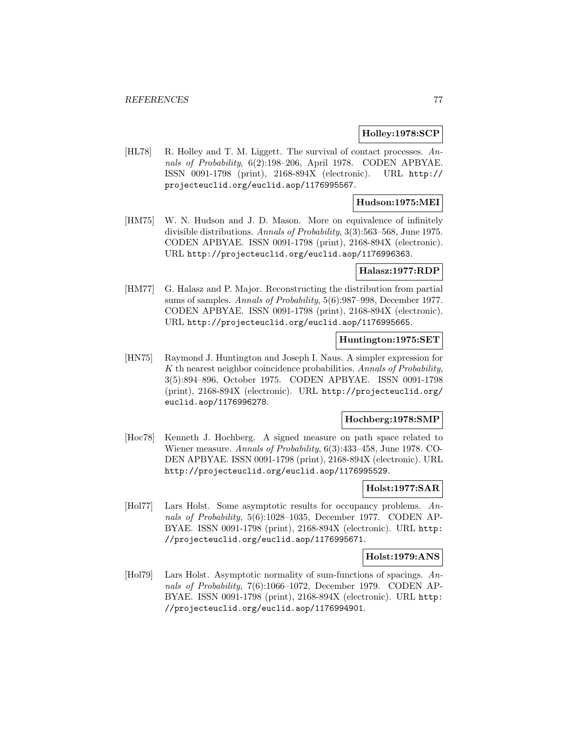**Holley:1978:SCP**

[HL78] R. Holley and T. M. Liggett. The survival of contact processes. *Annals of Probability*, 6(2):198–206, April 1978. CODEN APBYAE. ISSN 0091-1798 (print), 2168-894X (electronic). URL http://projecteuclid.org/euclid.aop/1176995567.

**Hudson:1975:MEI**

[HM75] W. N. Hudson and J. D. Mason. More on equivalence of infinitely divisible distributions. *Annals of Probability*, 3(3):563–568, June 1975. CODEN APBYAE. ISSN 0091-1798 (print), 2168-894X (electronic). URL http://projecteuclid.org/euclid.aop/1176996363.

**Halasz:1977:RDP**

[HM77] G. Halasz and P. Major. Reconstructing the distribution from partial sums of samples. *Annals of Probability*, 5(6):987–998, December 1977. CODEN APBYAE. ISSN 0091-1798 (print), 2168-894X (electronic). URL http://projecteuclid.org/euclid.aop/1176995665.

**Huntington:1975:SET**

[HN75] Raymond J. Huntington and Joseph I. Naus. A simpler expression for $K$ th nearest neighbor coincidence probabilities. *Annals of Probability*, 3(5):894–896, October 1975. CODEN APBYAE. ISSN 0091-1798 (print), 2168-894X (electronic). URL http://projecteuclid.org/euclid.aop/1176996278.

**Hochberg:1978:SMP**

[Hoc78] Kenneth J. Hochberg. A signed measure on path space related to Wiener measure. *Annals of Probability*, 6(3):433–458, June 1978. CODEN APBYAE. ISSN 0091-1798 (print), 2168-894X (electronic). URL http://projecteuclid.org/euclid.aop/1176995529.

**Holst:1977:SAR**

[Hol77] Lars Holst. Some asymptotic results for occupancy problems. *Annals of Probability*, 5(6):1028–1035, December 1977. CODEN APBYAE. ISSN 0091-1798 (print), 2168-894X (electronic). URL http://projecteuclid.org/euclid.aop/1176995671.

**Holst:1979:ANS**

[Hol79] Lars Holst. Asymptotic normality of sum-functions of spacings. *Annals of Probability*, 7(6):1066–1072, December 1979. CODEN APBYAE. ISSN 0091-1798 (print), 2168-894X (electronic). URL http://projecteuclid.org/euclid.aop/1176994901.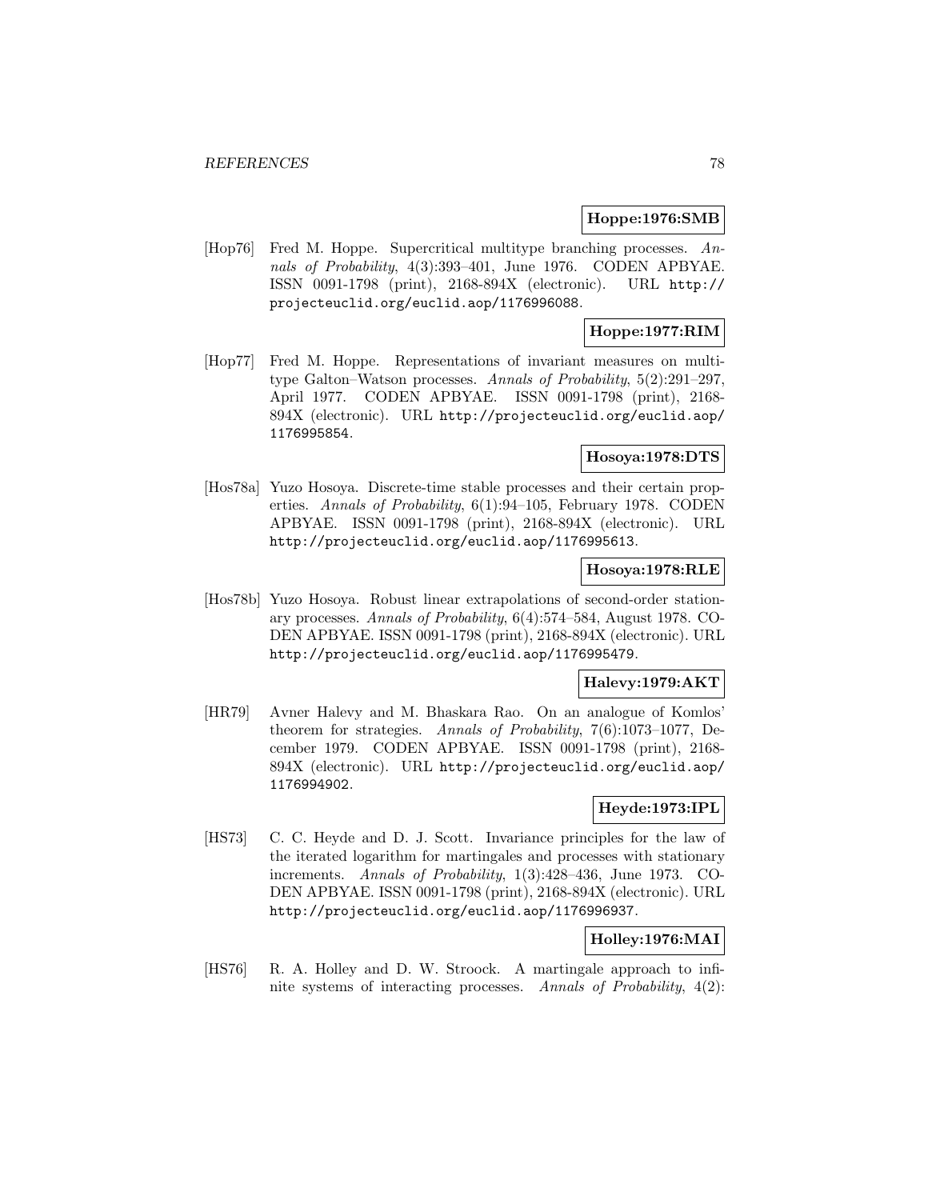**Hoppe:1976:SMB**

[Hop76] Fred M. Hoppe. Supercritical multitype branching processes. *Annals of Probability*, 4(3):393–401, June 1976. CODEN APBYAE. ISSN 0091-1798 (print), 2168-894X (electronic). URL http://projecteuclid.org/euclid.aop/1176996088.

**Hoppe:1977:RIM**

[Hop77] Fred M. Hoppe. Representations of invariant measures on multitype Galton–Watson processes. *Annals of Probability*, 5(2):291–297, April 1977. CODEN APBYAE. ISSN 0091-1798 (print), 2168-894X (electronic). URL http://projecteuclid.org/euclid.aop/1176995854.

**Hosoya:1978:DTS**

[Hos78a] Yuzo Hosoya. Discrete-time stable processes and their certain properties. *Annals of Probability*, 6(1):94–105, February 1978. CODEN APBYAE. ISSN 0091-1798 (print), 2168-894X (electronic). URL http://projecteuclid.org/euclid.aop/1176995613.

**Hosoya:1978:RLE**

[Hos78b] Yuzo Hosoya. Robust linear extrapolations of second-order stationary processes. *Annals of Probability*, 6(4):574–584, August 1978. CODEN APBYAE. ISSN 0091-1798 (print), 2168-894X (electronic). URL http://projecteuclid.org/euclid.aop/1176995479.

**Halevy:1979:AKT**

[HR79] Avner Halevy and M. Bhaskara Rao. On an analogue of Komlos' theorem for strategies. *Annals of Probability*, 7(6):1073–1077, December 1979. CODEN APBYAE. ISSN 0091-1798 (print), 2168-894X (electronic). URL http://projecteuclid.org/euclid.aop/1176994902.

**Heyde:1973:IPL**

[HS73] C. C. Heyde and D. J. Scott. Invariance principles for the law of the iterated logarithm for martingales and processes with stationary increments. *Annals of Probability*, 1(3):428–436, June 1973. CODEN APBYAE. ISSN 0091-1798 (print), 2168-894X (electronic). URL http://projecteuclid.org/euclid.aop/1176996937.

**Holley:1976:MAI**

[HS76] R. A. Holley and D. W. Stroock. A martingale approach to infinite systems of interacting processes. *Annals of Probability*, 4(2):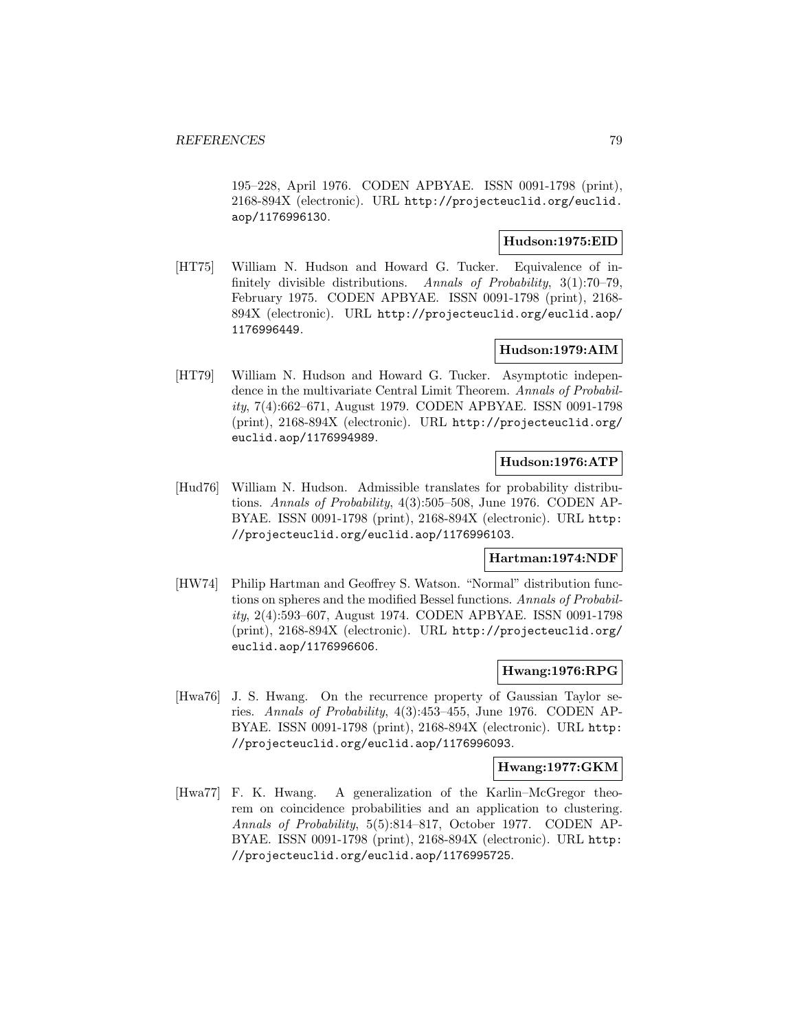195–228, April 1976. CODEN APBYAE. ISSN 0091-1798 (print), 2168-894X (electronic). URL http://projecteuclid.org/euclid.aop/1176996130.

**Hudson:1975:EID**

[HT75] William N. Hudson and Howard G. Tucker. Equivalence of infinitely divisible distributions. *Annals of Probability*, 3(1):70–79, February 1975. CODEN APBYAE. ISSN 0091-1798 (print), 2168-894X (electronic). URL http://projecteuclid.org/euclid.aop/1176996449.

**Hudson:1979:AIM**

[HT79] William N. Hudson and Howard G. Tucker. Asymptotic independence in the multivariate Central Limit Theorem. *Annals of Probability*, 7(4):662–671, August 1979. CODEN APBYAE. ISSN 0091-1798 (print), 2168-894X (electronic). URL http://projecteuclid.org/euclid.aop/1176994989.

**Hudson:1976:ATP**

[Hud76] William N. Hudson. Admissible translates for probability distributions. *Annals of Probability*, 4(3):505–508, June 1976. CODEN APBYAE. ISSN 0091-1798 (print), 2168-894X (electronic). URL http://projecteuclid.org/euclid.aop/1176996103.

**Hartman:1974:NDF**

[HW74] Philip Hartman and Geoffrey S. Watson. "Normal" distribution functions on spheres and the modified Bessel functions. *Annals of Probability*, 2(4):593–607, August 1974. CODEN APBYAE. ISSN 0091-1798 (print), 2168-894X (electronic). URL http://projecteuclid.org/euclid.aop/1176996606.

**Hwang:1976:RPG**

[Hwa76] J. S. Hwang. On the recurrence property of Gaussian Taylor series. *Annals of Probability*, 4(3):453–455, June 1976. CODEN APBYAE. ISSN 0091-1798 (print), 2168-894X (electronic). URL http://projecteuclid.org/euclid.aop/1176996093.

**Hwang:1977:GKM**

[Hwa77] F. K. Hwang. A generalization of the Karlin–McGregor theorem on coincidence probabilities and an application to clustering. *Annals of Probability*, 5(5):814–817, October 1977. CODEN APBYAE. ISSN 0091-1798 (print), 2168-894X (electronic). URL http://projecteuclid.org/euclid.aop/1176995725.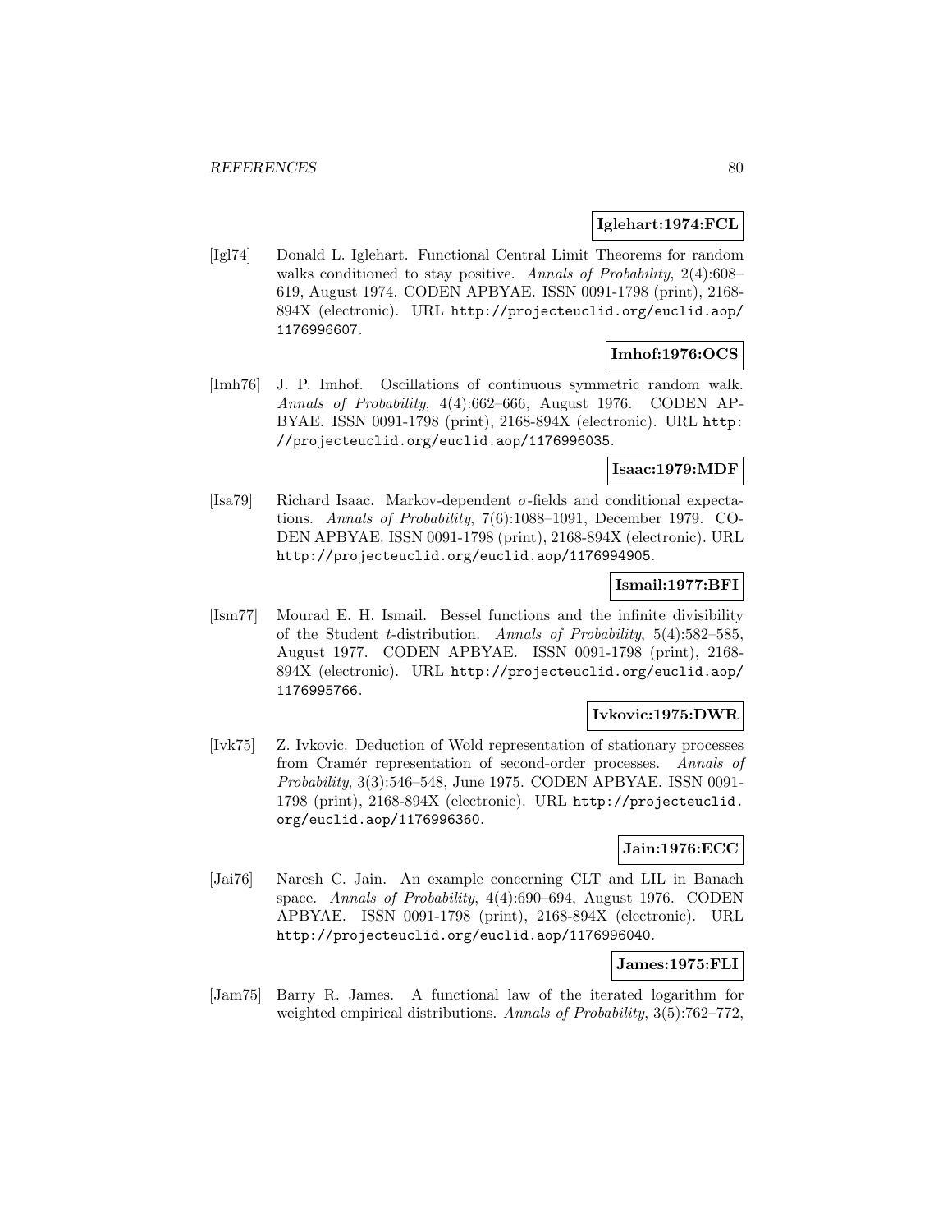**Iglehart:1974:FCL**

[Igl74] Donald L. Iglehart. Functional Central Limit Theorems for random walks conditioned to stay positive. *Annals of Probability*, 2(4):608–619, August 1974. CODEN APBYAE. ISSN 0091-1798 (print), 2168-894X (electronic). URL http://projecteuclid.org/euclid.aop/1176996607.

**Imhof:1976:OCS**

[Imh76] J. P. Imhof. Oscillations of continuous symmetric random walk. *Annals of Probability*, 4(4):662–666, August 1976. CODEN APBYAE. ISSN 0091-1798 (print), 2168-894X (electronic). URL http://projecteuclid.org/euclid.aop/1176996035.

**Isaac:1979:MDF**

[Isa79] Richard Isaac. Markov-dependent $\sigma$-fields and conditional expectations. *Annals of Probability*, 7(6):1088–1091, December 1979. CODEN APBYAE. ISSN 0091-1798 (print), 2168-894X (electronic). URL http://projecteuclid.org/euclid.aop/1176994905.

**Ismail:1977:BFI**

[Ism77] Mourad E. H. Ismail. Bessel functions and the infinite divisibility of the Student $t$-distribution. *Annals of Probability*, 5(4):582–585, August 1977. CODEN APBYAE. ISSN 0091-1798 (print), 2168-894X (electronic). URL http://projecteuclid.org/euclid.aop/1176995766.

**Ivkovic:1975:DWR**

[Ivk75] Z. Ivkovic. Deduction of Wold representation of stationary processes from Cramér representation of second-order processes. *Annals of Probability*, 3(3):546–548, June 1975. CODEN APBYAE. ISSN 0091-1798 (print), 2168-894X (electronic). URL http://projecteuclid.org/euclid.aop/1176996360.

**Jain:1976:ECC**

[Jai76] Naresh C. Jain. An example concerning CLT and LIL in Banach space. *Annals of Probability*, 4(4):690–694, August 1976. CODEN APBYAE. ISSN 0091-1798 (print), 2168-894X (electronic). URL http://projecteuclid.org/euclid.aop/1176996040.

**James:1975:FLI**

[Jam75] Barry R. James. A functional law of the iterated logarithm for weighted empirical distributions. *Annals of Probability*, 3(5):762–772,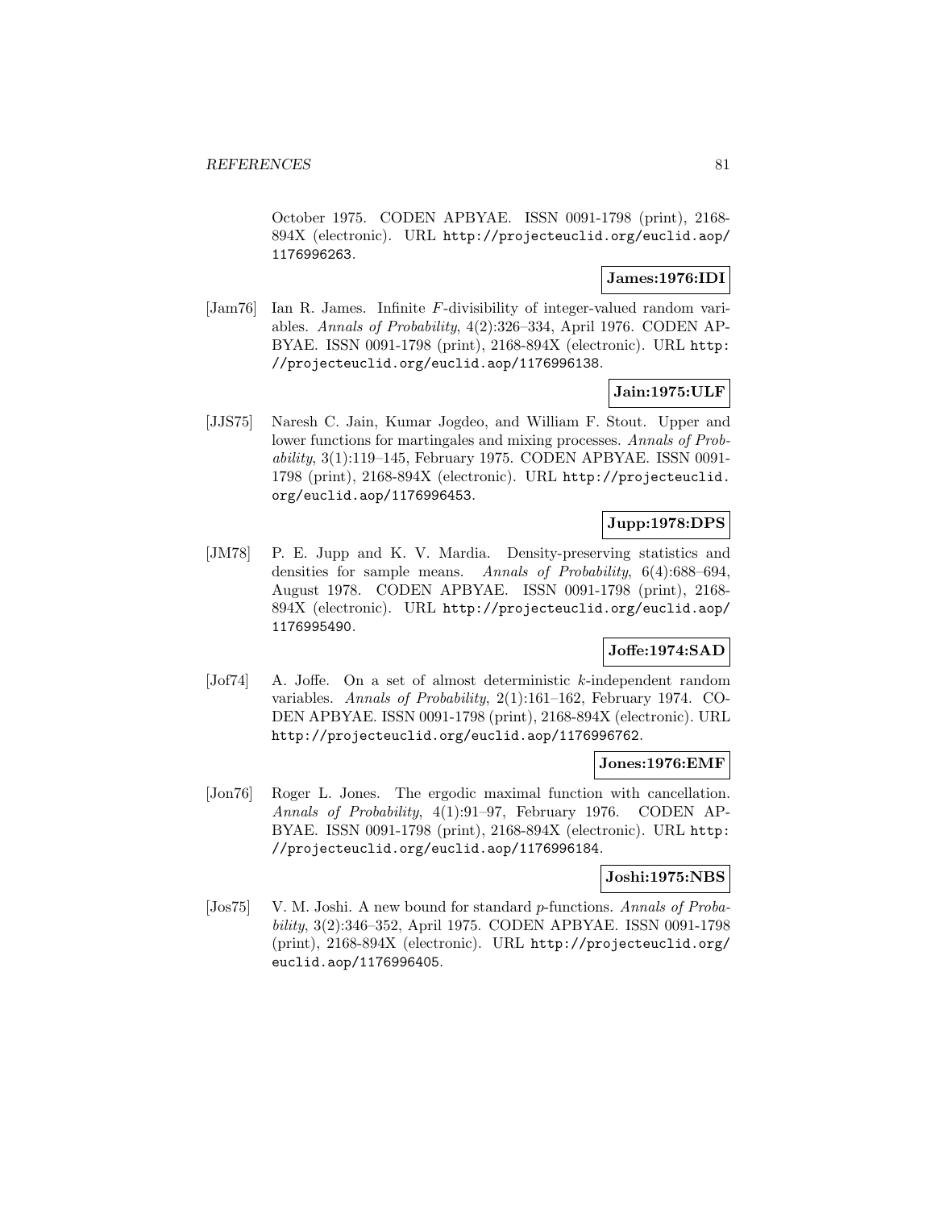October 1975. CODEN APBYAE. ISSN 0091-1798 (print), 2168-894X (electronic). URL http://projecteuclid.org/euclid.aop/1176996263.

**James:1976:IDI**

[Jam76] Ian R. James. Infinite $F$-divisibility of integer-valued random variables. *Annals of Probability*, 4(2):326–334, April 1976. CODEN APBYAE. ISSN 0091-1798 (print), 2168-894X (electronic). URL http://projecteuclid.org/euclid.aop/1176996138.

**Jain:1975:ULF**

[JJS75] Naresh C. Jain, Kumar Jogdeo, and William F. Stout. Upper and lower functions for martingales and mixing processes. *Annals of Probability*, 3(1):119–145, February 1975. CODEN APBYAE. ISSN 0091-1798 (print), 2168-894X (electronic). URL http://projecteuclid.org/euclid.aop/1176996453.

**Jupp:1978:DPS**

[JM78] P. E. Jupp and K. V. Mardia. Density-preserving statistics and densities for sample means. *Annals of Probability*, 6(4):688–694, August 1978. CODEN APBYAE. ISSN 0091-1798 (print), 2168-894X (electronic). URL http://projecteuclid.org/euclid.aop/1176995490.

**Joffe:1974:SAD**

[Jof74] A. Joffe. On a set of almost deterministic $k$-independent random variables. *Annals of Probability*, 2(1):161–162, February 1974. CODEN APBYAE. ISSN 0091-1798 (print), 2168-894X (electronic). URL http://projecteuclid.org/euclid.aop/1176996762.

**Jones:1976:EMF**

[Jon76] Roger L. Jones. The ergodic maximal function with cancellation. *Annals of Probability*, 4(1):91–97, February 1976. CODEN APBYAE. ISSN 0091-1798 (print), 2168-894X (electronic). URL http://projecteuclid.org/euclid.aop/1176996184.

**Joshi:1975:NBS**

[Jos75] V. M. Joshi. A new bound for standard $p$-functions. *Annals of Probability*, 3(2):346–352, April 1975. CODEN APBYAE. ISSN 0091-1798 (print), 2168-894X (electronic). URL http://projecteuclid.org/euclid.aop/1176996405.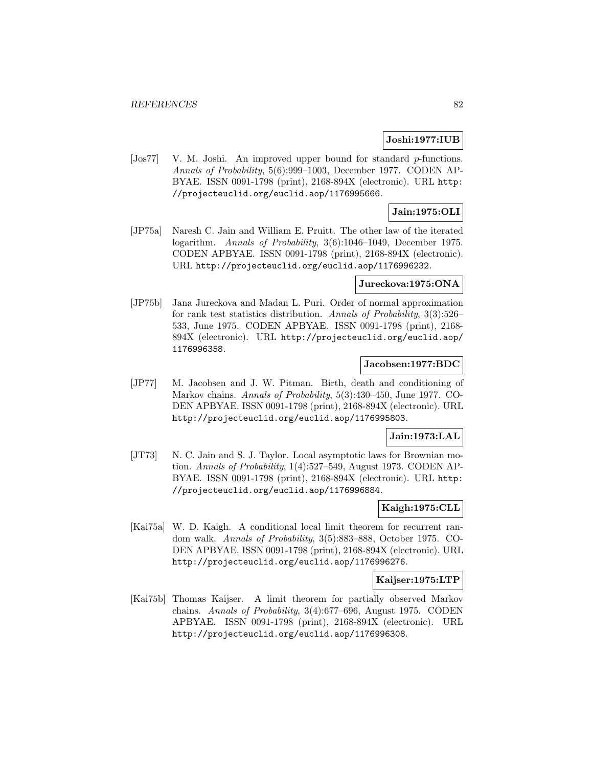**Joshi:1977:IUB**

[Jos77] V. M. Joshi. An improved upper bound for standard $p$-functions. *Annals of Probability*, 5(6):999–1003, December 1977. CODEN APBYAE. ISSN 0091-1798 (print), 2168-894X (electronic). URL http://projecteuclid.org/euclid.aop/1176995666.

**Jain:1975:OLI**

[JP75a] Naresh C. Jain and William E. Pruitt. The other law of the iterated logarithm. *Annals of Probability*, 3(6):1046–1049, December 1975. CODEN APBYAE. ISSN 0091-1798 (print), 2168-894X (electronic). URL http://projecteuclid.org/euclid.aop/1176996232.

**Jureckova:1975:ONA**

[JP75b] Jana Jureckova and Madan L. Puri. Order of normal approximation for rank test statistics distribution. *Annals of Probability*, 3(3):526–533, June 1975. CODEN APBYAE. ISSN 0091-1798 (print), 2168-894X (electronic). URL http://projecteuclid.org/euclid.aop/1176996358.

**Jacobsen:1977:BDC**

[JP77] M. Jacobsen and J. W. Pitman. Birth, death and conditioning of Markov chains. *Annals of Probability*, 5(3):430–450, June 1977. CODEN APBYAE. ISSN 0091-1798 (print), 2168-894X (electronic). URL http://projecteuclid.org/euclid.aop/1176995803.

**Jain:1973:LAL**

[JT73] N. C. Jain and S. J. Taylor. Local asymptotic laws for Brownian motion. *Annals of Probability*, 1(4):527–549, August 1973. CODEN APBYAE. ISSN 0091-1798 (print), 2168-894X (electronic). URL http://projecteuclid.org/euclid.aop/1176996884.

**Kaigh:1975:CLL**

[Kai75a] W. D. Kaigh. A conditional local limit theorem for recurrent random walk. *Annals of Probability*, 3(5):883–888, October 1975. CODEN APBYAE. ISSN 0091-1798 (print), 2168-894X (electronic). URL http://projecteuclid.org/euclid.aop/1176996276.

**Kaijser:1975:LTP**

[Kai75b] Thomas Kaijser. A limit theorem for partially observed Markov chains. *Annals of Probability*, 3(4):677–696, August 1975. CODEN APBYAE. ISSN 0091-1798 (print), 2168-894X (electronic). URL http://projecteuclid.org/euclid.aop/1176996308.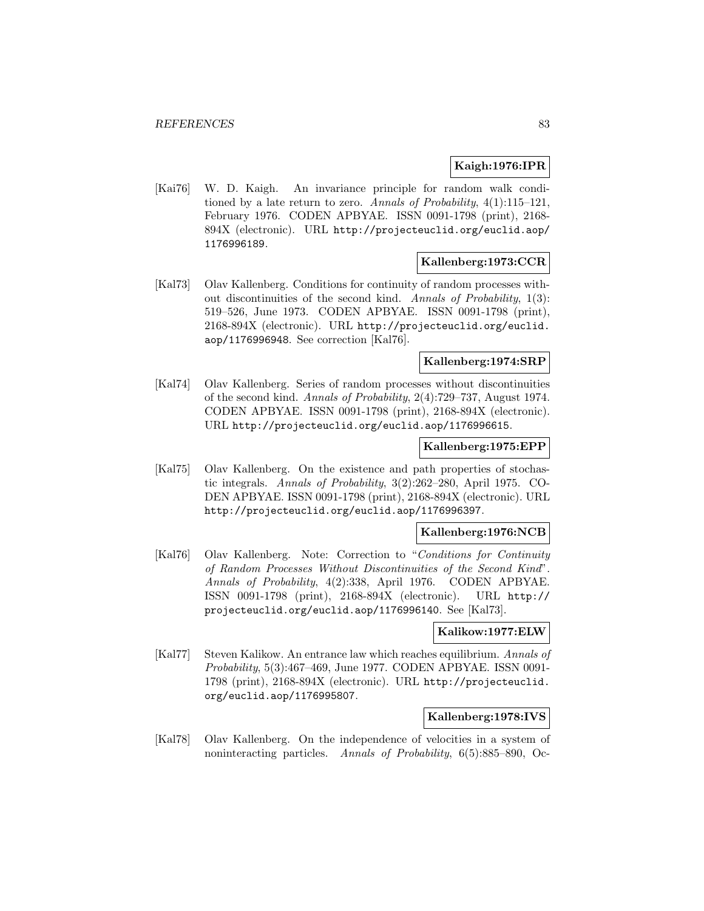**Kaigh:1976:IPR**

[Kai76] W. D. Kaigh. An invariance principle for random walk conditioned by a late return to zero. *Annals of Probability*, 4(1):115–121, February 1976. CODEN APBYAE. ISSN 0091-1798 (print), 2168-894X (electronic). URL http://projecteuclid.org/euclid.aop/1176996189.

**Kallenberg:1973:CCR**

[Kal73] Olav Kallenberg. Conditions for continuity of random processes without discontinuities of the second kind. *Annals of Probability*, 1(3): 519–526, June 1973. CODEN APBYAE. ISSN 0091-1798 (print), 2168-894X (electronic). URL http://projecteuclid.org/euclid.aop/1176996948. See correction [Kal76].

**Kallenberg:1974:SRP**

[Kal74] Olav Kallenberg. Series of random processes without discontinuities of the second kind. *Annals of Probability*, 2(4):729–737, August 1974. CODEN APBYAE. ISSN 0091-1798 (print), 2168-894X (electronic). URL http://projecteuclid.org/euclid.aop/1176996615.

**Kallenberg:1975:EPP**

[Kal75] Olav Kallenberg. On the existence and path properties of stochastic integrals. *Annals of Probability*, 3(2):262–280, April 1975. CODEN APBYAE. ISSN 0091-1798 (print), 2168-894X (electronic). URL http://projecteuclid.org/euclid.aop/1176996397.

**Kallenberg:1976:NCB**

[Kal76] Olav Kallenberg. Note: Correction to "*Conditions for Continuity of Random Processes Without Discontinuities of the Second Kind*". *Annals of Probability*, 4(2):338, April 1976. CODEN APBYAE. ISSN 0091-1798 (print), 2168-894X (electronic). URL http://projecteuclid.org/euclid.aop/1176996140. See [Kal73].

**Kalikow:1977:ELW**

[Kal77] Steven Kalikow. An entrance law which reaches equilibrium. *Annals of Probability*, 5(3):467–469, June 1977. CODEN APBYAE. ISSN 0091-1798 (print), 2168-894X (electronic). URL http://projecteuclid.org/euclid.aop/1176995807.

**Kallenberg:1978:IVS**

[Kal78] Olav Kallenberg. On the independence of velocities in a system of noninteracting particles. *Annals of Probability*, 6(5):885–890, Oc-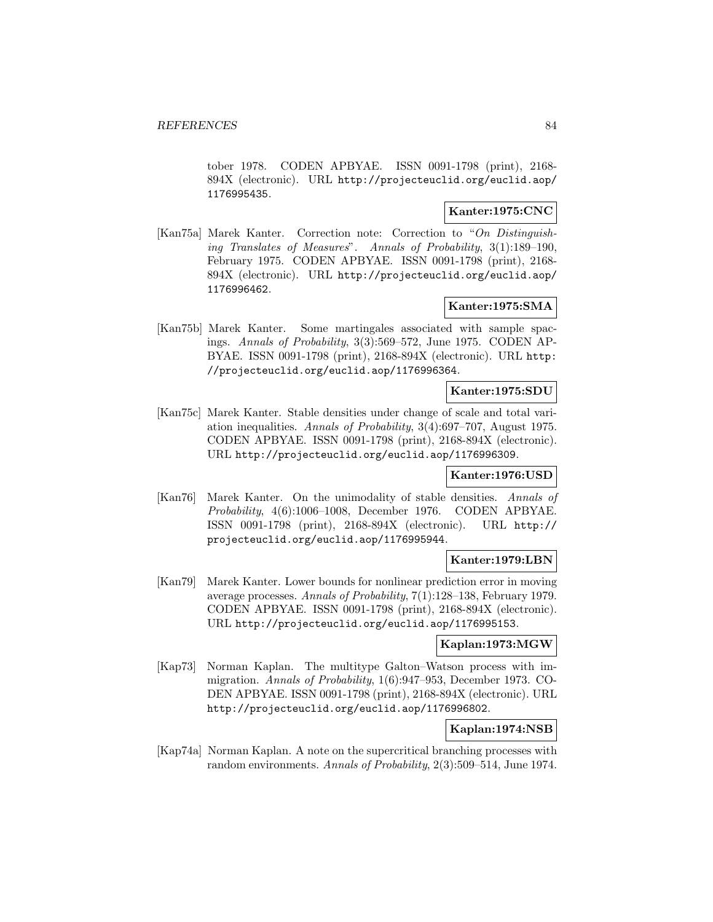tober 1978. CODEN APBYAE. ISSN 0091-1798 (print), 2168-894X (electronic). URL http://projecteuclid.org/euclid.aop/1176995435.

**Kanter:1975:CNC**

[Kan75a] Marek Kanter. Correction note: Correction to "*On Distinguishing Translates of Measures*". *Annals of Probability*, 3(1):189–190, February 1975. CODEN APBYAE. ISSN 0091-1798 (print), 2168-894X (electronic). URL http://projecteuclid.org/euclid.aop/1176996462.

**Kanter:1975:SMA**

[Kan75b] Marek Kanter. Some martingales associated with sample spacings. *Annals of Probability*, 3(3):569–572, June 1975. CODEN APBYAE. ISSN 0091-1798 (print), 2168-894X (electronic). URL http://projecteuclid.org/euclid.aop/1176996364.

**Kanter:1975:SDU**

[Kan75c] Marek Kanter. Stable densities under change of scale and total variation inequalities. *Annals of Probability*, 3(4):697–707, August 1975. CODEN APBYAE. ISSN 0091-1798 (print), 2168-894X (electronic). URL http://projecteuclid.org/euclid.aop/1176996309.

**Kanter:1976:USD**

[Kan76] Marek Kanter. On the unimodality of stable densities. *Annals of Probability*, 4(6):1006–1008, December 1976. CODEN APBYAE. ISSN 0091-1798 (print), 2168-894X (electronic). URL http://projecteuclid.org/euclid.aop/1176995944.

**Kanter:1979:LBN**

[Kan79] Marek Kanter. Lower bounds for nonlinear prediction error in moving average processes. *Annals of Probability*, 7(1):128–138, February 1979. CODEN APBYAE. ISSN 0091-1798 (print), 2168-894X (electronic). URL http://projecteuclid.org/euclid.aop/1176995153.

**Kaplan:1973:MGW**

[Kap73] Norman Kaplan. The multitype Galton–Watson process with immigration. *Annals of Probability*, 1(6):947–953, December 1973. CODEN APBYAE. ISSN 0091-1798 (print), 2168-894X (electronic). URL http://projecteuclid.org/euclid.aop/1176996802.

**Kaplan:1974:NSB**

[Kap74a] Norman Kaplan. A note on the supercritical branching processes with random environments. *Annals of Probability*, 2(3):509–514, June 1974.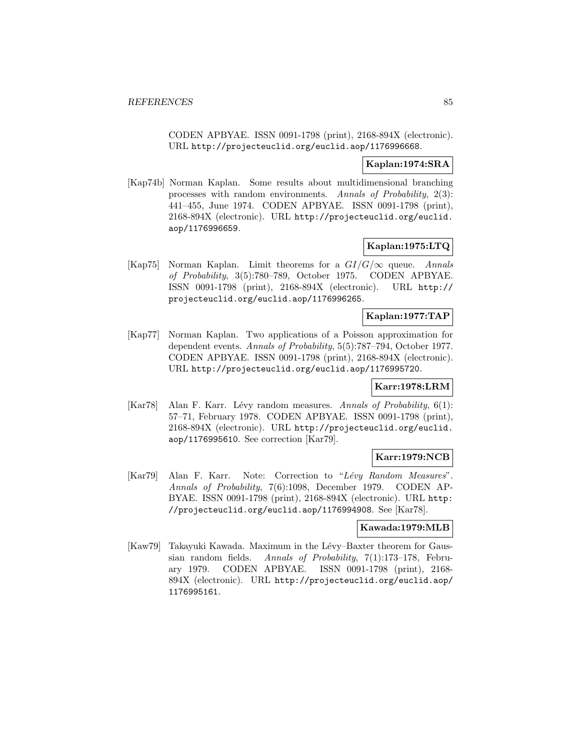CODEN APBYAE. ISSN 0091-1798 (print), 2168-894X (electronic). URL http://projecteuclid.org/euclid.aop/1176996668.

**Kaplan:1974:SRA**

[Kap74b] Norman Kaplan. Some results about multidimensional branching processes with random environments. *Annals of Probability*, 2(3): 441–455, June 1974. CODEN APBYAE. ISSN 0091-1798 (print), 2168-894X (electronic). URL http://projecteuclid.org/euclid.aop/1176996659.

**Kaplan:1975:LTQ**

[Kap75] Norman Kaplan. Limit theorems for a $GI/G/\infty$ queue. *Annals of Probability*, 3(5):780–789, October 1975. CODEN APBYAE. ISSN 0091-1798 (print), 2168-894X (electronic). URL http://projecteuclid.org/euclid.aop/1176996265.

**Kaplan:1977:TAP**

[Kap77] Norman Kaplan. Two applications of a Poisson approximation for dependent events. *Annals of Probability*, 5(5):787–794, October 1977. CODEN APBYAE. ISSN 0091-1798 (print), 2168-894X (electronic). URL http://projecteuclid.org/euclid.aop/1176995720.

**Karr:1978:LRM**

[Kar78] Alan F. Karr. Lévy random measures. *Annals of Probability*, 6(1): 57–71, February 1978. CODEN APBYAE. ISSN 0091-1798 (print), 2168-894X (electronic). URL http://projecteuclid.org/euclid.aop/1176995610. See correction [Kar79].

**Karr:1979:NCB**

[Kar79] Alan F. Karr. Note: Correction to "*Lévy Random Measures*". *Annals of Probability*, 7(6):1098, December 1979. CODEN APBYAE. ISSN 0091-1798 (print), 2168-894X (electronic). URL http://projecteuclid.org/euclid.aop/1176994908. See [Kar78].

**Kawada:1979:MLB**

[Kaw79] Takayuki Kawada. Maximum in the Lévy–Baxter theorem for Gaussian random fields. *Annals of Probability*, 7(1):173–178, February 1979. CODEN APBYAE. ISSN 0091-1798 (print), 2168-894X (electronic). URL http://projecteuclid.org/euclid.aop/1176995161.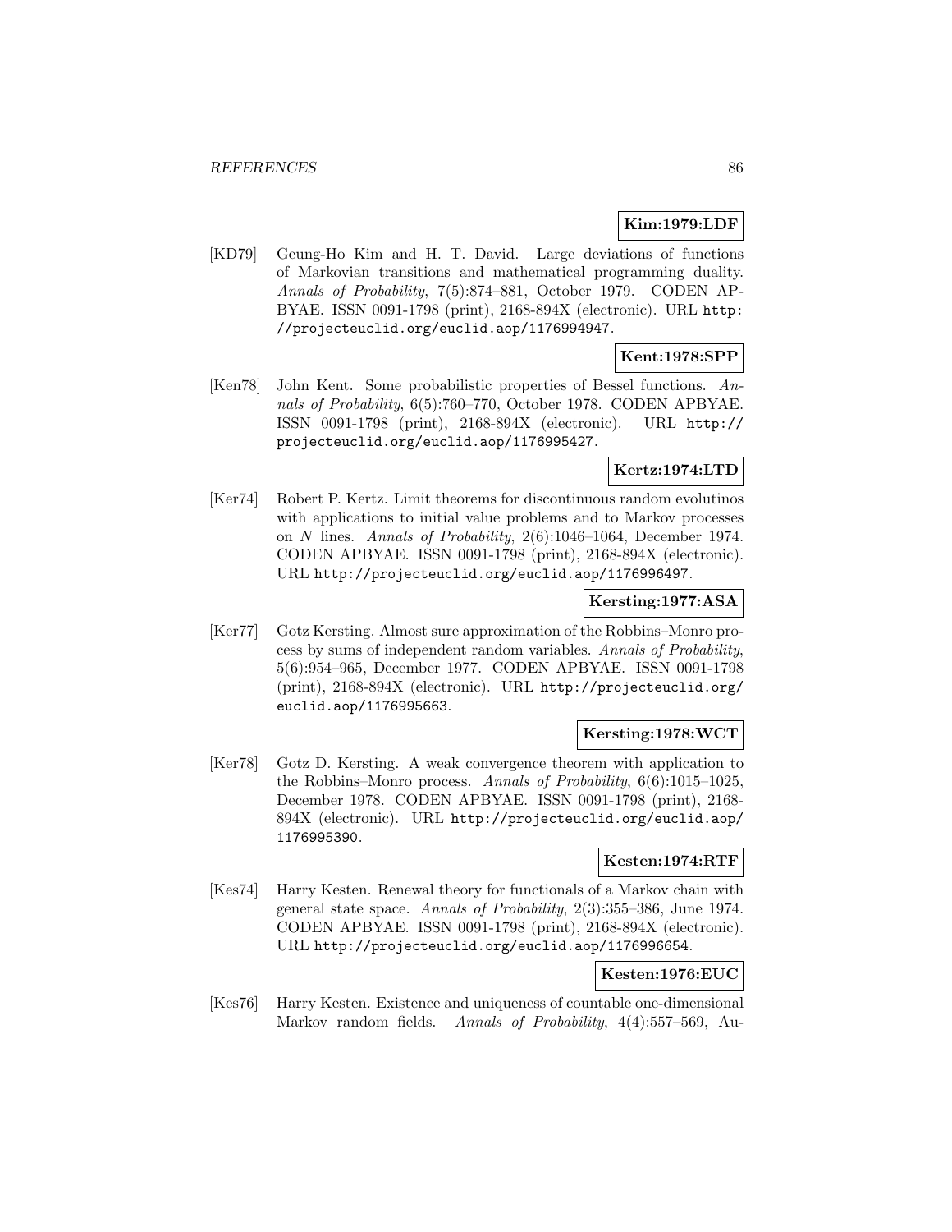**Kim:1979:LDF**

[KD79] Geung-Ho Kim and H. T. David. Large deviations of functions of Markovian transitions and mathematical programming duality. *Annals of Probability*, 7(5):874–881, October 1979. CODEN APBYAE. ISSN 0091-1798 (print), 2168-894X (electronic). URL http://projecteuclid.org/euclid.aop/1176994947.

**Kent:1978:SPP**

[Ken78] John Kent. Some probabilistic properties of Bessel functions. *Annals of Probability*, 6(5):760–770, October 1978. CODEN APBYAE. ISSN 0091-1798 (print), 2168-894X (electronic). URL http://projecteuclid.org/euclid.aop/1176995427.

**Kertz:1974:LTD**

[Ker74] Robert P. Kertz. Limit theorems for discontinuous random evolutinos with applications to initial value problems and to Markov processes on $N$ lines. *Annals of Probability*, 2(6):1046–1064, December 1974. CODEN APBYAE. ISSN 0091-1798 (print), 2168-894X (electronic). URL http://projecteuclid.org/euclid.aop/1176996497.

**Kersting:1977:ASA**

[Ker77] Gotz Kersting. Almost sure approximation of the Robbins–Monro process by sums of independent random variables. *Annals of Probability*, 5(6):954–965, December 1977. CODEN APBYAE. ISSN 0091-1798 (print), 2168-894X (electronic). URL http://projecteuclid.org/euclid.aop/1176995663.

**Kersting:1978:WCT**

[Ker78] Gotz D. Kersting. A weak convergence theorem with application to the Robbins–Monro process. *Annals of Probability*, 6(6):1015–1025, December 1978. CODEN APBYAE. ISSN 0091-1798 (print), 2168-894X (electronic). URL http://projecteuclid.org/euclid.aop/1176995390.

**Kesten:1974:RTF**

[Kes74] Harry Kesten. Renewal theory for functionals of a Markov chain with general state space. *Annals of Probability*, 2(3):355–386, June 1974. CODEN APBYAE. ISSN 0091-1798 (print), 2168-894X (electronic). URL http://projecteuclid.org/euclid.aop/1176996654.

**Kesten:1976:EUC**

[Kes76] Harry Kesten. Existence and uniqueness of countable one-dimensional Markov random fields. *Annals of Probability*, 4(4):557–569, Au-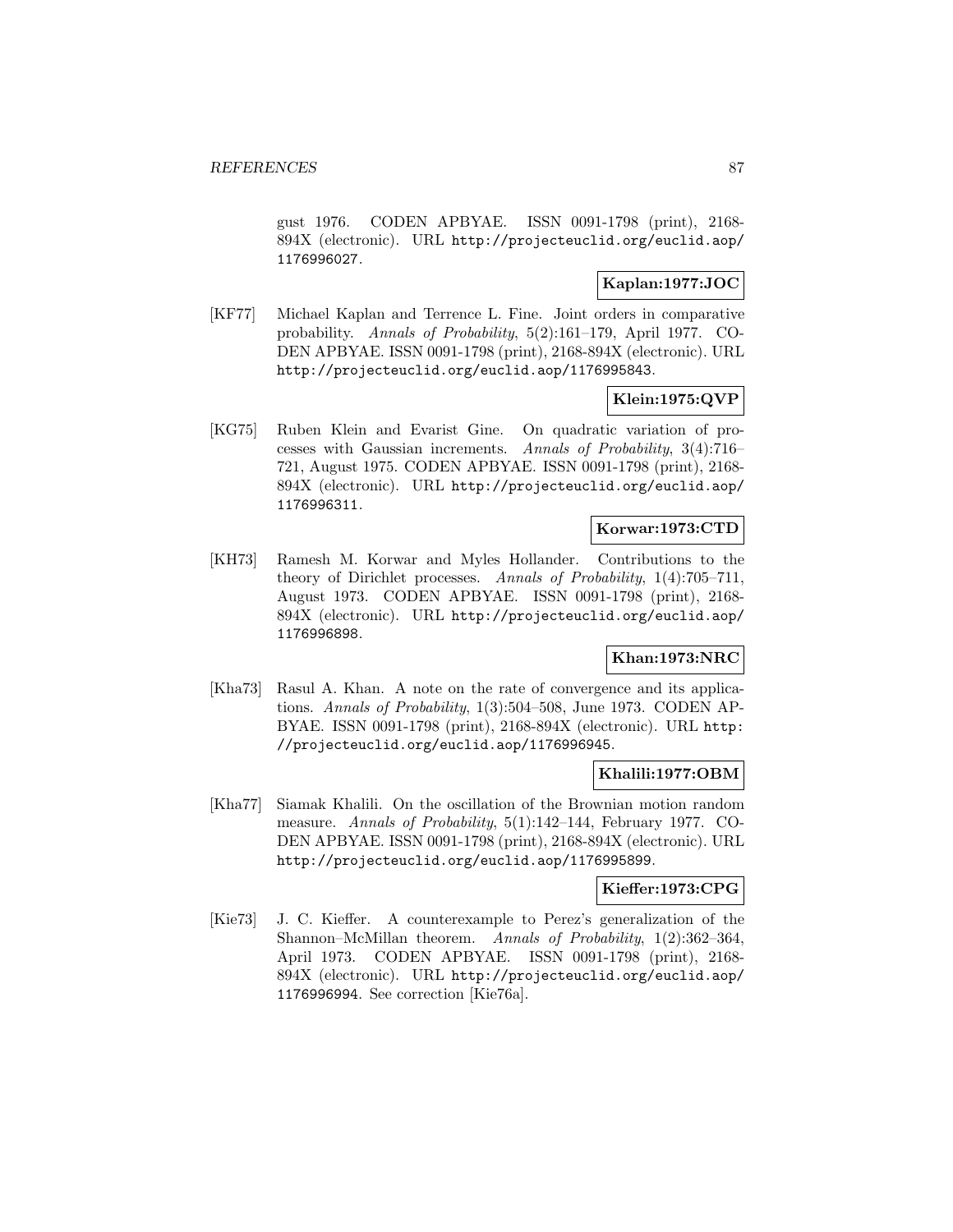gust 1976. CODEN APBYAE. ISSN 0091-1798 (print), 2168-894X (electronic). URL http://projecteuclid.org/euclid.aop/1176996027.

**Kaplan:1977:JOC**

[KF77] Michael Kaplan and Terrence L. Fine. Joint orders in comparative probability. *Annals of Probability*, 5(2):161–179, April 1977. CODEN APBYAE. ISSN 0091-1798 (print), 2168-894X (electronic). URL http://projecteuclid.org/euclid.aop/1176995843.

**Klein:1975:QVP**

[KG75] Ruben Klein and Evarist Gine. On quadratic variation of processes with Gaussian increments. *Annals of Probability*, 3(4):716–721, August 1975. CODEN APBYAE. ISSN 0091-1798 (print), 2168-894X (electronic). URL http://projecteuclid.org/euclid.aop/1176996311.

**Korwar:1973:CTD**

[KH73] Ramesh M. Korwar and Myles Hollander. Contributions to the theory of Dirichlet processes. *Annals of Probability*, 1(4):705–711, August 1973. CODEN APBYAE. ISSN 0091-1798 (print), 2168-894X (electronic). URL http://projecteuclid.org/euclid.aop/1176996898.

**Khan:1973:NRC**

[Kha73] Rasul A. Khan. A note on the rate of convergence and its applications. *Annals of Probability*, 1(3):504–508, June 1973. CODEN APBYAE. ISSN 0091-1798 (print), 2168-894X (electronic). URL http://projecteuclid.org/euclid.aop/1176996945.

**Khalili:1977:OBM**

[Kha77] Siamak Khalili. On the oscillation of the Brownian motion random measure. *Annals of Probability*, 5(1):142–144, February 1977. CODEN APBYAE. ISSN 0091-1798 (print), 2168-894X (electronic). URL http://projecteuclid.org/euclid.aop/1176995899.

**Kieffer:1973:CPG**

[Kie73] J. C. Kieffer. A counterexample to Perez's generalization of the Shannon–McMillan theorem. *Annals of Probability*, 1(2):362–364, April 1973. CODEN APBYAE. ISSN 0091-1798 (print), 2168-894X (electronic). URL http://projecteuclid.org/euclid.aop/1176996994. See correction [Kie76a].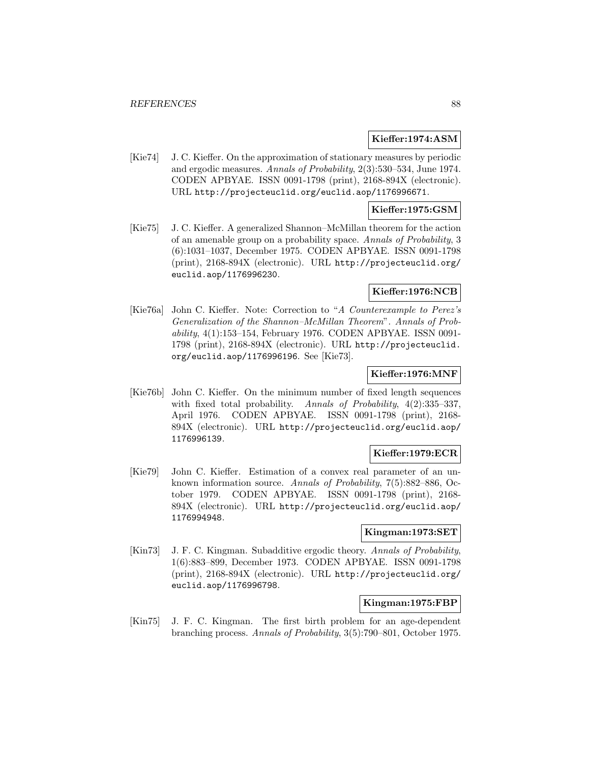**Kieffer:1974:ASM**

[Kie74] J. C. Kieffer. On the approximation of stationary measures by periodic and ergodic measures. *Annals of Probability*, 2(3):530–534, June 1974. CODEN APBYAE. ISSN 0091-1798 (print), 2168-894X (electronic). URL http://projecteuclid.org/euclid.aop/1176996671.

**Kieffer:1975:GSM**

[Kie75] J. C. Kieffer. A generalized Shannon–McMillan theorem for the action of an amenable group on a probability space. *Annals of Probability*, 3 (6):1031–1037, December 1975. CODEN APBYAE. ISSN 0091-1798 (print), 2168-894X (electronic). URL http://projecteuclid.org/euclid.aop/1176996230.

**Kieffer:1976:NCB**

[Kie76a] John C. Kieffer. Note: Correction to "*A Counterexample to Perez's Generalization of the Shannon–McMillan Theorem*". *Annals of Probability*, 4(1):153–154, February 1976. CODEN APBYAE. ISSN 0091-1798 (print), 2168-894X (electronic). URL http://projecteuclid.org/euclid.aop/1176996196. See [Kie73].

**Kieffer:1976:MNF**

[Kie76b] John C. Kieffer. On the minimum number of fixed length sequences with fixed total probability. *Annals of Probability*, 4(2):335–337, April 1976. CODEN APBYAE. ISSN 0091-1798 (print), 2168-894X (electronic). URL http://projecteuclid.org/euclid.aop/1176996139.

**Kieffer:1979:ECR**

[Kie79] John C. Kieffer. Estimation of a convex real parameter of an unknown information source. *Annals of Probability*, 7(5):882–886, October 1979. CODEN APBYAE. ISSN 0091-1798 (print), 2168-894X (electronic). URL http://projecteuclid.org/euclid.aop/1176994948.

**Kingman:1973:SET**

[Kin73] J. F. C. Kingman. Subadditive ergodic theory. *Annals of Probability*, 1(6):883–899, December 1973. CODEN APBYAE. ISSN 0091-1798 (print), 2168-894X (electronic). URL http://projecteuclid.org/euclid.aop/1176996798.

**Kingman:1975:FBP**

[Kin75] J. F. C. Kingman. The first birth problem for an age-dependent branching process. *Annals of Probability*, 3(5):790–801, October 1975.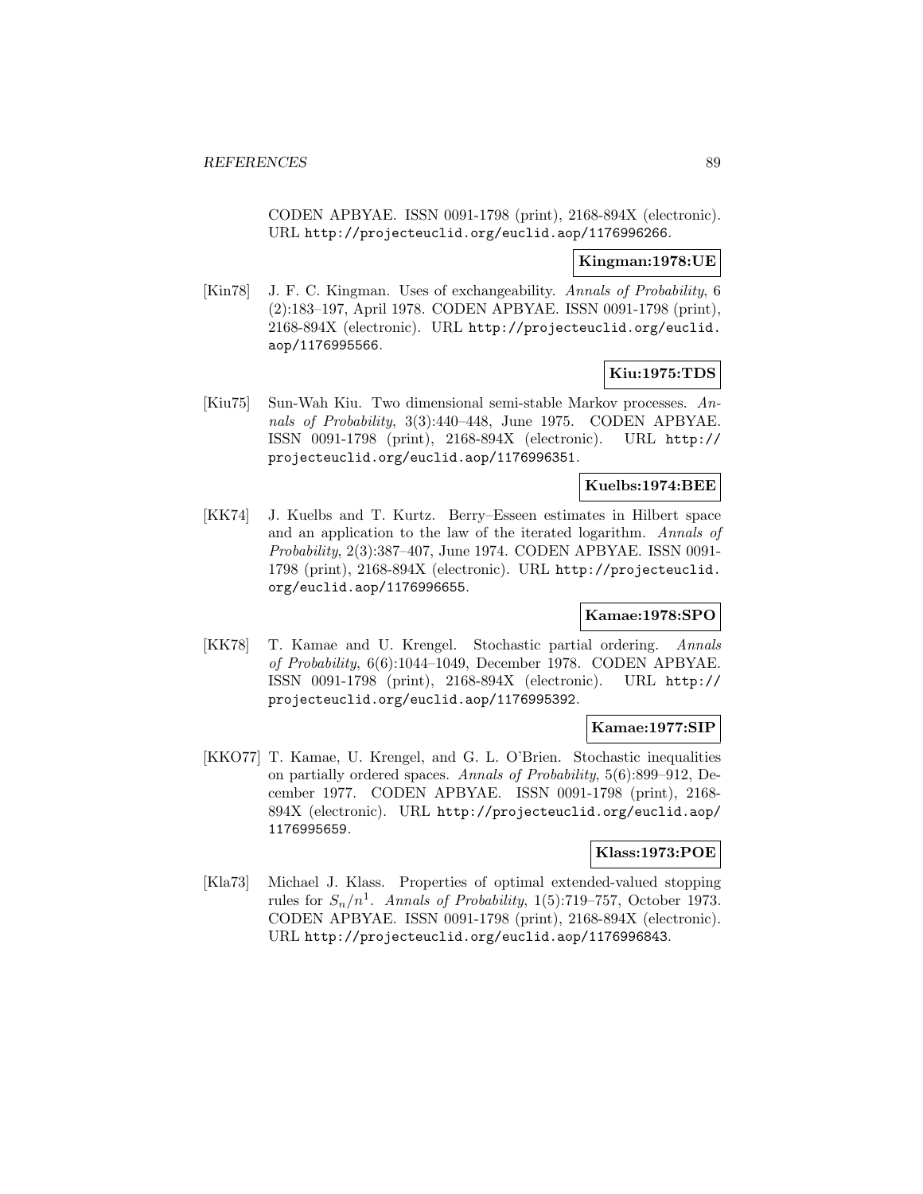CODEN APBYAE. ISSN 0091-1798 (print), 2168-894X (electronic). URL http://projecteuclid.org/euclid.aop/1176996266.

**Kingman:1978:UE**

[Kin78] J. F. C. Kingman. Uses of exchangeability. *Annals of Probability*, 6 (2):183–197, April 1978. CODEN APBYAE. ISSN 0091-1798 (print), 2168-894X (electronic). URL http://projecteuclid.org/euclid.aop/1176995566.

**Kiu:1975:TDS**

[Kiu75] Sun-Wah Kiu. Two dimensional semi-stable Markov processes. *Annals of Probability*, 3(3):440–448, June 1975. CODEN APBYAE. ISSN 0091-1798 (print), 2168-894X (electronic). URL http://projecteuclid.org/euclid.aop/1176996351.

**Kuelbs:1974:BEE**

[KK74] J. Kuelbs and T. Kurtz. Berry–Esseen estimates in Hilbert space and an application to the law of the iterated logarithm. *Annals of Probability*, 2(3):387–407, June 1974. CODEN APBYAE. ISSN 0091-1798 (print), 2168-894X (electronic). URL http://projecteuclid.org/euclid.aop/1176996655.

**Kamae:1978:SPO**

[KK78] T. Kamae and U. Krengel. Stochastic partial ordering. *Annals of Probability*, 6(6):1044–1049, December 1978. CODEN APBYAE. ISSN 0091-1798 (print), 2168-894X (electronic). URL http://projecteuclid.org/euclid.aop/1176995392.

**Kamae:1977:SIP**

[KKO77] T. Kamae, U. Krengel, and G. L. O'Brien. Stochastic inequalities on partially ordered spaces. *Annals of Probability*, 5(6):899–912, December 1977. CODEN APBYAE. ISSN 0091-1798 (print), 2168-894X (electronic). URL http://projecteuclid.org/euclid.aop/1176995659.

**Klass:1973:POE**

[Kla73] Michael J. Klass. Properties of optimal extended-valued stopping rules for $S_n/n^1$. *Annals of Probability*, 1(5):719–757, October 1973. CODEN APBYAE. ISSN 0091-1798 (print), 2168-894X (electronic). URL http://projecteuclid.org/euclid.aop/1176996843.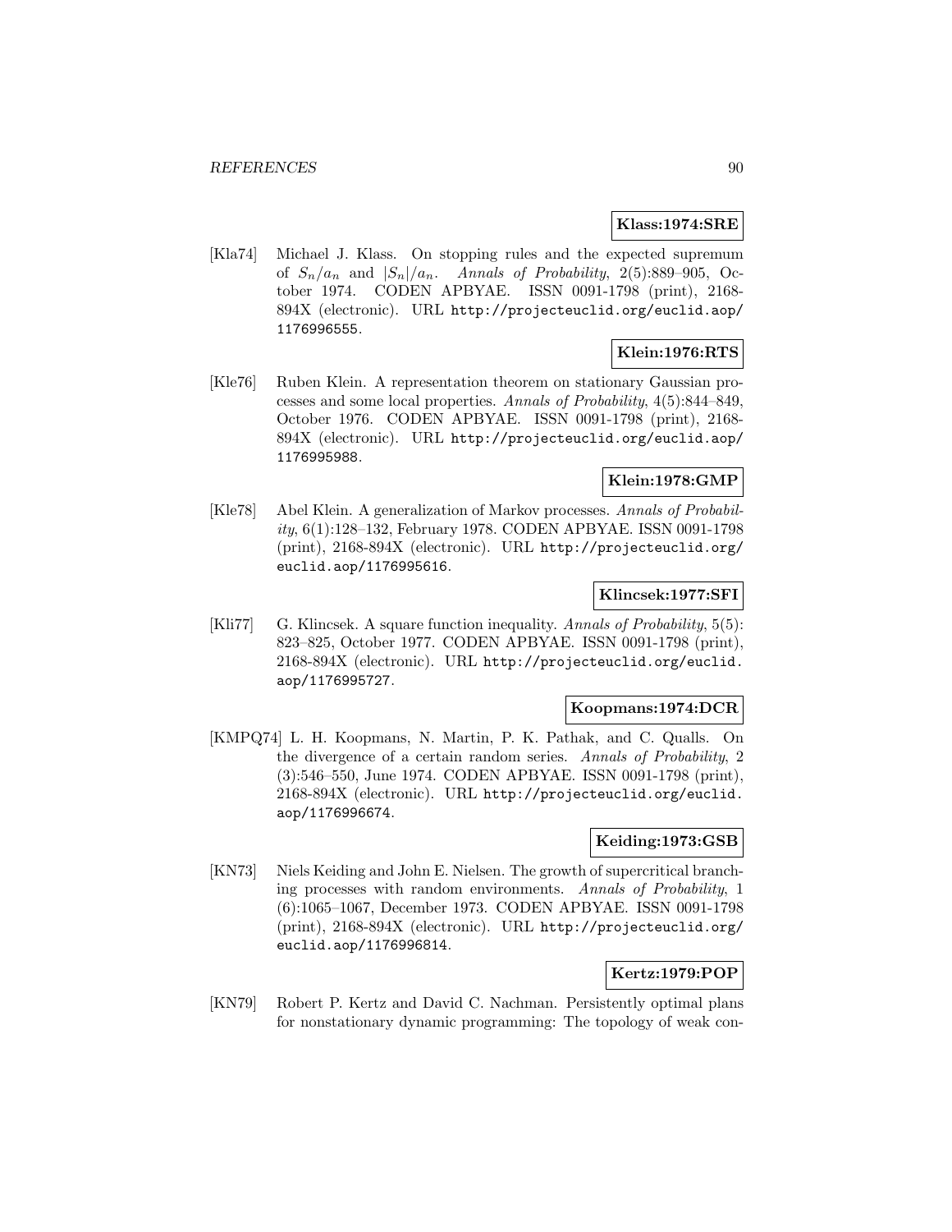**Klass:1974:SRE**

[Kla74] Michael J. Klass. On stopping rules and the expected supremum of $S_n/a_n$ and $|S_n|/a_n$. *Annals of Probability*, 2(5):889–905, October 1974. CODEN APBYAE. ISSN 0091-1798 (print), 2168-894X (electronic). URL http://projecteuclid.org/euclid.aop/1176996555.

**Klein:1976:RTS**

[Kle76] Ruben Klein. A representation theorem on stationary Gaussian processes and some local properties. *Annals of Probability*, 4(5):844–849, October 1976. CODEN APBYAE. ISSN 0091-1798 (print), 2168-894X (electronic). URL http://projecteuclid.org/euclid.aop/1176995988.

**Klein:1978:GMP**

[Kle78] Abel Klein. A generalization of Markov processes. *Annals of Probability*, 6(1):128–132, February 1978. CODEN APBYAE. ISSN 0091-1798 (print), 2168-894X (electronic). URL http://projecteuclid.org/euclid.aop/1176995616.

**Klincsek:1977:SFI**

[Kli77] G. Klincsek. A square function inequality. *Annals of Probability*, 5(5):823–825, October 1977. CODEN APBYAE. ISSN 0091-1798 (print), 2168-894X (electronic). URL http://projecteuclid.org/euclid.aop/1176995727.

**Koopmans:1974:DCR**

[KMPQ74] L. H. Koopmans, N. Martin, P. K. Pathak, and C. Qualls. On the divergence of a certain random series. *Annals of Probability*, 2(3):546–550, June 1974. CODEN APBYAE. ISSN 0091-1798 (print), 2168-894X (electronic). URL http://projecteuclid.org/euclid.aop/1176996674.

**Keiding:1973:GSB**

[KN73] Niels Keiding and John E. Nielsen. The growth of supercritical branching processes with random environments. *Annals of Probability*, 1(6):1065–1067, December 1973. CODEN APBYAE. ISSN 0091-1798 (print), 2168-894X (electronic). URL http://projecteuclid.org/euclid.aop/1176996814.

**Kertz:1979:POP**

[KN79] Robert P. Kertz and David C. Nachman. Persistently optimal plans for nonstationary dynamic programming: The topology of weak con-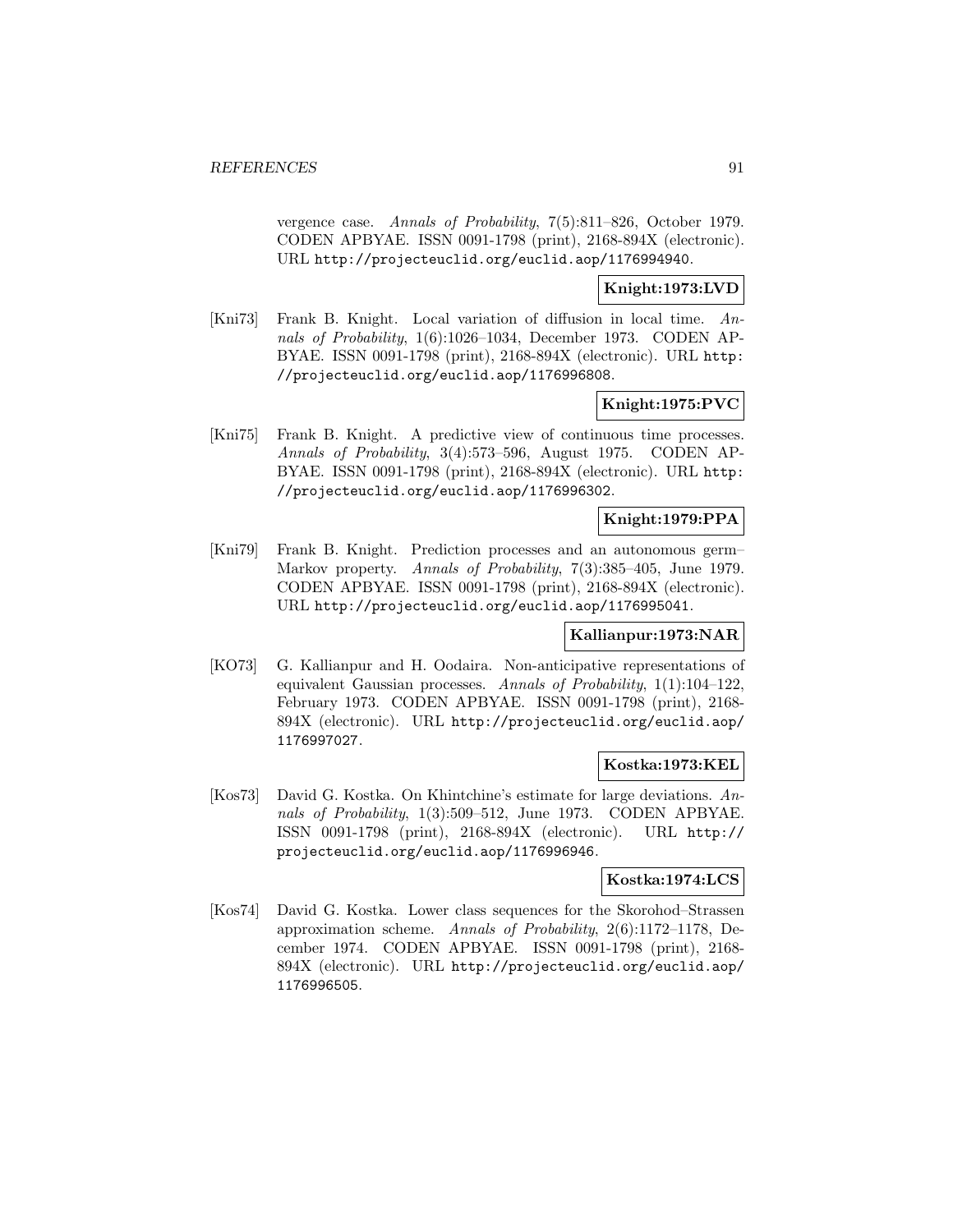vergence case. *Annals of Probability*, 7(5):811–826, October 1979. CODEN APBYAE. ISSN 0091-1798 (print), 2168-894X (electronic). URL http://projecteuclid.org/euclid.aop/1176994940.

**Knight:1973:LVD**

[Kni73] Frank B. Knight. Local variation of diffusion in local time. *Annals of Probability*, 1(6):1026–1034, December 1973. CODEN APBYAE. ISSN 0091-1798 (print), 2168-894X (electronic). URL http://projecteuclid.org/euclid.aop/1176996808.

**Knight:1975:PVC**

[Kni75] Frank B. Knight. A predictive view of continuous time processes. *Annals of Probability*, 3(4):573–596, August 1975. CODEN APBYAE. ISSN 0091-1798 (print), 2168-894X (electronic). URL http://projecteuclid.org/euclid.aop/1176996302.

**Knight:1979:PPA**

[Kni79] Frank B. Knight. Prediction processes and an autonomous germ–Markov property. *Annals of Probability*, 7(3):385–405, June 1979. CODEN APBYAE. ISSN 0091-1798 (print), 2168-894X (electronic). URL http://projecteuclid.org/euclid.aop/1176995041.

**Kallianpur:1973:NAR**

[KO73] G. Kallianpur and H. Oodaira. Non-anticipative representations of equivalent Gaussian processes. *Annals of Probability*, 1(1):104–122, February 1973. CODEN APBYAE. ISSN 0091-1798 (print), 2168-894X (electronic). URL http://projecteuclid.org/euclid.aop/1176997027.

**Kostka:1973:KEL**

[Kos73] David G. Kostka. On Khintchine's estimate for large deviations. *Annals of Probability*, 1(3):509–512, June 1973. CODEN APBYAE. ISSN 0091-1798 (print), 2168-894X (electronic). URL http://projecteuclid.org/euclid.aop/1176996946.

**Kostka:1974:LCS**

[Kos74] David G. Kostka. Lower class sequences for the Skorohod–Strassen approximation scheme. *Annals of Probability*, 2(6):1172–1178, December 1974. CODEN APBYAE. ISSN 0091-1798 (print), 2168-894X (electronic). URL http://projecteuclid.org/euclid.aop/1176996505.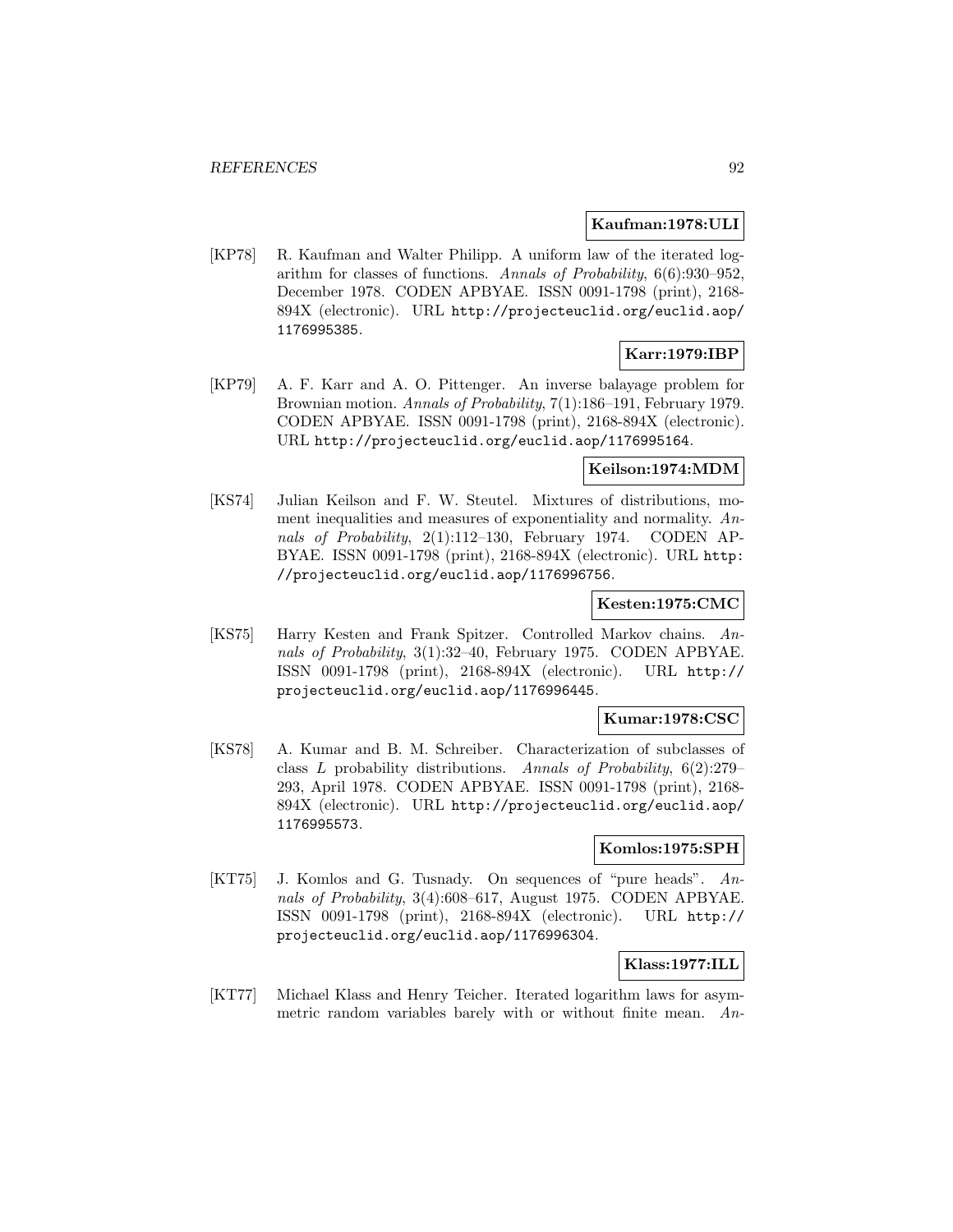**Kaufman:1978:ULI**

[KP78] R. Kaufman and Walter Philipp. A uniform law of the iterated logarithm for classes of functions. *Annals of Probability*, 6(6):930–952, December 1978. CODEN APBYAE. ISSN 0091-1798 (print), 2168-894X (electronic). URL http://projecteuclid.org/euclid.aop/1176995385.

**Karr:1979:IBP**

[KP79] A. F. Karr and A. O. Pittenger. An inverse balayage problem for Brownian motion. *Annals of Probability*, 7(1):186–191, February 1979. CODEN APBYAE. ISSN 0091-1798 (print), 2168-894X (electronic). URL http://projecteuclid.org/euclid.aop/1176995164.

**Keilson:1974:MDM**

[KS74] Julian Keilson and F. W. Steutel. Mixtures of distributions, moment inequalities and measures of exponentiality and normality. *Annals of Probability*, 2(1):112–130, February 1974. CODEN APBYAE. ISSN 0091-1798 (print), 2168-894X (electronic). URL http://projecteuclid.org/euclid.aop/1176996756.

**Kesten:1975:CMC**

[KS75] Harry Kesten and Frank Spitzer. Controlled Markov chains. *Annals of Probability*, 3(1):32–40, February 1975. CODEN APBYAE. ISSN 0091-1798 (print), 2168-894X (electronic). URL http://projecteuclid.org/euclid.aop/1176996445.

**Kumar:1978:CSC**

[KS78] A. Kumar and B. M. Schreiber. Characterization of subclasses of class $L$ probability distributions. *Annals of Probability*, 6(2):279–293, April 1978. CODEN APBYAE. ISSN 0091-1798 (print), 2168-894X (electronic). URL http://projecteuclid.org/euclid.aop/1176995573.

**Komlos:1975:SPH**

[KT75] J. Komlos and G. Tusnady. On sequences of "pure heads". *Annals of Probability*, 3(4):608–617, August 1975. CODEN APBYAE. ISSN 0091-1798 (print), 2168-894X (electronic). URL http://projecteuclid.org/euclid.aop/1176996304.

**Klass:1977:ILL**

[KT77] Michael Klass and Henry Teicher. Iterated logarithm laws for asymmetric random variables barely with or without finite mean. *An-*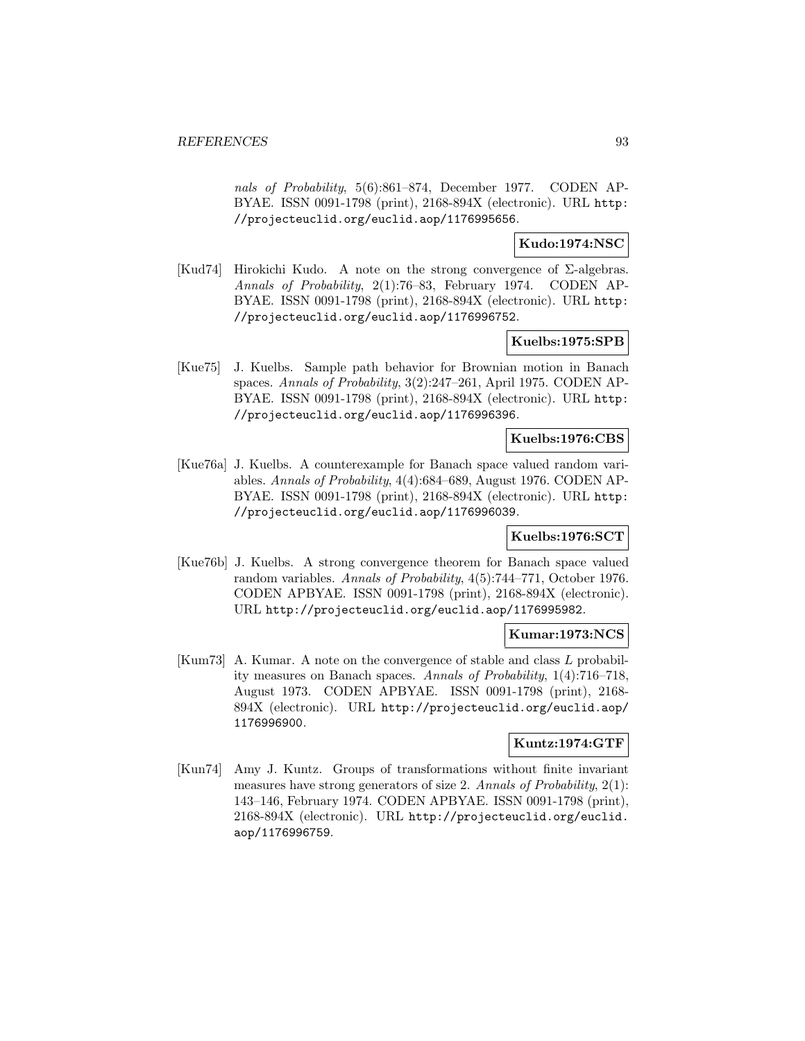*nals of Probability*, 5(6):861–874, December 1977. CODEN APBYAE. ISSN 0091-1798 (print), 2168-894X (electronic). URL http://projecteuclid.org/euclid.aop/1176995656.

**Kudo:1974:NSC**

[Kud74] Hirokichi Kudo. A note on the strong convergence of $\Sigma$-algebras. *Annals of Probability*, 2(1):76–83, February 1974. CODEN APBYAE. ISSN 0091-1798 (print), 2168-894X (electronic). URL http://projecteuclid.org/euclid.aop/1176996752.

**Kuelbs:1975:SPB**

[Kue75] J. Kuelbs. Sample path behavior for Brownian motion in Banach spaces. *Annals of Probability*, 3(2):247–261, April 1975. CODEN APBYAE. ISSN 0091-1798 (print), 2168-894X (electronic). URL http://projecteuclid.org/euclid.aop/1176996396.

**Kuelbs:1976:CBS**

[Kue76a] J. Kuelbs. A counterexample for Banach space valued random variables. *Annals of Probability*, 4(4):684–689, August 1976. CODEN APBYAE. ISSN 0091-1798 (print), 2168-894X (electronic). URL http://projecteuclid.org/euclid.aop/1176996039.

**Kuelbs:1976:SCT**

[Kue76b] J. Kuelbs. A strong convergence theorem for Banach space valued random variables. *Annals of Probability*, 4(5):744–771, October 1976. CODEN APBYAE. ISSN 0091-1798 (print), 2168-894X (electronic). URL http://projecteuclid.org/euclid.aop/1176995982.

**Kumar:1973:NCS**

[Kum73] A. Kumar. A note on the convergence of stable and class $L$ probability measures on Banach spaces. *Annals of Probability*, 1(4):716–718, August 1973. CODEN APBYAE. ISSN 0091-1798 (print), 2168-894X (electronic). URL http://projecteuclid.org/euclid.aop/1176996900.

**Kuntz:1974:GTF**

[Kun74] Amy J. Kuntz. Groups of transformations without finite invariant measures have strong generators of size 2. *Annals of Probability*, 2(1):143–146, February 1974. CODEN APBYAE. ISSN 0091-1798 (print), 2168-894X (electronic). URL http://projecteuclid.org/euclid.aop/1176996759.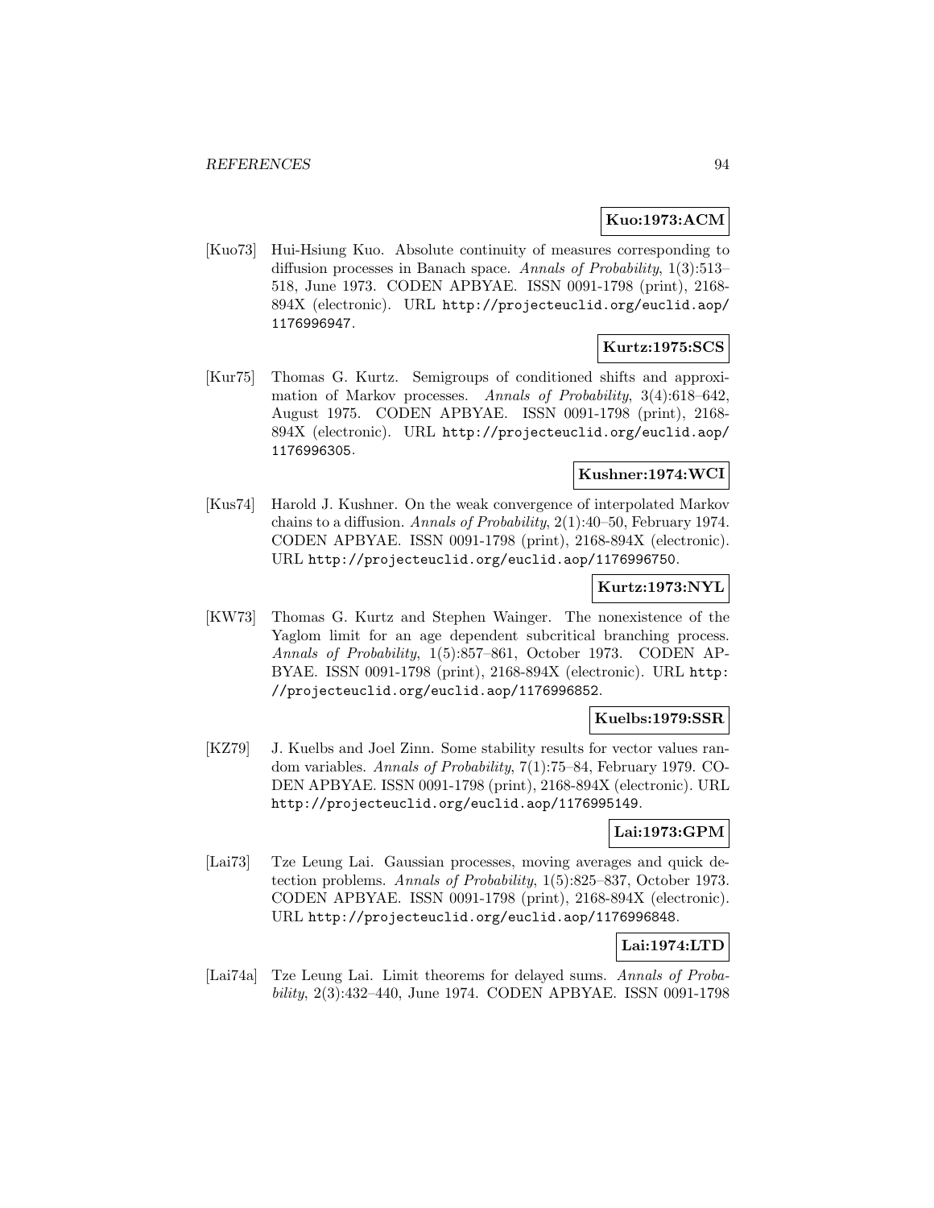**Kuo:1973:ACM**

[Kuo73] Hui-Hsiung Kuo. Absolute continuity of measures corresponding to diffusion processes in Banach space. *Annals of Probability*, 1(3):513–518, June 1973. CODEN APBYAE. ISSN 0091-1798 (print), 2168-894X (electronic). URL http://projecteuclid.org/euclid.aop/1176996947.

**Kurtz:1975:SCS**

[Kur75] Thomas G. Kurtz. Semigroups of conditioned shifts and approximation of Markov processes. *Annals of Probability*, 3(4):618–642, August 1975. CODEN APBYAE. ISSN 0091-1798 (print), 2168-894X (electronic). URL http://projecteuclid.org/euclid.aop/1176996305.

**Kushner:1974:WCI**

[Kus74] Harold J. Kushner. On the weak convergence of interpolated Markov chains to a diffusion. *Annals of Probability*, 2(1):40–50, February 1974. CODEN APBYAE. ISSN 0091-1798 (print), 2168-894X (electronic). URL http://projecteuclid.org/euclid.aop/1176996750.

**Kurtz:1973:NYL**

[KW73] Thomas G. Kurtz and Stephen Wainger. The nonexistence of the Yaglom limit for an age dependent subcritical branching process. *Annals of Probability*, 1(5):857–861, October 1973. CODEN APBYAE. ISSN 0091-1798 (print), 2168-894X (electronic). URL http://projecteuclid.org/euclid.aop/1176996852.

**Kuelbs:1979:SSR**

[KZ79] J. Kuelbs and Joel Zinn. Some stability results for vector values random variables. *Annals of Probability*, 7(1):75–84, February 1979. CODEN APBYAE. ISSN 0091-1798 (print), 2168-894X (electronic). URL http://projecteuclid.org/euclid.aop/1176995149.

**Lai:1973:GPM**

[Lai73] Tze Leung Lai. Gaussian processes, moving averages and quick detection problems. *Annals of Probability*, 1(5):825–837, October 1973. CODEN APBYAE. ISSN 0091-1798 (print), 2168-894X (electronic). URL http://projecteuclid.org/euclid.aop/1176996848.

**Lai:1974:LTD**

[Lai74a] Tze Leung Lai. Limit theorems for delayed sums. *Annals of Probability*, 2(3):432–440, June 1974. CODEN APBYAE. ISSN 0091-1798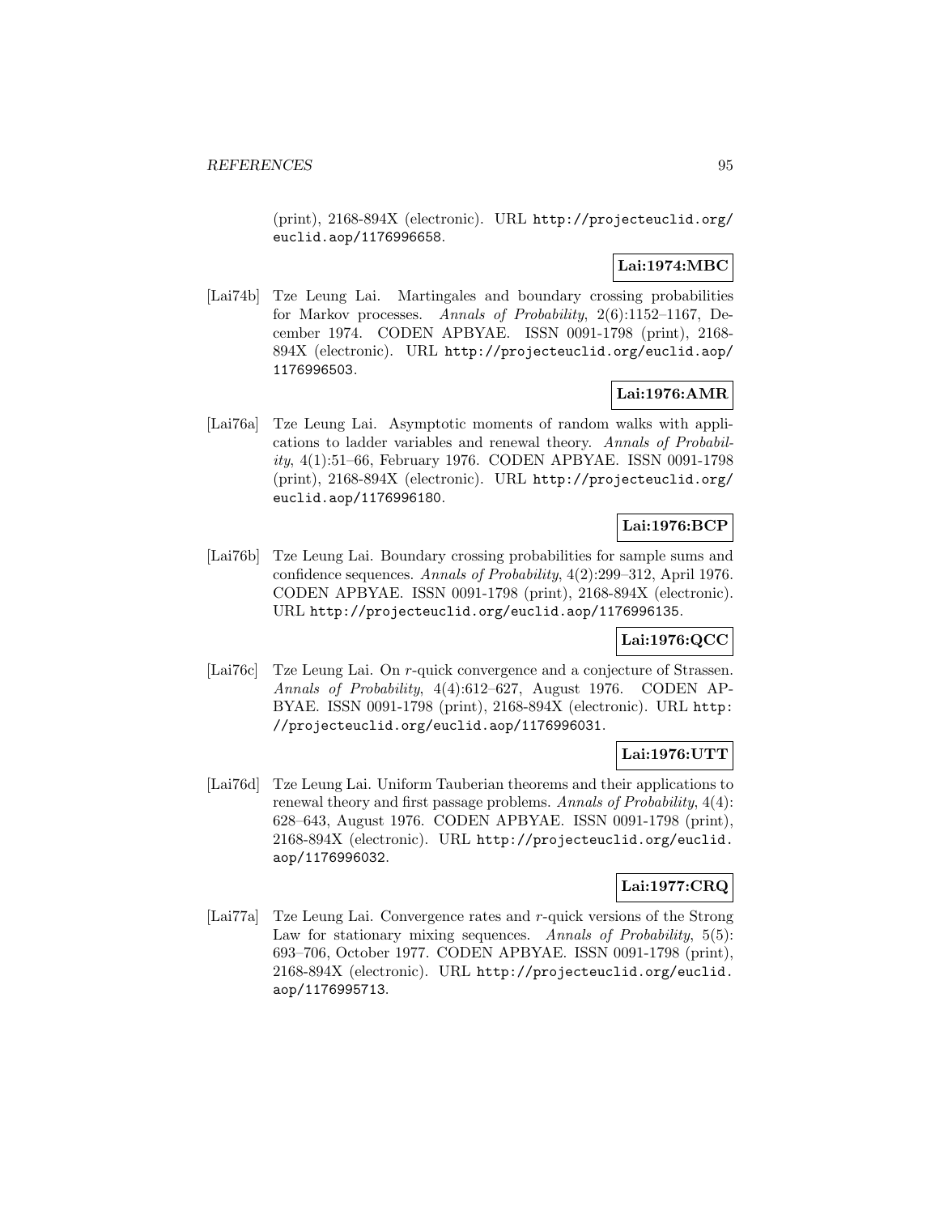(print), 2168-894X (electronic). URL http://projecteuclid.org/euclid.aop/1176996658.

**Lai:1974:MBC**

[Lai74b] Tze Leung Lai. Martingales and boundary crossing probabilities for Markov processes. *Annals of Probability*, 2(6):1152–1167, December 1974. CODEN APBYAE. ISSN 0091-1798 (print), 2168-894X (electronic). URL http://projecteuclid.org/euclid.aop/1176996503.

**Lai:1976:AMR**

[Lai76a] Tze Leung Lai. Asymptotic moments of random walks with applications to ladder variables and renewal theory. *Annals of Probability*, 4(1):51–66, February 1976. CODEN APBYAE. ISSN 0091-1798 (print), 2168-894X (electronic). URL http://projecteuclid.org/euclid.aop/1176996180.

**Lai:1976:BCP**

[Lai76b] Tze Leung Lai. Boundary crossing probabilities for sample sums and confidence sequences. *Annals of Probability*, 4(2):299–312, April 1976. CODEN APBYAE. ISSN 0091-1798 (print), 2168-894X (electronic). URL http://projecteuclid.org/euclid.aop/1176996135.

**Lai:1976:QCC**

[Lai76c] Tze Leung Lai. On $r$-quick convergence and a conjecture of Strassen. *Annals of Probability*, 4(4):612–627, August 1976. CODEN APBYAE. ISSN 0091-1798 (print), 2168-894X (electronic). URL http://projecteuclid.org/euclid.aop/1176996031.

**Lai:1976:UTT**

[Lai76d] Tze Leung Lai. Uniform Tauberian theorems and their applications to renewal theory and first passage problems. *Annals of Probability*, 4(4):628–643, August 1976. CODEN APBYAE. ISSN 0091-1798 (print), 2168-894X (electronic). URL http://projecteuclid.org/euclid.aop/1176996032.

**Lai:1977:CRQ**

[Lai77a] Tze Leung Lai. Convergence rates and $r$-quick versions of the Strong Law for stationary mixing sequences. *Annals of Probability*, 5(5):693–706, October 1977. CODEN APBYAE. ISSN 0091-1798 (print), 2168-894X (electronic). URL http://projecteuclid.org/euclid.aop/1176995713.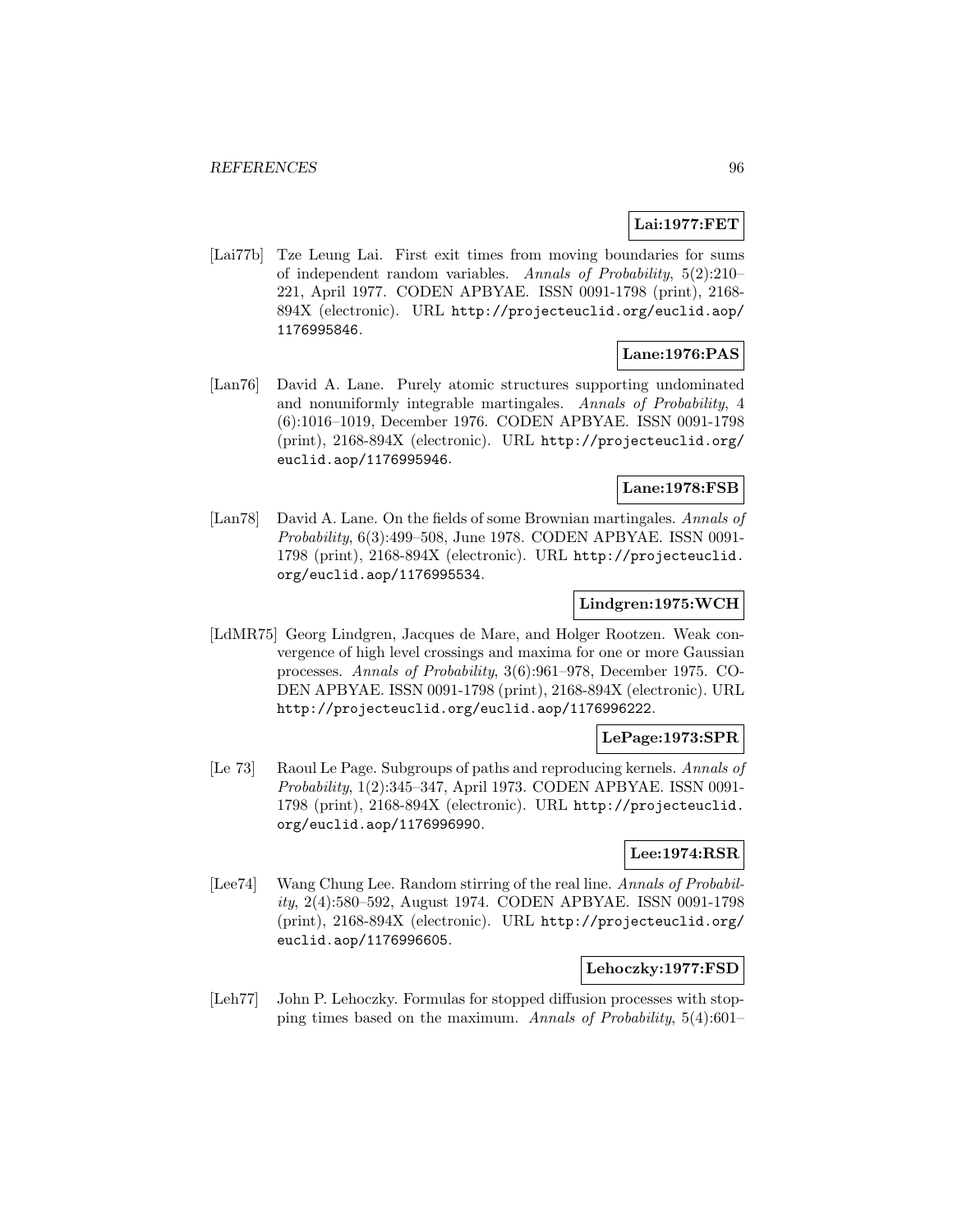**Lai:1977:FET**

[Lai77b] Tze Leung Lai. First exit times from moving boundaries for sums of independent random variables. *Annals of Probability*, 5(2):210–221, April 1977. CODEN APBYAE. ISSN 0091-1798 (print), 2168-894X (electronic). URL http://projecteuclid.org/euclid.aop/1176995846.

**Lane:1976:PAS**

[Lan76] David A. Lane. Purely atomic structures supporting undominated and nonuniformly integrable martingales. *Annals of Probability*, 4 (6):1016–1019, December 1976. CODEN APBYAE. ISSN 0091-1798 (print), 2168-894X (electronic). URL http://projecteuclid.org/euclid.aop/1176995946.

**Lane:1978:FSB**

[Lan78] David A. Lane. On the fields of some Brownian martingales. *Annals of Probability*, 6(3):499–508, June 1978. CODEN APBYAE. ISSN 0091-1798 (print), 2168-894X (electronic). URL http://projecteuclid.org/euclid.aop/1176995534.

**Lindgren:1975:WCH**

[LdMR75] Georg Lindgren, Jacques de Mare, and Holger Rootzen. Weak convergence of high level crossings and maxima for one or more Gaussian processes. *Annals of Probability*, 3(6):961–978, December 1975. CODEN APBYAE. ISSN 0091-1798 (print), 2168-894X (electronic). URL http://projecteuclid.org/euclid.aop/1176996222.

**LePage:1973:SPR**

[Le 73] Raoul Le Page. Subgroups of paths and reproducing kernels. *Annals of Probability*, 1(2):345–347, April 1973. CODEN APBYAE. ISSN 0091-1798 (print), 2168-894X (electronic). URL http://projecteuclid.org/euclid.aop/1176996990.

**Lee:1974:RSR**

[Lee74] Wang Chung Lee. Random stirring of the real line. *Annals of Probability*, 2(4):580–592, August 1974. CODEN APBYAE. ISSN 0091-1798 (print), 2168-894X (electronic). URL http://projecteuclid.org/euclid.aop/1176996605.

**Lehoczky:1977:FSD**

[Leh77] John P. Lehoczky. Formulas for stopped diffusion processes with stopping times based on the maximum. *Annals of Probability*, 5(4):601–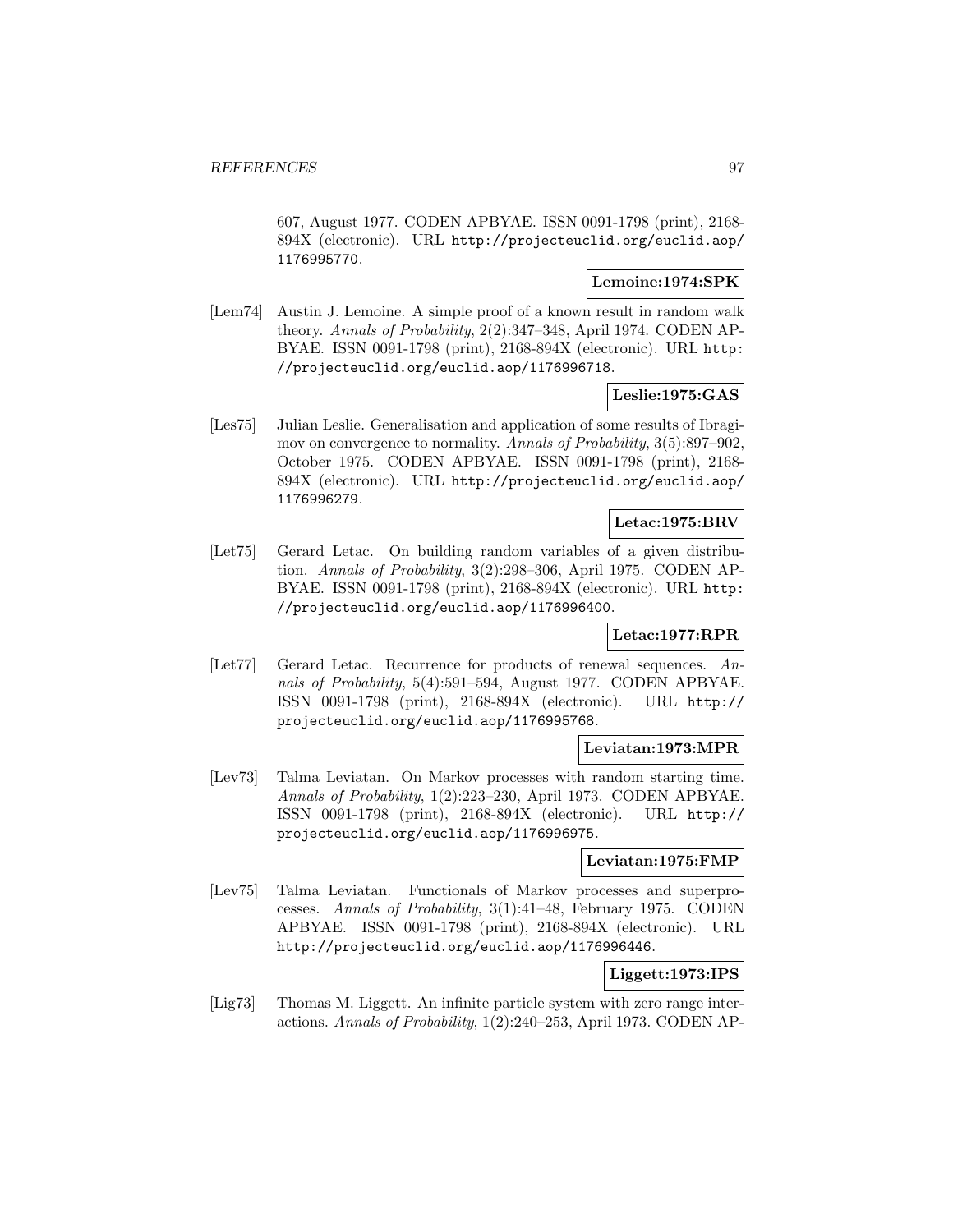607, August 1977. CODEN APBYAE. ISSN 0091-1798 (print), 2168-894X (electronic). URL http://projecteuclid.org/euclid.aop/1176995770.

**Lemoine:1974:SPK**

[Lem74] Austin J. Lemoine. A simple proof of a known result in random walk theory. *Annals of Probability*, 2(2):347–348, April 1974. CODEN APBYAE. ISSN 0091-1798 (print), 2168-894X (electronic). URL http://projecteuclid.org/euclid.aop/1176996718.

**Leslie:1975:GAS**

[Les75] Julian Leslie. Generalisation and application of some results of Ibragimov on convergence to normality. *Annals of Probability*, 3(5):897–902, October 1975. CODEN APBYAE. ISSN 0091-1798 (print), 2168-894X (electronic). URL http://projecteuclid.org/euclid.aop/1176996279.

**Letac:1975:BRV**

[Let75] Gerard Letac. On building random variables of a given distribution. *Annals of Probability*, 3(2):298–306, April 1975. CODEN APBYAE. ISSN 0091-1798 (print), 2168-894X (electronic). URL http://projecteuclid.org/euclid.aop/1176996400.

**Letac:1977:RPR**

[Let77] Gerard Letac. Recurrence for products of renewal sequences. *Annals of Probability*, 5(4):591–594, August 1977. CODEN APBYAE. ISSN 0091-1798 (print), 2168-894X (electronic). URL http://projecteuclid.org/euclid.aop/1176995768.

**Leviatan:1973:MPR**

[Lev73] Talma Leviatan. On Markov processes with random starting time. *Annals of Probability*, 1(2):223–230, April 1973. CODEN APBYAE. ISSN 0091-1798 (print), 2168-894X (electronic). URL http://projecteuclid.org/euclid.aop/1176996975.

**Leviatan:1975:FMP**

[Lev75] Talma Leviatan. Functionals of Markov processes and superprocesses. *Annals of Probability*, 3(1):41–48, February 1975. CODEN APBYAE. ISSN 0091-1798 (print), 2168-894X (electronic). URL http://projecteuclid.org/euclid.aop/1176996446.

**Liggett:1973:IPS**

[Lig73] Thomas M. Liggett. An infinite particle system with zero range interactions. *Annals of Probability*, 1(2):240–253, April 1973. CODEN AP-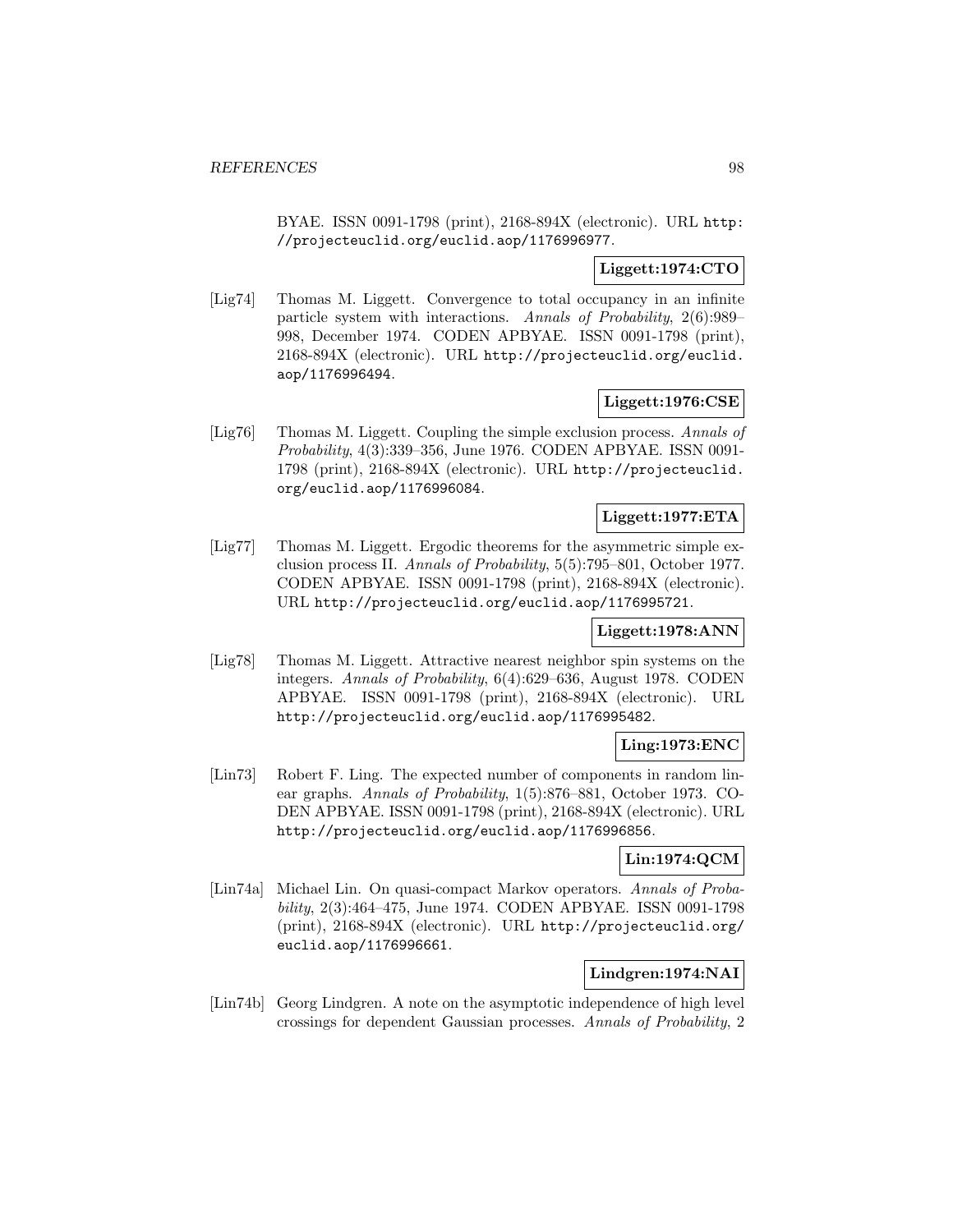BYAE. ISSN 0091-1798 (print), 2168-894X (electronic). URL http://projecteuclid.org/euclid.aop/1176996977.

**Liggett:1974:CTO**

[Lig74] Thomas M. Liggett. Convergence to total occupancy in an infinite particle system with interactions. *Annals of Probability*, 2(6):989–998, December 1974. CODEN APBYAE. ISSN 0091-1798 (print), 2168-894X (electronic). URL http://projecteuclid.org/euclid.aop/1176996494.

**Liggett:1976:CSE**

[Lig76] Thomas M. Liggett. Coupling the simple exclusion process. *Annals of Probability*, 4(3):339–356, June 1976. CODEN APBYAE. ISSN 0091-1798 (print), 2168-894X (electronic). URL http://projecteuclid.org/euclid.aop/1176996084.

**Liggett:1977:ETA**

[Lig77] Thomas M. Liggett. Ergodic theorems for the asymmetric simple exclusion process II. *Annals of Probability*, 5(5):795–801, October 1977. CODEN APBYAE. ISSN 0091-1798 (print), 2168-894X (electronic). URL http://projecteuclid.org/euclid.aop/1176995721.

**Liggett:1978:ANN**

[Lig78] Thomas M. Liggett. Attractive nearest neighbor spin systems on the integers. *Annals of Probability*, 6(4):629–636, August 1978. CODEN APBYAE. ISSN 0091-1798 (print), 2168-894X (electronic). URL http://projecteuclid.org/euclid.aop/1176995482.

**Ling:1973:ENC**

[Lin73] Robert F. Ling. The expected number of components in random linear graphs. *Annals of Probability*, 1(5):876–881, October 1973. CODEN APBYAE. ISSN 0091-1798 (print), 2168-894X (electronic). URL http://projecteuclid.org/euclid.aop/1176996856.

**Lin:1974:QCM**

[Lin74a] Michael Lin. On quasi-compact Markov operators. *Annals of Probability*, 2(3):464–475, June 1974. CODEN APBYAE. ISSN 0091-1798 (print), 2168-894X (electronic). URL http://projecteuclid.org/euclid.aop/1176996661.

**Lindgren:1974:NAI**

[Lin74b] Georg Lindgren. A note on the asymptotic independence of high level crossings for dependent Gaussian processes. *Annals of Probability*, 2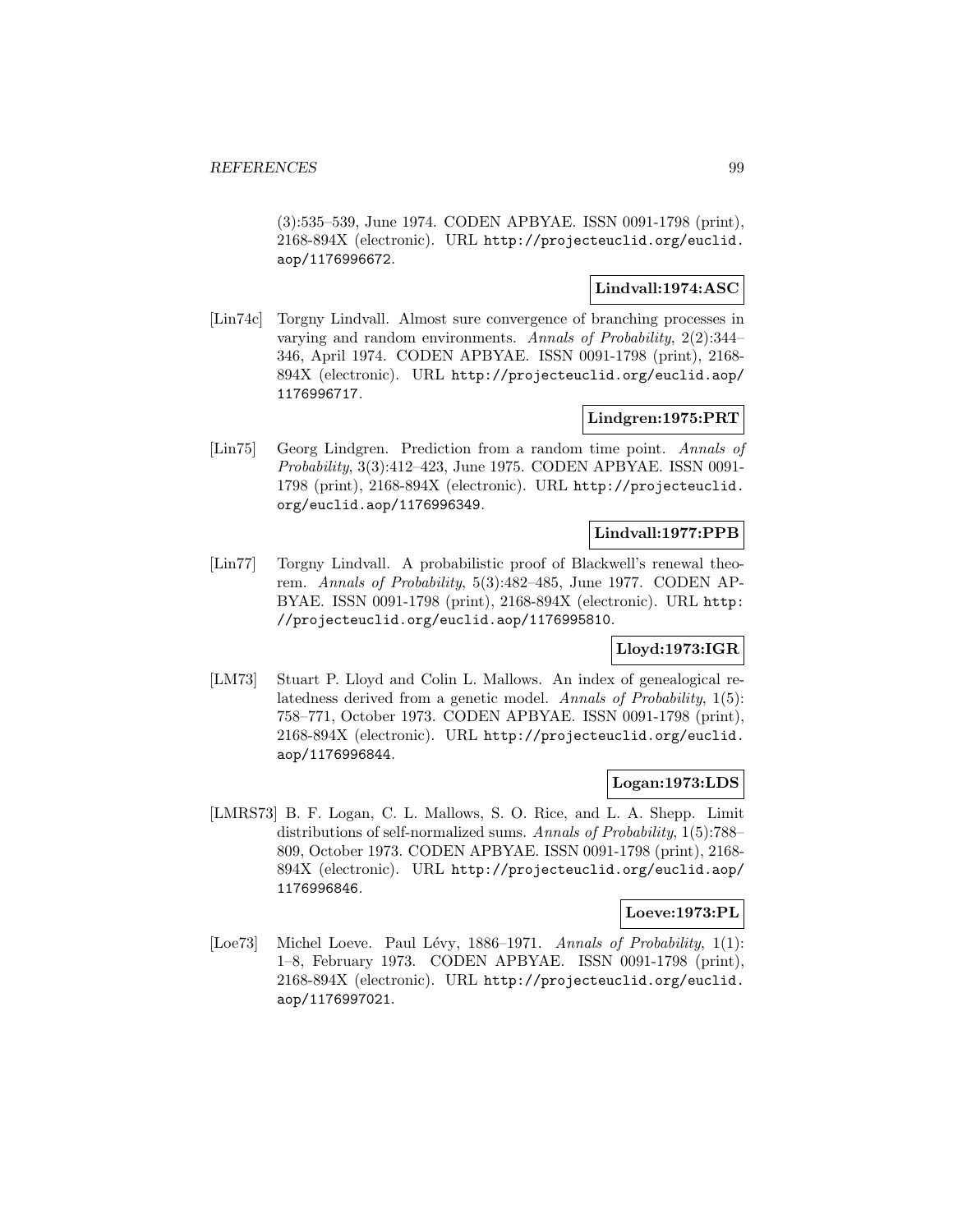(3):535–539, June 1974. CODEN APBYAE. ISSN 0091-1798 (print), 2168-894X (electronic). URL http://projecteuclid.org/euclid.aop/1176996672.

**Lindvall:1974:ASC**

[Lin74c] Torgny Lindvall. Almost sure convergence of branching processes in varying and random environments. *Annals of Probability*, 2(2):344–346, April 1974. CODEN APBYAE. ISSN 0091-1798 (print), 2168-894X (electronic). URL http://projecteuclid.org/euclid.aop/1176996717.

**Lindgren:1975:PRT**

[Lin75] Georg Lindgren. Prediction from a random time point. *Annals of Probability*, 3(3):412–423, June 1975. CODEN APBYAE. ISSN 0091-1798 (print), 2168-894X (electronic). URL http://projecteuclid.org/euclid.aop/1176996349.

**Lindvall:1977:PPB**

[Lin77] Torgny Lindvall. A probabilistic proof of Blackwell's renewal theorem. *Annals of Probability*, 5(3):482–485, June 1977. CODEN APBYAE. ISSN 0091-1798 (print), 2168-894X (electronic). URL http://projecteuclid.org/euclid.aop/1176995810.

**Lloyd:1973:IGR**

[LM73] Stuart P. Lloyd and Colin L. Mallows. An index of genealogical relatedness derived from a genetic model. *Annals of Probability*, 1(5):758–771, October 1973. CODEN APBYAE. ISSN 0091-1798 (print), 2168-894X (electronic). URL http://projecteuclid.org/euclid.aop/1176996844.

**Logan:1973:LDS**

[LMRS73] B. F. Logan, C. L. Mallows, S. O. Rice, and L. A. Shepp. Limit distributions of self-normalized sums. *Annals of Probability*, 1(5):788–809, October 1973. CODEN APBYAE. ISSN 0091-1798 (print), 2168-894X (electronic). URL http://projecteuclid.org/euclid.aop/1176996846.

**Loeve:1973:PL**

[Loe73] Michel Loeve. Paul Lévy, 1886–1971. *Annals of Probability*, 1(1):1–8, February 1973. CODEN APBYAE. ISSN 0091-1798 (print), 2168-894X (electronic). URL http://projecteuclid.org/euclid.aop/1176997021.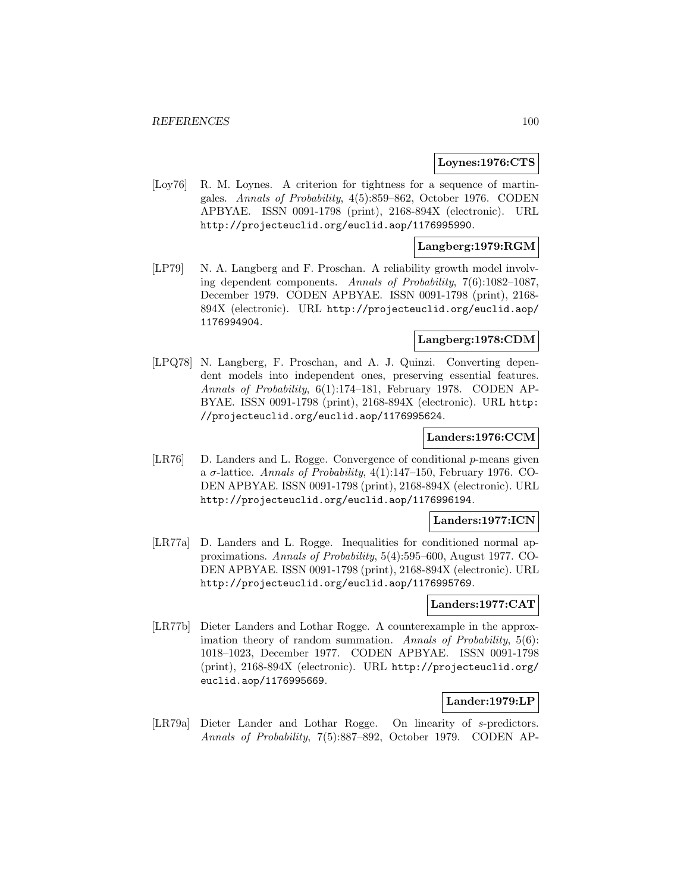**Loynes:1976:CTS**

[Loy76] R. M. Loynes. A criterion for tightness for a sequence of martingales. *Annals of Probability*, 4(5):859–862, October 1976. CODEN APBYAE. ISSN 0091-1798 (print), 2168-894X (electronic). URL http://projecteuclid.org/euclid.aop/1176995990.

**Langberg:1979:RGM**

[LP79] N. A. Langberg and F. Proschan. A reliability growth model involving dependent components. *Annals of Probability*, 7(6):1082–1087, December 1979. CODEN APBYAE. ISSN 0091-1798 (print), 2168-894X (electronic). URL http://projecteuclid.org/euclid.aop/1176994904.

**Langberg:1978:CDM**

[LPQ78] N. Langberg, F. Proschan, and A. J. Quinzi. Converting dependent models into independent ones, preserving essential features. *Annals of Probability*, 6(1):174–181, February 1978. CODEN APBYAE. ISSN 0091-1798 (print), 2168-894X (electronic). URL http://projecteuclid.org/euclid.aop/1176995624.

**Landers:1976:CCM**

[LR76] D. Landers and L. Rogge. Convergence of conditional $p$-means given a $\sigma$-lattice. *Annals of Probability*, 4(1):147–150, February 1976. CODEN APBYAE. ISSN 0091-1798 (print), 2168-894X (electronic). URL http://projecteuclid.org/euclid.aop/1176996194.

**Landers:1977:ICN**

[LR77a] D. Landers and L. Rogge. Inequalities for conditioned normal approximations. *Annals of Probability*, 5(4):595–600, August 1977. CODEN APBYAE. ISSN 0091-1798 (print), 2168-894X (electronic). URL http://projecteuclid.org/euclid.aop/1176995769.

**Landers:1977:CAT**

[LR77b] Dieter Landers and Lothar Rogge. A counterexample in the approximation theory of random summation. *Annals of Probability*, 5(6): 1018–1023, December 1977. CODEN APBYAE. ISSN 0091-1798 (print), 2168-894X (electronic). URL http://projecteuclid.org/euclid.aop/1176995669.

**Lander:1979:LP**

[LR79a] Dieter Lander and Lothar Rogge. On linearity of $s$-predictors. *Annals of Probability*, 7(5):887–892, October 1979. CODEN AP-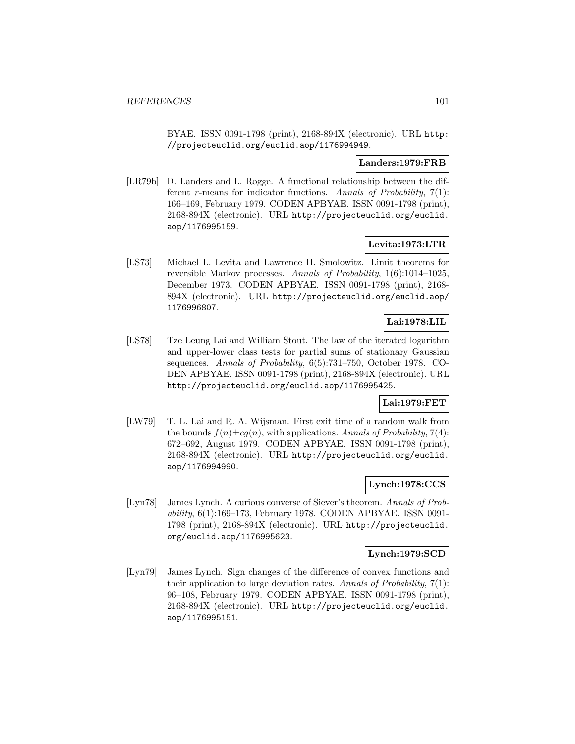BYAE. ISSN 0091-1798 (print), 2168-894X (electronic). URL http://projecteuclid.org/euclid.aop/1176994949.

**Landers:1979:FRB**

[LR79b] D. Landers and L. Rogge. A functional relationship between the different $r$-means for indicator functions. *Annals of Probability*, 7(1): 166–169, February 1979. CODEN APBYAE. ISSN 0091-1798 (print), 2168-894X (electronic). URL http://projecteuclid.org/euclid.aop/1176995159.

**Levita:1973:LTR**

[LS73] Michael L. Levita and Lawrence H. Smolowitz. Limit theorems for reversible Markov processes. *Annals of Probability*, 1(6):1014–1025, December 1973. CODEN APBYAE. ISSN 0091-1798 (print), 2168-894X (electronic). URL http://projecteuclid.org/euclid.aop/1176996807.

**Lai:1978:LIL**

[LS78] Tze Leung Lai and William Stout. The law of the iterated logarithm and upper-lower class tests for partial sums of stationary Gaussian sequences. *Annals of Probability*, 6(5):731–750, October 1978. CODEN APBYAE. ISSN 0091-1798 (print), 2168-894X (electronic). URL http://projecteuclid.org/euclid.aop/1176995425.

**Lai:1979:FET**

[LW79] T. L. Lai and R. A. Wijsman. First exit time of a random walk from the bounds $f(n) \pm cg(n)$, with applications. *Annals of Probability*, 7(4): 672–692, August 1979. CODEN APBYAE. ISSN 0091-1798 (print), 2168-894X (electronic). URL http://projecteuclid.org/euclid.aop/1176994990.

**Lynch:1978:CCS**

[Lyn78] James Lynch. A curious converse of Siever's theorem. *Annals of Probability*, 6(1):169–173, February 1978. CODEN APBYAE. ISSN 0091-1798 (print), 2168-894X (electronic). URL http://projecteuclid.org/euclid.aop/1176995623.

**Lynch:1979:SCD**

[Lyn79] James Lynch. Sign changes of the difference of convex functions and their application to large deviation rates. *Annals of Probability*, 7(1): 96–108, February 1979. CODEN APBYAE. ISSN 0091-1798 (print), 2168-894X (electronic). URL http://projecteuclid.org/euclid.aop/1176995151.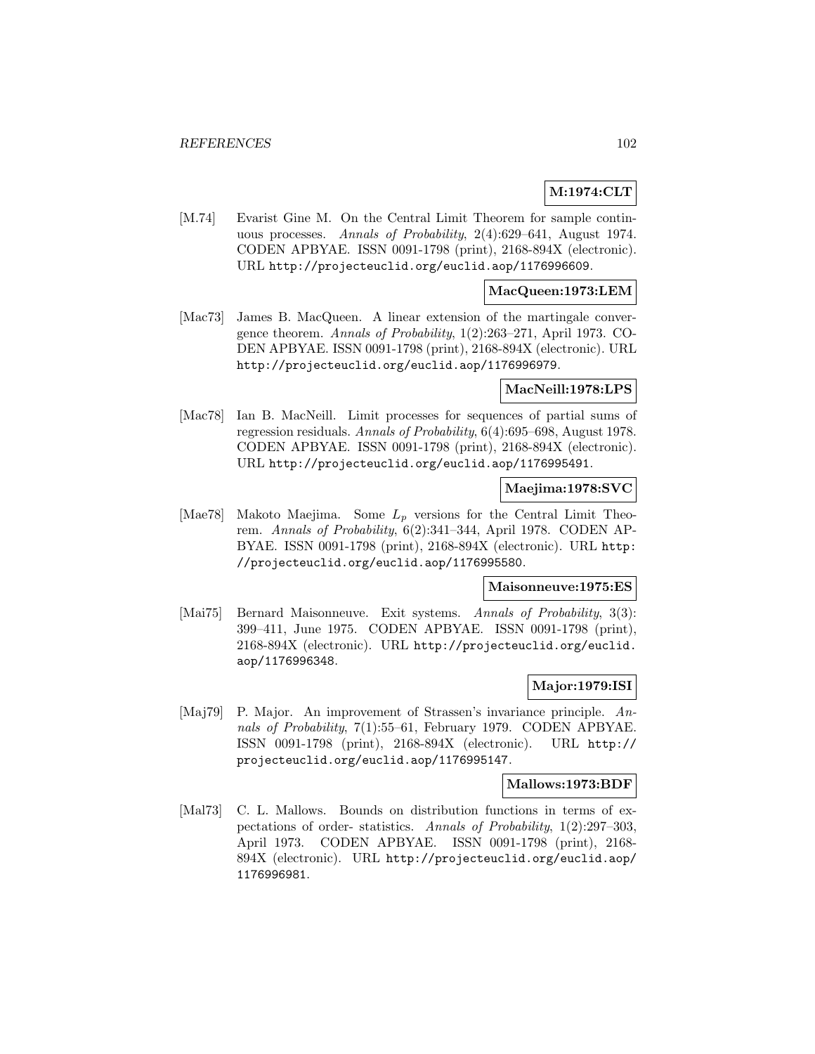**M:1974:CLT**

[M.74] Evarist Gine M. On the Central Limit Theorem for sample continuous processes. *Annals of Probability*, 2(4):629–641, August 1974. CODEN APBYAE. ISSN 0091-1798 (print), 2168-894X (electronic). URL http://projecteuclid.org/euclid.aop/1176996609.

**MacQueen:1973:LEM**

[Mac73] James B. MacQueen. A linear extension of the martingale convergence theorem. *Annals of Probability*, 1(2):263–271, April 1973. CODEN APBYAE. ISSN 0091-1798 (print), 2168-894X (electronic). URL http://projecteuclid.org/euclid.aop/1176996979.

**MacNeill:1978:LPS**

[Mac78] Ian B. MacNeill. Limit processes for sequences of partial sums of regression residuals. *Annals of Probability*, 6(4):695–698, August 1978. CODEN APBYAE. ISSN 0091-1798 (print), 2168-894X (electronic). URL http://projecteuclid.org/euclid.aop/1176995491.

**Maejima:1978:SVC**

[Mae78] Makoto Maejima. Some $L_p$ versions for the Central Limit Theorem. *Annals of Probability*, 6(2):341–344, April 1978. CODEN APBYAE. ISSN 0091-1798 (print), 2168-894X (electronic). URL http://projecteuclid.org/euclid.aop/1176995580.

**Maisonneuve:1975:ES**

[Mai75] Bernard Maisonneuve. Exit systems. *Annals of Probability*, 3(3):399–411, June 1975. CODEN APBYAE. ISSN 0091-1798 (print), 2168-894X (electronic). URL http://projecteuclid.org/euclid.aop/1176996348.

**Major:1979:ISI**

[Maj79] P. Major. An improvement of Strassen's invariance principle. *Annals of Probability*, 7(1):55–61, February 1979. CODEN APBYAE. ISSN 0091-1798 (print), 2168-894X (electronic). URL http://projecteuclid.org/euclid.aop/1176995147.

**Mallows:1973:BDF**

[Mal73] C. L. Mallows. Bounds on distribution functions in terms of expectations of order- statistics. *Annals of Probability*, 1(2):297–303, April 1973. CODEN APBYAE. ISSN 0091-1798 (print), 2168-894X (electronic). URL http://projecteuclid.org/euclid.aop/1176996981.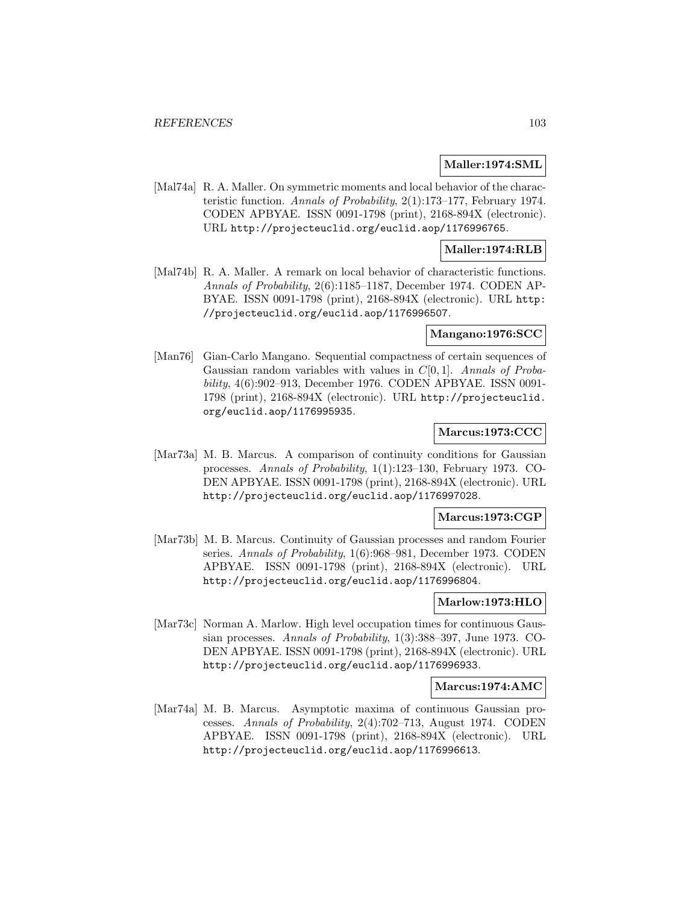**Maller:1974:SML**

[Mal74a] R. A. Maller. On symmetric moments and local behavior of the characteristic function. *Annals of Probability*, 2(1):173–177, February 1974. CODEN APBYAE. ISSN 0091-1798 (print), 2168-894X (electronic). URL http://projecteuclid.org/euclid.aop/1176996765.

**Maller:1974:RLB**

[Mal74b] R. A. Maller. A remark on local behavior of characteristic functions. *Annals of Probability*, 2(6):1185–1187, December 1974. CODEN APBYAE. ISSN 0091-1798 (print), 2168-894X (electronic). URL http://projecteuclid.org/euclid.aop/1176996507.

**Mangano:1976:SCC**

[Man76] Gian-Carlo Mangano. Sequential compactness of certain sequences of Gaussian random variables with values in $C[0,1]$. *Annals of Probability*, 4(6):902–913, December 1976. CODEN APBYAE. ISSN 0091-1798 (print), 2168-894X (electronic). URL http://projecteuclid.org/euclid.aop/1176995935.

**Marcus:1973:CCC**

[Mar73a] M. B. Marcus. A comparison of continuity conditions for Gaussian processes. *Annals of Probability*, 1(1):123–130, February 1973. CODEN APBYAE. ISSN 0091-1798 (print), 2168-894X (electronic). URL http://projecteuclid.org/euclid.aop/1176997028.

**Marcus:1973:CGP**

[Mar73b] M. B. Marcus. Continuity of Gaussian processes and random Fourier series. *Annals of Probability*, 1(6):968–981, December 1973. CODEN APBYAE. ISSN 0091-1798 (print), 2168-894X (electronic). URL http://projecteuclid.org/euclid.aop/1176996804.

**Marlow:1973:HLO**

[Mar73c] Norman A. Marlow. High level occupation times for continuous Gaussian processes. *Annals of Probability*, 1(3):388–397, June 1973. CODEN APBYAE. ISSN 0091-1798 (print), 2168-894X (electronic). URL http://projecteuclid.org/euclid.aop/1176996933.

**Marcus:1974:AMC**

[Mar74a] M. B. Marcus. Asymptotic maxima of continuous Gaussian processes. *Annals of Probability*, 2(4):702–713, August 1974. CODEN APBYAE. ISSN 0091-1798 (print), 2168-894X (electronic). URL http://projecteuclid.org/euclid.aop/1176996613.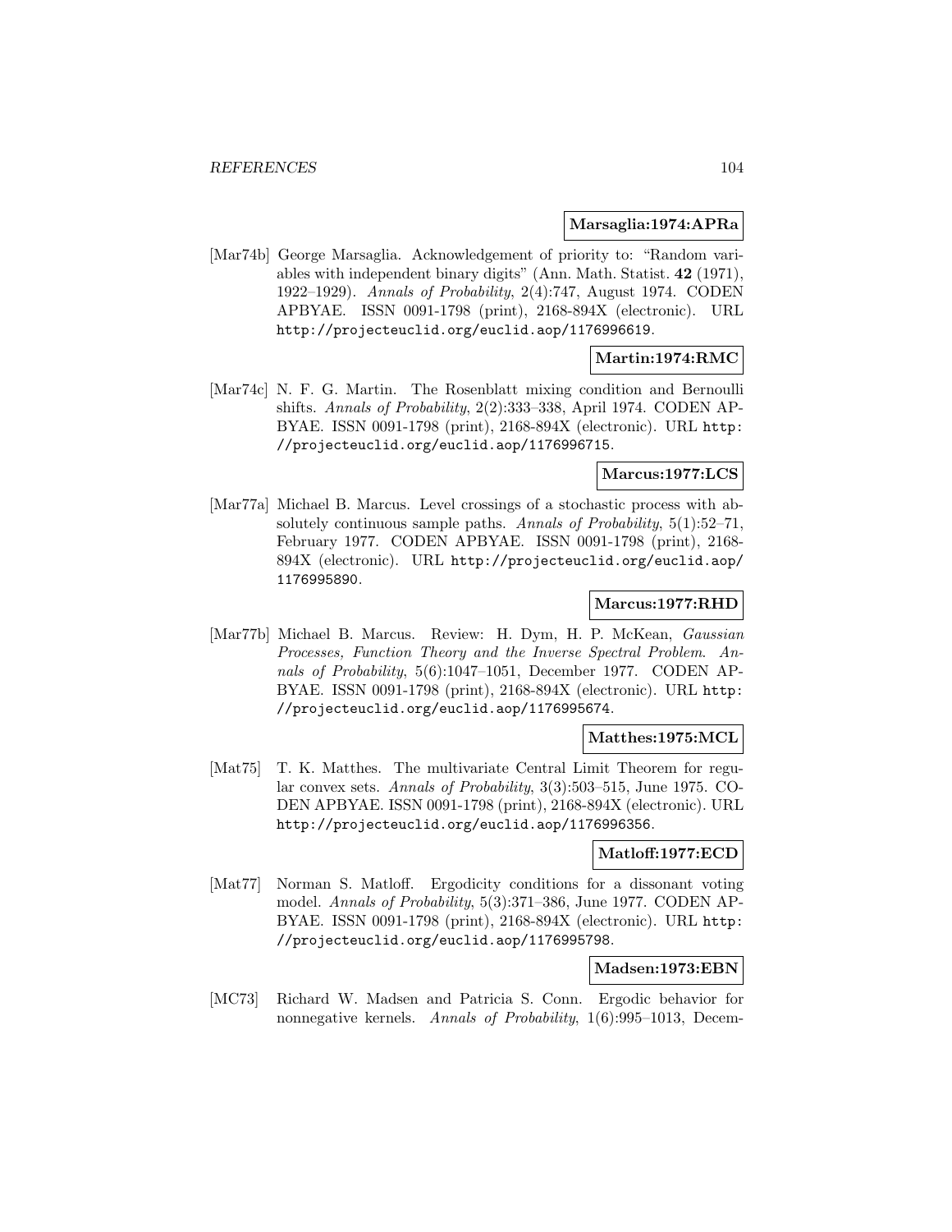**Marsaglia:1974:APRa**

[Mar74b] George Marsaglia. Acknowledgement of priority to: "Random variables with independent binary digits" (Ann. Math. Statist. **42** (1971), 1922–1929). *Annals of Probability*, 2(4):747, August 1974. CODEN APBYAE. ISSN 0091-1798 (print), 2168-894X (electronic). URL http://projecteuclid.org/euclid.aop/1176996619.

**Martin:1974:RMC**

[Mar74c] N. F. G. Martin. The Rosenblatt mixing condition and Bernoulli shifts. *Annals of Probability*, 2(2):333–338, April 1974. CODEN APBYAE. ISSN 0091-1798 (print), 2168-894X (electronic). URL http://projecteuclid.org/euclid.aop/1176996715.

**Marcus:1977:LCS**

[Mar77a] Michael B. Marcus. Level crossings of a stochastic process with absolutely continuous sample paths. *Annals of Probability*, 5(1):52–71, February 1977. CODEN APBYAE. ISSN 0091-1798 (print), 2168-894X (electronic). URL http://projecteuclid.org/euclid.aop/1176995890.

**Marcus:1977:RHD**

[Mar77b] Michael B. Marcus. Review: H. Dym, H. P. McKean, *Gaussian Processes, Function Theory and the Inverse Spectral Problem*. *Annals of Probability*, 5(6):1047–1051, December 1977. CODEN APBYAE. ISSN 0091-1798 (print), 2168-894X (electronic). URL http://projecteuclid.org/euclid.aop/1176995674.

**Matthes:1975:MCL**

[Mat75] T. K. Matthes. The multivariate Central Limit Theorem for regular convex sets. *Annals of Probability*, 3(3):503–515, June 1975. CODEN APBYAE. ISSN 0091-1798 (print), 2168-894X (electronic). URL http://projecteuclid.org/euclid.aop/1176996356.

**Matloff:1977:ECD**

[Mat77] Norman S. Matloff. Ergodicity conditions for a dissonant voting model. *Annals of Probability*, 5(3):371–386, June 1977. CODEN APBYAE. ISSN 0091-1798 (print), 2168-894X (electronic). URL http://projecteuclid.org/euclid.aop/1176995798.

**Madsen:1973:EBN**

[MC73] Richard W. Madsen and Patricia S. Conn. Ergodic behavior for nonnegative kernels. *Annals of Probability*, 1(6):995–1013, Decem-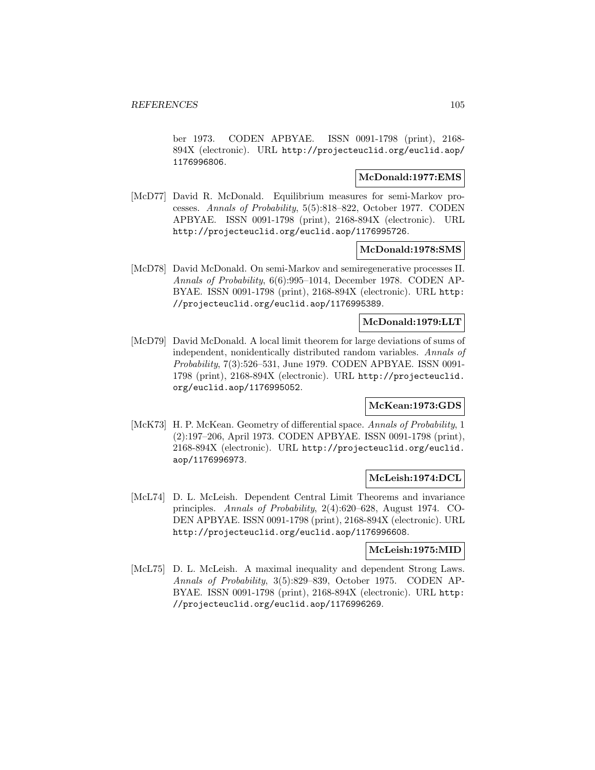ber 1973. CODEN APBYAE. ISSN 0091-1798 (print), 2168-894X (electronic). URL http://projecteuclid.org/euclid.aop/1176996806.

**McDonald:1977:EMS**

[McD77] David R. McDonald. Equilibrium measures for semi-Markov processes. *Annals of Probability*, 5(5):818–822, October 1977. CODEN APBYAE. ISSN 0091-1798 (print), 2168-894X (electronic). URL http://projecteuclid.org/euclid.aop/1176995726.

**McDonald:1978:SMS**

[McD78] David McDonald. On semi-Markov and semiregenerative processes II. *Annals of Probability*, 6(6):995–1014, December 1978. CODEN APBYAE. ISSN 0091-1798 (print), 2168-894X (electronic). URL http://projecteuclid.org/euclid.aop/1176995389.

**McDonald:1979:LLT**

[McD79] David McDonald. A local limit theorem for large deviations of sums of independent, nonidentically distributed random variables. *Annals of Probability*, 7(3):526–531, June 1979. CODEN APBYAE. ISSN 0091-1798 (print), 2168-894X (electronic). URL http://projecteuclid.org/euclid.aop/1176995052.

**McKean:1973:GDS**

[McK73] H. P. McKean. Geometry of differential space. *Annals of Probability*, 1 (2):197–206, April 1973. CODEN APBYAE. ISSN 0091-1798 (print), 2168-894X (electronic). URL http://projecteuclid.org/euclid.aop/1176996973.

**McLeish:1974:DCL**

[McL74] D. L. McLeish. Dependent Central Limit Theorems and invariance principles. *Annals of Probability*, 2(4):620–628, August 1974. CODEN APBYAE. ISSN 0091-1798 (print), 2168-894X (electronic). URL http://projecteuclid.org/euclid.aop/1176996608.

**McLeish:1975:MID**

[McL75] D. L. McLeish. A maximal inequality and dependent Strong Laws. *Annals of Probability*, 3(5):829–839, October 1975. CODEN APBYAE. ISSN 0091-1798 (print), 2168-894X (electronic). URL http://projecteuclid.org/euclid.aop/1176996269.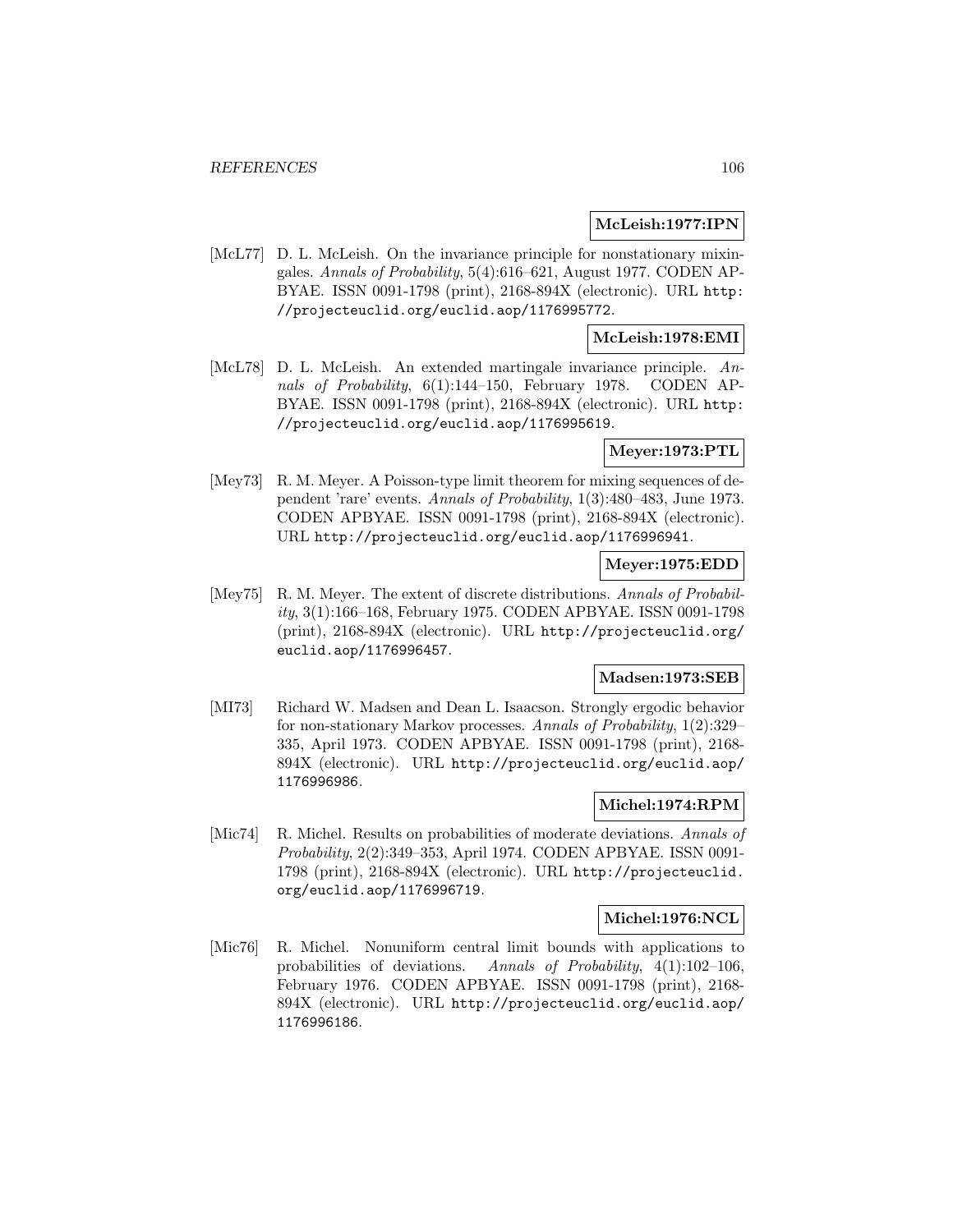**McLeish:1977:IPN**

[McL77] D. L. McLeish. On the invariance principle for nonstationary mixingales. *Annals of Probability*, 5(4):616–621, August 1977. CODEN APBYAE. ISSN 0091-1798 (print), 2168-894X (electronic). URL http://projecteuclid.org/euclid.aop/1176995772.

**McLeish:1978:EMI**

[McL78] D. L. McLeish. An extended martingale invariance principle. *Annals of Probability*, 6(1):144–150, February 1978. CODEN APBYAE. ISSN 0091-1798 (print), 2168-894X (electronic). URL http://projecteuclid.org/euclid.aop/1176995619.

**Meyer:1973:PTL**

[Mey73] R. M. Meyer. A Poisson-type limit theorem for mixing sequences of dependent 'rare' events. *Annals of Probability*, 1(3):480–483, June 1973. CODEN APBYAE. ISSN 0091-1798 (print), 2168-894X (electronic). URL http://projecteuclid.org/euclid.aop/1176996941.

**Meyer:1975:EDD**

[Mey75] R. M. Meyer. The extent of discrete distributions. *Annals of Probability*, 3(1):166–168, February 1975. CODEN APBYAE. ISSN 0091-1798 (print), 2168-894X (electronic). URL http://projecteuclid.org/euclid.aop/1176996457.

**Madsen:1973:SEB**

[MI73] Richard W. Madsen and Dean L. Isaacson. Strongly ergodic behavior for non-stationary Markov processes. *Annals of Probability*, 1(2):329–335, April 1973. CODEN APBYAE. ISSN 0091-1798 (print), 2168-894X (electronic). URL http://projecteuclid.org/euclid.aop/1176996986.

**Michel:1974:RPM**

[Mic74] R. Michel. Results on probabilities of moderate deviations. *Annals of Probability*, 2(2):349–353, April 1974. CODEN APBYAE. ISSN 0091-1798 (print), 2168-894X (electronic). URL http://projecteuclid.org/euclid.aop/1176996719.

**Michel:1976:NCL**

[Mic76] R. Michel. Nonuniform central limit bounds with applications to probabilities of deviations. *Annals of Probability*, 4(1):102–106, February 1976. CODEN APBYAE. ISSN 0091-1798 (print), 2168-894X (electronic). URL http://projecteuclid.org/euclid.aop/1176996186.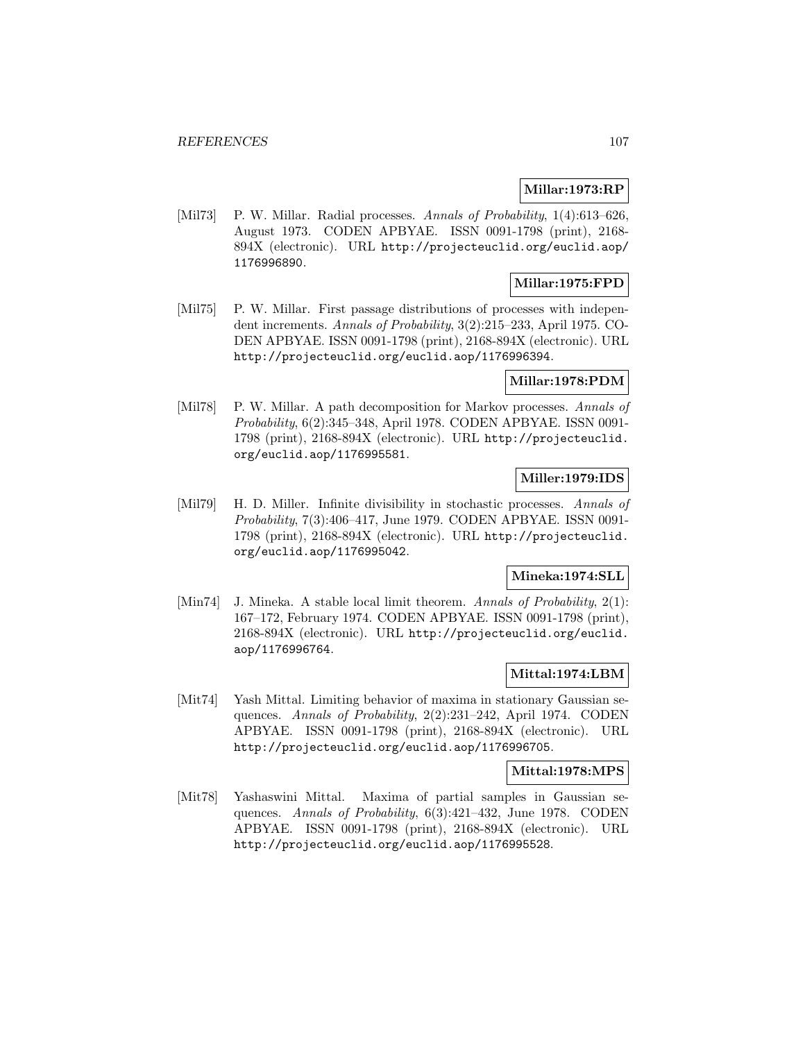**Millar:1973:RP**

[Mil73] P. W. Millar. Radial processes. *Annals of Probability*, 1(4):613–626, August 1973. CODEN APBYAE. ISSN 0091-1798 (print), 2168-894X (electronic). URL http://projecteuclid.org/euclid.aop/1176996890.

**Millar:1975:FPD**

[Mil75] P. W. Millar. First passage distributions of processes with independent increments. *Annals of Probability*, 3(2):215–233, April 1975. CODEN APBYAE. ISSN 0091-1798 (print), 2168-894X (electronic). URL http://projecteuclid.org/euclid.aop/1176996394.

**Millar:1978:PDM**

[Mil78] P. W. Millar. A path decomposition for Markov processes. *Annals of Probability*, 6(2):345–348, April 1978. CODEN APBYAE. ISSN 0091-1798 (print), 2168-894X (electronic). URL http://projecteuclid.org/euclid.aop/1176995581.

**Miller:1979:IDS**

[Mil79] H. D. Miller. Infinite divisibility in stochastic processes. *Annals of Probability*, 7(3):406–417, June 1979. CODEN APBYAE. ISSN 0091-1798 (print), 2168-894X (electronic). URL http://projecteuclid.org/euclid.aop/1176995042.

**Mineka:1974:SLL**

[Min74] J. Mineka. A stable local limit theorem. *Annals of Probability*, 2(1): 167–172, February 1974. CODEN APBYAE. ISSN 0091-1798 (print), 2168-894X (electronic). URL http://projecteuclid.org/euclid.aop/1176996764.

**Mittal:1974:LBM**

[Mit74] Yash Mittal. Limiting behavior of maxima in stationary Gaussian sequences. *Annals of Probability*, 2(2):231–242, April 1974. CODEN APBYAE. ISSN 0091-1798 (print), 2168-894X (electronic). URL http://projecteuclid.org/euclid.aop/1176996705.

**Mittal:1978:MPS**

[Mit78] Yashaswini Mittal. Maxima of partial samples in Gaussian sequences. *Annals of Probability*, 6(3):421–432, June 1978. CODEN APBYAE. ISSN 0091-1798 (print), 2168-894X (electronic). URL http://projecteuclid.org/euclid.aop/1176995528.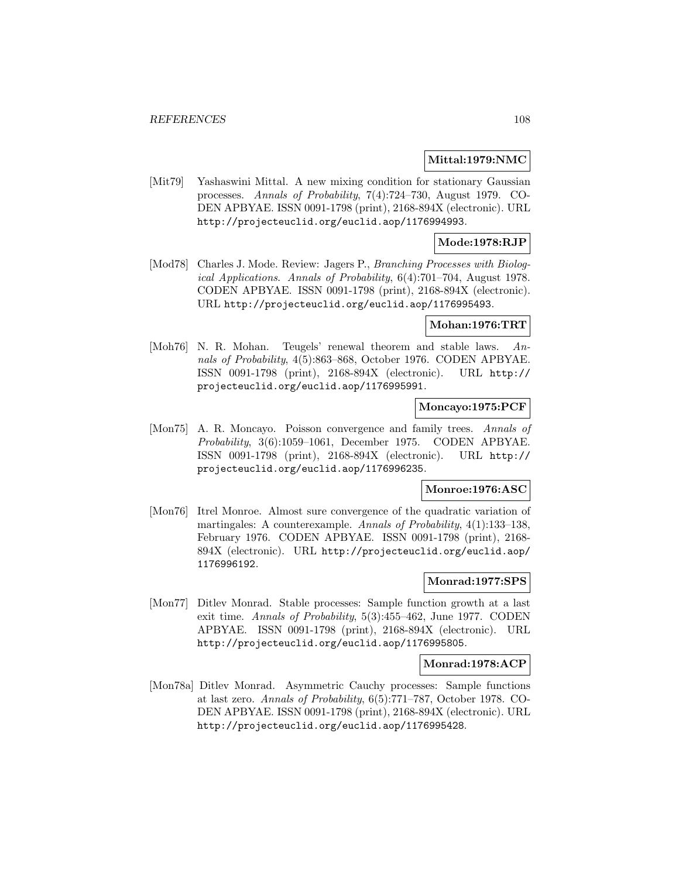**Mittal:1979:NMC**

[Mit79] Yashaswini Mittal. A new mixing condition for stationary Gaussian processes. *Annals of Probability*, 7(4):724–730, August 1979. CODEN APBYAE. ISSN 0091-1798 (print), 2168-894X (electronic). URL http://projecteuclid.org/euclid.aop/1176994993.

**Mode:1978:RJP**

[Mod78] Charles J. Mode. Review: Jagers P., *Branching Processes with Biological Applications*. *Annals of Probability*, 6(4):701–704, August 1978. CODEN APBYAE. ISSN 0091-1798 (print), 2168-894X (electronic). URL http://projecteuclid.org/euclid.aop/1176995493.

**Mohan:1976:TRT**

[Moh76] N. R. Mohan. Teugels' renewal theorem and stable laws. *Annals of Probability*, 4(5):863–868, October 1976. CODEN APBYAE. ISSN 0091-1798 (print), 2168-894X (electronic). URL http://projecteuclid.org/euclid.aop/1176995991.

**Moncayo:1975:PCF**

[Mon75] A. R. Moncayo. Poisson convergence and family trees. *Annals of Probability*, 3(6):1059–1061, December 1975. CODEN APBYAE. ISSN 0091-1798 (print), 2168-894X (electronic). URL http://projecteuclid.org/euclid.aop/1176996235.

**Monroe:1976:ASC**

[Mon76] Itrel Monroe. Almost sure convergence of the quadratic variation of martingales: A counterexample. *Annals of Probability*, 4(1):133–138, February 1976. CODEN APBYAE. ISSN 0091-1798 (print), 2168-894X (electronic). URL http://projecteuclid.org/euclid.aop/1176996192.

**Monrad:1977:SPS**

[Mon77] Ditlev Monrad. Stable processes: Sample function growth at a last exit time. *Annals of Probability*, 5(3):455–462, June 1977. CODEN APBYAE. ISSN 0091-1798 (print), 2168-894X (electronic). URL http://projecteuclid.org/euclid.aop/1176995805.

**Monrad:1978:ACP**

[Mon78a] Ditlev Monrad. Asymmetric Cauchy processes: Sample functions at last zero. *Annals of Probability*, 6(5):771–787, October 1978. CODEN APBYAE. ISSN 0091-1798 (print), 2168-894X (electronic). URL http://projecteuclid.org/euclid.aop/1176995428.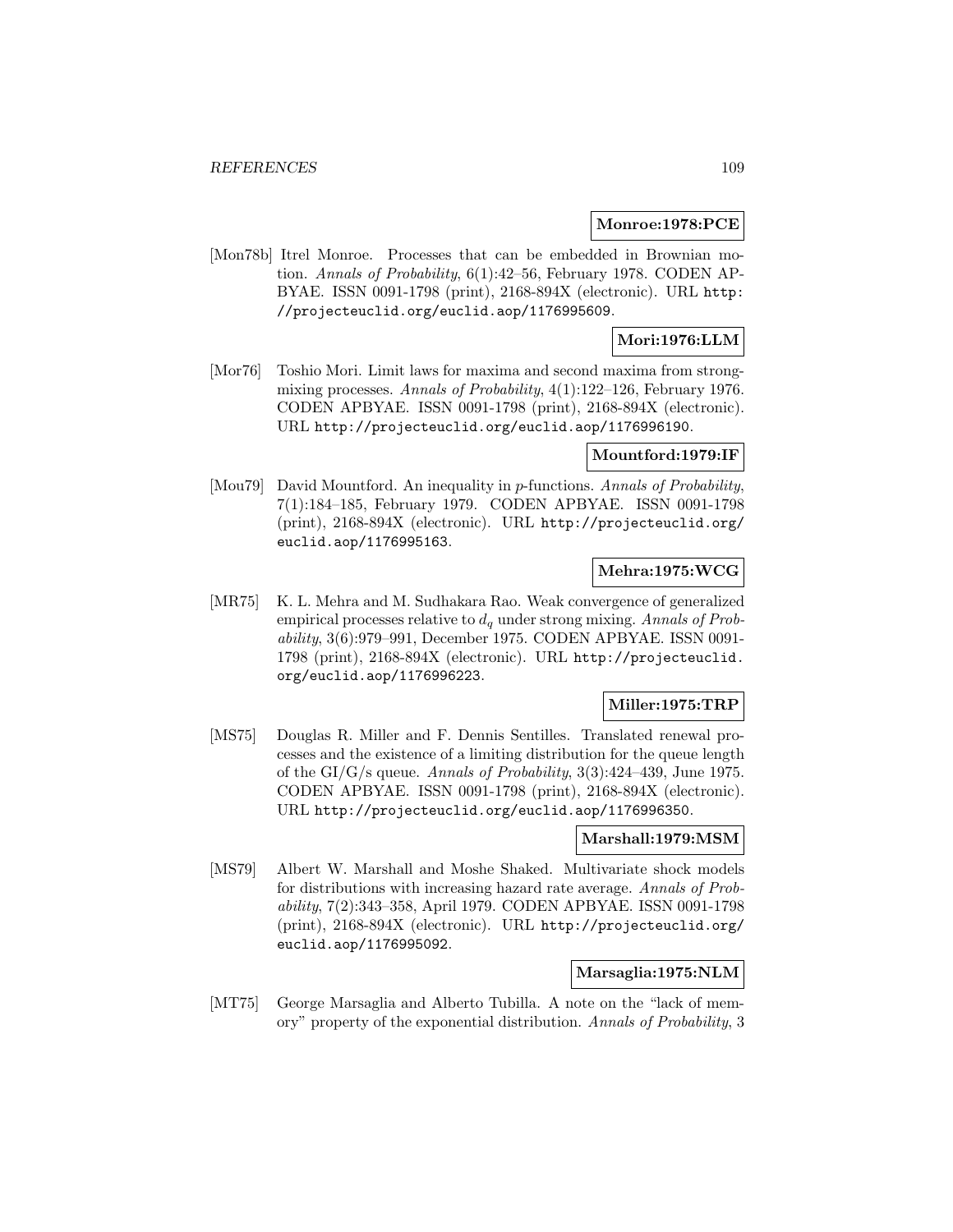**Monroe:1978:PCE**

[Mon78b] Itrel Monroe. Processes that can be embedded in Brownian motion. *Annals of Probability*, 6(1):42–56, February 1978. CODEN APBYAE. ISSN 0091-1798 (print), 2168-894X (electronic). URL http://projecteuclid.org/euclid.aop/1176995609.

**Mori:1976:LLM**

[Mor76] Toshio Mori. Limit laws for maxima and second maxima from strong-mixing processes. *Annals of Probability*, 4(1):122–126, February 1976. CODEN APBYAE. ISSN 0091-1798 (print), 2168-894X (electronic). URL http://projecteuclid.org/euclid.aop/1176996190.

**Mountford:1979:IF**

[Mou79] David Mountford. An inequality in $p$-functions. *Annals of Probability*, 7(1):184–185, February 1979. CODEN APBYAE. ISSN 0091-1798 (print), 2168-894X (electronic). URL http://projecteuclid.org/euclid.aop/1176995163.

**Mehra:1975:WCG**

[MR75] K. L. Mehra and M. Sudhakara Rao. Weak convergence of generalized empirical processes relative to $d_q$ under strong mixing. *Annals of Probability*, 3(6):979–991, December 1975. CODEN APBYAE. ISSN 0091-1798 (print), 2168-894X (electronic). URL http://projecteuclid.org/euclid.aop/1176996223.

**Miller:1975:TRP**

[MS75] Douglas R. Miller and F. Dennis Sentilles. Translated renewal processes and the existence of a limiting distribution for the queue length of the GI/G/s queue. *Annals of Probability*, 3(3):424–439, June 1975. CODEN APBYAE. ISSN 0091-1798 (print), 2168-894X (electronic). URL http://projecteuclid.org/euclid.aop/1176996350.

**Marshall:1979:MSM**

[MS79] Albert W. Marshall and Moshe Shaked. Multivariate shock models for distributions with increasing hazard rate average. *Annals of Probability*, 7(2):343–358, April 1979. CODEN APBYAE. ISSN 0091-1798 (print), 2168-894X (electronic). URL http://projecteuclid.org/euclid.aop/1176995092.

**Marsaglia:1975:NLM**

[MT75] George Marsaglia and Alberto Tubilla. A note on the "lack of memory" property of the exponential distribution. *Annals of Probability*, 3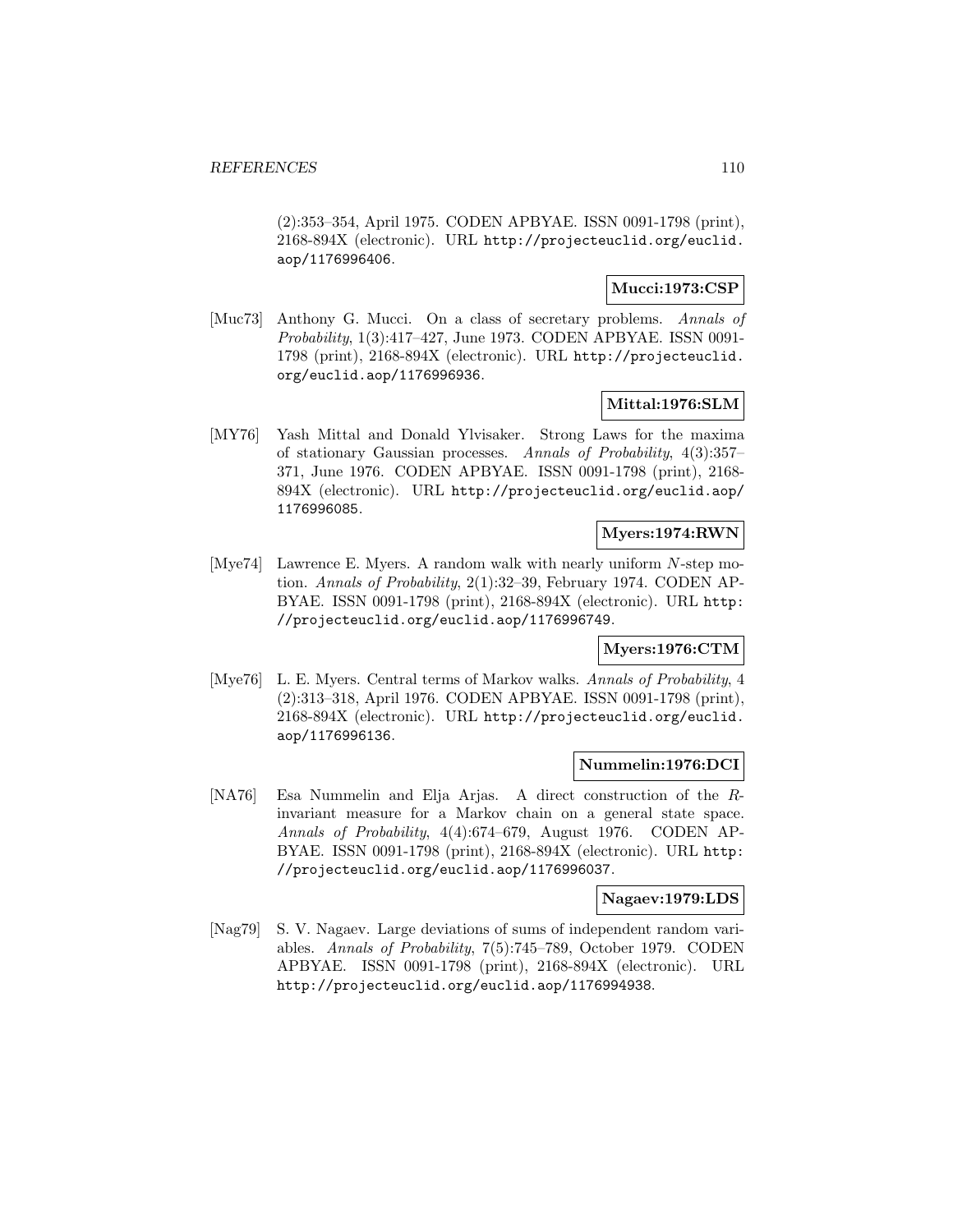(2):353–354, April 1975. CODEN APBYAE. ISSN 0091-1798 (print), 2168-894X (electronic). URL http://projecteuclid.org/euclid.aop/1176996406.

**Mucci:1973:CSP**

[Muc73] Anthony G. Mucci. On a class of secretary problems. *Annals of Probability*, 1(3):417–427, June 1973. CODEN APBYAE. ISSN 0091-1798 (print), 2168-894X (electronic). URL http://projecteuclid.org/euclid.aop/1176996936.

**Mittal:1976:SLM**

[MY76] Yash Mittal and Donald Ylvisaker. Strong Laws for the maxima of stationary Gaussian processes. *Annals of Probability*, 4(3):357–371, June 1976. CODEN APBYAE. ISSN 0091-1798 (print), 2168-894X (electronic). URL http://projecteuclid.org/euclid.aop/1176996085.

**Myers:1974:RWN**

[Mye74] Lawrence E. Myers. A random walk with nearly uniform $N$-step motion. *Annals of Probability*, 2(1):32–39, February 1974. CODEN APBYAE. ISSN 0091-1798 (print), 2168-894X (electronic). URL http://projecteuclid.org/euclid.aop/1176996749.

**Myers:1976:CTM**

[Mye76] L. E. Myers. Central terms of Markov walks. *Annals of Probability*, 4(2):313–318, April 1976. CODEN APBYAE. ISSN 0091-1798 (print), 2168-894X (electronic). URL http://projecteuclid.org/euclid.aop/1176996136.

**Nummelin:1976:DCI**

[NA76] Esa Nummelin and Elja Arjas. A direct construction of the $R$-invariant measure for a Markov chain on a general state space. *Annals of Probability*, 4(4):674–679, August 1976. CODEN APBYAE. ISSN 0091-1798 (print), 2168-894X (electronic). URL http://projecteuclid.org/euclid.aop/1176996037.

**Nagaev:1979:LDS**

[Nag79] S. V. Nagaev. Large deviations of sums of independent random variables. *Annals of Probability*, 7(5):745–789, October 1979. CODEN APBYAE. ISSN 0091-1798 (print), 2168-894X (electronic). URL http://projecteuclid.org/euclid.aop/1176994938.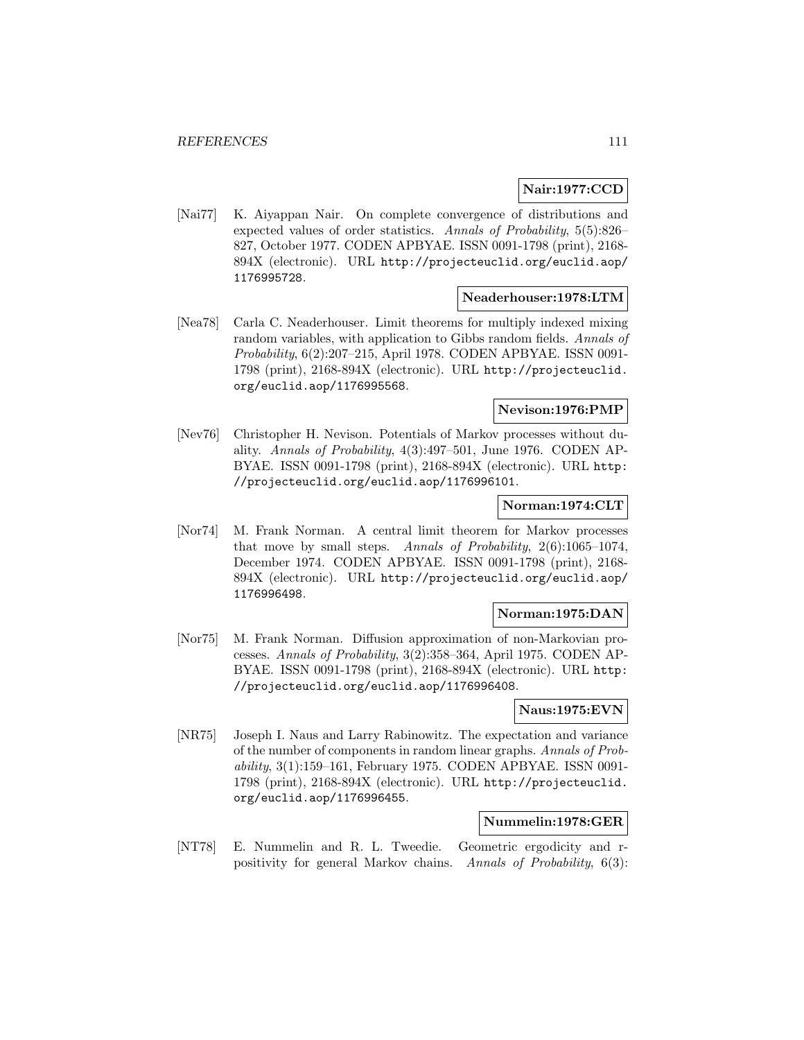**Nair:1977:CCD**

[Nai77] K. Aiyappan Nair. On complete convergence of distributions and expected values of order statistics. *Annals of Probability*, 5(5):826–827, October 1977. CODEN APBYAE. ISSN 0091-1798 (print), 2168-894X (electronic). URL http://projecteuclid.org/euclid.aop/1176995728.

**Neaderhouser:1978:LTM**

[Nea78] Carla C. Neaderhouser. Limit theorems for multiply indexed mixing random variables, with application to Gibbs random fields. *Annals of Probability*, 6(2):207–215, April 1978. CODEN APBYAE. ISSN 0091-1798 (print), 2168-894X (electronic). URL http://projecteuclid.org/euclid.aop/1176995568.

**Nevison:1976:PMP**

[Nev76] Christopher H. Nevison. Potentials of Markov processes without duality. *Annals of Probability*, 4(3):497–501, June 1976. CODEN APBYAE. ISSN 0091-1798 (print), 2168-894X (electronic). URL http://projecteuclid.org/euclid.aop/1176996101.

**Norman:1974:CLT**

[Nor74] M. Frank Norman. A central limit theorem for Markov processes that move by small steps. *Annals of Probability*, 2(6):1065–1074, December 1974. CODEN APBYAE. ISSN 0091-1798 (print), 2168-894X (electronic). URL http://projecteuclid.org/euclid.aop/1176996498.

**Norman:1975:DAN**

[Nor75] M. Frank Norman. Diffusion approximation of non-Markovian processes. *Annals of Probability*, 3(2):358–364, April 1975. CODEN APBYAE. ISSN 0091-1798 (print), 2168-894X (electronic). URL http://projecteuclid.org/euclid.aop/1176996408.

**Naus:1975:EVN**

[NR75] Joseph I. Naus and Larry Rabinowitz. The expectation and variance of the number of components in random linear graphs. *Annals of Probability*, 3(1):159–161, February 1975. CODEN APBYAE. ISSN 0091-1798 (print), 2168-894X (electronic). URL http://projecteuclid.org/euclid.aop/1176996455.

**Nummelin:1978:GER**

[NT78] E. Nummelin and R. L. Tweedie. Geometric ergodicity and r-positivity for general Markov chains. *Annals of Probability*, 6(3):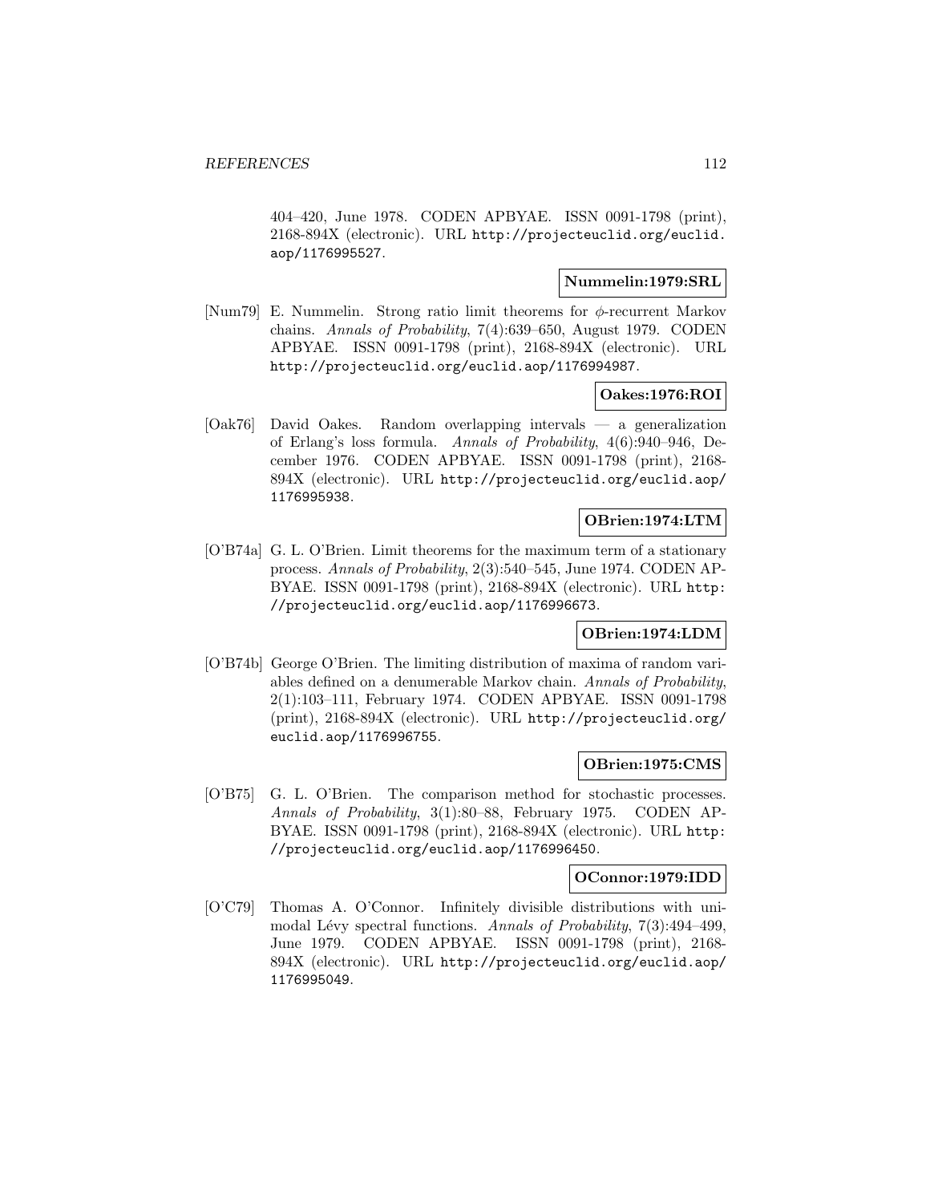404–420, June 1978. CODEN APBYAE. ISSN 0091-1798 (print), 2168-894X (electronic). URL http://projecteuclid.org/euclid.aop/1176995527.

**Nummelin:1979:SRL**

[Num79] E. Nummelin. Strong ratio limit theorems for $\phi$-recurrent Markov chains. *Annals of Probability*, 7(4):639–650, August 1979. CODEN APBYAE. ISSN 0091-1798 (print), 2168-894X (electronic). URL http://projecteuclid.org/euclid.aop/1176994987.

**Oakes:1976:ROI**

[Oak76] David Oakes. Random overlapping intervals — a generalization of Erlang's loss formula. *Annals of Probability*, 4(6):940–946, December 1976. CODEN APBYAE. ISSN 0091-1798 (print), 2168-894X (electronic). URL http://projecteuclid.org/euclid.aop/1176995938.

**OBrien:1974:LTM**

[O'B74a] G. L. O'Brien. Limit theorems for the maximum term of a stationary process. *Annals of Probability*, 2(3):540–545, June 1974. CODEN APBYAE. ISSN 0091-1798 (print), 2168-894X (electronic). URL http://projecteuclid.org/euclid.aop/1176996673.

**OBrien:1974:LDM**

[O'B74b] George O'Brien. The limiting distribution of maxima of random variables defined on a denumerable Markov chain. *Annals of Probability*, 2(1):103–111, February 1974. CODEN APBYAE. ISSN 0091-1798 (print), 2168-894X (electronic). URL http://projecteuclid.org/euclid.aop/1176996755.

**OBrien:1975:CMS**

[O'B75] G. L. O'Brien. The comparison method for stochastic processes. *Annals of Probability*, 3(1):80–88, February 1975. CODEN APBYAE. ISSN 0091-1798 (print), 2168-894X (electronic). URL http://projecteuclid.org/euclid.aop/1176996450.

**OConnor:1979:IDD**

[O'C79] Thomas A. O'Connor. Infinitely divisible distributions with unimodal Lévy spectral functions. *Annals of Probability*, 7(3):494–499, June 1979. CODEN APBYAE. ISSN 0091-1798 (print), 2168-894X (electronic). URL http://projecteuclid.org/euclid.aop/1176995049.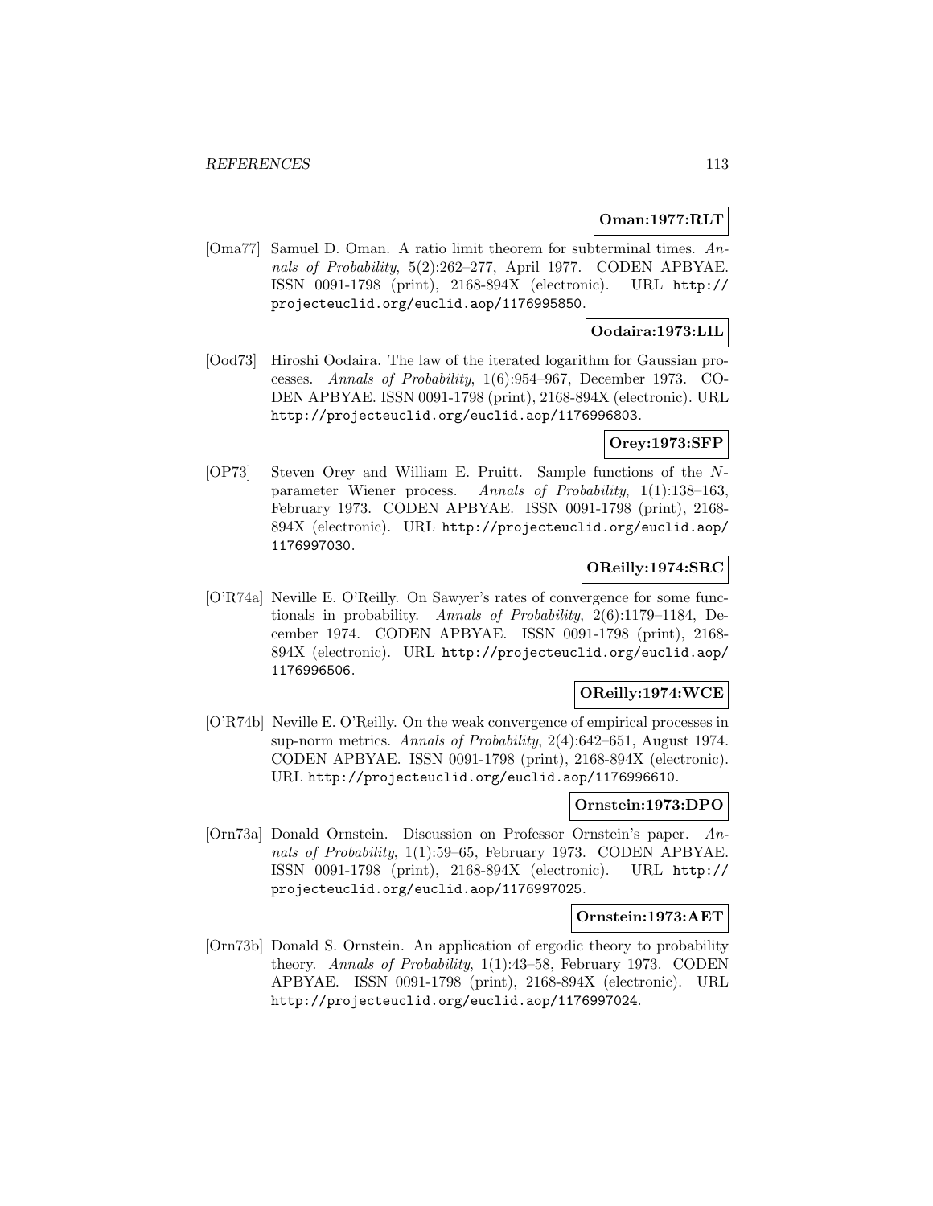**Oman:1977:RLT**

[Oma77] Samuel D. Oman. A ratio limit theorem for subterminal times. *Annals of Probability*, 5(2):262–277, April 1977. CODEN APBYAE. ISSN 0091-1798 (print), 2168-894X (electronic). URL http://projecteuclid.org/euclid.aop/1176995850.

**Oodaira:1973:LIL**

[Ood73] Hiroshi Oodaira. The law of the iterated logarithm for Gaussian processes. *Annals of Probability*, 1(6):954–967, December 1973. CODEN APBYAE. ISSN 0091-1798 (print), 2168-894X (electronic). URL http://projecteuclid.org/euclid.aop/1176996803.

**Orey:1973:SFP**

[OP73] Steven Orey and William E. Pruitt. Sample functions of the $N$-parameter Wiener process. *Annals of Probability*, 1(1):138–163, February 1973. CODEN APBYAE. ISSN 0091-1798 (print), 2168-894X (electronic). URL http://projecteuclid.org/euclid.aop/1176997030.

**OReilly:1974:SRC**

[O'R74a] Neville E. O'Reilly. On Sawyer's rates of convergence for some functionals in probability. *Annals of Probability*, 2(6):1179–1184, December 1974. CODEN APBYAE. ISSN 0091-1798 (print), 2168-894X (electronic). URL http://projecteuclid.org/euclid.aop/1176996506.

**OReilly:1974:WCE**

[O'R74b] Neville E. O'Reilly. On the weak convergence of empirical processes in sup-norm metrics. *Annals of Probability*, 2(4):642–651, August 1974. CODEN APBYAE. ISSN 0091-1798 (print), 2168-894X (electronic). URL http://projecteuclid.org/euclid.aop/1176996610.

**Ornstein:1973:DPO**

[Orn73a] Donald Ornstein. Discussion on Professor Ornstein's paper. *Annals of Probability*, 1(1):59–65, February 1973. CODEN APBYAE. ISSN 0091-1798 (print), 2168-894X (electronic). URL http://projecteuclid.org/euclid.aop/1176997025.

**Ornstein:1973:AET**

[Orn73b] Donald S. Ornstein. An application of ergodic theory to probability theory. *Annals of Probability*, 1(1):43–58, February 1973. CODEN APBYAE. ISSN 0091-1798 (print), 2168-894X (electronic). URL http://projecteuclid.org/euclid.aop/1176997024.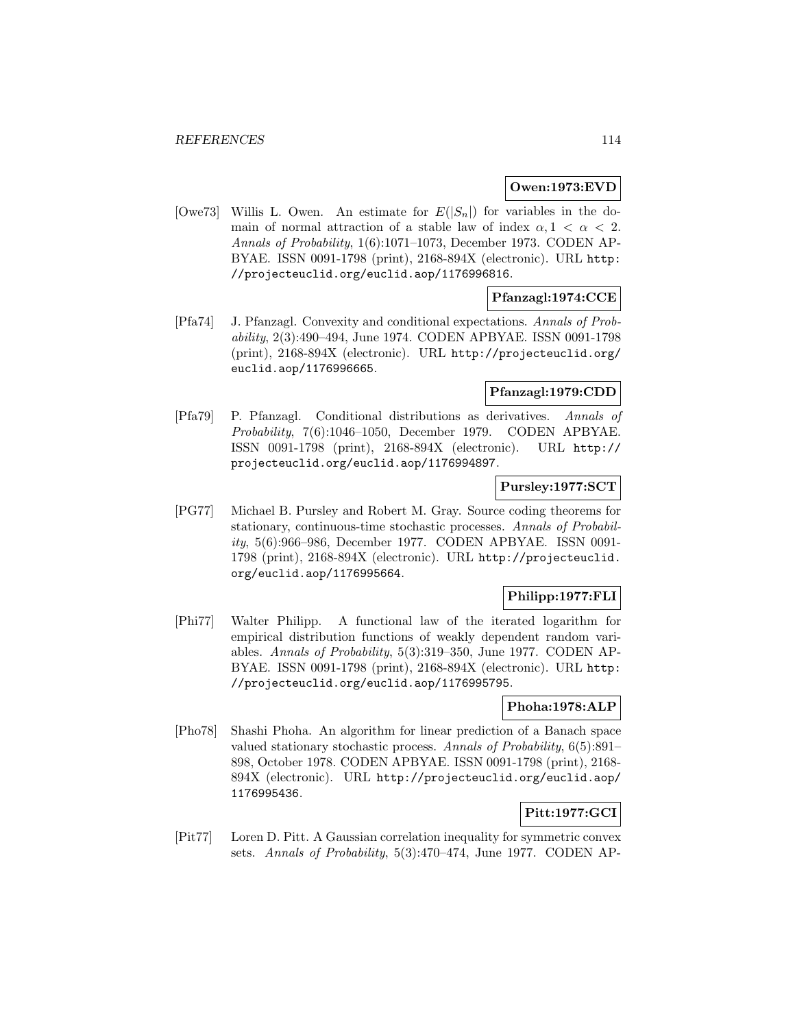**Owen:1973:EVD**

[Owe73] Willis L. Owen. An estimate for $E(|S_n|)$ for variables in the domain of normal attraction of a stable law of index $\alpha, 1 < \alpha < 2$. *Annals of Probability*, 1(6):1071–1073, December 1973. CODEN APBYAE. ISSN 0091-1798 (print), 2168-894X (electronic). URL http://projecteuclid.org/euclid.aop/1176996816.

**Pfanzagl:1974:CCE**

[Pfa74] J. Pfanzagl. Convexity and conditional expectations. *Annals of Probability*, 2(3):490–494, June 1974. CODEN APBYAE. ISSN 0091-1798 (print), 2168-894X (electronic). URL http://projecteuclid.org/euclid.aop/1176996665.

**Pfanzagl:1979:CDD**

[Pfa79] P. Pfanzagl. Conditional distributions as derivatives. *Annals of Probability*, 7(6):1046–1050, December 1979. CODEN APBYAE. ISSN 0091-1798 (print), 2168-894X (electronic). URL http://projecteuclid.org/euclid.aop/1176994897.

**Pursley:1977:SCT**

[PG77] Michael B. Pursley and Robert M. Gray. Source coding theorems for stationary, continuous-time stochastic processes. *Annals of Probability*, 5(6):966–986, December 1977. CODEN APBYAE. ISSN 0091-1798 (print), 2168-894X (electronic). URL http://projecteuclid.org/euclid.aop/1176995664.

**Philipp:1977:FLI**

[Phi77] Walter Philipp. A functional law of the iterated logarithm for empirical distribution functions of weakly dependent random variables. *Annals of Probability*, 5(3):319–350, June 1977. CODEN APBYAE. ISSN 0091-1798 (print), 2168-894X (electronic). URL http://projecteuclid.org/euclid.aop/1176995795.

**Phoha:1978:ALP**

[Pho78] Shashi Phoha. An algorithm for linear prediction of a Banach space valued stationary stochastic process. *Annals of Probability*, 6(5):891–898, October 1978. CODEN APBYAE. ISSN 0091-1798 (print), 2168-894X (electronic). URL http://projecteuclid.org/euclid.aop/1176995436.

**Pitt:1977:GCI**

[Pit77] Loren D. Pitt. A Gaussian correlation inequality for symmetric convex sets. *Annals of Probability*, 5(3):470–474, June 1977. CODEN AP-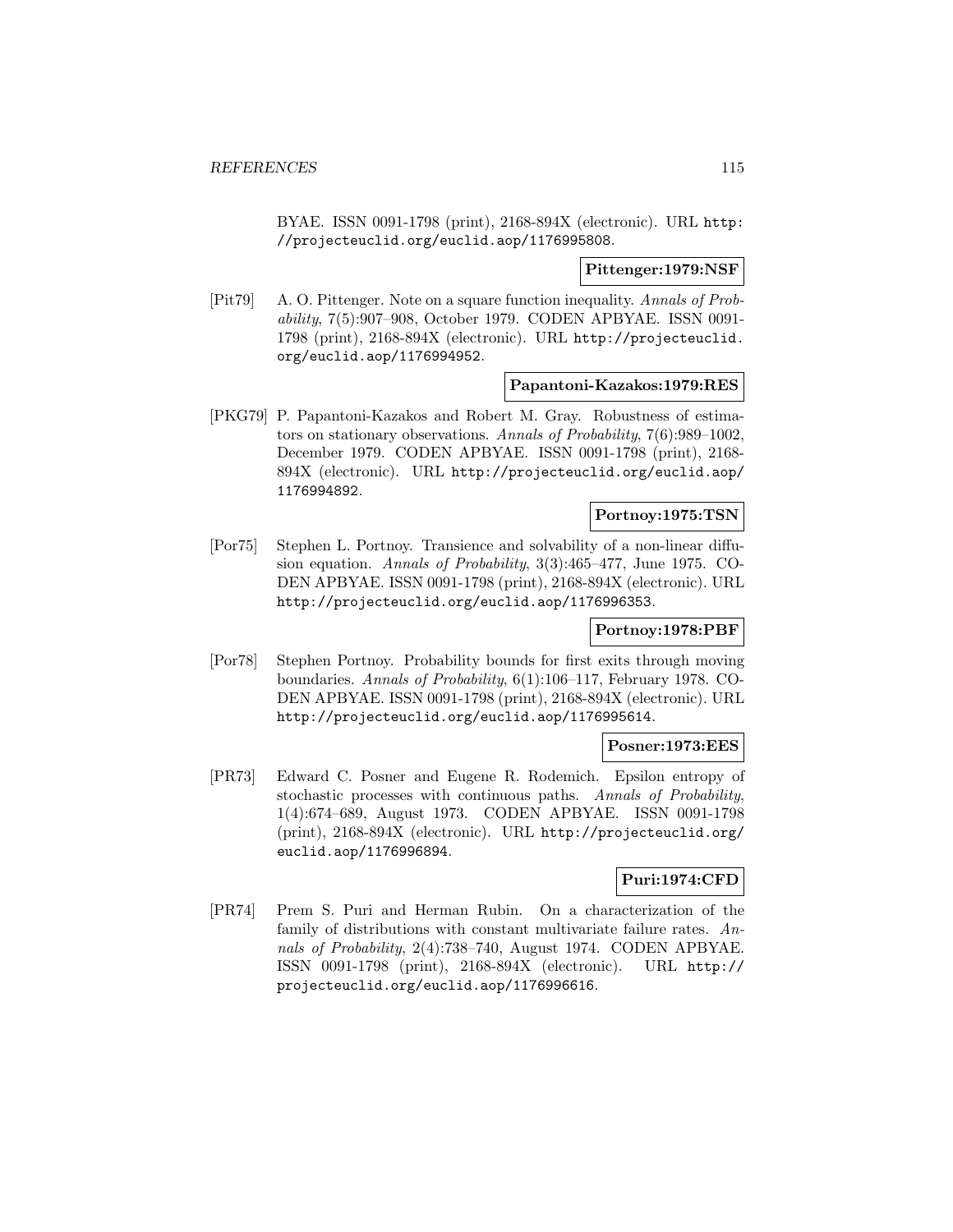BYAE. ISSN 0091-1798 (print), 2168-894X (electronic). URL http://projecteuclid.org/euclid.aop/1176995808.

**Pittenger:1979:NSF**

[Pit79] A. O. Pittenger. Note on a square function inequality. *Annals of Probability*, 7(5):907–908, October 1979. CODEN APBYAE. ISSN 0091-1798 (print), 2168-894X (electronic). URL http://projecteuclid.org/euclid.aop/1176994952.

**Papantoni-Kazakos:1979:RES**

[PKG79] P. Papantoni-Kazakos and Robert M. Gray. Robustness of estimators on stationary observations. *Annals of Probability*, 7(6):989–1002, December 1979. CODEN APBYAE. ISSN 0091-1798 (print), 2168-894X (electronic). URL http://projecteuclid.org/euclid.aop/1176994892.

**Portnoy:1975:TSN**

[Por75] Stephen L. Portnoy. Transience and solvability of a non-linear diffusion equation. *Annals of Probability*, 3(3):465–477, June 1975. CODEN APBYAE. ISSN 0091-1798 (print), 2168-894X (electronic). URL http://projecteuclid.org/euclid.aop/1176996353.

**Portnoy:1978:PBF**

[Por78] Stephen Portnoy. Probability bounds for first exits through moving boundaries. *Annals of Probability*, 6(1):106–117, February 1978. CODEN APBYAE. ISSN 0091-1798 (print), 2168-894X (electronic). URL http://projecteuclid.org/euclid.aop/1176995614.

**Posner:1973:EES**

[PR73] Edward C. Posner and Eugene R. Rodemich. Epsilon entropy of stochastic processes with continuous paths. *Annals of Probability*, 1(4):674–689, August 1973. CODEN APBYAE. ISSN 0091-1798 (print), 2168-894X (electronic). URL http://projecteuclid.org/euclid.aop/1176996894.

**Puri:1974:CFD**

[PR74] Prem S. Puri and Herman Rubin. On a characterization of the family of distributions with constant multivariate failure rates. *Annals of Probability*, 2(4):738–740, August 1974. CODEN APBYAE. ISSN 0091-1798 (print), 2168-894X (electronic). URL http://projecteuclid.org/euclid.aop/1176996616.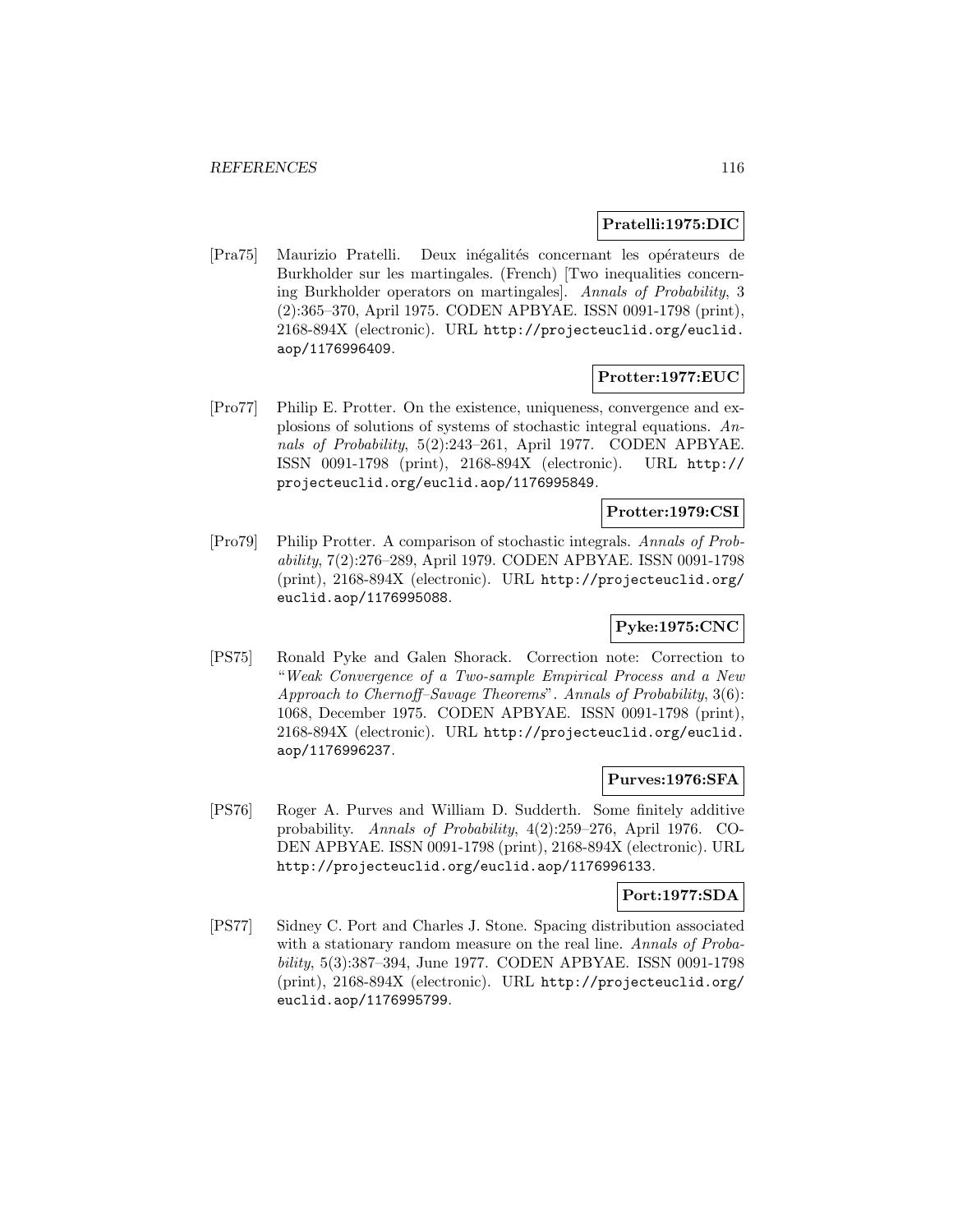**Pratelli:1975:DIC**

[Pra75] Maurizio Pratelli. Deux inégalités concernant les opérateurs de Burkholder sur les martingales. (French) [Two inequalities concerning Burkholder operators on martingales]. *Annals of Probability*, 3 (2):365–370, April 1975. CODEN APBYAE. ISSN 0091-1798 (print), 2168-894X (electronic). URL http://projecteuclid.org/euclid.aop/1176996409.

**Protter:1977:EUC**

[Pro77] Philip E. Protter. On the existence, uniqueness, convergence and explosions of solutions of systems of stochastic integral equations. *Annals of Probability*, 5(2):243–261, April 1977. CODEN APBYAE. ISSN 0091-1798 (print), 2168-894X (electronic). URL http://projecteuclid.org/euclid.aop/1176995849.

**Protter:1979:CSI**

[Pro79] Philip Protter. A comparison of stochastic integrals. *Annals of Probability*, 7(2):276–289, April 1979. CODEN APBYAE. ISSN 0091-1798 (print), 2168-894X (electronic). URL http://projecteuclid.org/euclid.aop/1176995088.

**Pyke:1975:CNC**

[PS75] Ronald Pyke and Galen Shorack. Correction note: Correction to "*Weak Convergence of a Two-sample Empirical Process and a New Approach to Chernoff–Savage Theorems*". *Annals of Probability*, 3(6): 1068, December 1975. CODEN APBYAE. ISSN 0091-1798 (print), 2168-894X (electronic). URL http://projecteuclid.org/euclid.aop/1176996237.

**Purves:1976:SFA**

[PS76] Roger A. Purves and William D. Sudderth. Some finitely additive probability. *Annals of Probability*, 4(2):259–276, April 1976. CODEN APBYAE. ISSN 0091-1798 (print), 2168-894X (electronic). URL http://projecteuclid.org/euclid.aop/1176996133.

**Port:1977:SDA**

[PS77] Sidney C. Port and Charles J. Stone. Spacing distribution associated with a stationary random measure on the real line. *Annals of Probability*, 5(3):387–394, June 1977. CODEN APBYAE. ISSN 0091-1798 (print), 2168-894X (electronic). URL http://projecteuclid.org/euclid.aop/1176995799.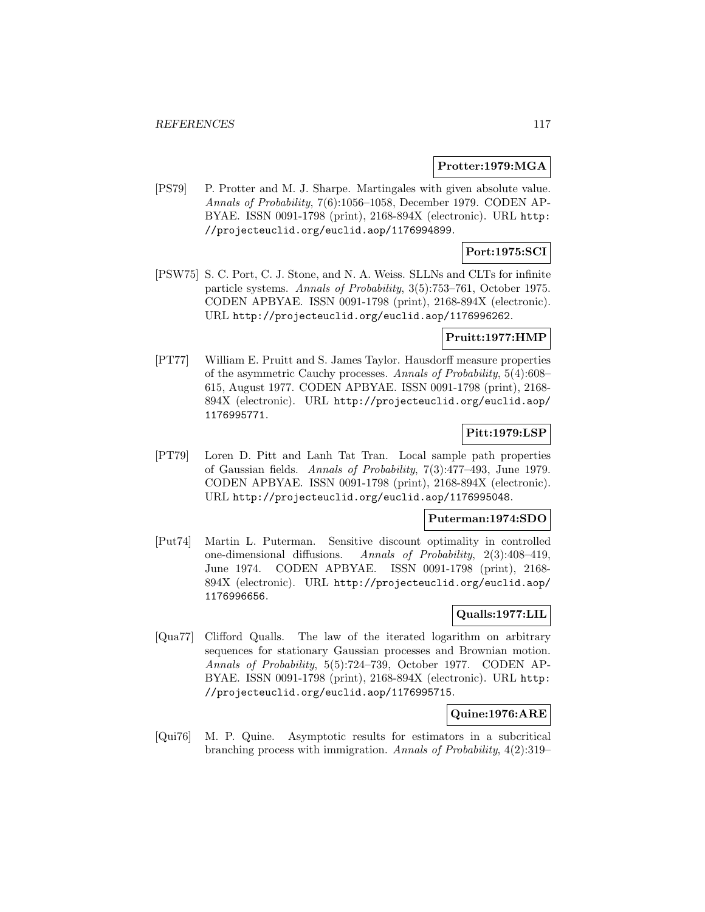**Protter:1979:MGA**

[PS79] P. Protter and M. J. Sharpe. Martingales with given absolute value. *Annals of Probability*, 7(6):1056–1058, December 1979. CODEN APBYAE. ISSN 0091-1798 (print), 2168-894X (electronic). URL http://projecteuclid.org/euclid.aop/1176994899.

**Port:1975:SCI**

[PSW75] S. C. Port, C. J. Stone, and N. A. Weiss. SLLNs and CLTs for infinite particle systems. *Annals of Probability*, 3(5):753–761, October 1975. CODEN APBYAE. ISSN 0091-1798 (print), 2168-894X (electronic). URL http://projecteuclid.org/euclid.aop/1176996262.

**Pruitt:1977:HMP**

[PT77] William E. Pruitt and S. James Taylor. Hausdorff measure properties of the asymmetric Cauchy processes. *Annals of Probability*, 5(4):608–615, August 1977. CODEN APBYAE. ISSN 0091-1798 (print), 2168-894X (electronic). URL http://projecteuclid.org/euclid.aop/1176995771.

**Pitt:1979:LSP**

[PT79] Loren D. Pitt and Lanh Tat Tran. Local sample path properties of Gaussian fields. *Annals of Probability*, 7(3):477–493, June 1979. CODEN APBYAE. ISSN 0091-1798 (print), 2168-894X (electronic). URL http://projecteuclid.org/euclid.aop/1176995048.

**Puterman:1974:SDO**

[Put74] Martin L. Puterman. Sensitive discount optimality in controlled one-dimensional diffusions. *Annals of Probability*, 2(3):408–419, June 1974. CODEN APBYAE. ISSN 0091-1798 (print), 2168-894X (electronic). URL http://projecteuclid.org/euclid.aop/1176996656.

**Qualls:1977:LIL**

[Qua77] Clifford Qualls. The law of the iterated logarithm on arbitrary sequences for stationary Gaussian processes and Brownian motion. *Annals of Probability*, 5(5):724–739, October 1977. CODEN APBYAE. ISSN 0091-1798 (print), 2168-894X (electronic). URL http://projecteuclid.org/euclid.aop/1176995715.

**Quine:1976:ARE**

[Qui76] M. P. Quine. Asymptotic results for estimators in a subcritical branching process with immigration. *Annals of Probability*, 4(2):319–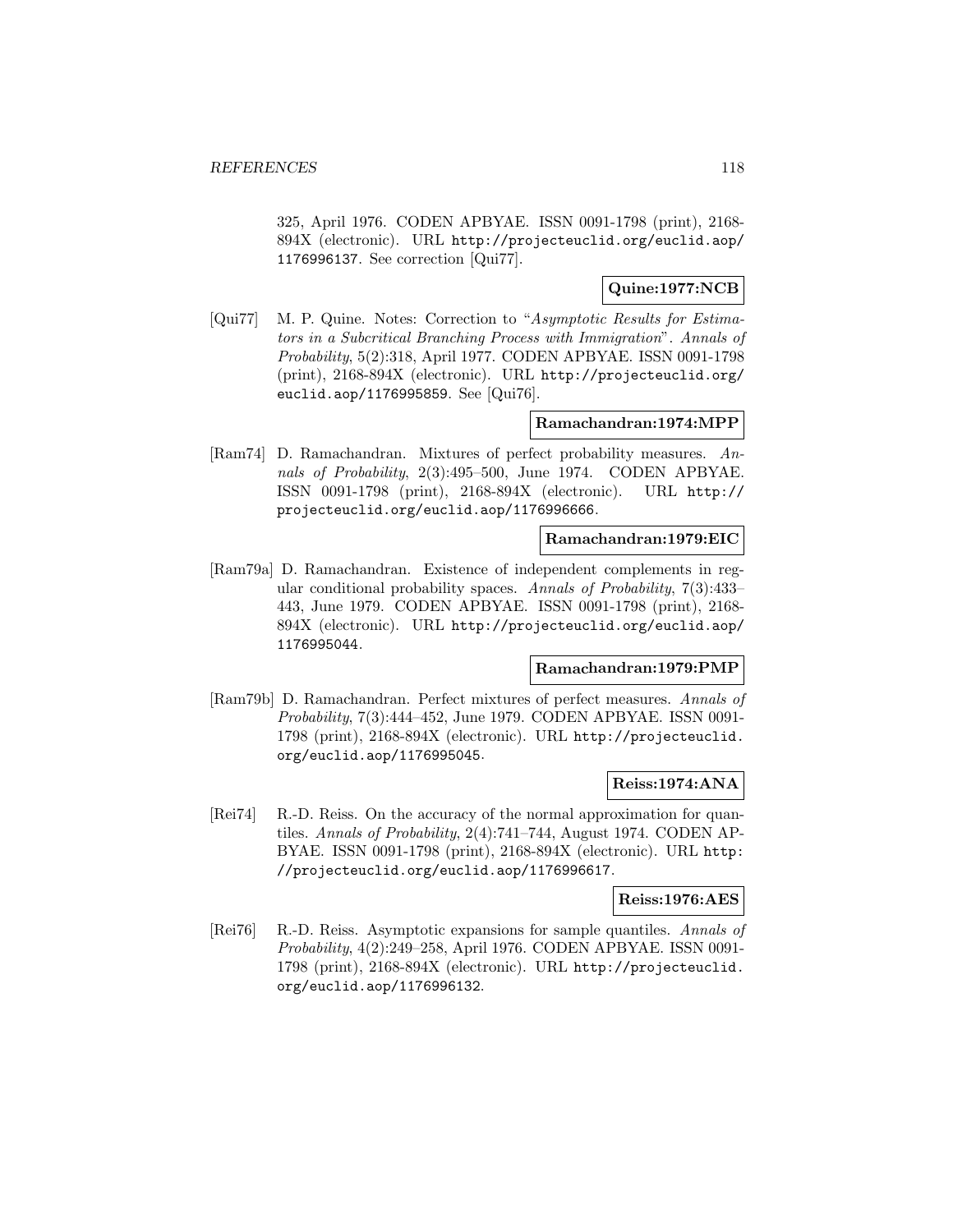325, April 1976. CODEN APBYAE. ISSN 0091-1798 (print), 2168-894X (electronic). URL http://projecteuclid.org/euclid.aop/1176996137. See correction [Qui77].

**Quine:1977:NCB**

[Qui77] M. P. Quine. Notes: Correction to "*Asymptotic Results for Estimators in a Subcritical Branching Process with Immigration*". *Annals of Probability*, 5(2):318, April 1977. CODEN APBYAE. ISSN 0091-1798 (print), 2168-894X (electronic). URL http://projecteuclid.org/euclid.aop/1176995859. See [Qui76].

**Ramachandran:1974:MPP**

[Ram74] D. Ramachandran. Mixtures of perfect probability measures. *Annals of Probability*, 2(3):495–500, June 1974. CODEN APBYAE. ISSN 0091-1798 (print), 2168-894X (electronic). URL http://projecteuclid.org/euclid.aop/1176996666.

**Ramachandran:1979:EIC**

[Ram79a] D. Ramachandran. Existence of independent complements in regular conditional probability spaces. *Annals of Probability*, 7(3):433–443, June 1979. CODEN APBYAE. ISSN 0091-1798 (print), 2168-894X (electronic). URL http://projecteuclid.org/euclid.aop/1176995044.

**Ramachandran:1979:PMP**

[Ram79b] D. Ramachandran. Perfect mixtures of perfect measures. *Annals of Probability*, 7(3):444–452, June 1979. CODEN APBYAE. ISSN 0091-1798 (print), 2168-894X (electronic). URL http://projecteuclid.org/euclid.aop/1176995045.

**Reiss:1974:ANA**

[Rei74] R.-D. Reiss. On the accuracy of the normal approximation for quantiles. *Annals of Probability*, 2(4):741–744, August 1974. CODEN APBYAE. ISSN 0091-1798 (print), 2168-894X (electronic). URL http://projecteuclid.org/euclid.aop/1176996617.

**Reiss:1976:AES**

[Rei76] R.-D. Reiss. Asymptotic expansions for sample quantiles. *Annals of Probability*, 4(2):249–258, April 1976. CODEN APBYAE. ISSN 0091-1798 (print), 2168-894X (electronic). URL http://projecteuclid.org/euclid.aop/1176996132.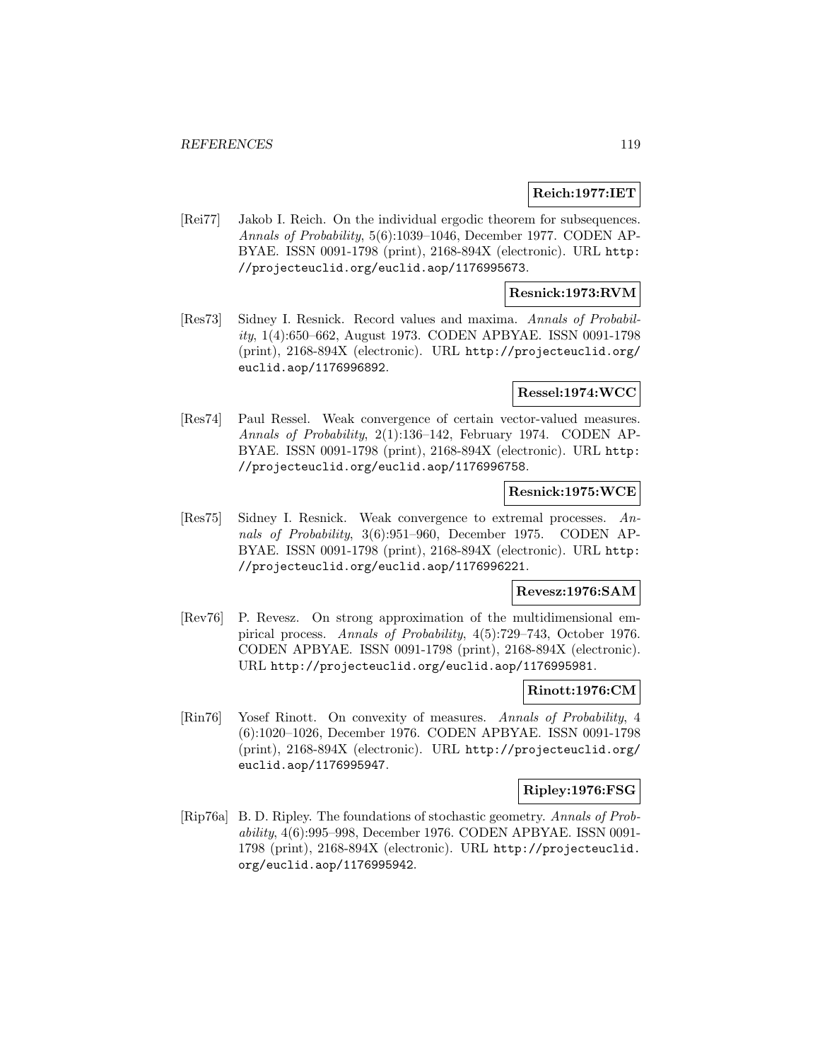**Reich:1977:IET**

[Rei77] Jakob I. Reich. On the individual ergodic theorem for subsequences. *Annals of Probability*, 5(6):1039–1046, December 1977. CODEN APBYAE. ISSN 0091-1798 (print), 2168-894X (electronic). URL `http://projecteuclid.org/euclid.aop/1176995673`.

**Resnick:1973:RVM**

[Res73] Sidney I. Resnick. Record values and maxima. *Annals of Probability*, 1(4):650–662, August 1973. CODEN APBYAE. ISSN 0091-1798 (print), 2168-894X (electronic). URL `http://projecteuclid.org/euclid.aop/1176996892`.

**Ressel:1974:WCC**

[Res74] Paul Ressel. Weak convergence of certain vector-valued measures. *Annals of Probability*, 2(1):136–142, February 1974. CODEN APBYAE. ISSN 0091-1798 (print), 2168-894X (electronic). URL `http://projecteuclid.org/euclid.aop/1176996758`.

**Resnick:1975:WCE**

[Res75] Sidney I. Resnick. Weak convergence to extremal processes. *Annals of Probability*, 3(6):951–960, December 1975. CODEN APBYAE. ISSN 0091-1798 (print), 2168-894X (electronic). URL `http://projecteuclid.org/euclid.aop/1176996221`.

**Revesz:1976:SAM**

[Rev76] P. Revesz. On strong approximation of the multidimensional empirical process. *Annals of Probability*, 4(5):729–743, October 1976. CODEN APBYAE. ISSN 0091-1798 (print), 2168-894X (electronic). URL `http://projecteuclid.org/euclid.aop/1176995981`.

**Rinott:1976:CM**

[Rin76] Yosef Rinott. On convexity of measures. *Annals of Probability*, 4 (6):1020–1026, December 1976. CODEN APBYAE. ISSN 0091-1798 (print), 2168-894X (electronic). URL `http://projecteuclid.org/euclid.aop/1176995947`.

**Ripley:1976:FSG**

[Rip76a] B. D. Ripley. The foundations of stochastic geometry. *Annals of Probability*, 4(6):995–998, December 1976. CODEN APBYAE. ISSN 0091-1798 (print), 2168-894X (electronic). URL `http://projecteuclid.org/euclid.aop/1176995942`.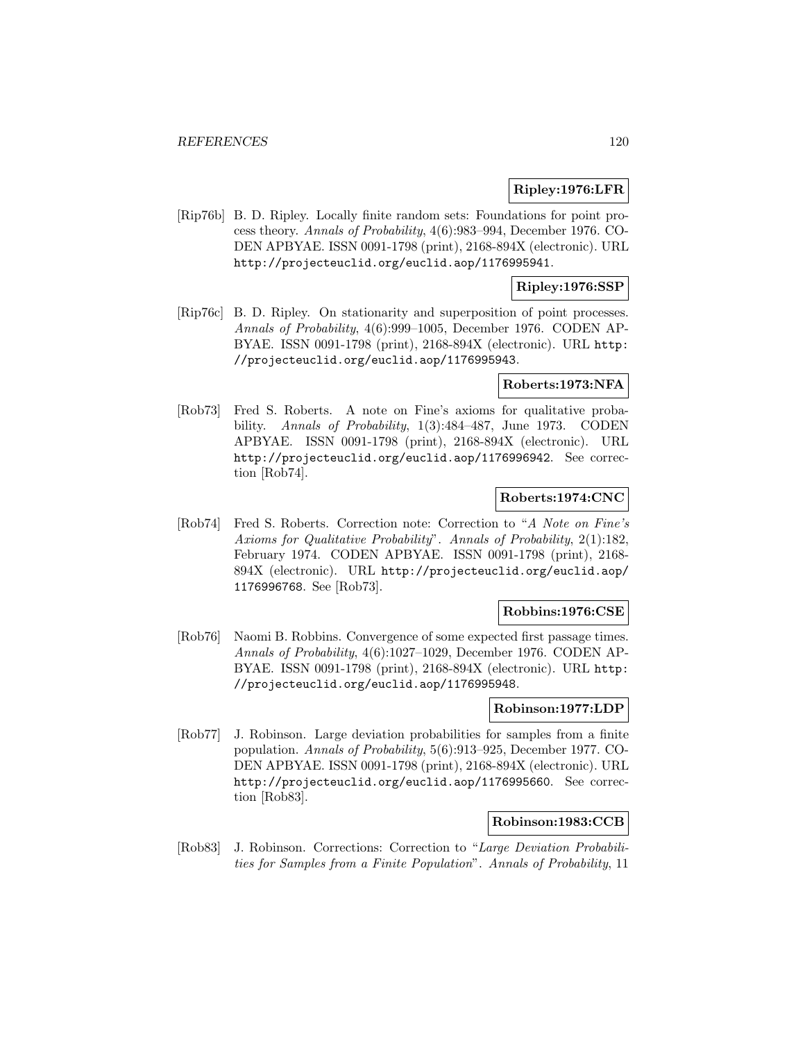**Ripley:1976:LFR**

[Rip76b] B. D. Ripley. Locally finite random sets: Foundations for point process theory. *Annals of Probability*, 4(6):983–994, December 1976. CODEN APBYAE. ISSN 0091-1798 (print), 2168-894X (electronic). URL http://projecteuclid.org/euclid.aop/1176995941.

**Ripley:1976:SSP**

[Rip76c] B. D. Ripley. On stationarity and superposition of point processes. *Annals of Probability*, 4(6):999–1005, December 1976. CODEN APBYAE. ISSN 0091-1798 (print), 2168-894X (electronic). URL http://projecteuclid.org/euclid.aop/1176995943.

**Roberts:1973:NFA**

[Rob73] Fred S. Roberts. A note on Fine's axioms for qualitative probability. *Annals of Probability*, 1(3):484–487, June 1973. CODEN APBYAE. ISSN 0091-1798 (print), 2168-894X (electronic). URL http://projecteuclid.org/euclid.aop/1176996942. See correction [Rob74].

**Roberts:1974:CNC**

[Rob74] Fred S. Roberts. Correction note: Correction to "*A Note on Fine's Axioms for Qualitative Probability*". *Annals of Probability*, 2(1):182, February 1974. CODEN APBYAE. ISSN 0091-1798 (print), 2168-894X (electronic). URL http://projecteuclid.org/euclid.aop/1176996768. See [Rob73].

**Robbins:1976:CSE**

[Rob76] Naomi B. Robbins. Convergence of some expected first passage times. *Annals of Probability*, 4(6):1027–1029, December 1976. CODEN APBYAE. ISSN 0091-1798 (print), 2168-894X (electronic). URL http://projecteuclid.org/euclid.aop/1176995948.

**Robinson:1977:LDP**

[Rob77] J. Robinson. Large deviation probabilities for samples from a finite population. *Annals of Probability*, 5(6):913–925, December 1977. CODEN APBYAE. ISSN 0091-1798 (print), 2168-894X (electronic). URL http://projecteuclid.org/euclid.aop/1176995660. See correction [Rob83].

**Robinson:1983:CCB**

[Rob83] J. Robinson. Corrections: Correction to "*Large Deviation Probabilities for Samples from a Finite Population*". *Annals of Probability*, 11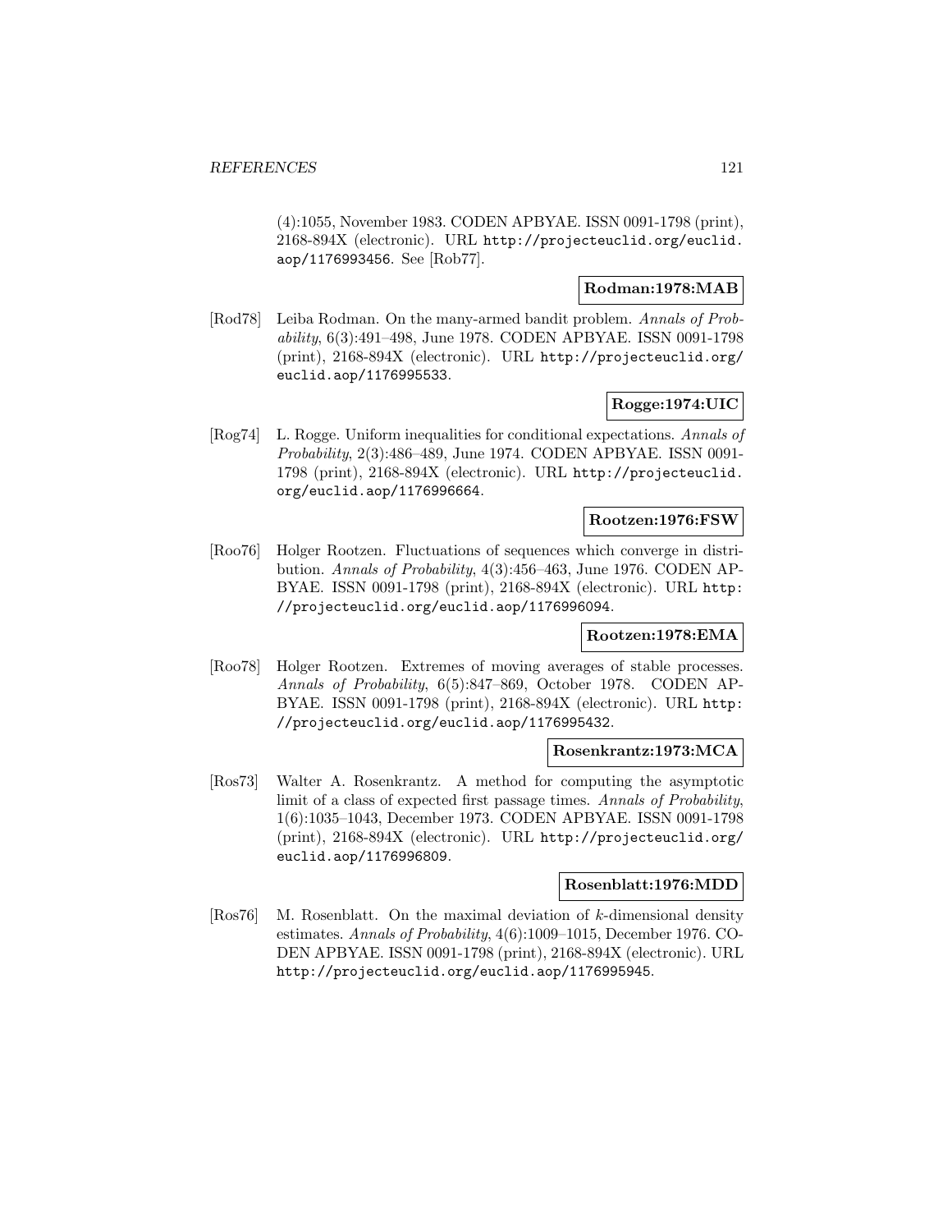(4):1055, November 1983. CODEN APBYAE. ISSN 0091-1798 (print), 2168-894X (electronic). URL http://projecteuclid.org/euclid.aop/1176993456. See [Rob77].

**Rodman:1978:MAB**

[Rod78] Leiba Rodman. On the many-armed bandit problem. *Annals of Probability*, 6(3):491–498, June 1978. CODEN APBYAE. ISSN 0091-1798 (print), 2168-894X (electronic). URL http://projecteuclid.org/euclid.aop/1176995533.

**Rogge:1974:UIC**

[Rog74] L. Rogge. Uniform inequalities for conditional expectations. *Annals of Probability*, 2(3):486–489, June 1974. CODEN APBYAE. ISSN 0091-1798 (print), 2168-894X (electronic). URL http://projecteuclid.org/euclid.aop/1176996664.

**Rootzen:1976:FSW**

[Roo76] Holger Rootzen. Fluctuations of sequences which converge in distribution. *Annals of Probability*, 4(3):456–463, June 1976. CODEN APBYAE. ISSN 0091-1798 (print), 2168-894X (electronic). URL http://projecteuclid.org/euclid.aop/1176996094.

**Rootzen:1978:EMA**

[Roo78] Holger Rootzen. Extremes of moving averages of stable processes. *Annals of Probability*, 6(5):847–869, October 1978. CODEN APBYAE. ISSN 0091-1798 (print), 2168-894X (electronic). URL http://projecteuclid.org/euclid.aop/1176995432.

**Rosenkrantz:1973:MCA**

[Ros73] Walter A. Rosenkrantz. A method for computing the asymptotic limit of a class of expected first passage times. *Annals of Probability*, 1(6):1035–1043, December 1973. CODEN APBYAE. ISSN 0091-1798 (print), 2168-894X (electronic). URL http://projecteuclid.org/euclid.aop/1176996809.

**Rosenblatt:1976:MDD**

[Ros76] M. Rosenblatt. On the maximal deviation of $k$-dimensional density estimates. *Annals of Probability*, 4(6):1009–1015, December 1976. CODEN APBYAE. ISSN 0091-1798 (print), 2168-894X (electronic). URL http://projecteuclid.org/euclid.aop/1176995945.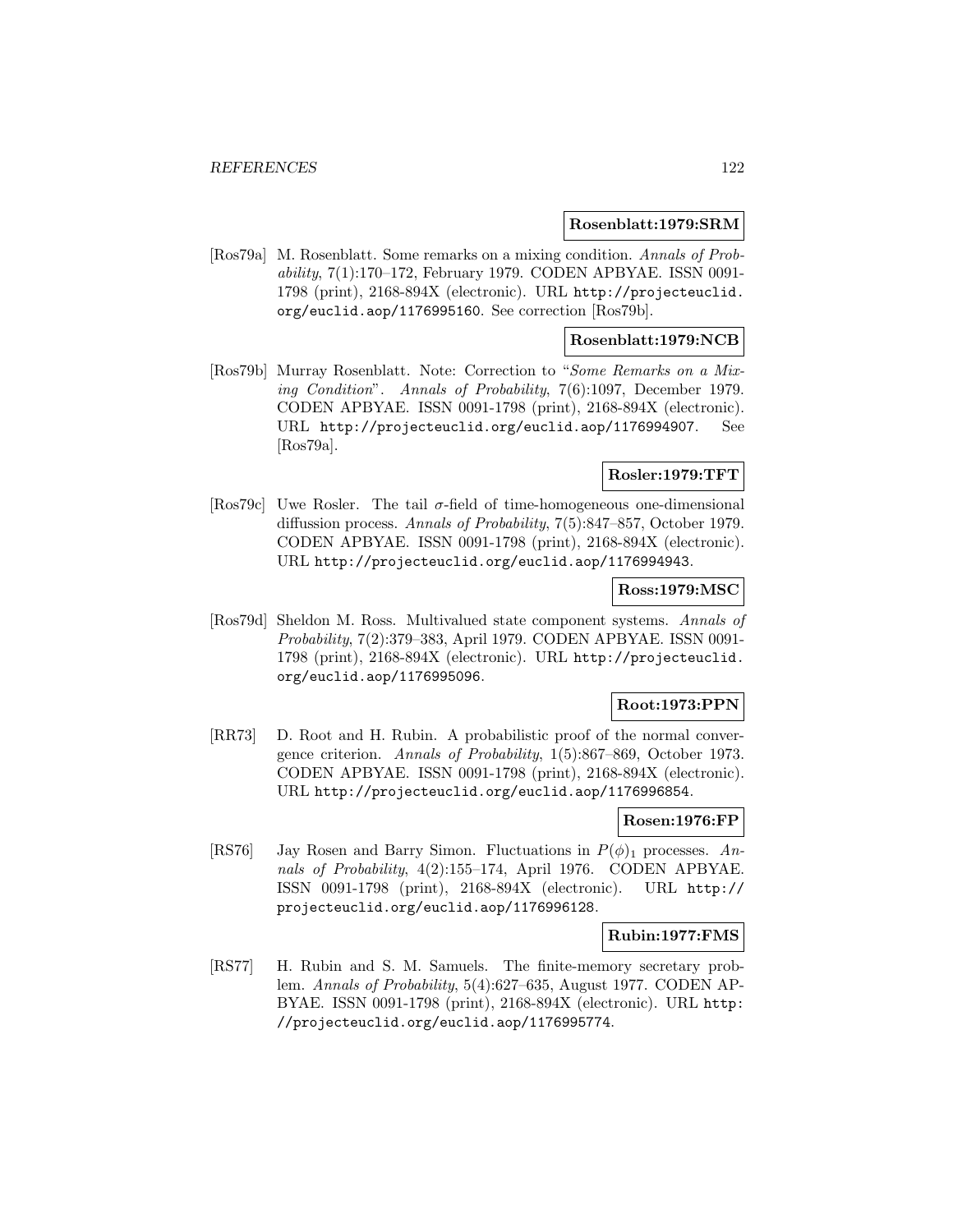**Rosenblatt:1979:SRM**

[Ros79a] M. Rosenblatt. Some remarks on a mixing condition. *Annals of Probability*, 7(1):170–172, February 1979. CODEN APBYAE. ISSN 0091-1798 (print), 2168-894X (electronic). URL http://projecteuclid.org/euclid.aop/1176995160. See correction [Ros79b].

**Rosenblatt:1979:NCB**

[Ros79b] Murray Rosenblatt. Note: Correction to "*Some Remarks on a Mixing Condition*". *Annals of Probability*, 7(6):1097, December 1979. CODEN APBYAE. ISSN 0091-1798 (print), 2168-894X (electronic). URL http://projecteuclid.org/euclid.aop/1176994907. See [Ros79a].

**Rosler:1979:TFT**

[Ros79c] Uwe Rosler. The tail $\sigma$-field of time-homogeneous one-dimensional diffusion process. *Annals of Probability*, 7(5):847–857, October 1979. CODEN APBYAE. ISSN 0091-1798 (print), 2168-894X (electronic). URL http://projecteuclid.org/euclid.aop/1176994943.

**Ross:1979:MSC**

[Ros79d] Sheldon M. Ross. Multivalued state component systems. *Annals of Probability*, 7(2):379–383, April 1979. CODEN APBYAE. ISSN 0091-1798 (print), 2168-894X (electronic). URL http://projecteuclid.org/euclid.aop/1176995096.

**Root:1973:PPN**

[RR73] D. Root and H. Rubin. A probabilistic proof of the normal convergence criterion. *Annals of Probability*, 1(5):867–869, October 1973. CODEN APBYAE. ISSN 0091-1798 (print), 2168-894X (electronic). URL http://projecteuclid.org/euclid.aop/1176996854.

**Rosen:1976:FP**

[RS76] Jay Rosen and Barry Simon. Fluctuations in $P(\phi)_1$ processes. *Annals of Probability*, 4(2):155–174, April 1976. CODEN APBYAE. ISSN 0091-1798 (print), 2168-894X (electronic). URL http://projecteuclid.org/euclid.aop/1176996128.

**Rubin:1977:FMS**

[RS77] H. Rubin and S. M. Samuels. The finite-memory secretary problem. *Annals of Probability*, 5(4):627–635, August 1977. CODEN APBYAE. ISSN 0091-1798 (print), 2168-894X (electronic). URL http://projecteuclid.org/euclid.aop/1176995774.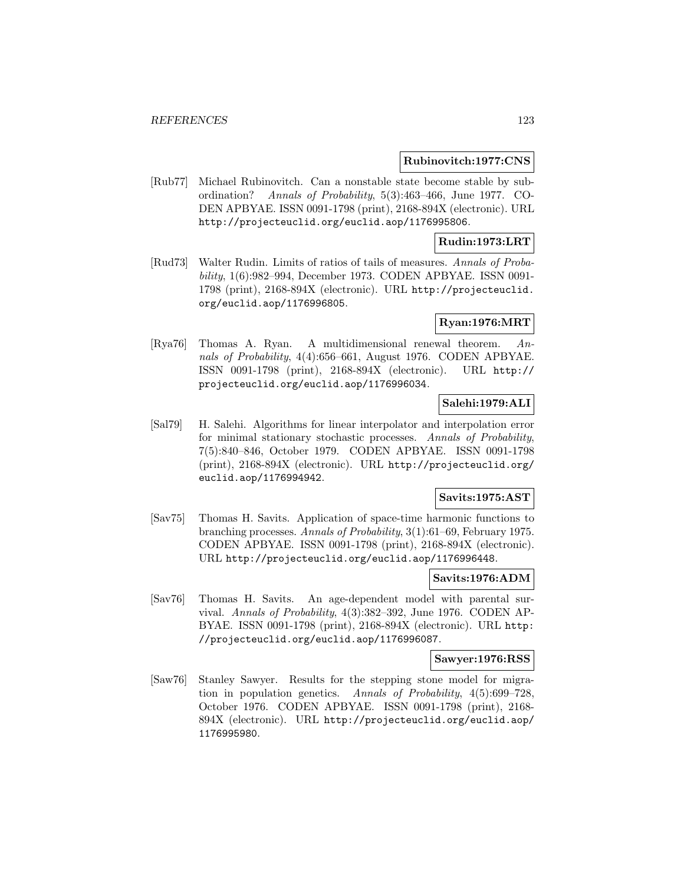**Rubinovitch:1977:CNS**

[Rub77] Michael Rubinovitch. Can a nonstable state become stable by subordination? *Annals of Probability*, 5(3):463–466, June 1977. CODEN APBYAE. ISSN 0091-1798 (print), 2168-894X (electronic). URL http://projecteuclid.org/euclid.aop/1176995806.

**Rudin:1973:LRT**

[Rud73] Walter Rudin. Limits of ratios of tails of measures. *Annals of Probability*, 1(6):982–994, December 1973. CODEN APBYAE. ISSN 0091-1798 (print), 2168-894X (electronic). URL http://projecteuclid.org/euclid.aop/1176996805.

**Ryan:1976:MRT**

[Rya76] Thomas A. Ryan. A multidimensional renewal theorem. *Annals of Probability*, 4(4):656–661, August 1976. CODEN APBYAE. ISSN 0091-1798 (print), 2168-894X (electronic). URL http://projecteuclid.org/euclid.aop/1176996034.

**Salehi:1979:ALI**

[Sal79] H. Salehi. Algorithms for linear interpolator and interpolation error for minimal stationary stochastic processes. *Annals of Probability*, 7(5):840–846, October 1979. CODEN APBYAE. ISSN 0091-1798 (print), 2168-894X (electronic). URL http://projecteuclid.org/euclid.aop/1176994942.

**Savits:1975:AST**

[Sav75] Thomas H. Savits. Application of space-time harmonic functions to branching processes. *Annals of Probability*, 3(1):61–69, February 1975. CODEN APBYAE. ISSN 0091-1798 (print), 2168-894X (electronic). URL http://projecteuclid.org/euclid.aop/1176996448.

**Savits:1976:ADM**

[Sav76] Thomas H. Savits. An age-dependent model with parental survival. *Annals of Probability*, 4(3):382–392, June 1976. CODEN APBYAE. ISSN 0091-1798 (print), 2168-894X (electronic). URL http://projecteuclid.org/euclid.aop/1176996087.

**Sawyer:1976:RSS**

[Saw76] Stanley Sawyer. Results for the stepping stone model for migration in population genetics. *Annals of Probability*, 4(5):699–728, October 1976. CODEN APBYAE. ISSN 0091-1798 (print), 2168-894X (electronic). URL http://projecteuclid.org/euclid.aop/1176995980.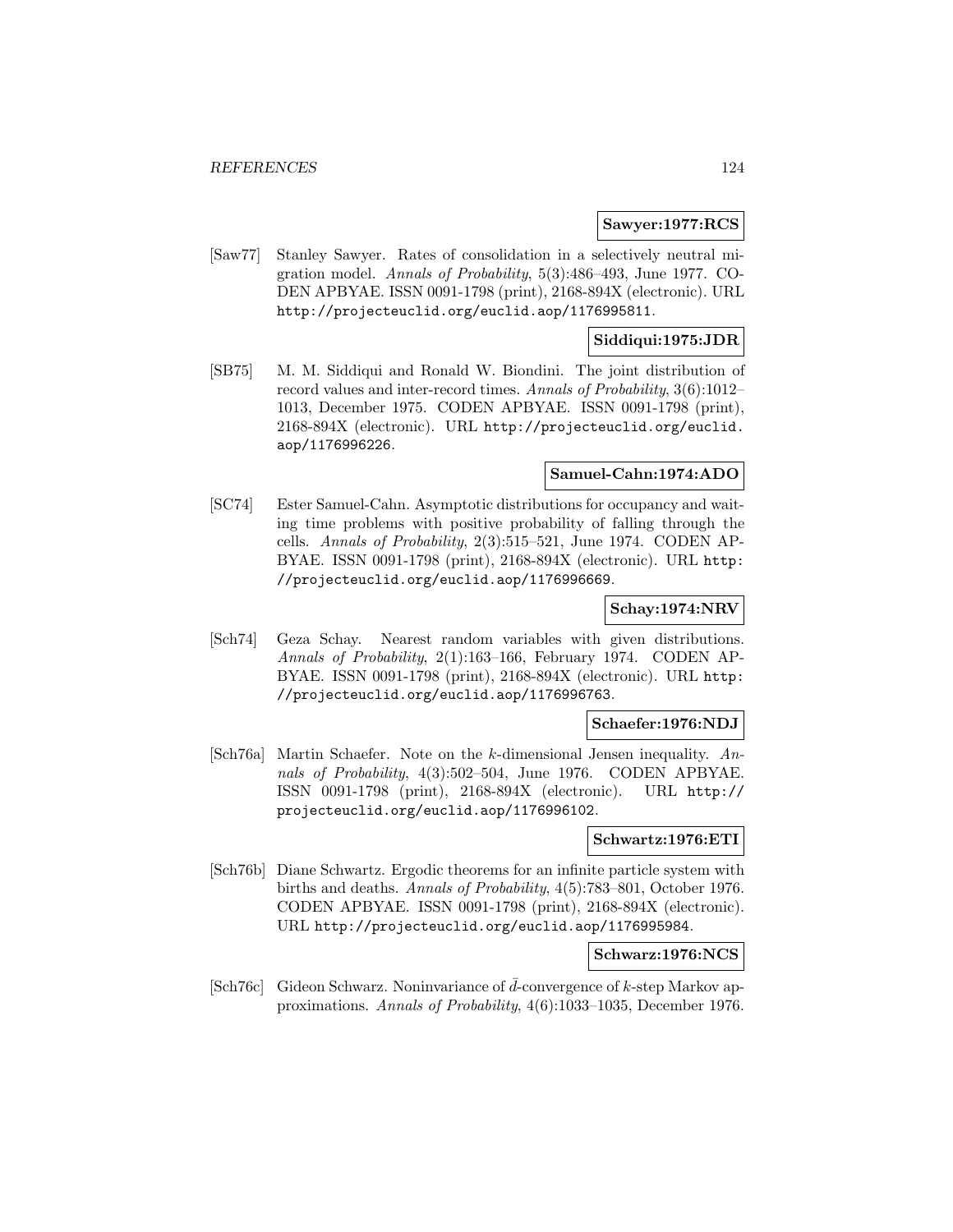**Sawyer:1977:RCS**

[Saw77] Stanley Sawyer. Rates of consolidation in a selectively neutral migration model. *Annals of Probability*, 5(3):486–493, June 1977. CODEN APBYAE. ISSN 0091-1798 (print), 2168-894X (electronic). URL http://projecteuclid.org/euclid.aop/1176995811.

**Siddiqui:1975:JDR**

[SB75] M. M. Siddiqui and Ronald W. Biondini. The joint distribution of record values and inter-record times. *Annals of Probability*, 3(6):1012–1013, December 1975. CODEN APBYAE. ISSN 0091-1798 (print), 2168-894X (electronic). URL http://projecteuclid.org/euclid.aop/1176996226.

**Samuel-Cahn:1974:ADO**

[SC74] Ester Samuel-Cahn. Asymptotic distributions for occupancy and waiting time problems with positive probability of falling through the cells. *Annals of Probability*, 2(3):515–521, June 1974. CODEN APBYAE. ISSN 0091-1798 (print), 2168-894X (electronic). URL http://projecteuclid.org/euclid.aop/1176996669.

**Schay:1974:NRV**

[Sch74] Geza Schay. Nearest random variables with given distributions. *Annals of Probability*, 2(1):163–166, February 1974. CODEN APBYAE. ISSN 0091-1798 (print), 2168-894X (electronic). URL http://projecteuclid.org/euclid.aop/1176996763.

**Schaefer:1976:NDJ**

[Sch76a] Martin Schaefer. Note on the $k$-dimensional Jensen inequality. *Annals of Probability*, 4(3):502–504, June 1976. CODEN APBYAE. ISSN 0091-1798 (print), 2168-894X (electronic). URL http://projecteuclid.org/euclid.aop/1176996102.

**Schwartz:1976:ETI**

[Sch76b] Diane Schwartz. Ergodic theorems for an infinite particle system with births and deaths. *Annals of Probability*, 4(5):783–801, October 1976. CODEN APBYAE. ISSN 0091-1798 (print), 2168-894X (electronic). URL http://projecteuclid.org/euclid.aop/1176995984.

**Schwarz:1976:NCS**

[Sch76c] Gideon Schwarz. Noninvariance of $\bar{d}$-convergence of $k$-step Markov approximations. *Annals of Probability*, 4(6):1033–1035, December 1976.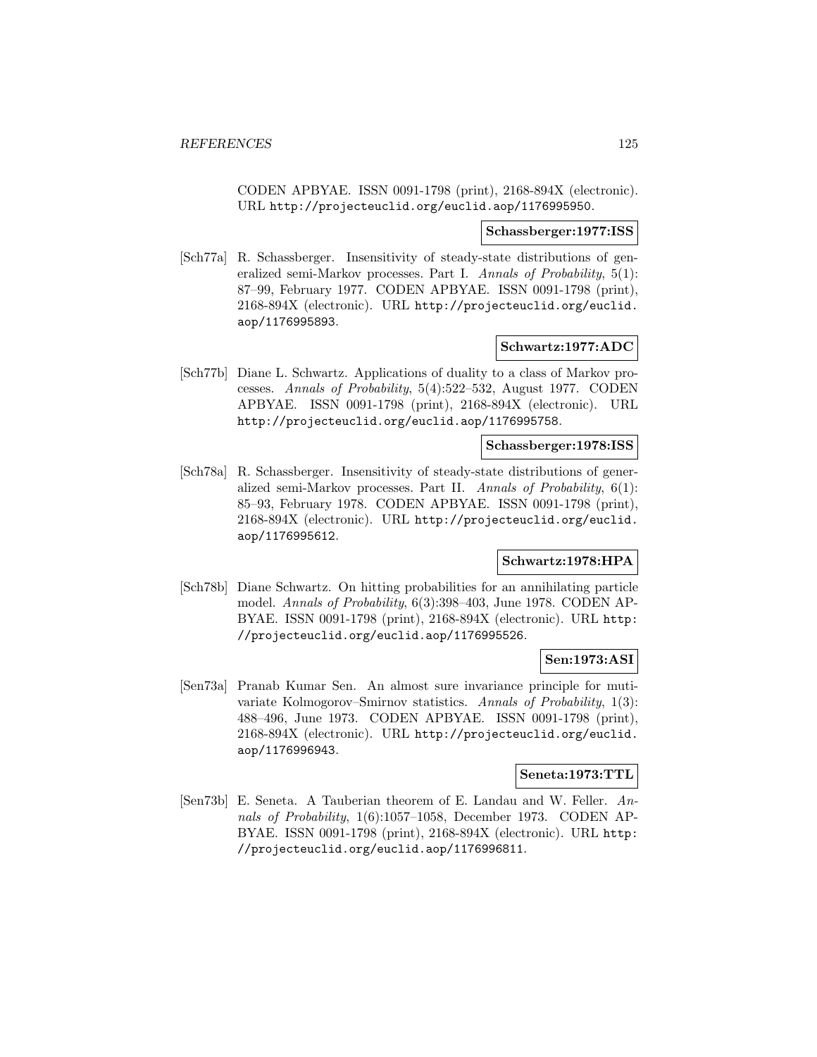CODEN APBYAE. ISSN 0091-1798 (print), 2168-894X (electronic). URL http://projecteuclid.org/euclid.aop/1176995950.

**Schassberger:1977:ISS**

[Sch77a] R. Schassberger. Insensitivity of steady-state distributions of generalized semi-Markov processes. Part I. *Annals of Probability*, 5(1): 87–99, February 1977. CODEN APBYAE. ISSN 0091-1798 (print), 2168-894X (electronic). URL http://projecteuclid.org/euclid.aop/1176995893.

**Schwartz:1977:ADC**

[Sch77b] Diane L. Schwartz. Applications of duality to a class of Markov processes. *Annals of Probability*, 5(4):522–532, August 1977. CODEN APBYAE. ISSN 0091-1798 (print), 2168-894X (electronic). URL http://projecteuclid.org/euclid.aop/1176995758.

**Schassberger:1978:ISS**

[Sch78a] R. Schassberger. Insensitivity of steady-state distributions of generalized semi-Markov processes. Part II. *Annals of Probability*, 6(1): 85–93, February 1978. CODEN APBYAE. ISSN 0091-1798 (print), 2168-894X (electronic). URL http://projecteuclid.org/euclid.aop/1176995612.

**Schwartz:1978:HPA**

[Sch78b] Diane Schwartz. On hitting probabilities for an annihilating particle model. *Annals of Probability*, 6(3):398–403, June 1978. CODEN APBYAE. ISSN 0091-1798 (print), 2168-894X (electronic). URL http://projecteuclid.org/euclid.aop/1176995526.

**Sen:1973:ASI**

[Sen73a] Pranab Kumar Sen. An almost sure invariance principle for mutivariate Kolmogorov–Smirnov statistics. *Annals of Probability*, 1(3): 488–496, June 1973. CODEN APBYAE. ISSN 0091-1798 (print), 2168-894X (electronic). URL http://projecteuclid.org/euclid.aop/1176996943.

**Seneta:1973:TTL**

[Sen73b] E. Seneta. A Tauberian theorem of E. Landau and W. Feller. *Annals of Probability*, 1(6):1057–1058, December 1973. CODEN APBYAE. ISSN 0091-1798 (print), 2168-894X (electronic). URL http://projecteuclid.org/euclid.aop/1176996811.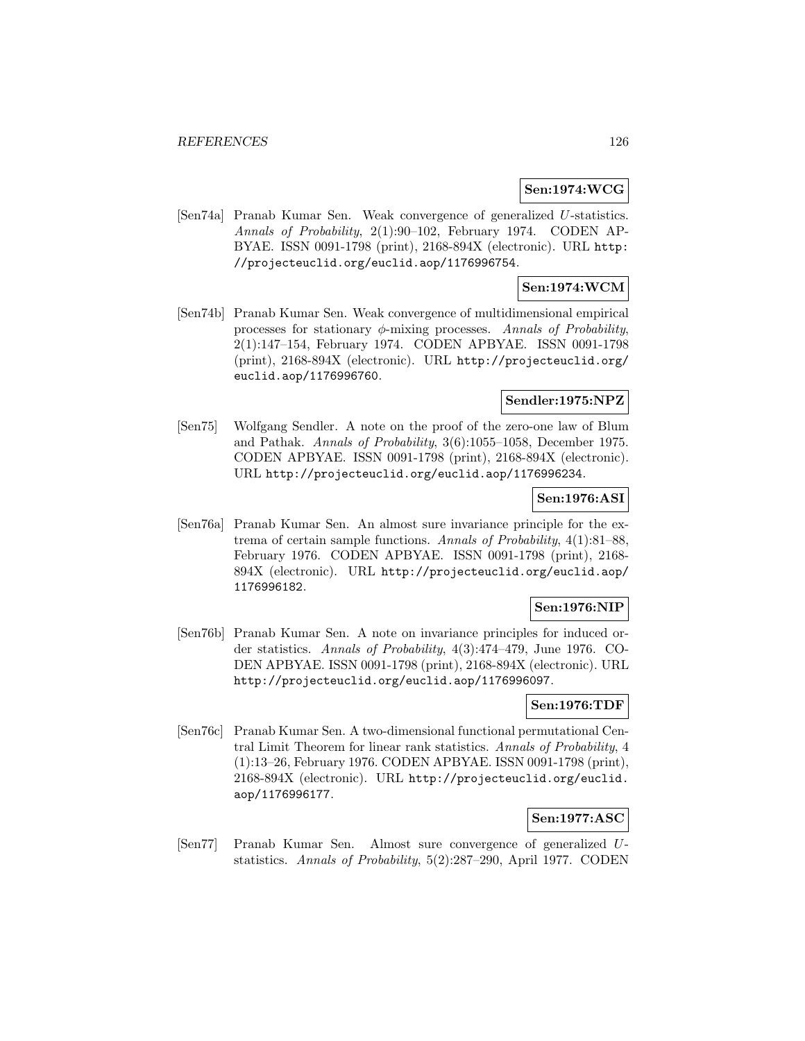**Sen:1974:WCG**

[Sen74a] Pranab Kumar Sen. Weak convergence of generalized $U$-statistics. *Annals of Probability*, 2(1):90–102, February 1974. CODEN APBYAE. ISSN 0091-1798 (print), 2168-894X (electronic). URL http://projecteuclid.org/euclid.aop/1176996754.

**Sen:1974:WCM**

[Sen74b] Pranab Kumar Sen. Weak convergence of multidimensional empirical processes for stationary $\phi$-mixing processes. *Annals of Probability*, 2(1):147–154, February 1974. CODEN APBYAE. ISSN 0091-1798 (print), 2168-894X (electronic). URL http://projecteuclid.org/euclid.aop/1176996760.

**Sendler:1975:NPZ**

[Sen75] Wolfgang Sendler. A note on the proof of the zero-one law of Blum and Pathak. *Annals of Probability*, 3(6):1055–1058, December 1975. CODEN APBYAE. ISSN 0091-1798 (print), 2168-894X (electronic). URL http://projecteuclid.org/euclid.aop/1176996234.

**Sen:1976:ASI**

[Sen76a] Pranab Kumar Sen. An almost sure invariance principle for the extrema of certain sample functions. *Annals of Probability*, 4(1):81–88, February 1976. CODEN APBYAE. ISSN 0091-1798 (print), 2168-894X (electronic). URL http://projecteuclid.org/euclid.aop/1176996182.

**Sen:1976:NIP**

[Sen76b] Pranab Kumar Sen. A note on invariance principles for induced order statistics. *Annals of Probability*, 4(3):474–479, June 1976. CODEN APBYAE. ISSN 0091-1798 (print), 2168-894X (electronic). URL http://projecteuclid.org/euclid.aop/1176996097.

**Sen:1976:TDF**

[Sen76c] Pranab Kumar Sen. A two-dimensional functional permutational Central Limit Theorem for linear rank statistics. *Annals of Probability*, 4(1):13–26, February 1976. CODEN APBYAE. ISSN 0091-1798 (print), 2168-894X (electronic). URL http://projecteuclid.org/euclid.aop/1176996177.

**Sen:1977:ASC**

[Sen77] Pranab Kumar Sen. Almost sure convergence of generalized $U$-statistics. *Annals of Probability*, 5(2):287–290, April 1977. CODEN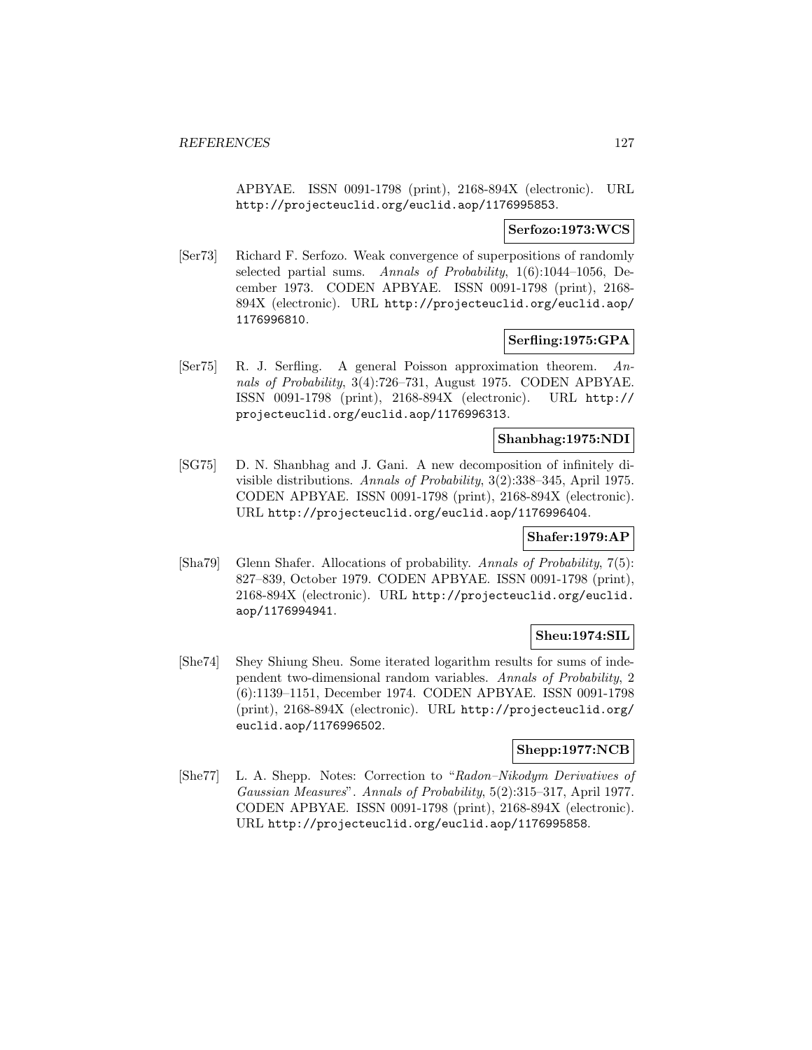APBYAE. ISSN 0091-1798 (print), 2168-894X (electronic). URL http://projecteuclid.org/euclid.aop/1176995853.

**Serfozo:1973:WCS**

[Ser73] Richard F. Serfozo. Weak convergence of superpositions of randomly selected partial sums. *Annals of Probability*, 1(6):1044–1056, December 1973. CODEN APBYAE. ISSN 0091-1798 (print), 2168-894X (electronic). URL http://projecteuclid.org/euclid.aop/1176996810.

**Serfling:1975:GPA**

[Ser75] R. J. Serfling. A general Poisson approximation theorem. *Annals of Probability*, 3(4):726–731, August 1975. CODEN APBYAE. ISSN 0091-1798 (print), 2168-894X (electronic). URL http://projecteuclid.org/euclid.aop/1176996313.

**Shanbhag:1975:NDI**

[SG75] D. N. Shanbhag and J. Gani. A new decomposition of infinitely divisible distributions. *Annals of Probability*, 3(2):338–345, April 1975. CODEN APBYAE. ISSN 0091-1798 (print), 2168-894X (electronic). URL http://projecteuclid.org/euclid.aop/1176996404.

**Shafer:1979:AP**

[Sha79] Glenn Shafer. Allocations of probability. *Annals of Probability*, 7(5): 827–839, October 1979. CODEN APBYAE. ISSN 0091-1798 (print), 2168-894X (electronic). URL http://projecteuclid.org/euclid.aop/1176994941.

**Sheu:1974:SIL**

[She74] Shey Shiung Sheu. Some iterated logarithm results for sums of independent two-dimensional random variables. *Annals of Probability*, 2 (6):1139–1151, December 1974. CODEN APBYAE. ISSN 0091-1798 (print), 2168-894X (electronic). URL http://projecteuclid.org/euclid.aop/1176996502.

**Shepp:1977:NCB**

[She77] L. A. Shepp. Notes: Correction to "*Radon–Nikodym Derivatives of Gaussian Measures*". *Annals of Probability*, 5(2):315–317, April 1977. CODEN APBYAE. ISSN 0091-1798 (print), 2168-894X (electronic). URL http://projecteuclid.org/euclid.aop/1176995858.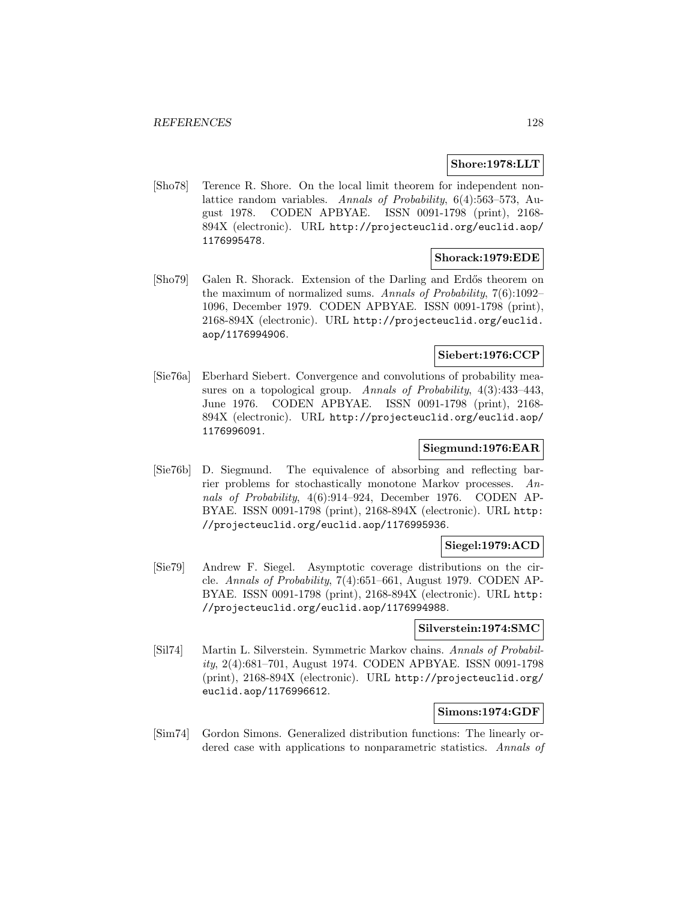**Shore:1978:LLT**

[Sho78] Terence R. Shore. On the local limit theorem for independent nonlattice random variables. *Annals of Probability*, 6(4):563–573, August 1978. CODEN APBYAE. ISSN 0091-1798 (print), 2168-894X (electronic). URL `http://projecteuclid.org/euclid.aop/1176995478`.

**Shorack:1979:EDE**

[Sho79] Galen R. Shorack. Extension of the Darling and Erdős theorem on the maximum of normalized sums. *Annals of Probability*, 7(6):1092–1096, December 1979. CODEN APBYAE. ISSN 0091-1798 (print), 2168-894X (electronic). URL `http://projecteuclid.org/euclid.aop/1176994906`.

**Siebert:1976:CCP**

[Sie76a] Eberhard Siebert. Convergence and convolutions of probability measures on a topological group. *Annals of Probability*, 4(3):433–443, June 1976. CODEN APBYAE. ISSN 0091-1798 (print), 2168-894X (electronic). URL `http://projecteuclid.org/euclid.aop/1176996091`.

**Siegmund:1976:EAR**

[Sie76b] D. Siegmund. The equivalence of absorbing and reflecting barrier problems for stochastically monotone Markov processes. *Annals of Probability*, 4(6):914–924, December 1976. CODEN APBYAE. ISSN 0091-1798 (print), 2168-894X (electronic). URL `http://projecteuclid.org/euclid.aop/1176995936`.

**Siegel:1979:ACD**

[Sie79] Andrew F. Siegel. Asymptotic coverage distributions on the circle. *Annals of Probability*, 7(4):651–661, August 1979. CODEN APBYAE. ISSN 0091-1798 (print), 2168-894X (electronic). URL `http://projecteuclid.org/euclid.aop/1176994988`.

**Silverstein:1974:SMC**

[Sil74] Martin L. Silverstein. Symmetric Markov chains. *Annals of Probability*, 2(4):681–701, August 1974. CODEN APBYAE. ISSN 0091-1798 (print), 2168-894X (electronic). URL `http://projecteuclid.org/euclid.aop/1176996612`.

**Simons:1974:GDF**

[Sim74] Gordon Simons. Generalized distribution functions: The linearly ordered case with applications to nonparametric statistics. *Annals of*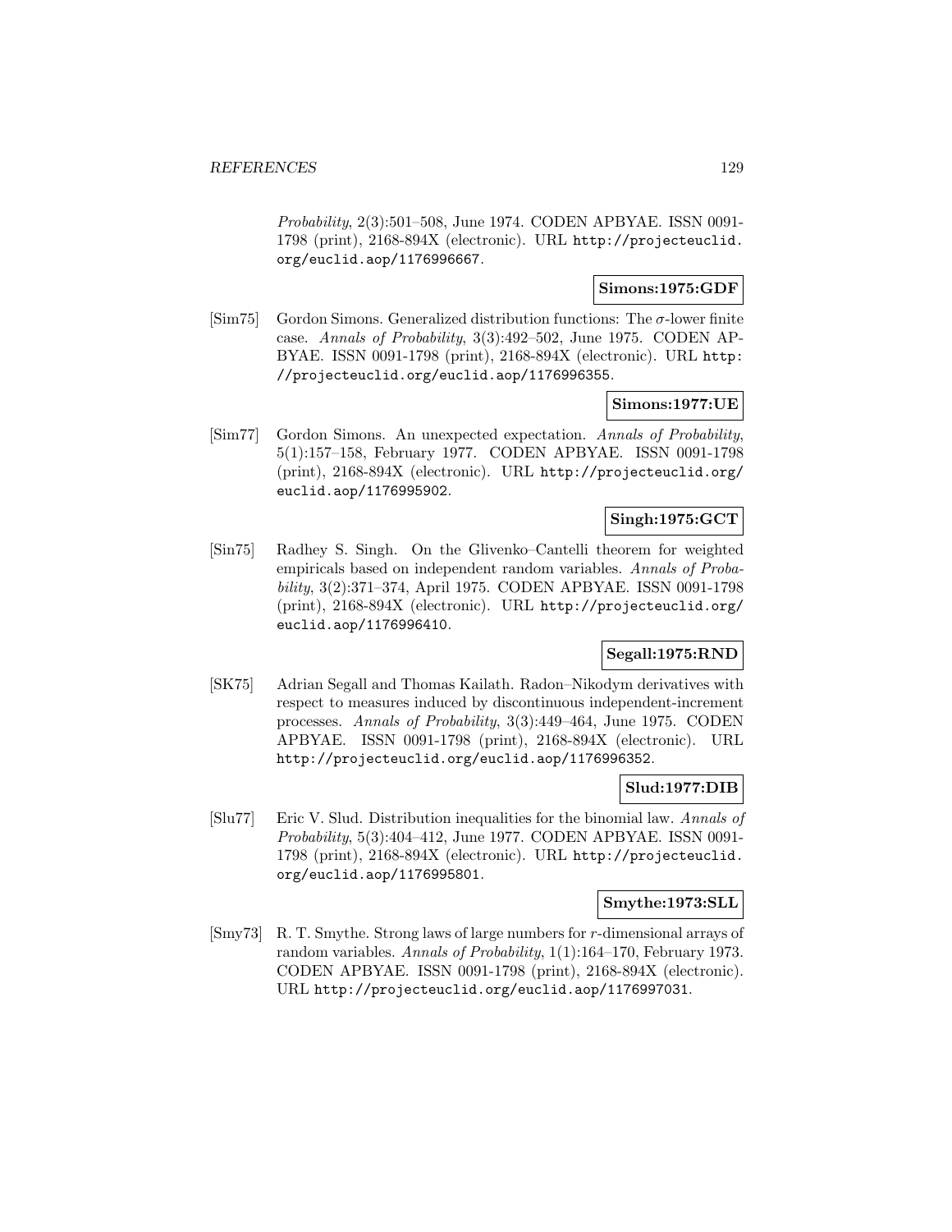*Probability*, 2(3):501–508, June 1974. CODEN APBYAE. ISSN 0091-1798 (print), 2168-894X (electronic). URL http://projecteuclid.org/euclid.aop/1176996667.

**Simons:1975:GDF**

[Sim75] Gordon Simons. Generalized distribution functions: The $\sigma$-lower finite case. *Annals of Probability*, 3(3):492–502, June 1975. CODEN APBYAE. ISSN 0091-1798 (print), 2168-894X (electronic). URL http://projecteuclid.org/euclid.aop/1176996355.

**Simons:1977:UE**

[Sim77] Gordon Simons. An unexpected expectation. *Annals of Probability*, 5(1):157–158, February 1977. CODEN APBYAE. ISSN 0091-1798 (print), 2168-894X (electronic). URL http://projecteuclid.org/euclid.aop/1176995902.

**Singh:1975:GCT**

[Sin75] Radhey S. Singh. On the Glivenko–Cantelli theorem for weighted empiricals based on independent random variables. *Annals of Probability*, 3(2):371–374, April 1975. CODEN APBYAE. ISSN 0091-1798 (print), 2168-894X (electronic). URL http://projecteuclid.org/euclid.aop/1176996410.

**Segall:1975:RND**

[SK75] Adrian Segall and Thomas Kailath. Radon–Nikodym derivatives with respect to measures induced by discontinuous independent-increment processes. *Annals of Probability*, 3(3):449–464, June 1975. CODEN APBYAE. ISSN 0091-1798 (print), 2168-894X (electronic). URL http://projecteuclid.org/euclid.aop/1176996352.

**Slud:1977:DIB**

[Slu77] Eric V. Slud. Distribution inequalities for the binomial law. *Annals of Probability*, 5(3):404–412, June 1977. CODEN APBYAE. ISSN 0091-1798 (print), 2168-894X (electronic). URL http://projecteuclid.org/euclid.aop/1176995801.

**Smythe:1973:SLL**

[Smy73] R. T. Smythe. Strong laws of large numbers for $r$-dimensional arrays of random variables. *Annals of Probability*, 1(1):164–170, February 1973. CODEN APBYAE. ISSN 0091-1798 (print), 2168-894X (electronic). URL http://projecteuclid.org/euclid.aop/1176997031.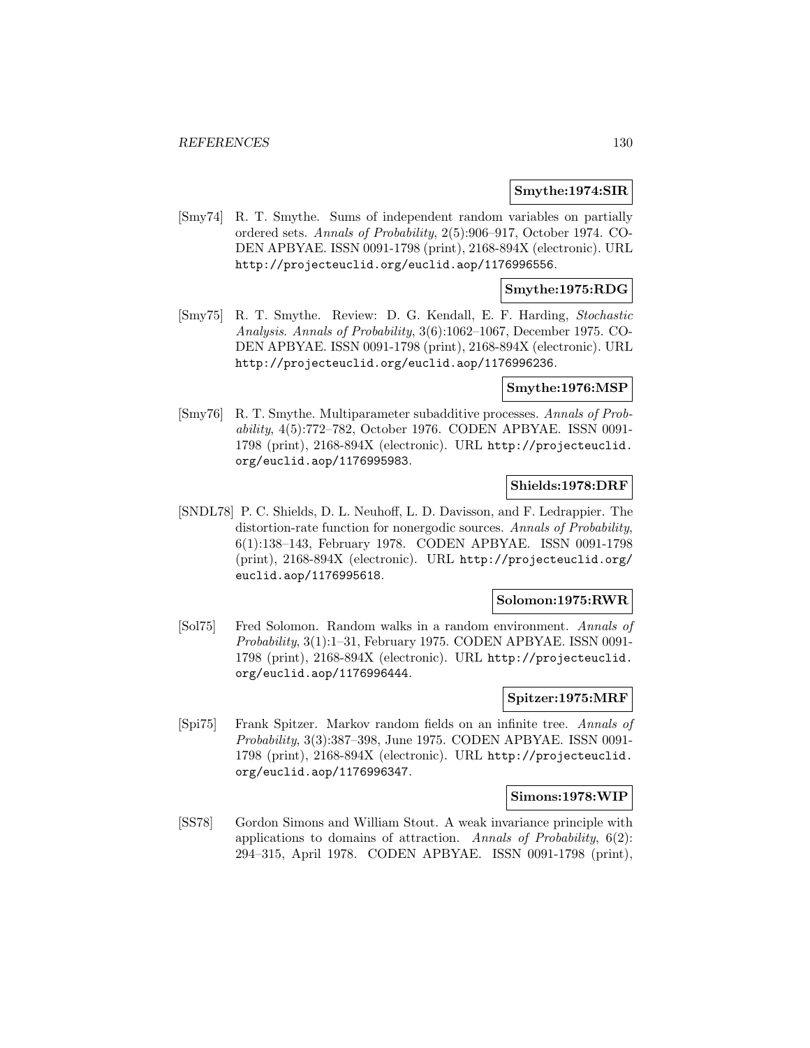**Smythe:1974:SIR**

[Smy74] R. T. Smythe. Sums of independent random variables on partially ordered sets. *Annals of Probability*, 2(5):906–917, October 1974. CODEN APBYAE. ISSN 0091-1798 (print), 2168-894X (electronic). URL http://projecteuclid.org/euclid.aop/1176996556.

**Smythe:1975:RDG**

[Smy75] R. T. Smythe. Review: D. G. Kendall, E. F. Harding, *Stochastic Analysis*. *Annals of Probability*, 3(6):1062–1067, December 1975. CODEN APBYAE. ISSN 0091-1798 (print), 2168-894X (electronic). URL http://projecteuclid.org/euclid.aop/1176996236.

**Smythe:1976:MSP**

[Smy76] R. T. Smythe. Multiparameter subadditive processes. *Annals of Probability*, 4(5):772–782, October 1976. CODEN APBYAE. ISSN 0091-1798 (print), 2168-894X (electronic). URL http://projecteuclid.org/euclid.aop/1176995983.

**Shields:1978:DRF**

[SNDL78] P. C. Shields, D. L. Neuhoff, L. D. Davisson, and F. Ledrappier. The distortion-rate function for nonergodic sources. *Annals of Probability*, 6(1):138–143, February 1978. CODEN APBYAE. ISSN 0091-1798 (print), 2168-894X (electronic). URL http://projecteuclid.org/euclid.aop/1176995618.

**Solomon:1975:RWR**

[Sol75] Fred Solomon. Random walks in a random environment. *Annals of Probability*, 3(1):1–31, February 1975. CODEN APBYAE. ISSN 0091-1798 (print), 2168-894X (electronic). URL http://projecteuclid.org/euclid.aop/1176996444.

**Spitzer:1975:MRF**

[Spi75] Frank Spitzer. Markov random fields on an infinite tree. *Annals of Probability*, 3(3):387–398, June 1975. CODEN APBYAE. ISSN 0091-1798 (print), 2168-894X (electronic). URL http://projecteuclid.org/euclid.aop/1176996347.

**Simons:1978:WIP**

[SS78] Gordon Simons and William Stout. A weak invariance principle with applications to domains of attraction. *Annals of Probability*, 6(2): 294–315, April 1978. CODEN APBYAE. ISSN 0091-1798 (print),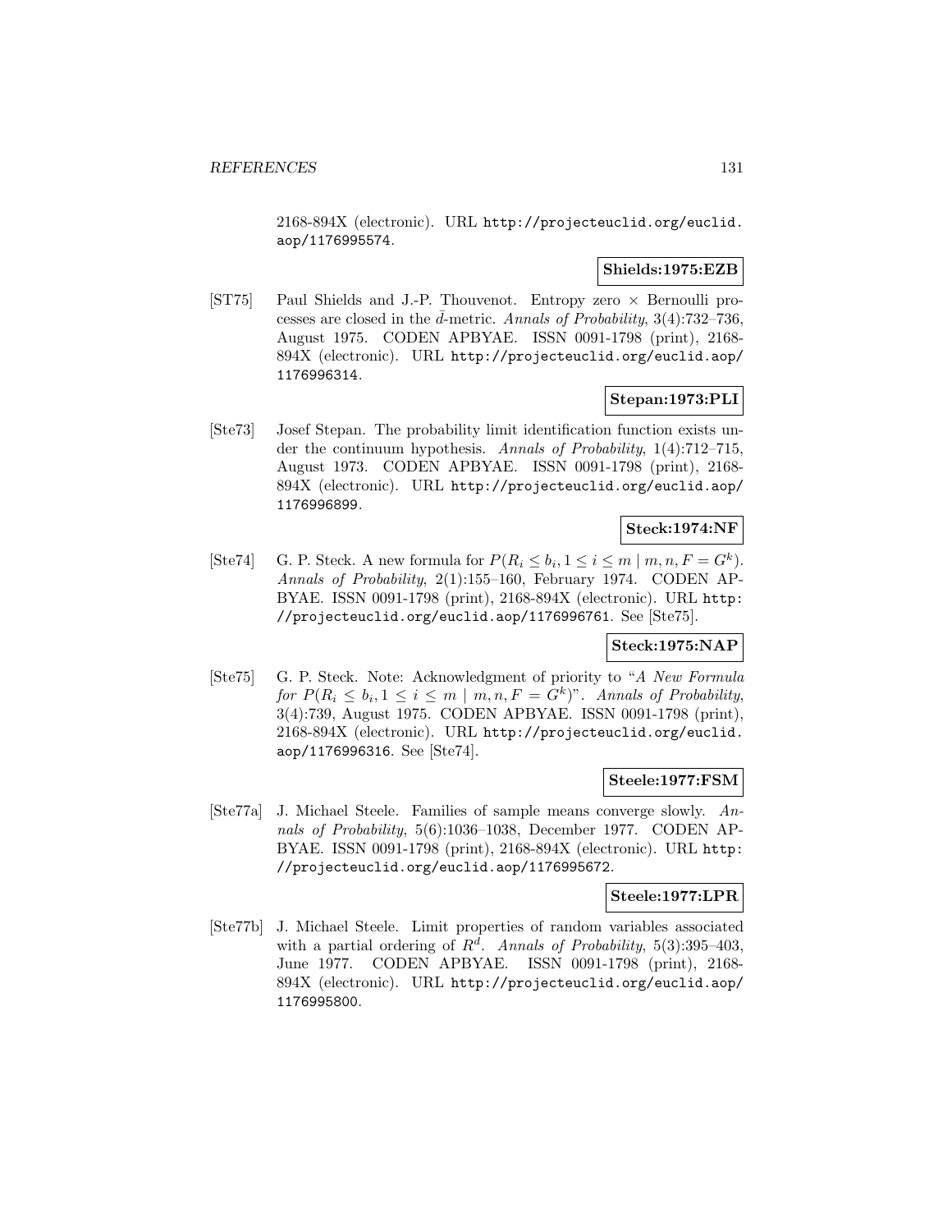2168-894X (electronic). URL http://projecteuclid.org/euclid.aop/1176995574.

**Shields:1975:EZB**

[ST75] Paul Shields and J.-P. Thouvenot. Entropy zero $\times$ Bernoulli processes are closed in the $\bar{d}$-metric. *Annals of Probability*, 3(4):732–736, August 1975. CODEN APBYAE. ISSN 0091-1798 (print), 2168-894X (electronic). URL http://projecteuclid.org/euclid.aop/1176996314.

**Stepan:1973:PLI**

[Ste73] Josef Stepan. The probability limit identification function exists under the continuum hypothesis. *Annals of Probability*, 1(4):712–715, August 1973. CODEN APBYAE. ISSN 0091-1798 (print), 2168-894X (electronic). URL http://projecteuclid.org/euclid.aop/1176996899.

**Steck:1974:NF**

[Ste74] G. P. Steck. A new formula for $P(R_i \le b_i, 1 \le i \le m \mid m, n, F = G^k)$. *Annals of Probability*, 2(1):155–160, February 1974. CODEN APBYAE. ISSN 0091-1798 (print), 2168-894X (electronic). URL http://projecteuclid.org/euclid.aop/1176996761. See [Ste75].

**Steck:1975:NAP**

[Ste75] G. P. Steck. Note: Acknowledgment of priority to "*A New Formula for $P(R_i \le b_i, 1 \le i \le m \mid m, n, F = G^k)$*". *Annals of Probability*, 3(4):739, August 1975. CODEN APBYAE. ISSN 0091-1798 (print), 2168-894X (electronic). URL http://projecteuclid.org/euclid.aop/1176996316. See [Ste74].

**Steele:1977:FSM**

[Ste77a] J. Michael Steele. Families of sample means converge slowly. *Annals of Probability*, 5(6):1036–1038, December 1977. CODEN APBYAE. ISSN 0091-1798 (print), 2168-894X (electronic). URL http://projecteuclid.org/euclid.aop/1176995672.

**Steele:1977:LPR**

[Ste77b] J. Michael Steele. Limit properties of random variables associated with a partial ordering of $R^d$. *Annals of Probability*, 5(3):395–403, June 1977. CODEN APBYAE. ISSN 0091-1798 (print), 2168-894X (electronic). URL http://projecteuclid.org/euclid.aop/1176995800.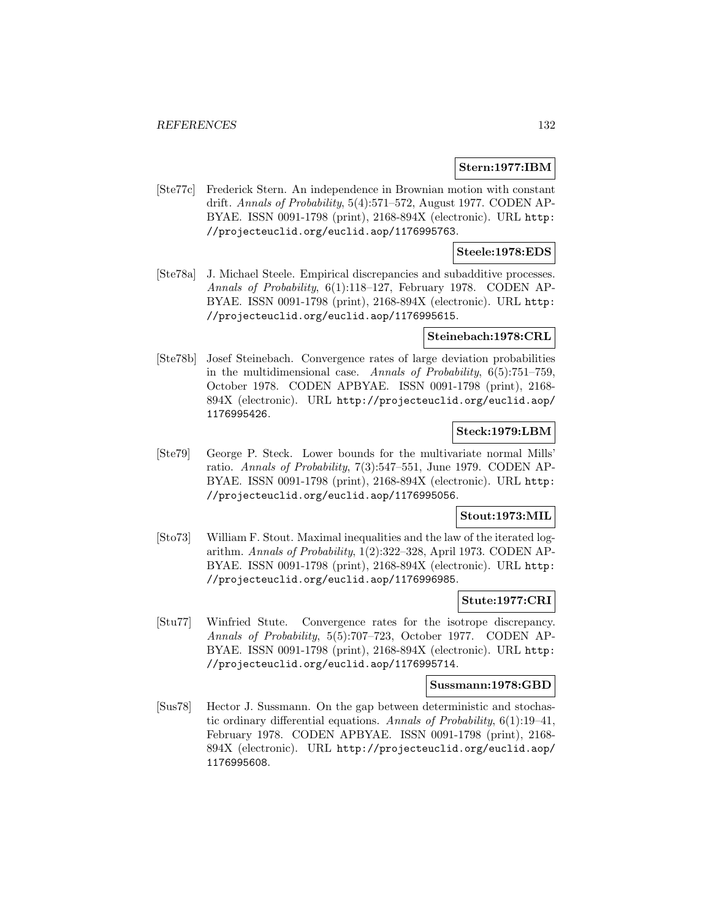**Stern:1977:IBM**

[Ste77c] Frederick Stern. An independence in Brownian motion with constant drift. *Annals of Probability*, 5(4):571–572, August 1977. CODEN APBYAE. ISSN 0091-1798 (print), 2168-894X (electronic). URL http://projecteuclid.org/euclid.aop/1176995763.

**Steele:1978:EDS**

[Ste78a] J. Michael Steele. Empirical discrepancies and subadditive processes. *Annals of Probability*, 6(1):118–127, February 1978. CODEN APBYAE. ISSN 0091-1798 (print), 2168-894X (electronic). URL http://projecteuclid.org/euclid.aop/1176995615.

**Steinebach:1978:CRL**

[Ste78b] Josef Steinebach. Convergence rates of large deviation probabilities in the multidimensional case. *Annals of Probability*, 6(5):751–759, October 1978. CODEN APBYAE. ISSN 0091-1798 (print), 2168-894X (electronic). URL http://projecteuclid.org/euclid.aop/1176995426.

**Steck:1979:LBM**

[Ste79] George P. Steck. Lower bounds for the multivariate normal Mills' ratio. *Annals of Probability*, 7(3):547–551, June 1979. CODEN APBYAE. ISSN 0091-1798 (print), 2168-894X (electronic). URL http://projecteuclid.org/euclid.aop/1176995056.

**Stout:1973:MIL**

[Sto73] William F. Stout. Maximal inequalities and the law of the iterated logarithm. *Annals of Probability*, 1(2):322–328, April 1973. CODEN APBYAE. ISSN 0091-1798 (print), 2168-894X (electronic). URL http://projecteuclid.org/euclid.aop/1176996985.

**Stute:1977:CRI**

[Stu77] Winfried Stute. Convergence rates for the isotrope discrepancy. *Annals of Probability*, 5(5):707–723, October 1977. CODEN APBYAE. ISSN 0091-1798 (print), 2168-894X (electronic). URL http://projecteuclid.org/euclid.aop/1176995714.

**Sussmann:1978:GBD**

[Sus78] Hector J. Sussmann. On the gap between deterministic and stochastic ordinary differential equations. *Annals of Probability*, 6(1):19–41, February 1978. CODEN APBYAE. ISSN 0091-1798 (print), 2168-894X (electronic). URL http://projecteuclid.org/euclid.aop/1176995608.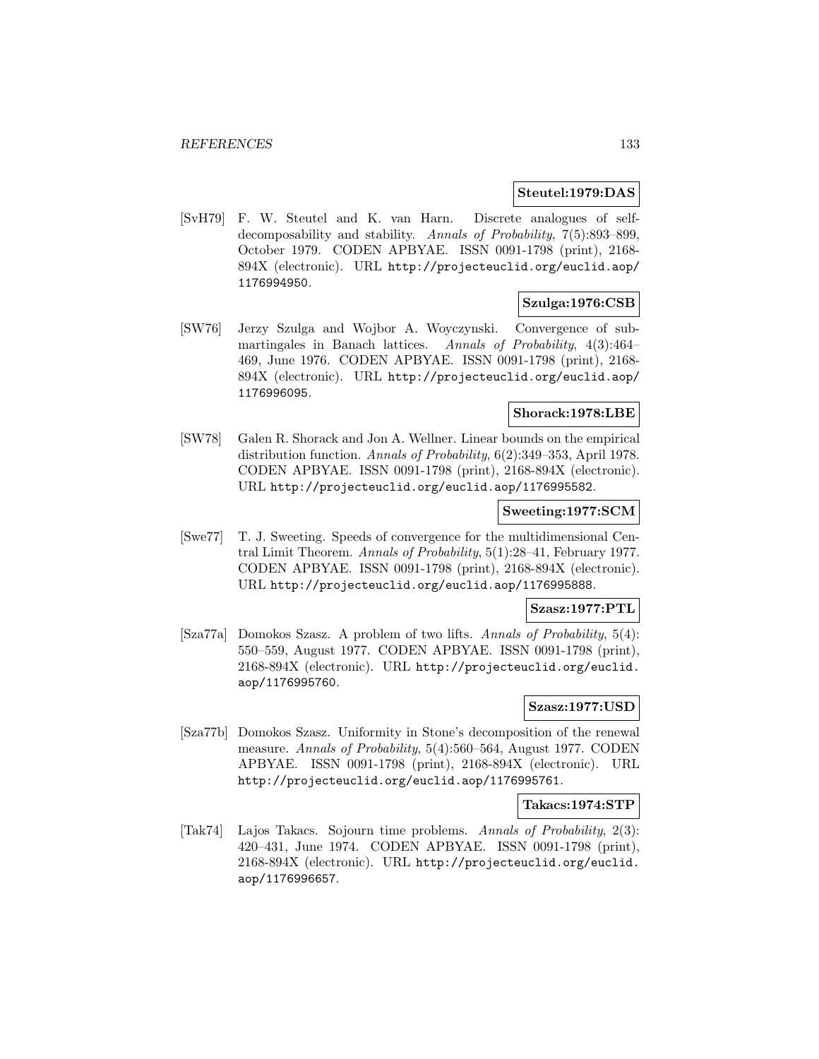**Steutel:1979:DAS**

[SvH79] F. W. Steutel and K. van Harn. Discrete analogues of self-decomposability and stability. *Annals of Probability*, 7(5):893–899, October 1979. CODEN APBYAE. ISSN 0091-1798 (print), 2168-894X (electronic). URL http://projecteuclid.org/euclid.aop/1176994950.

**Szulga:1976:CSB**

[SW76] Jerzy Szulga and Wojbor A. Woyczynski. Convergence of submartingales in Banach lattices. *Annals of Probability*, 4(3):464–469, June 1976. CODEN APBYAE. ISSN 0091-1798 (print), 2168-894X (electronic). URL http://projecteuclid.org/euclid.aop/1176996095.

**Shorack:1978:LBE**

[SW78] Galen R. Shorack and Jon A. Wellner. Linear bounds on the empirical distribution function. *Annals of Probability*, 6(2):349–353, April 1978. CODEN APBYAE. ISSN 0091-1798 (print), 2168-894X (electronic). URL http://projecteuclid.org/euclid.aop/1176995582.

**Sweeting:1977:SCM**

[Swe77] T. J. Sweeting. Speeds of convergence for the multidimensional Central Limit Theorem. *Annals of Probability*, 5(1):28–41, February 1977. CODEN APBYAE. ISSN 0091-1798 (print), 2168-894X (electronic). URL http://projecteuclid.org/euclid.aop/1176995888.

**Szasz:1977:PTL**

[Sza77a] Domokos Szasz. A problem of two lifts. *Annals of Probability*, 5(4): 550–559, August 1977. CODEN APBYAE. ISSN 0091-1798 (print), 2168-894X (electronic). URL http://projecteuclid.org/euclid.aop/1176995760.

**Szasz:1977:USD**

[Sza77b] Domokos Szasz. Uniformity in Stone's decomposition of the renewal measure. *Annals of Probability*, 5(4):560–564, August 1977. CODEN APBYAE. ISSN 0091-1798 (print), 2168-894X (electronic). URL http://projecteuclid.org/euclid.aop/1176995761.

**Takacs:1974:STP**

[Tak74] Lajos Takacs. Sojourn time problems. *Annals of Probability*, 2(3): 420–431, June 1974. CODEN APBYAE. ISSN 0091-1798 (print), 2168-894X (electronic). URL http://projecteuclid.org/euclid.aop/1176996657.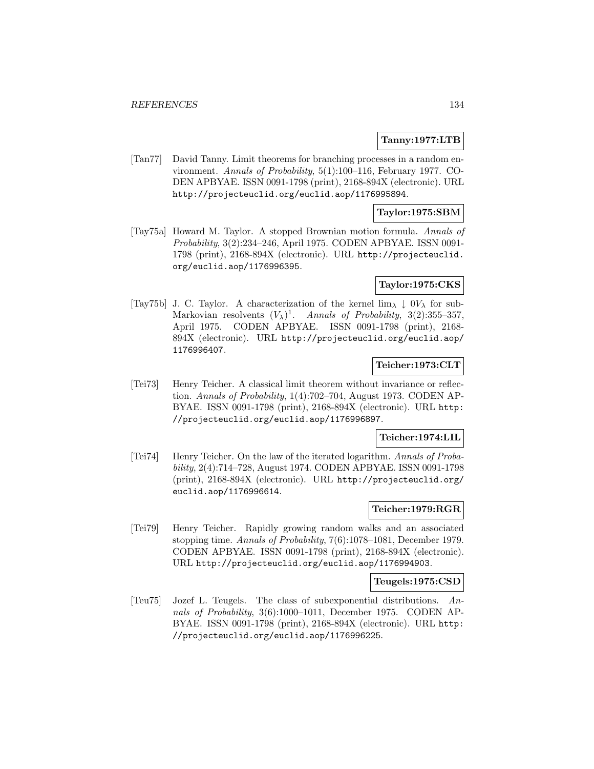**Tanny:1977:LTB**

[Tan77] David Tanny. Limit theorems for branching processes in a random environment. *Annals of Probability*, 5(1):100–116, February 1977. CODEN APBYAE. ISSN 0091-1798 (print), 2168-894X (electronic). URL http://projecteuclid.org/euclid.aop/1176995894.

**Taylor:1975:SBM**

[Tay75a] Howard M. Taylor. A stopped Brownian motion formula. *Annals of Probability*, 3(2):234–246, April 1975. CODEN APBYAE. ISSN 0091-1798 (print), 2168-894X (electronic). URL http://projecteuclid.org/euclid.aop/1176996395.

**Taylor:1975:CKS**

[Tay75b] J. C. Taylor. A characterization of the kernel $\lim_{\lambda} \downarrow 0V_{\lambda}$ for sub-Markovian resolvents $(V_{\lambda})^1$. *Annals of Probability*, 3(2):355–357, April 1975. CODEN APBYAE. ISSN 0091-1798 (print), 2168-894X (electronic). URL http://projecteuclid.org/euclid.aop/1176996407.

**Teicher:1973:CLT**

[Tei73] Henry Teicher. A classical limit theorem without invariance or reflection. *Annals of Probability*, 1(4):702–704, August 1973. CODEN APBYAE. ISSN 0091-1798 (print), 2168-894X (electronic). URL http://projecteuclid.org/euclid.aop/1176996897.

**Teicher:1974:LIL**

[Tei74] Henry Teicher. On the law of the iterated logarithm. *Annals of Probability*, 2(4):714–728, August 1974. CODEN APBYAE. ISSN 0091-1798 (print), 2168-894X (electronic). URL http://projecteuclid.org/euclid.aop/1176996614.

**Teicher:1979:RGR**

[Tei79] Henry Teicher. Rapidly growing random walks and an associated stopping time. *Annals of Probability*, 7(6):1078–1081, December 1979. CODEN APBYAE. ISSN 0091-1798 (print), 2168-894X (electronic). URL http://projecteuclid.org/euclid.aop/1176994903.

**Teugels:1975:CSD**

[Teu75] Jozef L. Teugels. The class of subexponential distributions. *Annals of Probability*, 3(6):1000–1011, December 1975. CODEN APBYAE. ISSN 0091-1798 (print), 2168-894X (electronic). URL http://projecteuclid.org/euclid.aop/1176996225.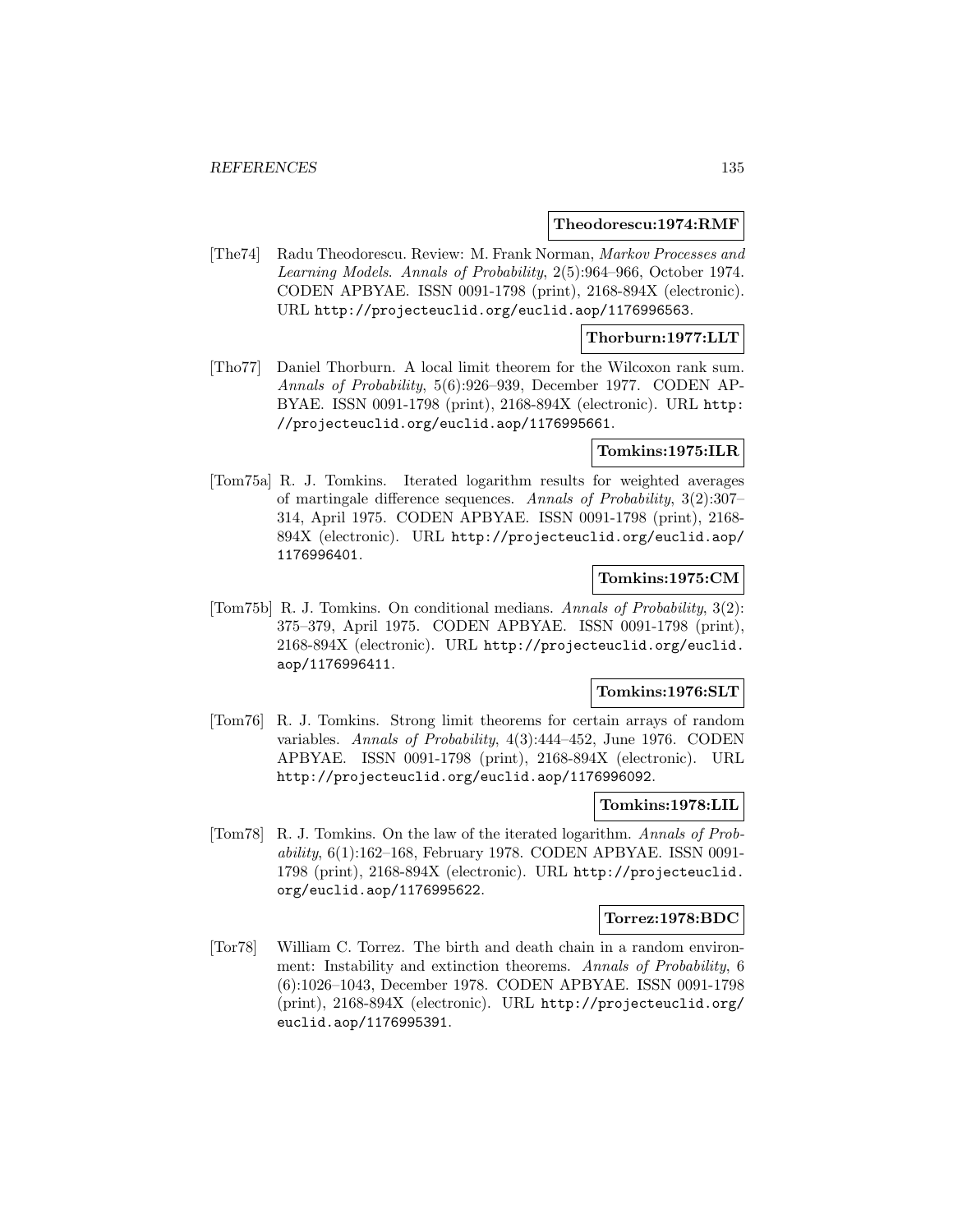**Theodorescu:1974:RMF**

[The74] Radu Theodorescu. Review: M. Frank Norman, *Markov Processes and Learning Models*. Annals of Probability, 2(5):964–966, October 1974. CODEN APBYAE. ISSN 0091-1798 (print), 2168-894X (electronic). URL http://projecteuclid.org/euclid.aop/1176996563.

**Thorburn:1977:LLT**

[Tho77] Daniel Thorburn. A local limit theorem for the Wilcoxon rank sum. *Annals of Probability*, 5(6):926–939, December 1977. CODEN APBYAE. ISSN 0091-1798 (print), 2168-894X (electronic). URL http://projecteuclid.org/euclid.aop/1176995661.

**Tomkins:1975:ILR**

[Tom75a] R. J. Tomkins. Iterated logarithm results for weighted averages of martingale difference sequences. *Annals of Probability*, 3(2):307–314, April 1975. CODEN APBYAE. ISSN 0091-1798 (print), 2168-894X (electronic). URL http://projecteuclid.org/euclid.aop/1176996401.

**Tomkins:1975:CM**

[Tom75b] R. J. Tomkins. On conditional medians. *Annals of Probability*, 3(2):375–379, April 1975. CODEN APBYAE. ISSN 0091-1798 (print), 2168-894X (electronic). URL http://projecteuclid.org/euclid.aop/1176996411.

**Tomkins:1976:SLT**

[Tom76] R. J. Tomkins. Strong limit theorems for certain arrays of random variables. *Annals of Probability*, 4(3):444–452, June 1976. CODEN APBYAE. ISSN 0091-1798 (print), 2168-894X (electronic). URL http://projecteuclid.org/euclid.aop/1176996092.

**Tomkins:1978:LIL**

[Tom78] R. J. Tomkins. On the law of the iterated logarithm. *Annals of Probability*, 6(1):162–168, February 1978. CODEN APBYAE. ISSN 0091-1798 (print), 2168-894X (electronic). URL http://projecteuclid.org/euclid.aop/1176995622.

**Torrez:1978:BDC**

[Tor78] William C. Torrez. The birth and death chain in a random environment: Instability and extinction theorems. *Annals of Probability*, 6 (6):1026–1043, December 1978. CODEN APBYAE. ISSN 0091-1798 (print), 2168-894X (electronic). URL http://projecteuclid.org/euclid.aop/1176995391.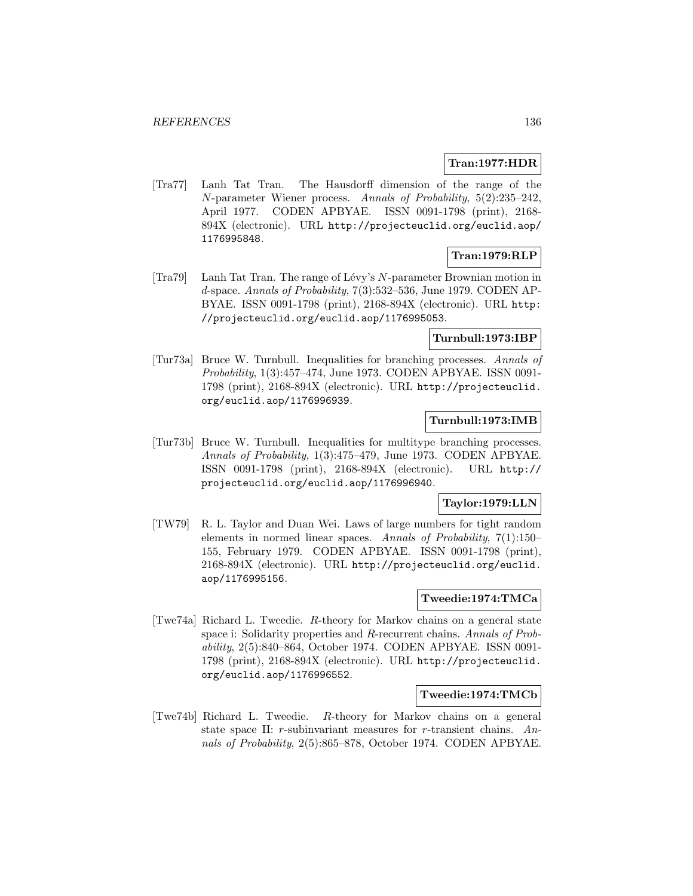**Tran:1977:HDR**

[Tra77] Lanh Tat Tran. The Hausdorff dimension of the range of the $N$-parameter Wiener process. *Annals of Probability*, 5(2):235–242, April 1977. CODEN APBYAE. ISSN 0091-1798 (print), 2168-894X (electronic). URL `http://projecteuclid.org/euclid.aop/1176995848`.

**Tran:1979:RLP**

[Tra79] Lanh Tat Tran. The range of Lévy's $N$-parameter Brownian motion in $d$-space. *Annals of Probability*, 7(3):532–536, June 1979. CODEN APBYAE. ISSN 0091-1798 (print), 2168-894X (electronic). URL `http://projecteuclid.org/euclid.aop/1176995053`.

**Turnbull:1973:IBP**

[Tur73a] Bruce W. Turnbull. Inequalities for branching processes. *Annals of Probability*, 1(3):457–474, June 1973. CODEN APBYAE. ISSN 0091-1798 (print), 2168-894X (electronic). URL `http://projecteuclid.org/euclid.aop/1176996939`.

**Turnbull:1973:IMB**

[Tur73b] Bruce W. Turnbull. Inequalities for multitype branching processes. *Annals of Probability*, 1(3):475–479, June 1973. CODEN APBYAE. ISSN 0091-1798 (print), 2168-894X (electronic). URL `http://projecteuclid.org/euclid.aop/1176996940`.

**Taylor:1979:LLN**

[TW79] R. L. Taylor and Duan Wei. Laws of large numbers for tight random elements in normed linear spaces. *Annals of Probability*, 7(1):150–155, February 1979. CODEN APBYAE. ISSN 0091-1798 (print), 2168-894X (electronic). URL `http://projecteuclid.org/euclid.aop/1176995156`.

**Tweedie:1974:TMCa**

[Twe74a] Richard L. Tweedie. $R$-theory for Markov chains on a general state space i: Solidarity properties and $R$-recurrent chains. *Annals of Probability*, 2(5):840–864, October 1974. CODEN APBYAE. ISSN 0091-1798 (print), 2168-894X (electronic). URL `http://projecteuclid.org/euclid.aop/1176996552`.

**Tweedie:1974:TMCb**

[Twe74b] Richard L. Tweedie. $R$-theory for Markov chains on a general state space II: $r$-subinvariant measures for $r$-transient chains. *Annals of Probability*, 2(5):865–878, October 1974. CODEN APBYAE.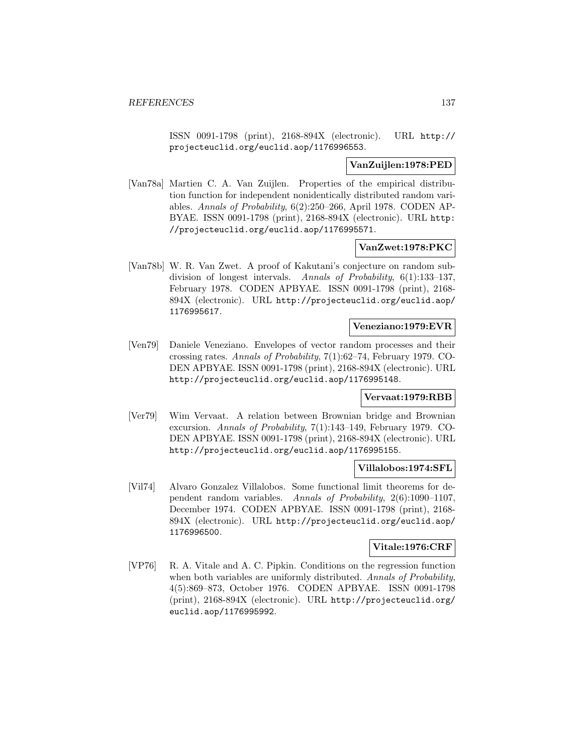ISSN 0091-1798 (print), 2168-894X (electronic). URL http://projecteuclid.org/euclid.aop/1176996553.

**VanZuijlen:1978:PED**

[Van78a] Martien C. A. Van Zuijlen. Properties of the empirical distribution function for independent nonidentically distributed random variables. *Annals of Probability*, 6(2):250–266, April 1978. CODEN APBYAE. ISSN 0091-1798 (print), 2168-894X (electronic). URL http://projecteuclid.org/euclid.aop/1176995571.

**VanZwet:1978:PKC**

[Van78b] W. R. Van Zwet. A proof of Kakutani's conjecture on random subdivision of longest intervals. *Annals of Probability*, 6(1):133–137, February 1978. CODEN APBYAE. ISSN 0091-1798 (print), 2168-894X (electronic). URL http://projecteuclid.org/euclid.aop/1176995617.

**Veneziano:1979:EVR**

[Ven79] Daniele Veneziano. Envelopes of vector random processes and their crossing rates. *Annals of Probability*, 7(1):62–74, February 1979. CODEN APBYAE. ISSN 0091-1798 (print), 2168-894X (electronic). URL http://projecteuclid.org/euclid.aop/1176995148.

**Vervaat:1979:RBB**

[Ver79] Wim Vervaat. A relation between Brownian bridge and Brownian excursion. *Annals of Probability*, 7(1):143–149, February 1979. CODEN APBYAE. ISSN 0091-1798 (print), 2168-894X (electronic). URL http://projecteuclid.org/euclid.aop/1176995155.

**Villalobos:1974:SFL**

[Vil74] Alvaro Gonzalez Villalobos. Some functional limit theorems for dependent random variables. *Annals of Probability*, 2(6):1090–1107, December 1974. CODEN APBYAE. ISSN 0091-1798 (print), 2168-894X (electronic). URL http://projecteuclid.org/euclid.aop/1176996500.

**Vitale:1976:CRF**

[VP76] R. A. Vitale and A. C. Pipkin. Conditions on the regression function when both variables are uniformly distributed. *Annals of Probability*, 4(5):869–873, October 1976. CODEN APBYAE. ISSN 0091-1798 (print), 2168-894X (electronic). URL http://projecteuclid.org/euclid.aop/1176995992.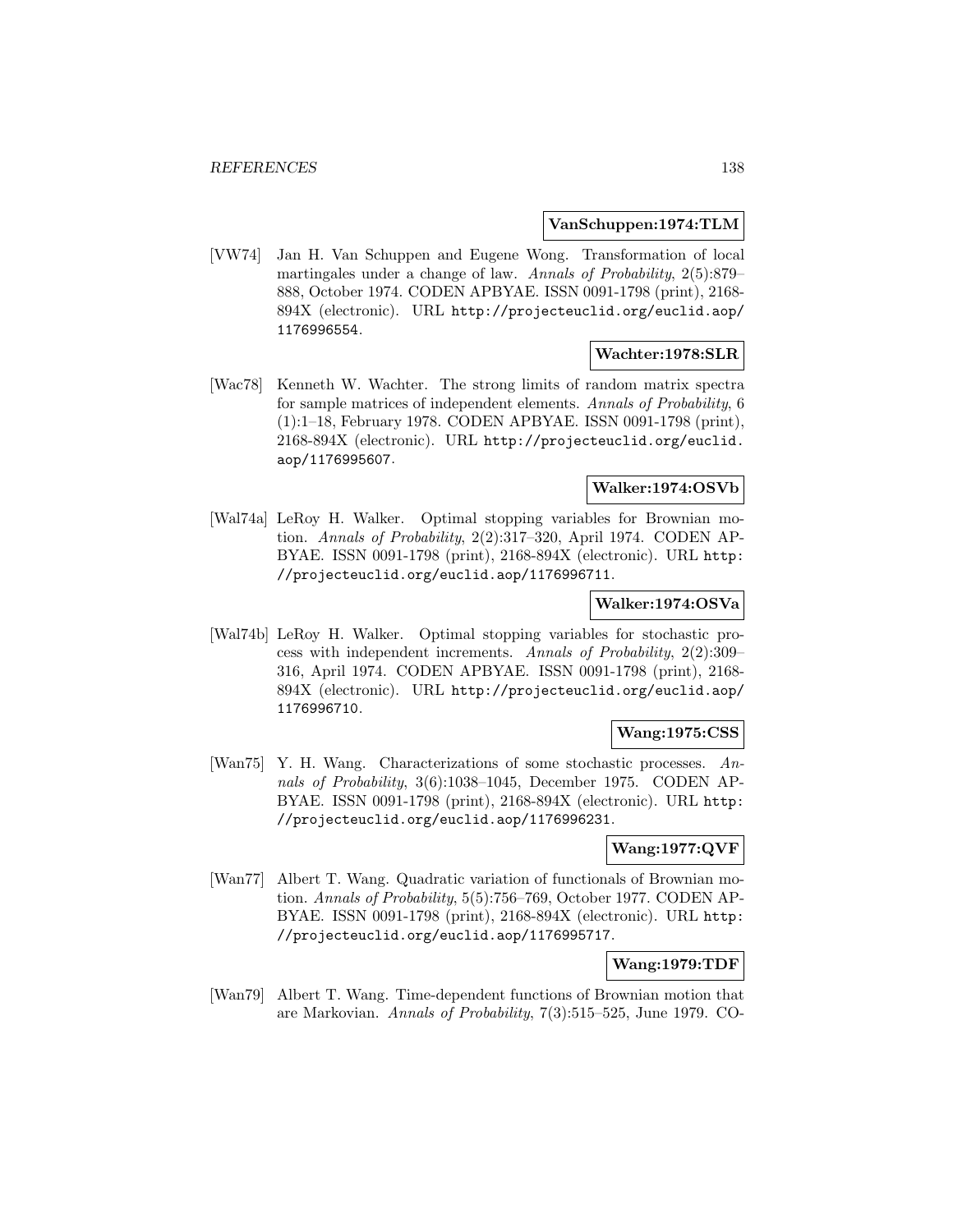**VanSchuppen:1974:TLM**

[VW74] Jan H. Van Schuppen and Eugene Wong. Transformation of local martingales under a change of law. *Annals of Probability*, 2(5):879–888, October 1974. CODEN APBYAE. ISSN 0091-1798 (print), 2168-894X (electronic). URL http://projecteuclid.org/euclid.aop/1176996554.

**Wachter:1978:SLR**

[Wac78] Kenneth W. Wachter. The strong limits of random matrix spectra for sample matrices of independent elements. *Annals of Probability*, 6 (1):1–18, February 1978. CODEN APBYAE. ISSN 0091-1798 (print), 2168-894X (electronic). URL http://projecteuclid.org/euclid.aop/1176995607.

**Walker:1974:OSVb**

[Wal74a] LeRoy H. Walker. Optimal stopping variables for Brownian motion. *Annals of Probability*, 2(2):317–320, April 1974. CODEN APBYAE. ISSN 0091-1798 (print), 2168-894X (electronic). URL http://projecteuclid.org/euclid.aop/1176996711.

**Walker:1974:OSVa**

[Wal74b] LeRoy H. Walker. Optimal stopping variables for stochastic process with independent increments. *Annals of Probability*, 2(2):309–316, April 1974. CODEN APBYAE. ISSN 0091-1798 (print), 2168-894X (electronic). URL http://projecteuclid.org/euclid.aop/1176996710.

**Wang:1975:CSS**

[Wan75] Y. H. Wang. Characterizations of some stochastic processes. *Annals of Probability*, 3(6):1038–1045, December 1975. CODEN APBYAE. ISSN 0091-1798 (print), 2168-894X (electronic). URL http://projecteuclid.org/euclid.aop/1176996231.

**Wang:1977:QVF**

[Wan77] Albert T. Wang. Quadratic variation of functionals of Brownian motion. *Annals of Probability*, 5(5):756–769, October 1977. CODEN APBYAE. ISSN 0091-1798 (print), 2168-894X (electronic). URL http://projecteuclid.org/euclid.aop/1176995717.

**Wang:1979:TDF**

[Wan79] Albert T. Wang. Time-dependent functions of Brownian motion that are Markovian. *Annals of Probability*, 7(3):515–525, June 1979. CO-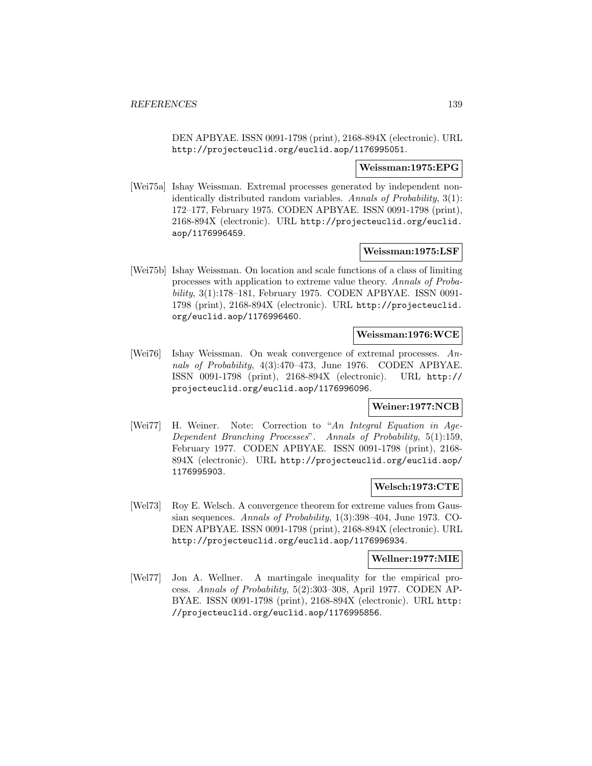DEN APBYAE. ISSN 0091-1798 (print), 2168-894X (electronic). URL http://projecteuclid.org/euclid.aop/1176995051.

**Weissman:1975:EPG**

[Wei75a] Ishay Weissman. Extremal processes generated by independent non-identically distributed random variables. *Annals of Probability*, 3(1): 172–177, February 1975. CODEN APBYAE. ISSN 0091-1798 (print), 2168-894X (electronic). URL http://projecteuclid.org/euclid.aop/1176996459.

**Weissman:1975:LSF**

[Wei75b] Ishay Weissman. On location and scale functions of a class of limiting processes with application to extreme value theory. *Annals of Probability*, 3(1):178–181, February 1975. CODEN APBYAE. ISSN 0091-1798 (print), 2168-894X (electronic). URL http://projecteuclid.org/euclid.aop/1176996460.

**Weissman:1976:WCE**

[Wei76] Ishay Weissman. On weak convergence of extremal processes. *Annals of Probability*, 4(3):470–473, June 1976. CODEN APBYAE. ISSN 0091-1798 (print), 2168-894X (electronic). URL http://projecteuclid.org/euclid.aop/1176996096.

**Weiner:1977:NCB**

[Wei77] H. Weiner. Note: Correction to "*An Integral Equation in Age-Dependent Branching Processes*". *Annals of Probability*, 5(1):159, February 1977. CODEN APBYAE. ISSN 0091-1798 (print), 2168-894X (electronic). URL http://projecteuclid.org/euclid.aop/1176995903.

**Welsch:1973:CTE**

[Wel73] Roy E. Welsch. A convergence theorem for extreme values from Gaussian sequences. *Annals of Probability*, 1(3):398–404, June 1973. CODEN APBYAE. ISSN 0091-1798 (print), 2168-894X (electronic). URL http://projecteuclid.org/euclid.aop/1176996934.

**Wellner:1977:MIE**

[Wel77] Jon A. Wellner. A martingale inequality for the empirical process. *Annals of Probability*, 5(2):303–308, April 1977. CODEN APBYAE. ISSN 0091-1798 (print), 2168-894X (electronic). URL http://projecteuclid.org/euclid.aop/1176995856.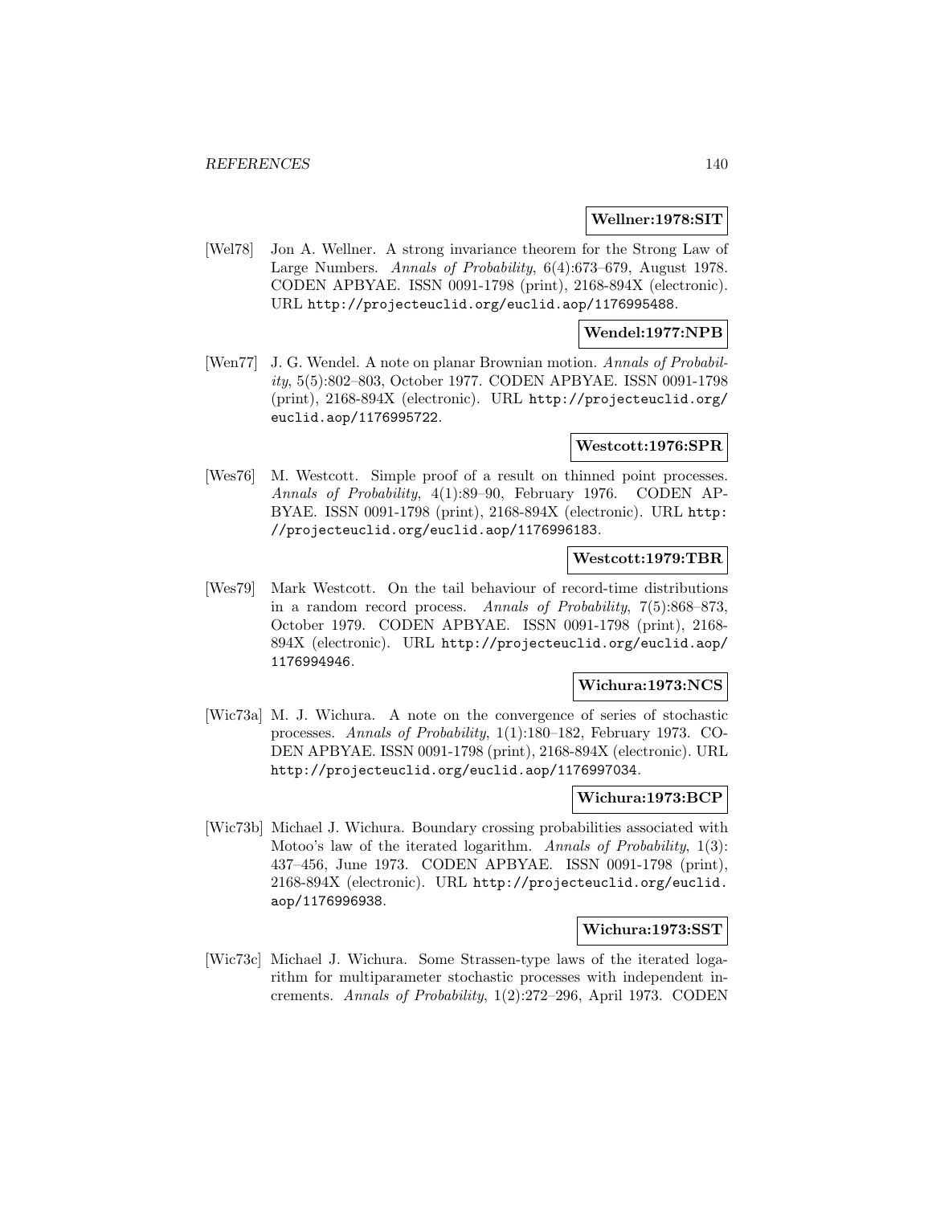**Wellner:1978:SIT**

[Wel78] Jon A. Wellner. A strong invariance theorem for the Strong Law of Large Numbers. *Annals of Probability*, 6(4):673–679, August 1978. CODEN APBYAE. ISSN 0091-1798 (print), 2168-894X (electronic). URL http://projecteuclid.org/euclid.aop/1176995488.

**Wendel:1977:NPB**

[Wen77] J. G. Wendel. A note on planar Brownian motion. *Annals of Probability*, 5(5):802–803, October 1977. CODEN APBYAE. ISSN 0091-1798 (print), 2168-894X (electronic). URL http://projecteuclid.org/euclid.aop/1176995722.

**Westcott:1976:SPR**

[Wes76] M. Westcott. Simple proof of a result on thinned point processes. *Annals of Probability*, 4(1):89–90, February 1976. CODEN APBYAE. ISSN 0091-1798 (print), 2168-894X (electronic). URL http://projecteuclid.org/euclid.aop/1176996183.

**Westcott:1979:TBR**

[Wes79] Mark Westcott. On the tail behaviour of record-time distributions in a random record process. *Annals of Probability*, 7(5):868–873, October 1979. CODEN APBYAE. ISSN 0091-1798 (print), 2168-894X (electronic). URL http://projecteuclid.org/euclid.aop/1176994946.

**Wichura:1973:NCS**

[Wic73a] M. J. Wichura. A note on the convergence of series of stochastic processes. *Annals of Probability*, 1(1):180–182, February 1973. CODEN APBYAE. ISSN 0091-1798 (print), 2168-894X (electronic). URL http://projecteuclid.org/euclid.aop/1176997034.

**Wichura:1973:BCP**

[Wic73b] Michael J. Wichura. Boundary crossing probabilities associated with Motoo's law of the iterated logarithm. *Annals of Probability*, 1(3):437–456, June 1973. CODEN APBYAE. ISSN 0091-1798 (print), 2168-894X (electronic). URL http://projecteuclid.org/euclid.aop/1176996938.

**Wichura:1973:SST**

[Wic73c] Michael J. Wichura. Some Strassen-type laws of the iterated logarithm for multiparameter stochastic processes with independent increments. *Annals of Probability*, 1(2):272–296, April 1973. CODEN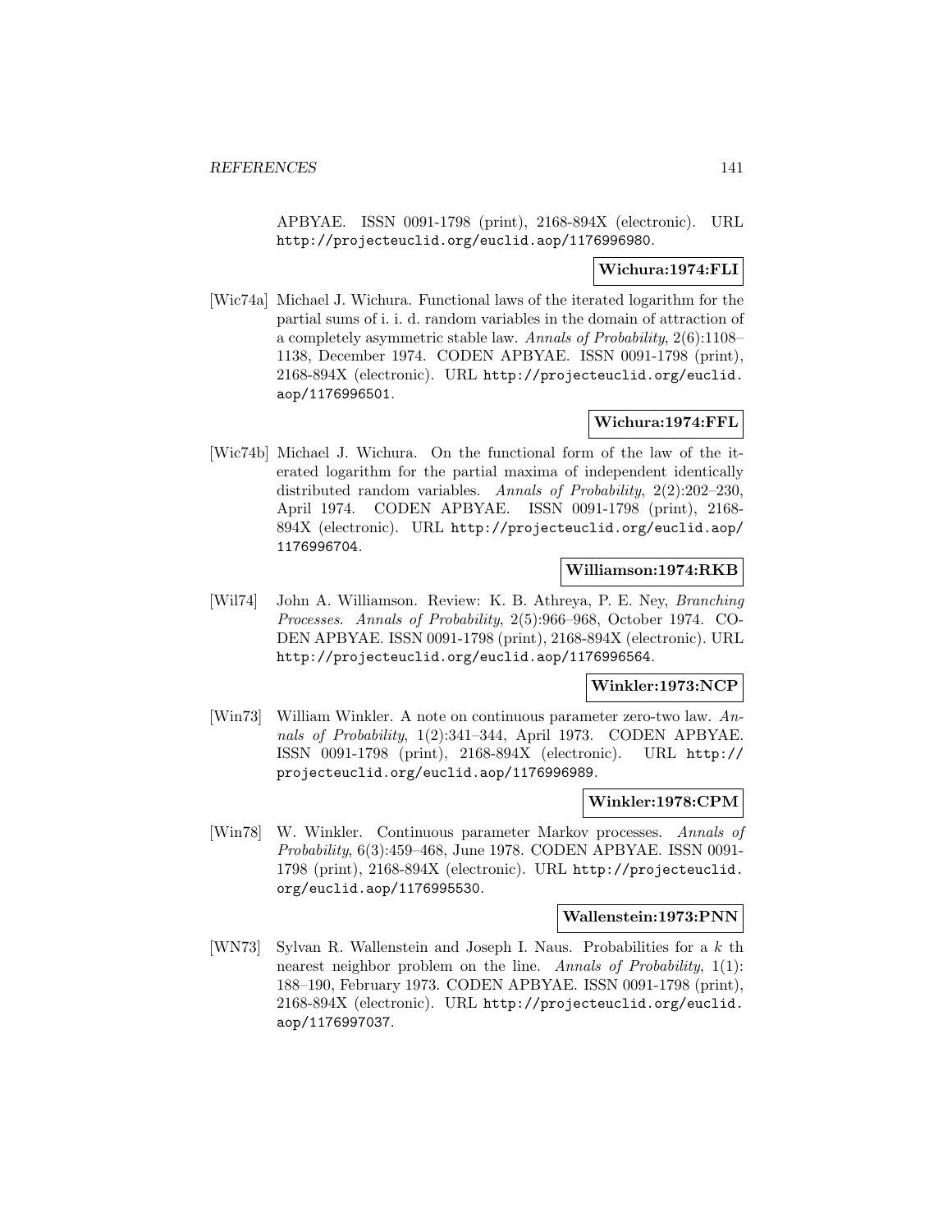APBYAE. ISSN 0091-1798 (print), 2168-894X (electronic). URL http://projecteuclid.org/euclid.aop/1176996980.

**Wichura:1974:FLI**

[Wic74a] Michael J. Wichura. Functional laws of the iterated logarithm for the partial sums of i. i. d. random variables in the domain of attraction of a completely asymmetric stable law. *Annals of Probability*, 2(6):1108–1138, December 1974. CODEN APBYAE. ISSN 0091-1798 (print), 2168-894X (electronic). URL http://projecteuclid.org/euclid.aop/1176996501.

**Wichura:1974:FFL**

[Wic74b] Michael J. Wichura. On the functional form of the law of the iterated logarithm for the partial maxima of independent identically distributed random variables. *Annals of Probability*, 2(2):202–230, April 1974. CODEN APBYAE. ISSN 0091-1798 (print), 2168-894X (electronic). URL http://projecteuclid.org/euclid.aop/1176996704.

**Williamson:1974:RKB**

[Wil74] John A. Williamson. Review: K. B. Athreya, P. E. Ney, *Branching Processes*. *Annals of Probability*, 2(5):966–968, October 1974. CODEN APBYAE. ISSN 0091-1798 (print), 2168-894X (electronic). URL http://projecteuclid.org/euclid.aop/1176996564.

**Winkler:1973:NCP**

[Win73] William Winkler. A note on continuous parameter zero-two law. *Annals of Probability*, 1(2):341–344, April 1973. CODEN APBYAE. ISSN 0091-1798 (print), 2168-894X (electronic). URL http://projecteuclid.org/euclid.aop/1176996989.

**Winkler:1978:CPM**

[Win78] W. Winkler. Continuous parameter Markov processes. *Annals of Probability*, 6(3):459–468, June 1978. CODEN APBYAE. ISSN 0091-1798 (print), 2168-894X (electronic). URL http://projecteuclid.org/euclid.aop/1176995530.

**Wallenstein:1973:PNN**

[WN73] Sylvan R. Wallenstein and Joseph I. Naus. Probabilities for a $k$ th nearest neighbor problem on the line. *Annals of Probability*, 1(1):188–190, February 1973. CODEN APBYAE. ISSN 0091-1798 (print), 2168-894X (electronic). URL http://projecteuclid.org/euclid.aop/1176997037.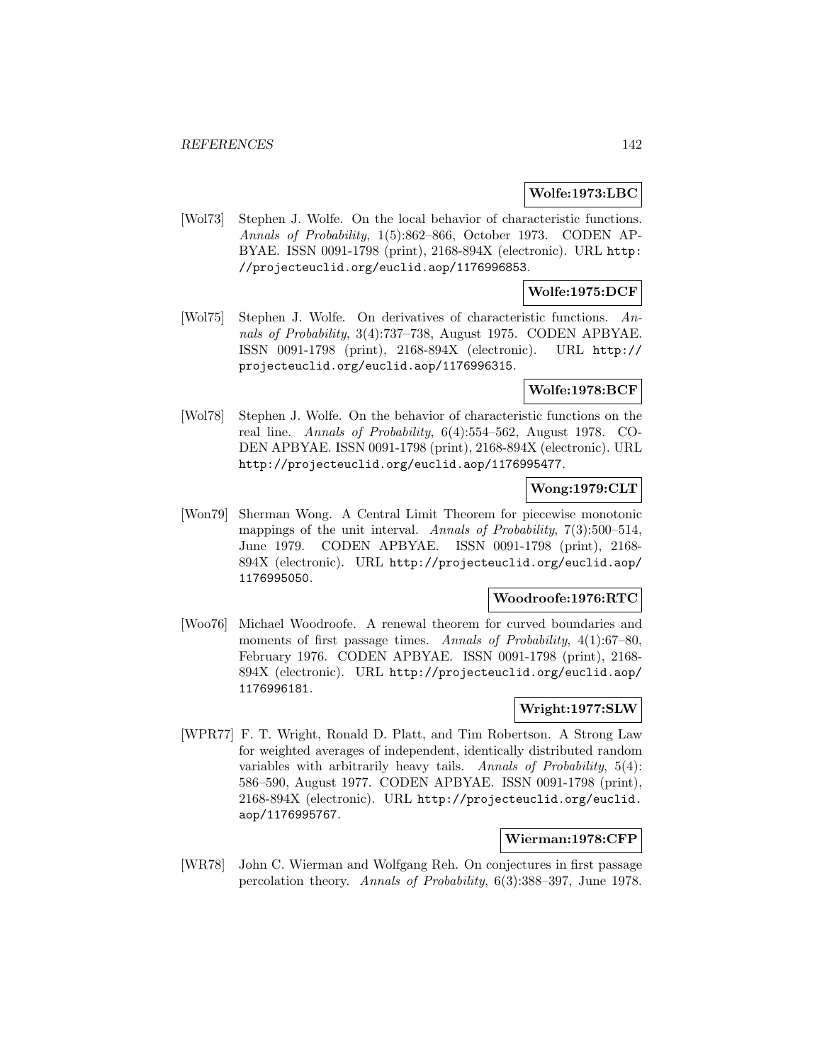**Wolfe:1973:LBC**

[Wol73] Stephen J. Wolfe. On the local behavior of characteristic functions. *Annals of Probability*, 1(5):862–866, October 1973. CODEN APBYAE. ISSN 0091-1798 (print), 2168-894X (electronic). URL http://projecteuclid.org/euclid.aop/1176996853.

**Wolfe:1975:DCF**

[Wol75] Stephen J. Wolfe. On derivatives of characteristic functions. *Annals of Probability*, 3(4):737–738, August 1975. CODEN APBYAE. ISSN 0091-1798 (print), 2168-894X (electronic). URL http://projecteuclid.org/euclid.aop/1176996315.

**Wolfe:1978:BCF**

[Wol78] Stephen J. Wolfe. On the behavior of characteristic functions on the real line. *Annals of Probability*, 6(4):554–562, August 1978. CODEN APBYAE. ISSN 0091-1798 (print), 2168-894X (electronic). URL http://projecteuclid.org/euclid.aop/1176995477.

**Wong:1979:CLT**

[Won79] Sherman Wong. A Central Limit Theorem for piecewise monotonic mappings of the unit interval. *Annals of Probability*, 7(3):500–514, June 1979. CODEN APBYAE. ISSN 0091-1798 (print), 2168-894X (electronic). URL http://projecteuclid.org/euclid.aop/1176995050.

**Woodroofe:1976:RTC**

[Woo76] Michael Woodroofe. A renewal theorem for curved boundaries and moments of first passage times. *Annals of Probability*, 4(1):67–80, February 1976. CODEN APBYAE. ISSN 0091-1798 (print), 2168-894X (electronic). URL http://projecteuclid.org/euclid.aop/1176996181.

**Wright:1977:SLW**

[WPR77] F. T. Wright, Ronald D. Platt, and Tim Robertson. A Strong Law for weighted averages of independent, identically distributed random variables with arbitrarily heavy tails. *Annals of Probability*, 5(4):586–590, August 1977. CODEN APBYAE. ISSN 0091-1798 (print), 2168-894X (electronic). URL http://projecteuclid.org/euclid.aop/1176995767.

**Wierman:1978:CFP**

[WR78] John C. Wierman and Wolfgang Reh. On conjectures in first passage percolation theory. *Annals of Probability*, 6(3):388–397, June 1978.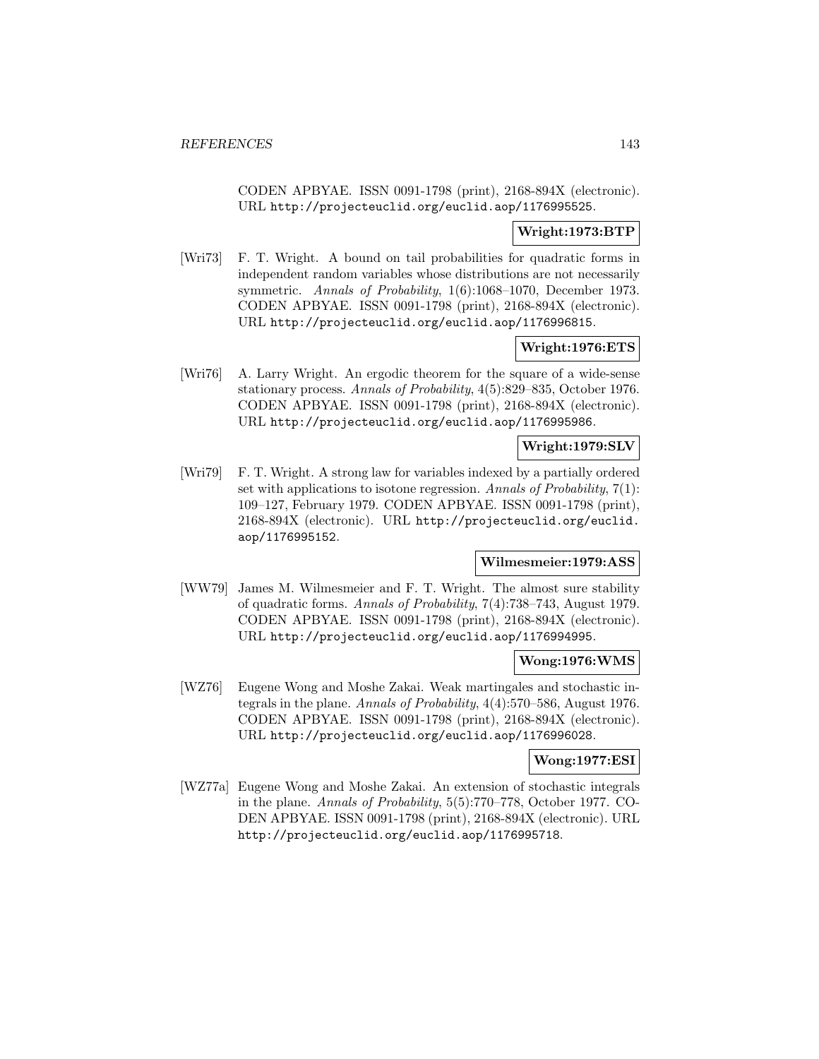CODEN APBYAE. ISSN 0091-1798 (print), 2168-894X (electronic). URL http://projecteuclid.org/euclid.aop/1176995525.

**Wright:1973:BTP**

[Wri73] F. T. Wright. A bound on tail probabilities for quadratic forms in independent random variables whose distributions are not necessarily symmetric. *Annals of Probability*, 1(6):1068–1070, December 1973. CODEN APBYAE. ISSN 0091-1798 (print), 2168-894X (electronic). URL http://projecteuclid.org/euclid.aop/1176996815.

**Wright:1976:ETS**

[Wri76] A. Larry Wright. An ergodic theorem for the square of a wide-sense stationary process. *Annals of Probability*, 4(5):829–835, October 1976. CODEN APBYAE. ISSN 0091-1798 (print), 2168-894X (electronic). URL http://projecteuclid.org/euclid.aop/1176995986.

**Wright:1979:SLV**

[Wri79] F. T. Wright. A strong law for variables indexed by a partially ordered set with applications to isotone regression. *Annals of Probability*, 7(1): 109–127, February 1979. CODEN APBYAE. ISSN 0091-1798 (print), 2168-894X (electronic). URL http://projecteuclid.org/euclid.aop/1176995152.

**Wilmesmeier:1979:ASS**

[WW79] James M. Wilmesmeier and F. T. Wright. The almost sure stability of quadratic forms. *Annals of Probability*, 7(4):738–743, August 1979. CODEN APBYAE. ISSN 0091-1798 (print), 2168-894X (electronic). URL http://projecteuclid.org/euclid.aop/1176994995.

**Wong:1976:WMS**

[WZ76] Eugene Wong and Moshe Zakai. Weak martingales and stochastic integrals in the plane. *Annals of Probability*, 4(4):570–586, August 1976. CODEN APBYAE. ISSN 0091-1798 (print), 2168-894X (electronic). URL http://projecteuclid.org/euclid.aop/1176996028.

**Wong:1977:ESI**

[WZ77a] Eugene Wong and Moshe Zakai. An extension of stochastic integrals in the plane. *Annals of Probability*, 5(5):770–778, October 1977. CODEN APBYAE. ISSN 0091-1798 (print), 2168-894X (electronic). URL http://projecteuclid.org/euclid.aop/1176995718.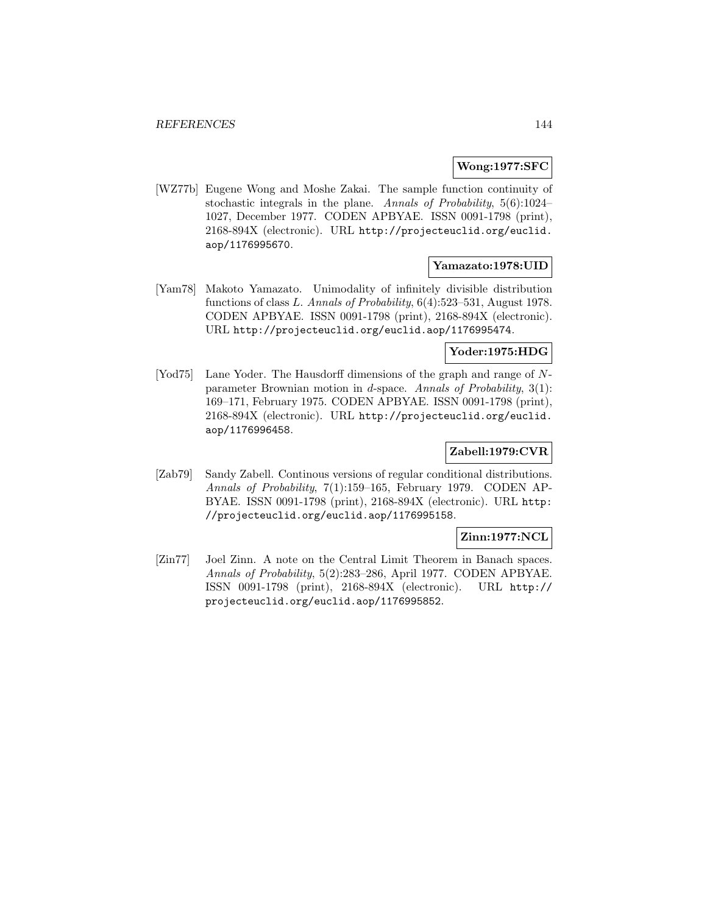**Wong:1977:SFC**

[WZ77b] Eugene Wong and Moshe Zakai. The sample function continuity of stochastic integrals in the plane. *Annals of Probability*, 5(6):1024–1027, December 1977. CODEN APBYAE. ISSN 0091-1798 (print), 2168-894X (electronic). URL `http://projecteuclid.org/euclid.aop/1176995670`.

**Yamazato:1978:UID**

[Yam78] Makoto Yamazato. Unimodality of infinitely divisible distribution functions of class $L$. *Annals of Probability*, 6(4):523–531, August 1978. CODEN APBYAE. ISSN 0091-1798 (print), 2168-894X (electronic). URL `http://projecteuclid.org/euclid.aop/1176995474`.

**Yoder:1975:HDG**

[Yod75] Lane Yoder. The Hausdorff dimensions of the graph and range of $N$-parameter Brownian motion in $d$-space. *Annals of Probability*, 3(1): 169–171, February 1975. CODEN APBYAE. ISSN 0091-1798 (print), 2168-894X (electronic). URL `http://projecteuclid.org/euclid.aop/1176996458`.

**Zabell:1979:CVR**

[Zab79] Sandy Zabell. Continous versions of regular conditional distributions. *Annals of Probability*, 7(1):159–165, February 1979. CODEN APBYAE. ISSN 0091-1798 (print), 2168-894X (electronic). URL `http://projecteuclid.org/euclid.aop/1176995158`.

**Zinn:1977:NCL**

[Zin77] Joel Zinn. A note on the Central Limit Theorem in Banach spaces. *Annals of Probability*, 5(2):283–286, April 1977. CODEN APBYAE. ISSN 0091-1798 (print), 2168-894X (electronic). URL `http://projecteuclid.org/euclid.aop/1176995852`.